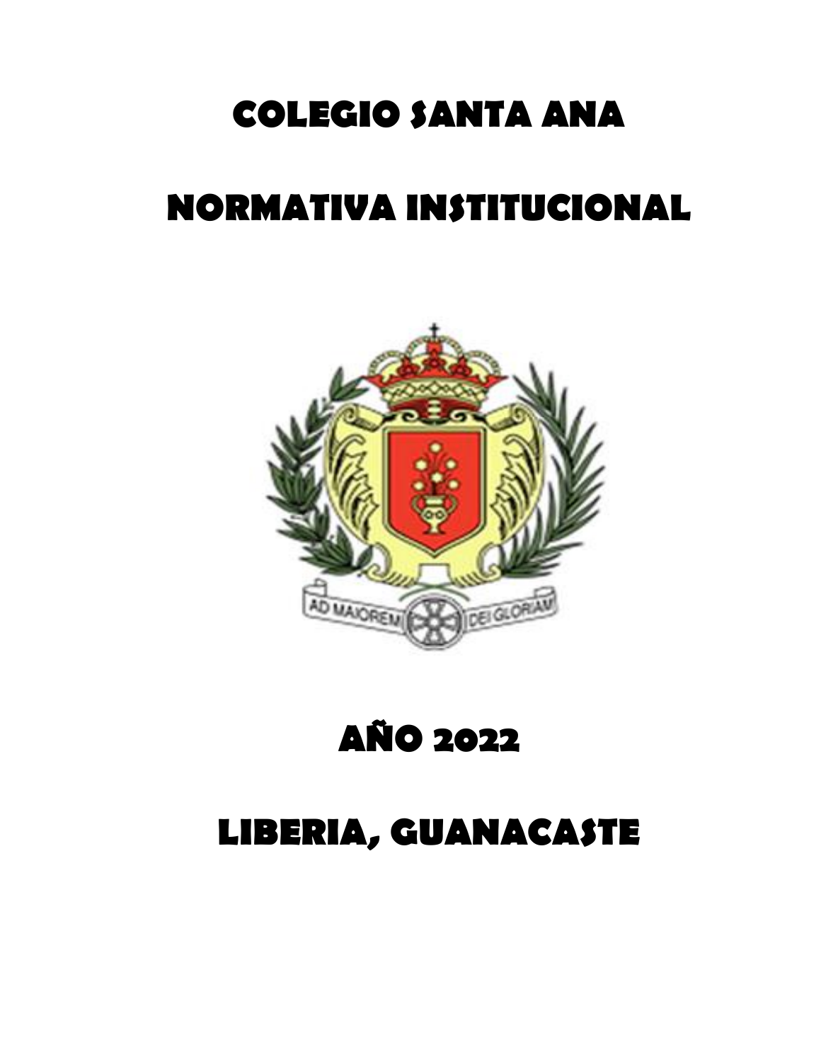# COLEGIO SANTA ANA

# NORMATIVA INSTITUCIONAL

## AÑO 2022

## LIBERIA, GUANACASTE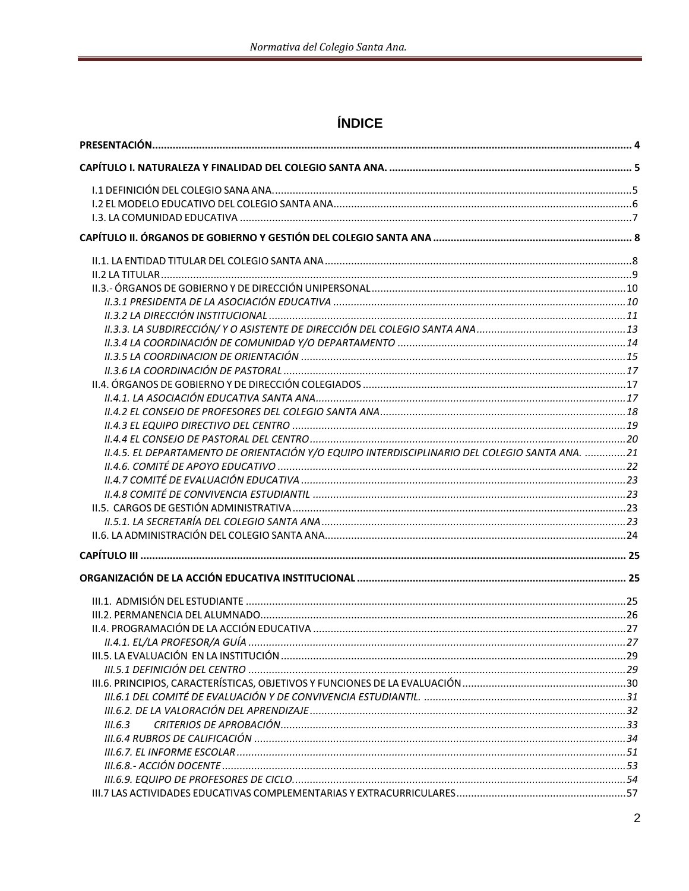# ÍNDICE

**PRESENTACIÓN................................................................................................................................................ 4**

**CAPÍTULO I. NATURALEZA Y FINALIDAD DEL COLEGIO SANTA ANA. ................................................................... 5**

I.1 DEFINICIÓN DEL COLEGIO SANA ANA.........................................................................................................5
I.2 EL MODELO EDUCATIVO DEL COLEGIO SANTA ANA.....................................................................................6
I.3. LA COMUNIDAD EDUCATIVA ....................................................................................................................7

**CAPÍTULO II. ÓRGANOS DE GOBIERNO Y GESTIÓN DEL COLEGIO SANTA ANA .................................................... 8**

II.1. LA ENTIDAD TITULAR DEL COLEGIO SANTA ANA........................................................................................8
II.2 LA TITULAR...............................................................................................................................................9
II.3.- ÓRGANOS DE GOBIERNO Y DE DIRECCIÓN UNIPERSONAL......................................................................10
*II.3.1 PRESIDENTA DE LA ASOCIACIÓN EDUCATIVA ...................................................................................10*
*II.3.2 LA DIRECCIÓN INSTITUCIONAL .........................................................................................................11*
*II.3.3. LA SUBDIRECCIÓN/ Y O ASISTENTE DE DIRECCIÓN DEL COLEGIO SANTA ANA...................................13*
*II.3.4 LA COORDINACIÓN DE COMUNIDAD Y/O DEPARTAMENTO .............................................................14*
*II.3.5 LA COORDINACION DE ORIENTACIÓN ..............................................................................................15*
*II.3.6 LA COORDINACIÓN DE PASTORAL ....................................................................................................17*
II.4. ÓRGANOS DE GOBIERNO Y DE DIRECCIÓN COLEGIADOS .........................................................................17
*II.4.1. LA ASOCIACIÓN EDUCATIVA SANTA ANA.........................................................................................17*
*II.4.2 EL CONSEJO DE PROFESORES DEL COLEGIO SANTA ANA....................................................................18*
*II.4.3 EL EQUIPO DIRECTIVO DEL CENTRO .................................................................................................19*
*II.4.4 EL CONSEJO DE PASTORAL DEL CENTRO...........................................................................................20*
*II.4.5. EL DEPARTAMENTO DE ORIENTACIÓN Y/O EQUIPO INTERDISCIPLINARIO DEL COLEGIO SANTA ANA. ..............21*
*II.4.6. COMITÉ DE APOYO EDUCATIVO ......................................................................................................22*
*II.4.7 COMITÉ DE EVALUACIÓN EDUCATIVA ..............................................................................................23*
*II.4.8 COMITÉ DE CONVIVENCIA ESTUDIANTIL ..........................................................................................23*
II.5. CARGOS DE GESTIÓN ADMINISTRATIVA.................................................................................................23
*II.5.1. LA SECRETARÍA DEL COLEGIO SANTA ANA.......................................................................................23*
II.6. LA ADMINISTRACIÓN DEL COLEGIO SANTA ANA......................................................................................24

**CAPÍTULO III ................................................................................................................................................ 25**

**ORGANIZACIÓN DE LA ACCIÓN EDUCATIVA INSTITUCIONAL ........................................................................... 25**

III.1. ADMISIÓN DEL ESTUDIANTE .................................................................................................................25
III.2. PERMANENCIA DEL ALUMNADO............................................................................................................26
II.4. PROGRAMACIÓN DE LA ACCIÓN EDUCATIVA ..........................................................................................27
*II.4.1. EL/LA PROFESOR/A GUÍA ................................................................................................................27*
III.5. LA EVALUACIÓN EN LA INSTITUCIÓN.....................................................................................................29
*III.5.1 DEFINICIÓN DEL CENTRO ................................................................................................................29*
III.6. PRINCIPIOS, CARACTERÍSTICAS, OBJETIVOS Y FUNCIONES DE LA EVALUACIÓN.......................................30
*III.6.1 DEL COMITÉ DE EVALUACIÓN Y DE CONVIVENCIA ESTUDIANTIL. ....................................................31*
*III.6.2. DE LA VALORACIÓN DEL APRENDIZAJE...........................................................................................32*
*III.6.3 CRITERIOS DE APROBACIÓN.....................................................................................................33*
*III.6.4 RUBROS DE CALIFICACIÓN .............................................................................................................34*
*III.6.7. EL INFORME ESCOLAR ....................................................................................................................51*
*III.6.8.- ACCIÓN DOCENTE .........................................................................................................................53*
*III.6.9. EQUIPO DE PROFESORES DE CICLO.................................................................................................54*
III.7 LAS ACTIVIDADES EDUCATIVAS COMPLEMENTARIAS Y EXTRACURRICULARES..........................................57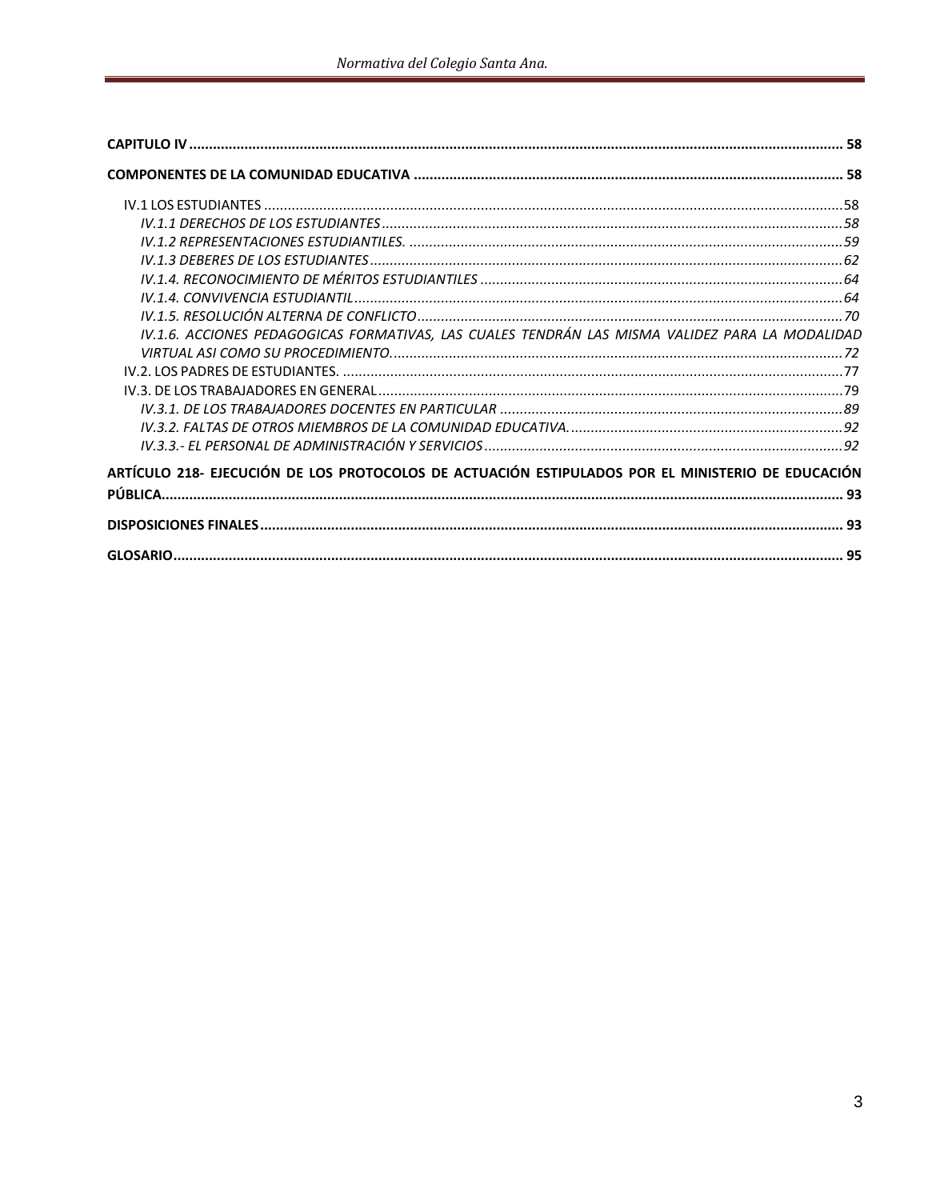**CAPITULO IV** .......... **58**

**COMPONENTES DE LA COMUNIDAD EDUCATIVA** .......... **58**

- IV.1 LOS ESTUDIANTES .......... 58
  - *IV.1.1 DERECHOS DE LOS ESTUDIANTES* .......... *58*
  - *IV.1.2 REPRESENTACIONES ESTUDIANTILES.* .......... *59*
  - *IV.1.3 DEBERES DE LOS ESTUDIANTES* .......... *62*
  - *IV.1.4. RECONOCIMIENTO DE MÉRITOS ESTUDIANTILES* .......... *64*
  - *IV.1.4. CONVIVENCIA ESTUDIANTIL* .......... *64*
  - *IV.1.5. RESOLUCIÓN ALTERNA DE CONFLICTO* .......... *70*
  - *IV.1.6. ACCIONES PEDAGOGICAS FORMATIVAS, LAS CUALES TENDRÁN LAS MISMA VALIDEZ PARA LA MODALIDAD VIRTUAL ASI COMO SU PROCEDIMIENTO.* .......... *72*
- IV.2. LOS PADRES DE ESTUDIANTES. .......... 77
- IV.3. DE LOS TRABAJADORES EN GENERAL .......... 79
  - *IV.3.1. DE LOS TRABAJADORES DOCENTES EN PARTICULAR* .......... *89*
  - *IV.3.2. FALTAS DE OTROS MIEMBROS DE LA COMUNIDAD EDUCATIVA.* .......... *92*
  - *IV.3.3.- EL PERSONAL DE ADMINISTRACIÓN Y SERVICIOS* .......... *92*

**ARTÍCULO 218- EJECUCIÓN DE LOS PROTOCOLOS DE ACTUACIÓN ESTIPULADOS POR EL MINISTERIO DE EDUCACIÓN PÚBLICA** .......... **93**

**DISPOSICIONES FINALES** .......... **93**

**GLOSARIO** .......... **95**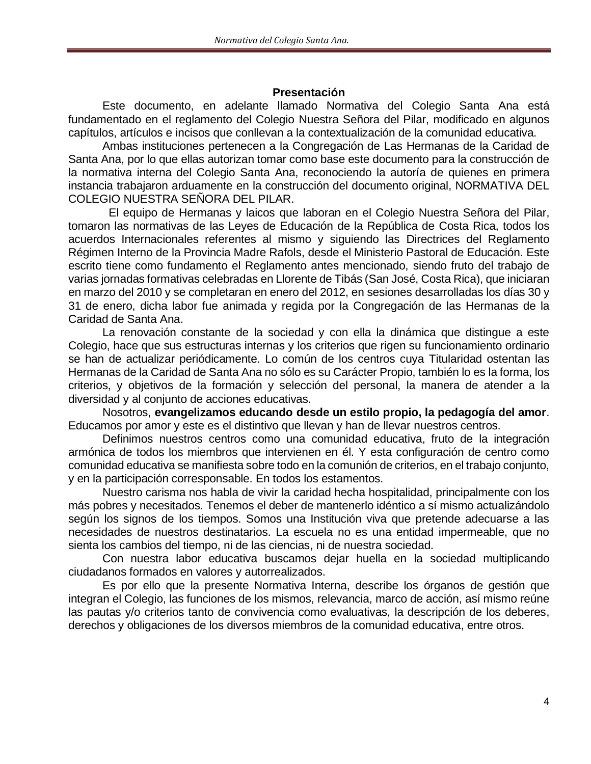## Presentación

Este documento, en adelante llamado Normativa del Colegio Santa Ana está fundamentado en el reglamento del Colegio Nuestra Señora del Pilar, modificado en algunos capítulos, artículos e incisos que conllevan a la contextualización de la comunidad educativa.

Ambas instituciones pertenecen a la Congregación de Las Hermanas de la Caridad de Santa Ana, por lo que ellas autorizan tomar como base este documento para la construcción de la normativa interna del Colegio Santa Ana, reconociendo la autoría de quienes en primera instancia trabajaron arduamente en la construcción del documento original, NORMATIVA DEL COLEGIO NUESTRA SEÑORA DEL PILAR.

El equipo de Hermanas y laicos que laboran en el Colegio Nuestra Señora del Pilar, tomaron las normativas de las Leyes de Educación de la República de Costa Rica, todos los acuerdos Internacionales referentes al mismo y siguiendo las Directrices del Reglamento Régimen Interno de la Provincia Madre Rafols, desde el Ministerio Pastoral de Educación. Este escrito tiene como fundamento el Reglamento antes mencionado, siendo fruto del trabajo de varias jornadas formativas celebradas en Llorente de Tibás (San José, Costa Rica), que iniciaran en marzo del 2010 y se completaran en enero del 2012, en sesiones desarrolladas los días 30 y 31 de enero, dicha labor fue animada y regida por la Congregación de las Hermanas de la Caridad de Santa Ana.

La renovación constante de la sociedad y con ella la dinámica que distingue a este Colegio, hace que sus estructuras internas y los criterios que rigen su funcionamiento ordinario se han de actualizar periódicamente. Lo común de los centros cuya Titularidad ostentan las Hermanas de la Caridad de Santa Ana no sólo es su Carácter Propio, también lo es la forma, los criterios, y objetivos de la formación y selección del personal, la manera de atender a la diversidad y al conjunto de acciones educativas.

Nosotros, **evangelizamos educando desde un estilo propio, la pedagogía del amor**. Educamos por amor y este es el distintivo que llevan y han de llevar nuestros centros.

Definimos nuestros centros como una comunidad educativa, fruto de la integración armónica de todos los miembros que intervienen en él. Y esta configuración de centro como comunidad educativa se manifiesta sobre todo en la comunión de criterios, en el trabajo conjunto, y en la participación corresponsable. En todos los estamentos.

Nuestro carisma nos habla de vivir la caridad hecha hospitalidad, principalmente con los más pobres y necesitados. Tenemos el deber de mantenerlo idéntico a sí mismo actualizándolo según los signos de los tiempos. Somos una Institución viva que pretende adecuarse a las necesidades de nuestros destinatarios. La escuela no es una entidad impermeable, que no sienta los cambios del tiempo, ni de las ciencias, ni de nuestra sociedad.

Con nuestra labor educativa buscamos dejar huella en la sociedad multiplicando ciudadanos formados en valores y autorrealizados.

Es por ello que la presente Normativa Interna, describe los órganos de gestión que integran el Colegio, las funciones de los mismos, relevancia, marco de acción, así mismo reúne las pautas y/o criterios tanto de convivencia como evaluativas, la descripción de los deberes, derechos y obligaciones de los diversos miembros de la comunidad educativa, entre otros.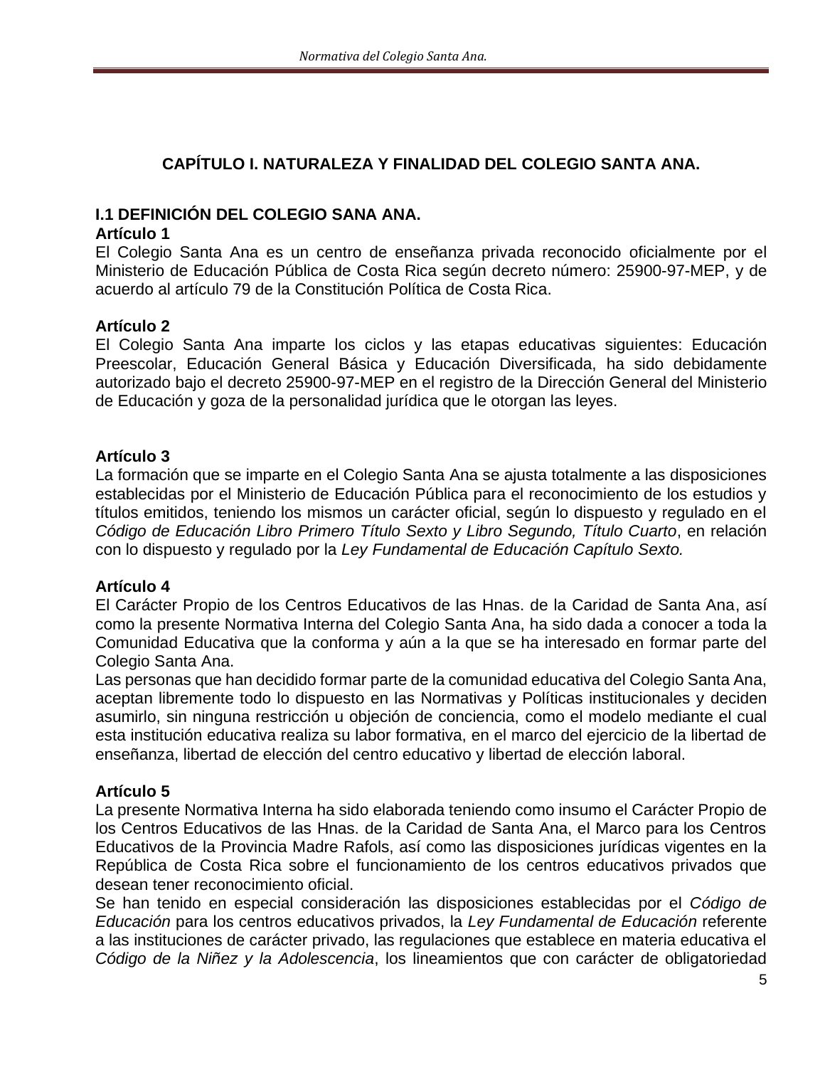# CAPÍTULO I. NATURALEZA Y FINALIDAD DEL COLEGIO SANTA ANA.

## I.1 DEFINICIÓN DEL COLEGIO SANA ANA.

**Artículo 1**

El Colegio Santa Ana es un centro de enseñanza privada reconocido oficialmente por el Ministerio de Educación Pública de Costa Rica según decreto número: 25900-97-MEP, y de acuerdo al artículo 79 de la Constitución Política de Costa Rica.

**Artículo 2**

El Colegio Santa Ana imparte los ciclos y las etapas educativas siguientes: Educación Preescolar, Educación General Básica y Educación Diversificada, ha sido debidamente autorizado bajo el decreto 25900-97-MEP en el registro de la Dirección General del Ministerio de Educación y goza de la personalidad jurídica que le otorgan las leyes.

**Artículo 3**

La formación que se imparte en el Colegio Santa Ana se ajusta totalmente a las disposiciones establecidas por el Ministerio de Educación Pública para el reconocimiento de los estudios y títulos emitidos, teniendo los mismos un carácter oficial, según lo dispuesto y regulado en el *Código de Educación Libro Primero Título Sexto y Libro Segundo, Título Cuarto*, en relación con lo dispuesto y regulado por la *Ley Fundamental de Educación Capítulo Sexto.*

**Artículo 4**

El Carácter Propio de los Centros Educativos de las Hnas. de la Caridad de Santa Ana, así como la presente Normativa Interna del Colegio Santa Ana, ha sido dada a conocer a toda la Comunidad Educativa que la conforma y aún a la que se ha interesado en formar parte del Colegio Santa Ana.

Las personas que han decidido formar parte de la comunidad educativa del Colegio Santa Ana, aceptan libremente todo lo dispuesto en las Normativas y Políticas institucionales y deciden asumirlo, sin ninguna restricción u objeción de conciencia, como el modelo mediante el cual esta institución educativa realiza su labor formativa, en el marco del ejercicio de la libertad de enseñanza, libertad de elección del centro educativo y libertad de elección laboral.

**Artículo 5**

La presente Normativa Interna ha sido elaborada teniendo como insumo el Carácter Propio de los Centros Educativos de las Hnas. de la Caridad de Santa Ana, el Marco para los Centros Educativos de la Provincia Madre Rafols, así como las disposiciones jurídicas vigentes en la República de Costa Rica sobre el funcionamiento de los centros educativos privados que desean tener reconocimiento oficial.

Se han tenido en especial consideración las disposiciones establecidas por el *Código de Educación* para los centros educativos privados, la *Ley Fundamental de Educación* referente a las instituciones de carácter privado, las regulaciones que establece en materia educativa el *Código de la Niñez y la Adolescencia*, los lineamientos que con carácter de obligatoriedad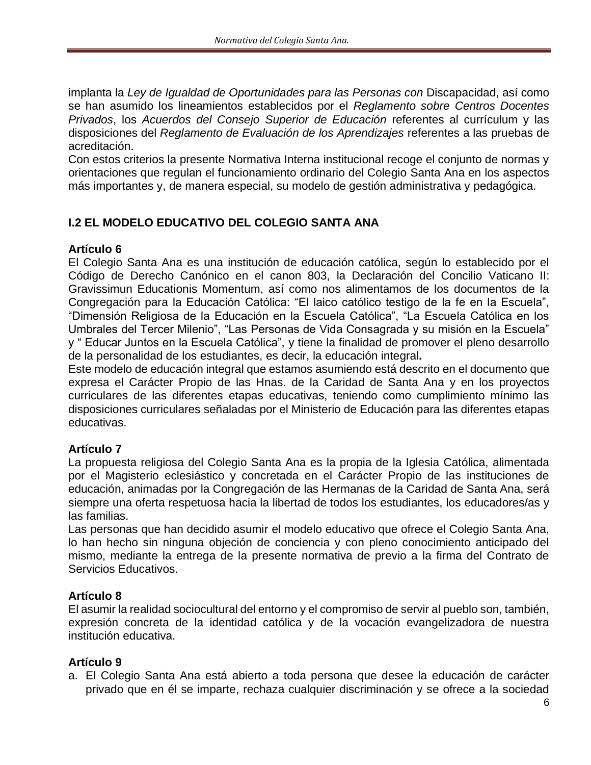implanta la *Ley de Igualdad de Oportunidades para las Personas con* Discapacidad, así como se han asumido los lineamientos establecidos por el *Reglamento sobre Centros Docentes Privados*, los *Acuerdos del Consejo Superior de Educación* referentes al currículum y las disposiciones del *Reglamento de Evaluación de los Aprendizajes* referentes a las pruebas de acreditación.
Con estos criterios la presente Normativa Interna institucional recoge el conjunto de normas y orientaciones que regulan el funcionamiento ordinario del Colegio Santa Ana en los aspectos más importantes y, de manera especial, su modelo de gestión administrativa y pedagógica.

## I.2 EL MODELO EDUCATIVO DEL COLEGIO SANTA ANA

**Artículo 6**

El Colegio Santa Ana es una institución de educación católica, según lo establecido por el Código de Derecho Canónico en el canon 803, la Declaración del Concilio Vaticano II: Gravissimun Educationis Momentum, así como nos alimentamos de los documentos de la Congregación para la Educación Católica: "El laico católico testigo de la fe en la Escuela", "Dimensión Religiosa de la Educación en la Escuela Católica", "La Escuela Católica en los Umbrales del Tercer Milenio", "Las Personas de Vida Consagrada y su misión en la Escuela" y " Educar Juntos en la Escuela Católica", y tiene la finalidad de promover el pleno desarrollo de la personalidad de los estudiantes, es decir, la educación integral**.**
Este modelo de educación integral que estamos asumiendo está descrito en el documento que expresa el Carácter Propio de las Hnas. de la Caridad de Santa Ana y en los proyectos curriculares de las diferentes etapas educativas, teniendo como cumplimiento mínimo las disposiciones curriculares señaladas por el Ministerio de Educación para las diferentes etapas educativas.

**Artículo 7**

La propuesta religiosa del Colegio Santa Ana es la propia de la Iglesia Católica, alimentada por el Magisterio eclesiástico y concretada en el Carácter Propio de las instituciones de educación, animadas por la Congregación de las Hermanas de la Caridad de Santa Ana, será siempre una oferta respetuosa hacia la libertad de todos los estudiantes, los educadores/as y las familias.
Las personas que han decidido asumir el modelo educativo que ofrece el Colegio Santa Ana, lo han hecho sin ninguna objeción de conciencia y con pleno conocimiento anticipado del mismo, mediante la entrega de la presente normativa de previo a la firma del Contrato de Servicios Educativos.

**Artículo 8**

El asumir la realidad sociocultural del entorno y el compromiso de servir al pueblo son, también, expresión concreta de la identidad católica y de la vocación evangelizadora de nuestra institución educativa.

**Artículo 9**

a. El Colegio Santa Ana está abierto a toda persona que desee la educación de carácter privado que en él se imparte, rechaza cualquier discriminación y se ofrece a la sociedad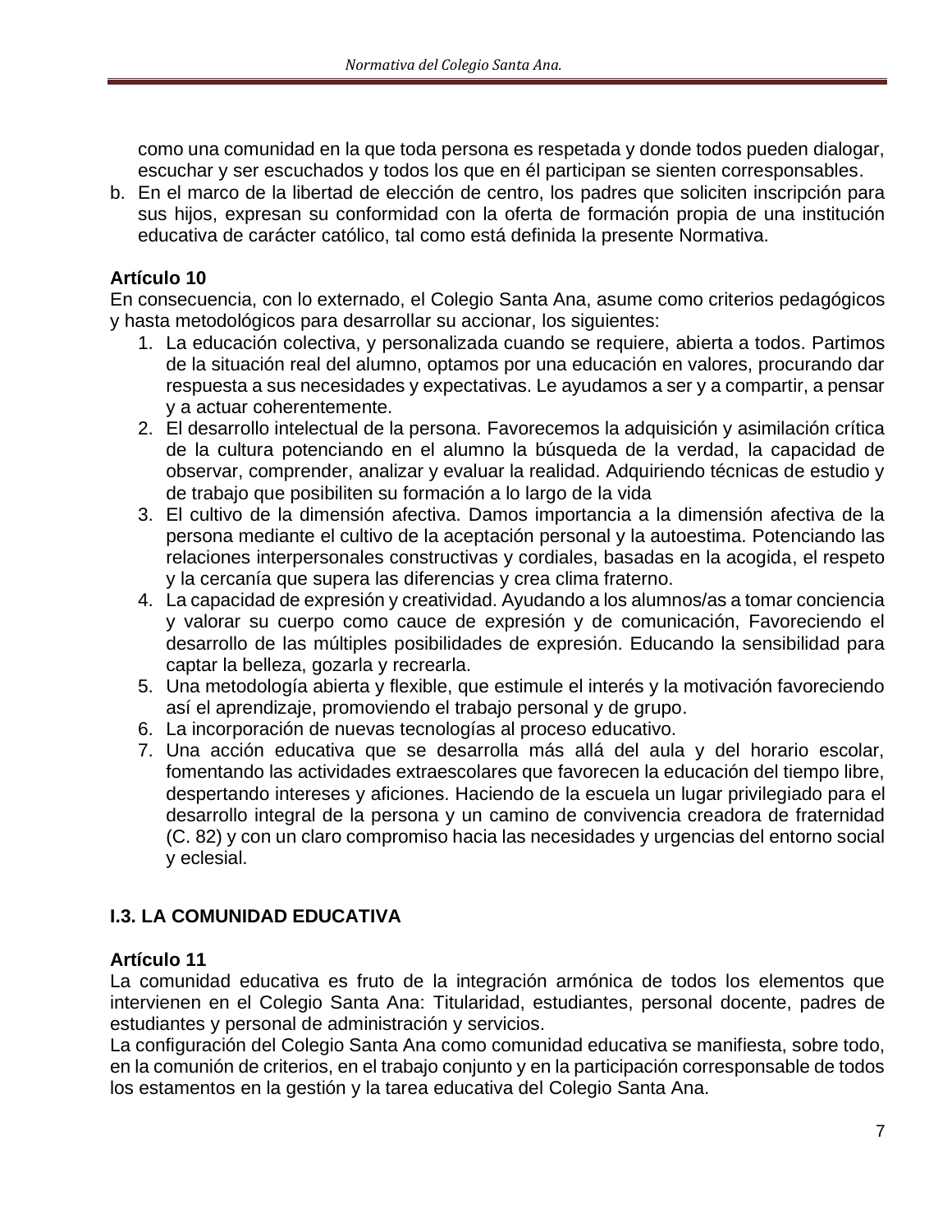como una comunidad en la que toda persona es respetada y donde todos pueden dialogar, escuchar y ser escuchados y todos los que en él participan se sienten corresponsables.

b. En el marco de la libertad de elección de centro, los padres que soliciten inscripción para sus hijos, expresan su conformidad con la oferta de formación propia de una institución educativa de carácter católico, tal como está definida la presente Normativa.

**Artículo 10**

En consecuencia, con lo externado, el Colegio Santa Ana, asume como criterios pedagógicos y hasta metodológicos para desarrollar su accionar, los siguientes:

1. La educación colectiva, y personalizada cuando se requiere, abierta a todos. Partimos de la situación real del alumno, optamos por una educación en valores, procurando dar respuesta a sus necesidades y expectativas. Le ayudamos a ser y a compartir, a pensar y a actuar coherentemente.
2. El desarrollo intelectual de la persona. Favorecemos la adquisición y asimilación crítica de la cultura potenciando en el alumno la búsqueda de la verdad, la capacidad de observar, comprender, analizar y evaluar la realidad. Adquiriendo técnicas de estudio y de trabajo que posibiliten su formación a lo largo de la vida
3. El cultivo de la dimensión afectiva. Damos importancia a la dimensión afectiva de la persona mediante el cultivo de la aceptación personal y la autoestima. Potenciando las relaciones interpersonales constructivas y cordiales, basadas en la acogida, el respeto y la cercanía que supera las diferencias y crea clima fraterno.
4. La capacidad de expresión y creatividad. Ayudando a los alumnos/as a tomar conciencia y valorar su cuerpo como cauce de expresión y de comunicación, Favoreciendo el desarrollo de las múltiples posibilidades de expresión. Educando la sensibilidad para captar la belleza, gozarla y recrearla.
5. Una metodología abierta y flexible, que estimule el interés y la motivación favoreciendo así el aprendizaje, promoviendo el trabajo personal y de grupo.
6. La incorporación de nuevas tecnologías al proceso educativo.
7. Una acción educativa que se desarrolla más allá del aula y del horario escolar, fomentando las actividades extraescolares que favorecen la educación del tiempo libre, despertando intereses y aficiones. Haciendo de la escuela un lugar privilegiado para el desarrollo integral de la persona y un camino de convivencia creadora de fraternidad (C. 82) y con un claro compromiso hacia las necesidades y urgencias del entorno social y eclesial.

## I.3. LA COMUNIDAD EDUCATIVA

**Artículo 11**

La comunidad educativa es fruto de la integración armónica de todos los elementos que intervienen en el Colegio Santa Ana: Titularidad, estudiantes, personal docente, padres de estudiantes y personal de administración y servicios.

La configuración del Colegio Santa Ana como comunidad educativa se manifiesta, sobre todo, en la comunión de criterios, en el trabajo conjunto y en la participación corresponsable de todos los estamentos en la gestión y la tarea educativa del Colegio Santa Ana.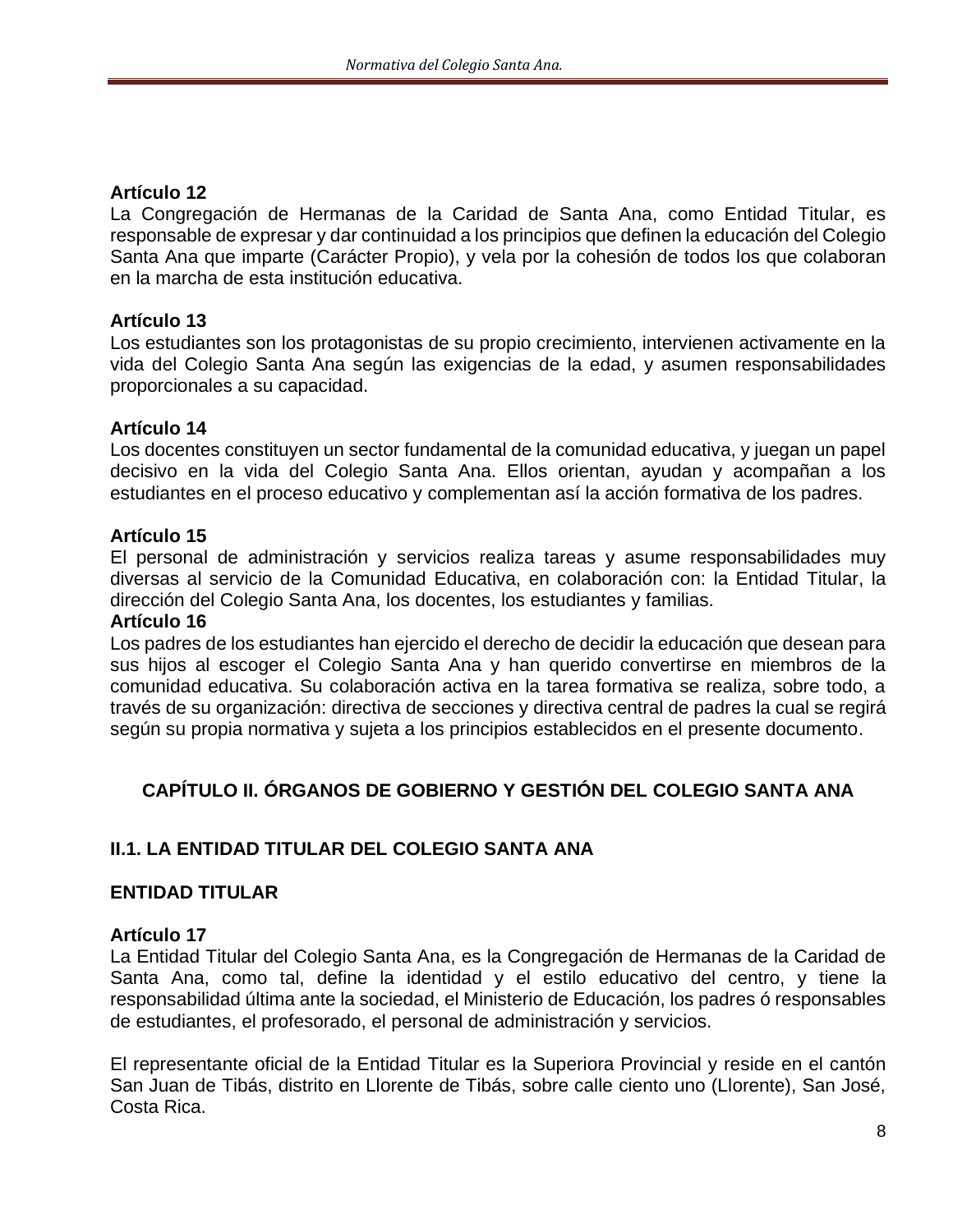**Artículo 12**
La Congregación de Hermanas de la Caridad de Santa Ana, como Entidad Titular, es responsable de expresar y dar continuidad a los principios que definen la educación del Colegio Santa Ana que imparte (Carácter Propio), y vela por la cohesión de todos los que colaboran en la marcha de esta institución educativa.

**Artículo 13**
Los estudiantes son los protagonistas de su propio crecimiento, intervienen activamente en la vida del Colegio Santa Ana según las exigencias de la edad, y asumen responsabilidades proporcionales a su capacidad.

**Artículo 14**
Los docentes constituyen un sector fundamental de la comunidad educativa, y juegan un papel decisivo en la vida del Colegio Santa Ana. Ellos orientan, ayudan y acompañan a los estudiantes en el proceso educativo y complementan así la acción formativa de los padres.

**Artículo 15**
El personal de administración y servicios realiza tareas y asume responsabilidades muy diversas al servicio de la Comunidad Educativa, en colaboración con: la Entidad Titular, la dirección del Colegio Santa Ana, los docentes, los estudiantes y familias.

**Artículo 16**
Los padres de los estudiantes han ejercido el derecho de decidir la educación que desean para sus hijos al escoger el Colegio Santa Ana y han querido convertirse en miembros de la comunidad educativa. Su colaboración activa en la tarea formativa se realiza, sobre todo, a través de su organización: directiva de secciones y directiva central de padres la cual se regirá según su propia normativa y sujeta a los principios establecidos en el presente documento.

## CAPÍTULO II. ÓRGANOS DE GOBIERNO Y GESTIÓN DEL COLEGIO SANTA ANA

### II.1. LA ENTIDAD TITULAR DEL COLEGIO SANTA ANA

#### ENTIDAD TITULAR

**Artículo 17**
La Entidad Titular del Colegio Santa Ana, es la Congregación de Hermanas de la Caridad de Santa Ana, como tal, define la identidad y el estilo educativo del centro, y tiene la responsabilidad última ante la sociedad, el Ministerio de Educación, los padres ó responsables de estudiantes, el profesorado, el personal de administración y servicios.

El representante oficial de la Entidad Titular es la Superiora Provincial y reside en el cantón San Juan de Tibás, distrito en Llorente de Tibás, sobre calle ciento uno (Llorente), San José, Costa Rica.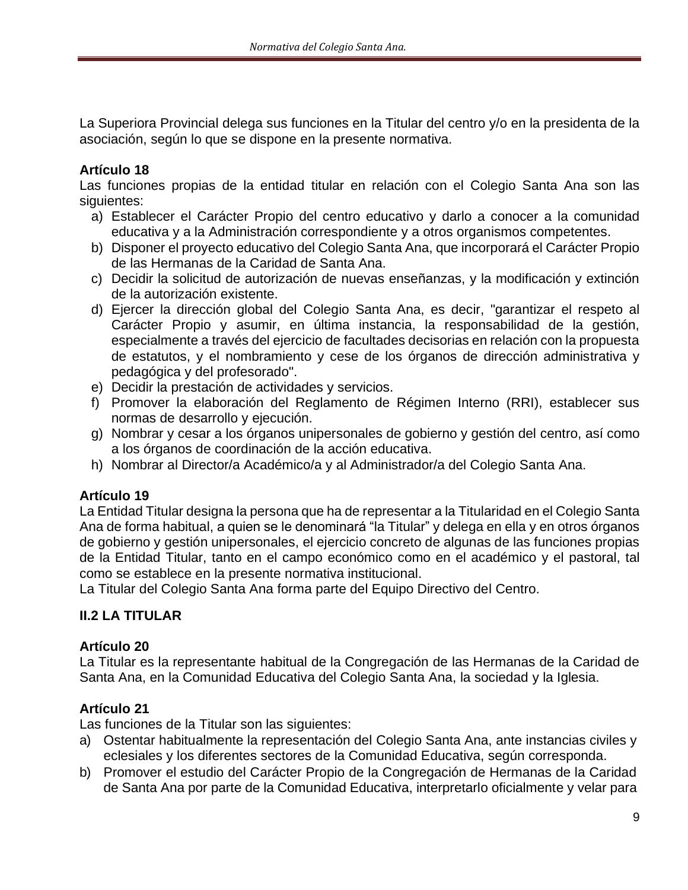La Superiora Provincial delega sus funciones en la Titular del centro y/o en la presidenta de la asociación, según lo que se dispone en la presente normativa.

**Artículo 18**

Las funciones propias de la entidad titular en relación con el Colegio Santa Ana son las siguientes:

a) Establecer el Carácter Propio del centro educativo y darlo a conocer a la comunidad educativa y a la Administración correspondiente y a otros organismos competentes.
b) Disponer el proyecto educativo del Colegio Santa Ana, que incorporará el Carácter Propio de las Hermanas de la Caridad de Santa Ana.
c) Decidir la solicitud de autorización de nuevas enseñanzas, y la modificación y extinción de la autorización existente.
d) Ejercer la dirección global del Colegio Santa Ana, es decir, "garantizar el respeto al Carácter Propio y asumir, en última instancia, la responsabilidad de la gestión, especialmente a través del ejercicio de facultades decisorias en relación con la propuesta de estatutos, y el nombramiento y cese de los órganos de dirección administrativa y pedagógica y del profesorado".
e) Decidir la prestación de actividades y servicios.
f) Promover la elaboración del Reglamento de Régimen Interno (RRI), establecer sus normas de desarrollo y ejecución.
g) Nombrar y cesar a los órganos unipersonales de gobierno y gestión del centro, así como a los órganos de coordinación de la acción educativa.
h) Nombrar al Director/a Académico/a y al Administrador/a del Colegio Santa Ana.

**Artículo 19**

La Entidad Titular designa la persona que ha de representar a la Titularidad en el Colegio Santa Ana de forma habitual, a quien se le denominará "la Titular" y delega en ella y en otros órganos de gobierno y gestión unipersonales, el ejercicio concreto de algunas de las funciones propias de la Entidad Titular, tanto en el campo económico como en el académico y el pastoral, tal como se establece en la presente normativa institucional.

La Titular del Colegio Santa Ana forma parte del Equipo Directivo del Centro.

## II.2 LA TITULAR

**Artículo 20**

La Titular es la representante habitual de la Congregación de las Hermanas de la Caridad de Santa Ana, en la Comunidad Educativa del Colegio Santa Ana, la sociedad y la Iglesia.

**Artículo 21**

Las funciones de la Titular son las siguientes:

a) Ostentar habitualmente la representación del Colegio Santa Ana, ante instancias civiles y eclesiales y los diferentes sectores de la Comunidad Educativa, según corresponda.
b) Promover el estudio del Carácter Propio de la Congregación de Hermanas de la Caridad de Santa Ana por parte de la Comunidad Educativa, interpretarlo oficialmente y velar para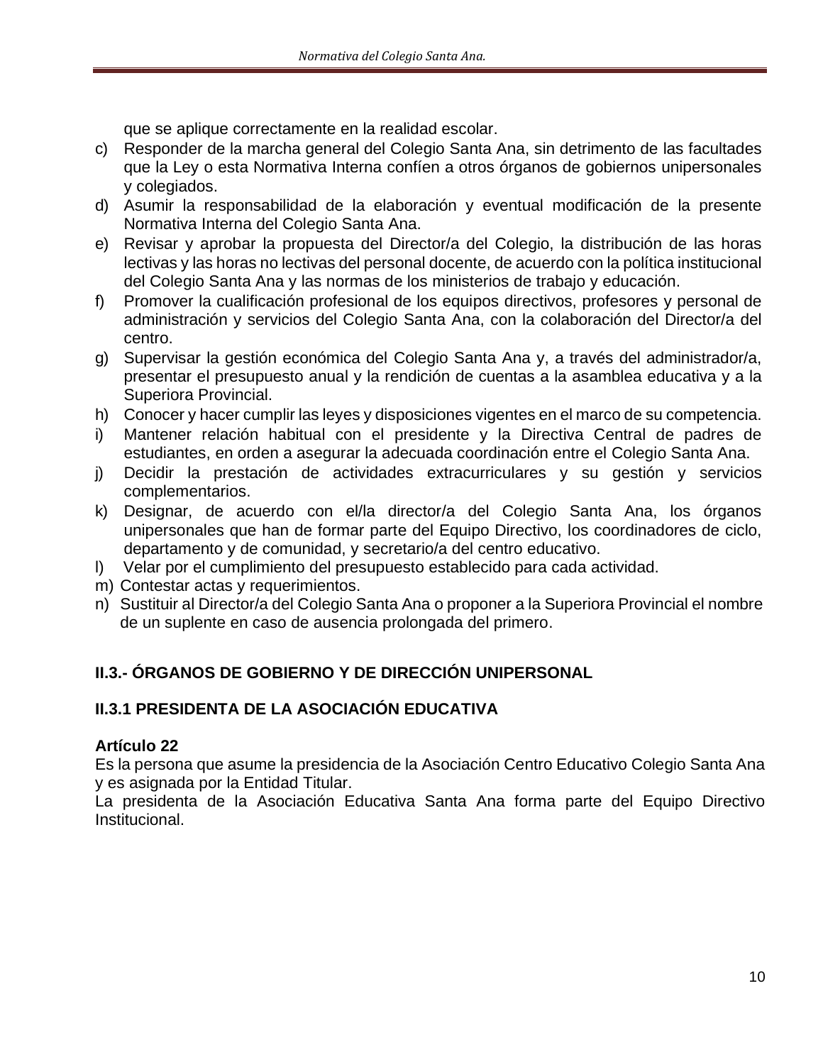que se aplique correctamente en la realidad escolar.

c) Responder de la marcha general del Colegio Santa Ana, sin detrimento de las facultades que la Ley o esta Normativa Interna confíen a otros órganos de gobiernos unipersonales y colegiados.
d) Asumir la responsabilidad de la elaboración y eventual modificación de la presente Normativa Interna del Colegio Santa Ana.
e) Revisar y aprobar la propuesta del Director/a del Colegio, la distribución de las horas lectivas y las horas no lectivas del personal docente, de acuerdo con la política institucional del Colegio Santa Ana y las normas de los ministerios de trabajo y educación.
f) Promover la cualificación profesional de los equipos directivos, profesores y personal de administración y servicios del Colegio Santa Ana, con la colaboración del Director/a del centro.
g) Supervisar la gestión económica del Colegio Santa Ana y, a través del administrador/a, presentar el presupuesto anual y la rendición de cuentas a la asamblea educativa y a la Superiora Provincial.
h) Conocer y hacer cumplir las leyes y disposiciones vigentes en el marco de su competencia.
i) Mantener relación habitual con el presidente y la Directiva Central de padres de estudiantes, en orden a asegurar la adecuada coordinación entre el Colegio Santa Ana.
j) Decidir la prestación de actividades extracurriculares y su gestión y servicios complementarios.
k) Designar, de acuerdo con el/la director/a del Colegio Santa Ana, los órganos unipersonales que han de formar parte del Equipo Directivo, los coordinadores de ciclo, departamento y de comunidad, y secretario/a del centro educativo.
l) Velar por el cumplimiento del presupuesto establecido para cada actividad.
m) Contestar actas y requerimientos.
n) Sustituir al Director/a del Colegio Santa Ana o proponer a la Superiora Provincial el nombre de un suplente en caso de ausencia prolongada del primero.

## II.3.- ÓRGANOS DE GOBIERNO Y DE DIRECCIÓN UNIPERSONAL

### II.3.1 PRESIDENTA DE LA ASOCIACIÓN EDUCATIVA

**Artículo 22**

Es la persona que asume la presidencia de la Asociación Centro Educativo Colegio Santa Ana y es asignada por la Entidad Titular.

La presidenta de la Asociación Educativa Santa Ana forma parte del Equipo Directivo Institucional.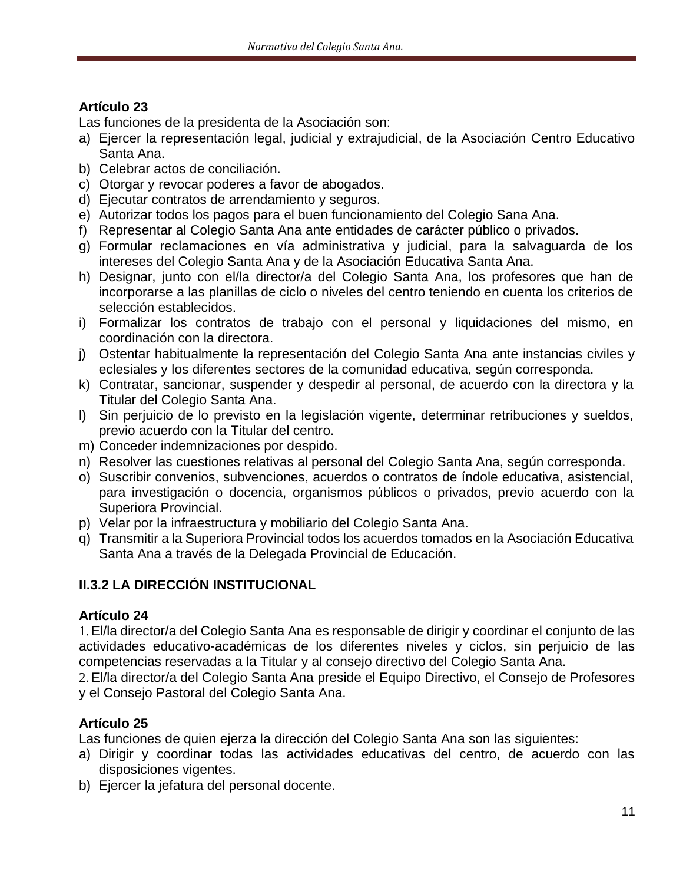**Artículo 23**

Las funciones de la presidenta de la Asociación son:

a) Ejercer la representación legal, judicial y extrajudicial, de la Asociación Centro Educativo Santa Ana.
b) Celebrar actos de conciliación.
c) Otorgar y revocar poderes a favor de abogados.
d) Ejecutar contratos de arrendamiento y seguros.
e) Autorizar todos los pagos para el buen funcionamiento del Colegio Sana Ana.
f) Representar al Colegio Santa Ana ante entidades de carácter público o privados.
g) Formular reclamaciones en vía administrativa y judicial, para la salvaguarda de los intereses del Colegio Santa Ana y de la Asociación Educativa Santa Ana.
h) Designar, junto con el/la director/a del Colegio Santa Ana, los profesores que han de incorporarse a las planillas de ciclo o niveles del centro teniendo en cuenta los criterios de selección establecidos.
i) Formalizar los contratos de trabajo con el personal y liquidaciones del mismo, en coordinación con la directora.
j) Ostentar habitualmente la representación del Colegio Santa Ana ante instancias civiles y eclesiales y los diferentes sectores de la comunidad educativa, según corresponda.
k) Contratar, sancionar, suspender y despedir al personal, de acuerdo con la directora y la Titular del Colegio Santa Ana.
l) Sin perjuicio de lo previsto en la legislación vigente, determinar retribuciones y sueldos, previo acuerdo con la Titular del centro.
m) Conceder indemnizaciones por despido.
n) Resolver las cuestiones relativas al personal del Colegio Santa Ana, según corresponda.
o) Suscribir convenios, subvenciones, acuerdos o contratos de índole educativa, asistencial, para investigación o docencia, organismos públicos o privados, previo acuerdo con la Superiora Provincial.
p) Velar por la infraestructura y mobiliario del Colegio Santa Ana.
q) Transmitir a la Superiora Provincial todos los acuerdos tomados en la Asociación Educativa Santa Ana a través de la Delegada Provincial de Educación.

## II.3.2 LA DIRECCIÓN INSTITUCIONAL

**Artículo 24**

1. El/la director/a del Colegio Santa Ana es responsable de dirigir y coordinar el conjunto de las actividades educativo-académicas de los diferentes niveles y ciclos, sin perjuicio de las competencias reservadas a la Titular y al consejo directivo del Colegio Santa Ana.
2. El/la director/a del Colegio Santa Ana preside el Equipo Directivo, el Consejo de Profesores y el Consejo Pastoral del Colegio Santa Ana.

**Artículo 25**

Las funciones de quien ejerza la dirección del Colegio Santa Ana son las siguientes:

a) Dirigir y coordinar todas las actividades educativas del centro, de acuerdo con las disposiciones vigentes.
b) Ejercer la jefatura del personal docente.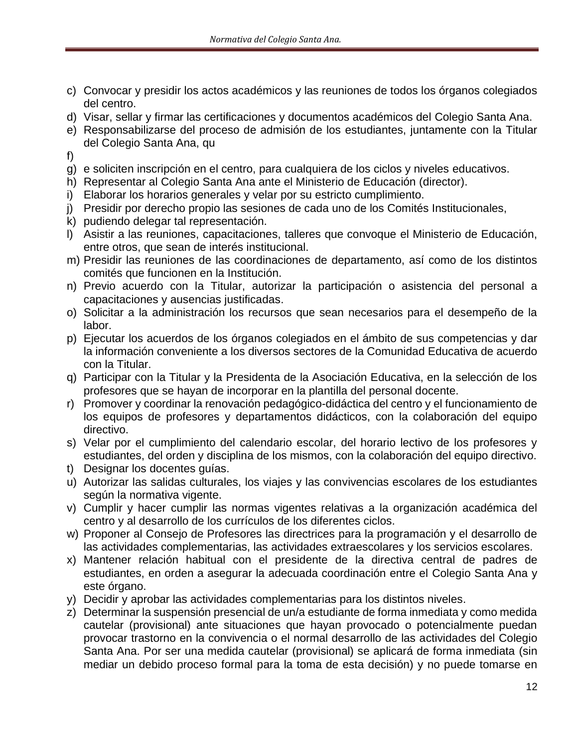c) Convocar y presidir los actos académicos y las reuniones de todos los órganos colegiados del centro.
d) Visar, sellar y firmar las certificaciones y documentos académicos del Colegio Santa Ana.
e) Responsabilizarse del proceso de admisión de los estudiantes, juntamente con la Titular del Colegio Santa Ana, qu
f) 
g) e soliciten inscripción en el centro, para cualquiera de los ciclos y niveles educativos.
h) Representar al Colegio Santa Ana ante el Ministerio de Educación (director).
i) Elaborar los horarios generales y velar por su estricto cumplimiento.
j) Presidir por derecho propio las sesiones de cada uno de los Comités Institucionales,
k) pudiendo delegar tal representación.
l) Asistir a las reuniones, capacitaciones, talleres que convoque el Ministerio de Educación, entre otros, que sean de interés institucional.
m) Presidir las reuniones de las coordinaciones de departamento, así como de los distintos comités que funcionen en la Institución.
n) Previo acuerdo con la Titular, autorizar la participación o asistencia del personal a capacitaciones y ausencias justificadas.
o) Solicitar a la administración los recursos que sean necesarios para el desempeño de la labor.
p) Ejecutar los acuerdos de los órganos colegiados en el ámbito de sus competencias y dar la información conveniente a los diversos sectores de la Comunidad Educativa de acuerdo con la Titular.
q) Participar con la Titular y la Presidenta de la Asociación Educativa, en la selección de los profesores que se hayan de incorporar en la plantilla del personal docente.
r) Promover y coordinar la renovación pedagógico-didáctica del centro y el funcionamiento de los equipos de profesores y departamentos didácticos, con la colaboración del equipo directivo.
s) Velar por el cumplimiento del calendario escolar, del horario lectivo de los profesores y estudiantes, del orden y disciplina de los mismos, con la colaboración del equipo directivo.
t) Designar los docentes guías.
u) Autorizar las salidas culturales, los viajes y las convivencias escolares de los estudiantes según la normativa vigente.
v) Cumplir y hacer cumplir las normas vigentes relativas a la organización académica del centro y al desarrollo de los currículos de los diferentes ciclos.
w) Proponer al Consejo de Profesores las directrices para la programación y el desarrollo de las actividades complementarias, las actividades extraescolares y los servicios escolares.
x) Mantener relación habitual con el presidente de la directiva central de padres de estudiantes, en orden a asegurar la adecuada coordinación entre el Colegio Santa Ana y este órgano.
y) Decidir y aprobar las actividades complementarias para los distintos niveles.
z) Determinar la suspensión presencial de un/a estudiante de forma inmediata y como medida cautelar (provisional) ante situaciones que hayan provocado o potencialmente puedan provocar trastorno en la convivencia o el normal desarrollo de las actividades del Colegio Santa Ana. Por ser una medida cautelar (provisional) se aplicará de forma inmediata (sin mediar un debido proceso formal para la toma de esta decisión) y no puede tomarse en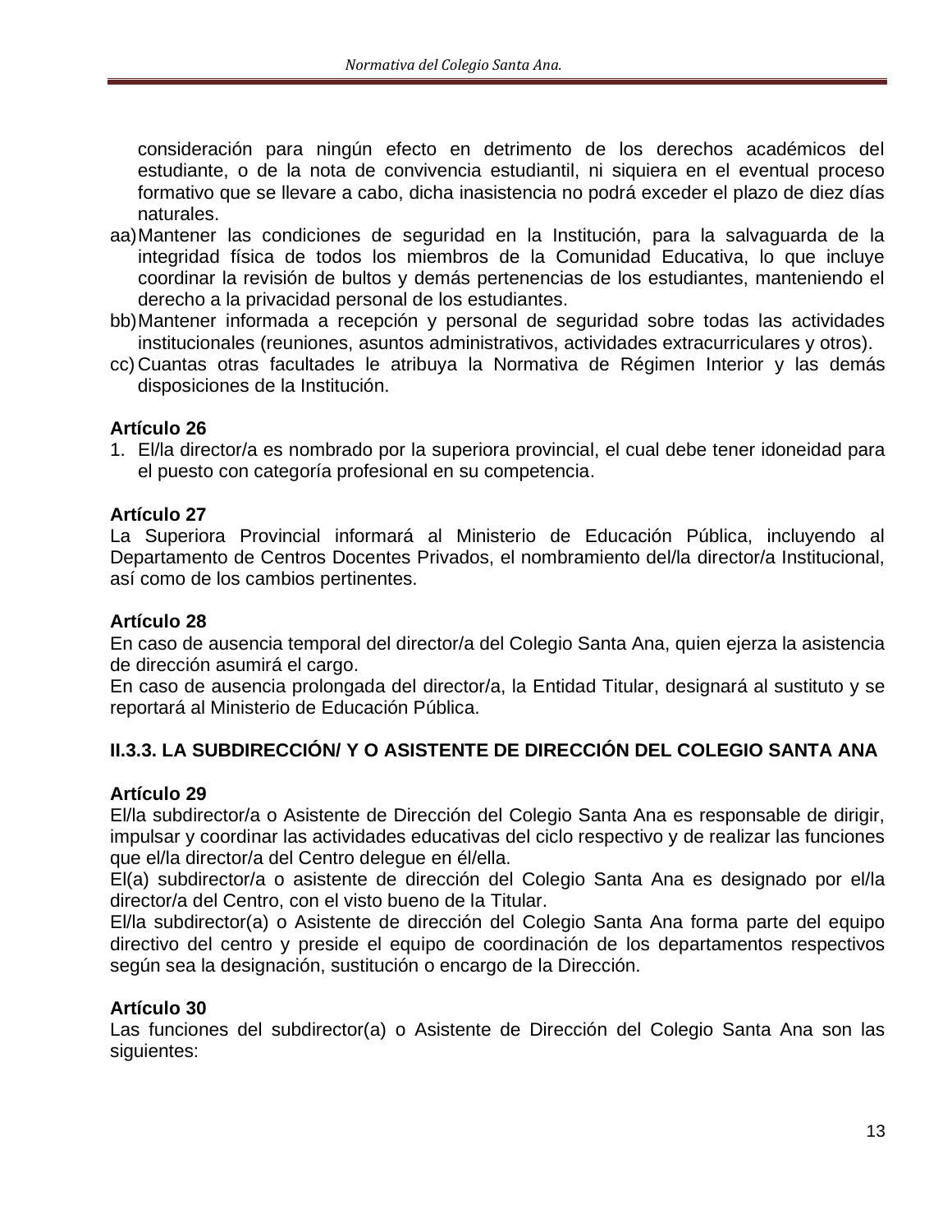consideración para ningún efecto en detrimento de los derechos académicos del estudiante, o de la nota de convivencia estudiantil, ni siquiera en el eventual proceso formativo que se llevare a cabo, dicha inasistencia no podrá exceder el plazo de diez días naturales.

aa) Mantener las condiciones de seguridad en la Institución, para la salvaguarda de la integridad física de todos los miembros de la Comunidad Educativa, lo que incluye coordinar la revisión de bultos y demás pertenencias de los estudiantes, manteniendo el derecho a la privacidad personal de los estudiantes.

bb) Mantener informada a recepción y personal de seguridad sobre todas las actividades institucionales (reuniones, asuntos administrativos, actividades extracurriculares y otros).

cc) Cuantas otras facultades le atribuya la Normativa de Régimen Interior y las demás disposiciones de la Institución.

**Artículo 26**

1. El/la director/a es nombrado por la superiora provincial, el cual debe tener idoneidad para el puesto con categoría profesional en su competencia.

**Artículo 27**

La Superiora Provincial informará al Ministerio de Educación Pública, incluyendo al Departamento de Centros Docentes Privados, el nombramiento del/la director/a Institucional, así como de los cambios pertinentes.

**Artículo 28**

En caso de ausencia temporal del director/a del Colegio Santa Ana, quien ejerza la asistencia de dirección asumirá el cargo.

En caso de ausencia prolongada del director/a, la Entidad Titular, designará al sustituto y se reportará al Ministerio de Educación Pública.

### II.3.3. LA SUBDIRECCIÓN/ Y O ASISTENTE DE DIRECCIÓN DEL COLEGIO SANTA ANA

**Artículo 29**

El/la subdirector/a o Asistente de Dirección del Colegio Santa Ana es responsable de dirigir, impulsar y coordinar las actividades educativas del ciclo respectivo y de realizar las funciones que el/la director/a del Centro delegue en él/ella.

El(a) subdirector/a o asistente de dirección del Colegio Santa Ana es designado por el/la director/a del Centro, con el visto bueno de la Titular.

El/la subdirector(a) o Asistente de dirección del Colegio Santa Ana forma parte del equipo directivo del centro y preside el equipo de coordinación de los departamentos respectivos según sea la designación, sustitución o encargo de la Dirección.

**Artículo 30**

Las funciones del subdirector(a) o Asistente de Dirección del Colegio Santa Ana son las siguientes: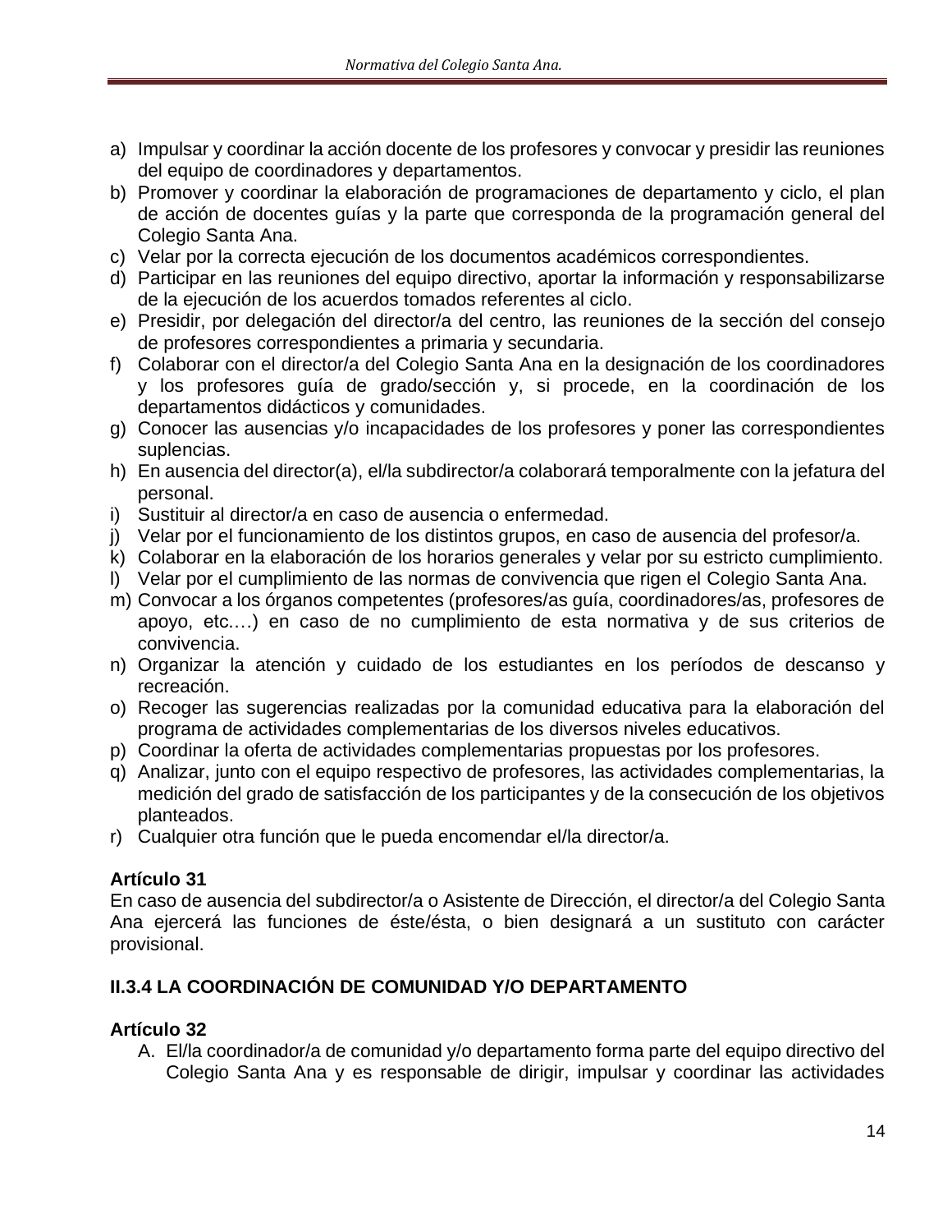a) Impulsar y coordinar la acción docente de los profesores y convocar y presidir las reuniones del equipo de coordinadores y departamentos.
b) Promover y coordinar la elaboración de programaciones de departamento y ciclo, el plan de acción de docentes guías y la parte que corresponda de la programación general del Colegio Santa Ana.
c) Velar por la correcta ejecución de los documentos académicos correspondientes.
d) Participar en las reuniones del equipo directivo, aportar la información y responsabilizarse de la ejecución de los acuerdos tomados referentes al ciclo.
e) Presidir, por delegación del director/a del centro, las reuniones de la sección del consejo de profesores correspondientes a primaria y secundaria.
f) Colaborar con el director/a del Colegio Santa Ana en la designación de los coordinadores y los profesores guía de grado/sección y, si procede, en la coordinación de los departamentos didácticos y comunidades.
g) Conocer las ausencias y/o incapacidades de los profesores y poner las correspondientes suplencias.
h) En ausencia del director(a), el/la subdirector/a colaborará temporalmente con la jefatura del personal.
i) Sustituir al director/a en caso de ausencia o enfermedad.
j) Velar por el funcionamiento de los distintos grupos, en caso de ausencia del profesor/a.
k) Colaborar en la elaboración de los horarios generales y velar por su estricto cumplimiento.
l) Velar por el cumplimiento de las normas de convivencia que rigen el Colegio Santa Ana.
m) Convocar a los órganos competentes (profesores/as guía, coordinadores/as, profesores de apoyo, etc.…) en caso de no cumplimiento de esta normativa y de sus criterios de convivencia.
n) Organizar la atención y cuidado de los estudiantes en los períodos de descanso y recreación.
o) Recoger las sugerencias realizadas por la comunidad educativa para la elaboración del programa de actividades complementarias de los diversos niveles educativos.
p) Coordinar la oferta de actividades complementarias propuestas por los profesores.
q) Analizar, junto con el equipo respectivo de profesores, las actividades complementarias, la medición del grado de satisfacción de los participantes y de la consecución de los objetivos planteados.
r) Cualquier otra función que le pueda encomendar el/la director/a.

**Artículo 31**

En caso de ausencia del subdirector/a o Asistente de Dirección, el director/a del Colegio Santa Ana ejercerá las funciones de éste/ésta, o bien designará a un sustituto con carácter provisional.

### II.3.4 LA COORDINACIÓN DE COMUNIDAD Y/O DEPARTAMENTO

**Artículo 32**

A. El/la coordinador/a de comunidad y/o departamento forma parte del equipo directivo del Colegio Santa Ana y es responsable de dirigir, impulsar y coordinar las actividades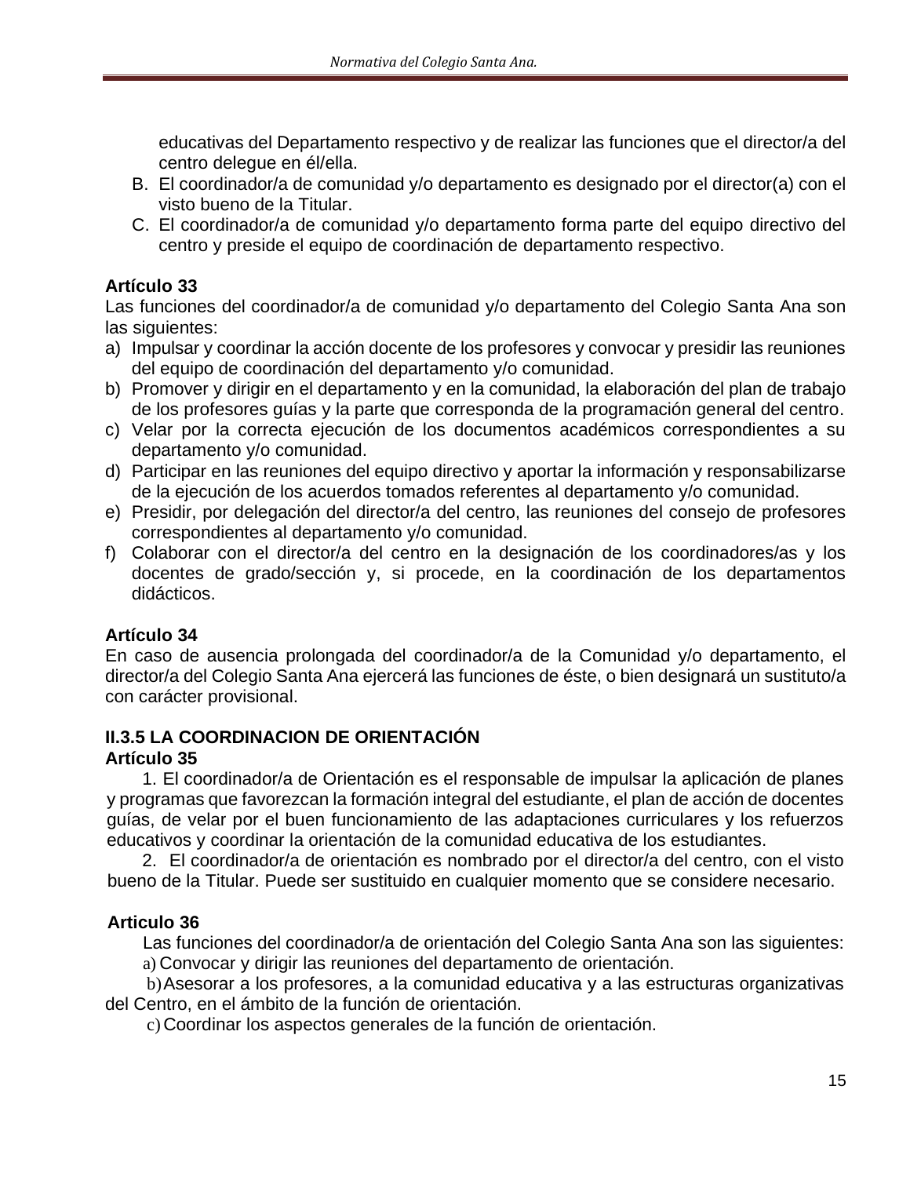educativas del Departamento respectivo y de realizar las funciones que el director/a del centro delegue en él/ella.

B. El coordinador/a de comunidad y/o departamento es designado por el director(a) con el visto bueno de la Titular.
C. El coordinador/a de comunidad y/o departamento forma parte del equipo directivo del centro y preside el equipo de coordinación de departamento respectivo.

**Artículo 33**

Las funciones del coordinador/a de comunidad y/o departamento del Colegio Santa Ana son las siguientes:

a) Impulsar y coordinar la acción docente de los profesores y convocar y presidir las reuniones del equipo de coordinación del departamento y/o comunidad.
b) Promover y dirigir en el departamento y en la comunidad, la elaboración del plan de trabajo de los profesores guías y la parte que corresponda de la programación general del centro.
c) Velar por la correcta ejecución de los documentos académicos correspondientes a su departamento y/o comunidad.
d) Participar en las reuniones del equipo directivo y aportar la información y responsabilizarse de la ejecución de los acuerdos tomados referentes al departamento y/o comunidad.
e) Presidir, por delegación del director/a del centro, las reuniones del consejo de profesores correspondientes al departamento y/o comunidad.
f) Colaborar con el director/a del centro en la designación de los coordinadores/as y los docentes de grado/sección y, si procede, en la coordinación de los departamentos didácticos.

**Artículo 34**

En caso de ausencia prolongada del coordinador/a de la Comunidad y/o departamento, el director/a del Colegio Santa Ana ejercerá las funciones de éste, o bien designará un sustituto/a con carácter provisional.

### II.3.5 LA COORDINACION DE ORIENTACIÓN

**Artículo 35**

1. El coordinador/a de Orientación es el responsable de impulsar la aplicación de planes y programas que favorezcan la formación integral del estudiante, el plan de acción de docentes guías, de velar por el buen funcionamiento de las adaptaciones curriculares y los refuerzos educativos y coordinar la orientación de la comunidad educativa de los estudiantes.

2. El coordinador/a de orientación es nombrado por el director/a del centro, con el visto bueno de la Titular. Puede ser sustituido en cualquier momento que se considere necesario.

**Articulo 36**

Las funciones del coordinador/a de orientación del Colegio Santa Ana son las siguientes:

a) Convocar y dirigir las reuniones del departamento de orientación.

b) Asesorar a los profesores, a la comunidad educativa y a las estructuras organizativas del Centro, en el ámbito de la función de orientación.

c) Coordinar los aspectos generales de la función de orientación.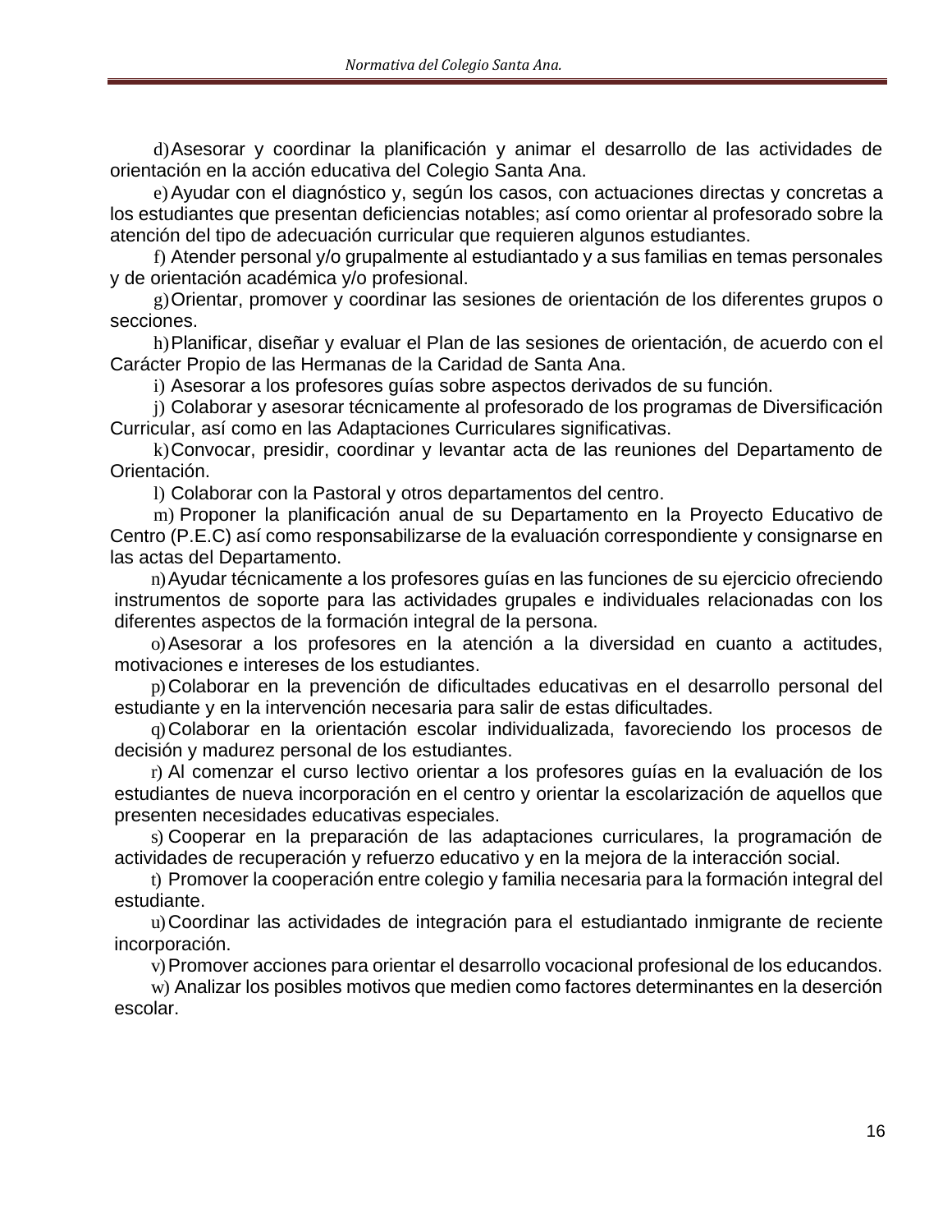d) Asesorar y coordinar la planificación y animar el desarrollo de las actividades de orientación en la acción educativa del Colegio Santa Ana.

e) Ayudar con el diagnóstico y, según los casos, con actuaciones directas y concretas a los estudiantes que presentan deficiencias notables; así como orientar al profesorado sobre la atención del tipo de adecuación curricular que requieren algunos estudiantes.

f) Atender personal y/o grupalmente al estudiantado y a sus familias en temas personales y de orientación académica y/o profesional.

g) Orientar, promover y coordinar las sesiones de orientación de los diferentes grupos o secciones.

h) Planificar, diseñar y evaluar el Plan de las sesiones de orientación, de acuerdo con el Carácter Propio de las Hermanas de la Caridad de Santa Ana.

i) Asesorar a los profesores guías sobre aspectos derivados de su función.

j) Colaborar y asesorar técnicamente al profesorado de los programas de Diversificación Curricular, así como en las Adaptaciones Curriculares significativas.

k) Convocar, presidir, coordinar y levantar acta de las reuniones del Departamento de Orientación.

l) Colaborar con la Pastoral y otros departamentos del centro.

m) Proponer la planificación anual de su Departamento en la Proyecto Educativo de Centro (P.E.C) así como responsabilizarse de la evaluación correspondiente y consignarse en las actas del Departamento.

n) Ayudar técnicamente a los profesores guías en las funciones de su ejercicio ofreciendo instrumentos de soporte para las actividades grupales e individuales relacionadas con los diferentes aspectos de la formación integral de la persona.

o) Asesorar a los profesores en la atención a la diversidad en cuanto a actitudes, motivaciones e intereses de los estudiantes.

p) Colaborar en la prevención de dificultades educativas en el desarrollo personal del estudiante y en la intervención necesaria para salir de estas dificultades.

q) Colaborar en la orientación escolar individualizada, favoreciendo los procesos de decisión y madurez personal de los estudiantes.

r) Al comenzar el curso lectivo orientar a los profesores guías en la evaluación de los estudiantes de nueva incorporación en el centro y orientar la escolarización de aquellos que presenten necesidades educativas especiales.

s) Cooperar en la preparación de las adaptaciones curriculares, la programación de actividades de recuperación y refuerzo educativo y en la mejora de la interacción social.

t) Promover la cooperación entre colegio y familia necesaria para la formación integral del estudiante.

u) Coordinar las actividades de integración para el estudiantado inmigrante de reciente incorporación.

v) Promover acciones para orientar el desarrollo vocacional profesional de los educandos.

w) Analizar los posibles motivos que medien como factores determinantes en la deserción escolar.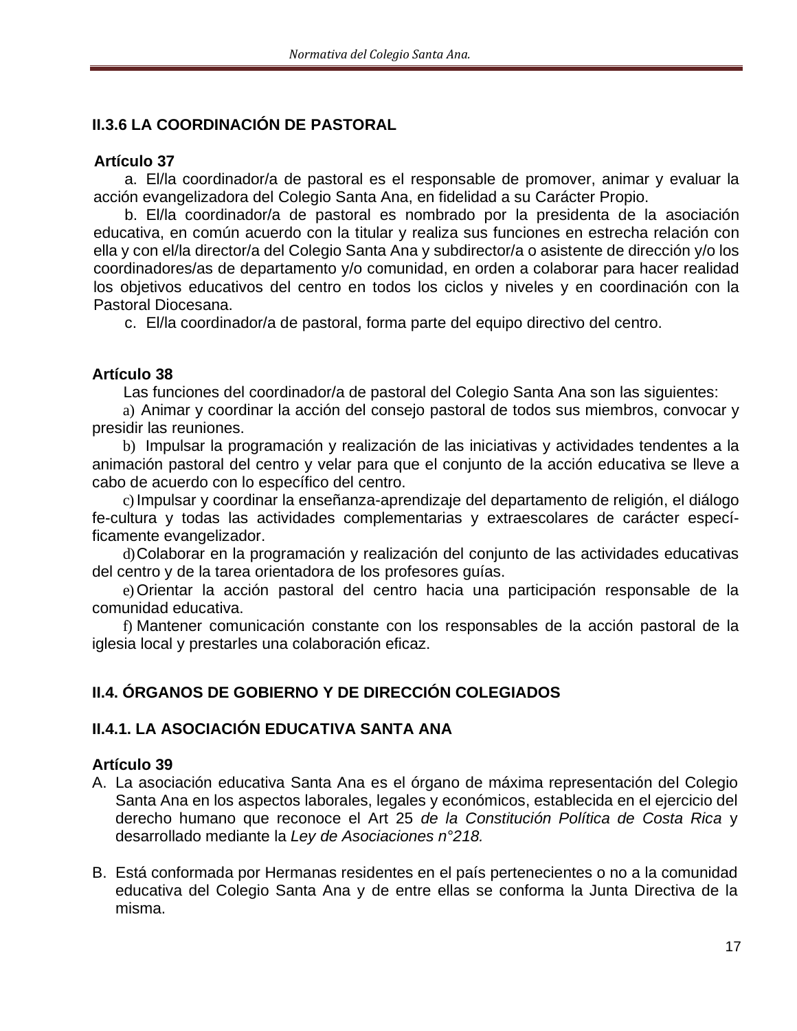### II.3.6 LA COORDINACIÓN DE PASTORAL

**Artículo 37**

a. El/la coordinador/a de pastoral es el responsable de promover, animar y evaluar la acción evangelizadora del Colegio Santa Ana, en fidelidad a su Carácter Propio.

b. El/la coordinador/a de pastoral es nombrado por la presidenta de la asociación educativa, en común acuerdo con la titular y realiza sus funciones en estrecha relación con ella y con el/la director/a del Colegio Santa Ana y subdirector/a o asistente de dirección y/o los coordinadores/as de departamento y/o comunidad, en orden a colaborar para hacer realidad los objetivos educativos del centro en todos los ciclos y niveles y en coordinación con la Pastoral Diocesana.

c. El/la coordinador/a de pastoral, forma parte del equipo directivo del centro.

**Artículo 38**

Las funciones del coordinador/a de pastoral del Colegio Santa Ana son las siguientes:

a) Animar y coordinar la acción del consejo pastoral de todos sus miembros, convocar y presidir las reuniones.

b) Impulsar la programación y realización de las iniciativas y actividades tendentes a la animación pastoral del centro y velar para que el conjunto de la acción educativa se lleve a cabo de acuerdo con lo específico del centro.

c) Impulsar y coordinar la enseñanza-aprendizaje del departamento de religión, el diálogo fe-cultura y todas las actividades complementarias y extraescolares de carácter específicamente evangelizador.

d) Colaborar en la programación y realización del conjunto de las actividades educativas del centro y de la tarea orientadora de los profesores guías.

e) Orientar la acción pastoral del centro hacia una participación responsable de la comunidad educativa.

f) Mantener comunicación constante con los responsables de la acción pastoral de la iglesia local y prestarles una colaboración eficaz.

## II.4. ÓRGANOS DE GOBIERNO Y DE DIRECCIÓN COLEGIADOS

### II.4.1. LA ASOCIACIÓN EDUCATIVA SANTA ANA

**Artículo 39**

A. La asociación educativa Santa Ana es el órgano de máxima representación del Colegio Santa Ana en los aspectos laborales, legales y económicos, establecida en el ejercicio del derecho humano que reconoce el Art 25 *de la Constitución Política de Costa Rica* y desarrollado mediante la *Ley de Asociaciones n°218.*

B. Está conformada por Hermanas residentes en el país pertenecientes o no a la comunidad educativa del Colegio Santa Ana y de entre ellas se conforma la Junta Directiva de la misma.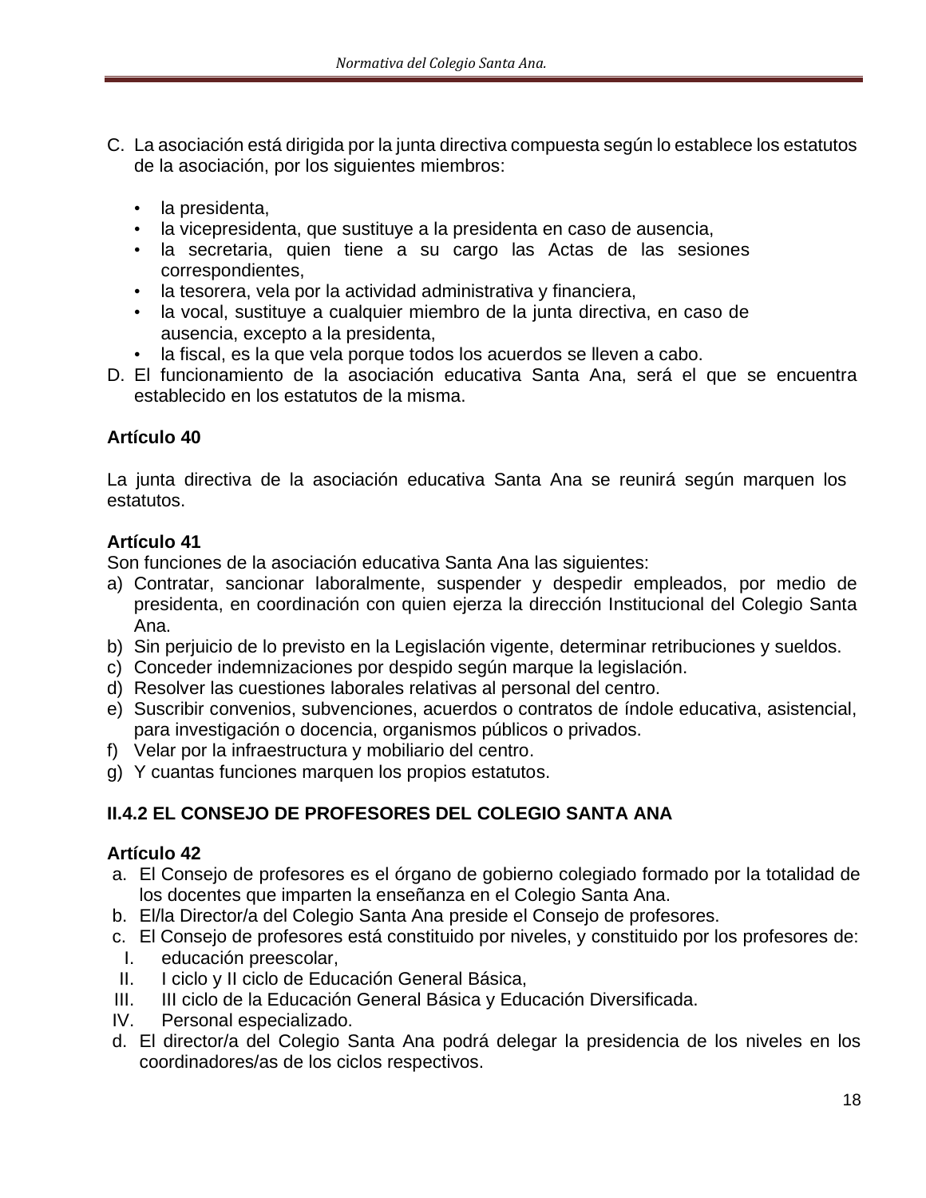C. La asociación está dirigida por la junta directiva compuesta según lo establece los estatutos de la asociación, por los siguientes miembros:

   - la presidenta,
   - la vicepresidenta, que sustituye a la presidenta en caso de ausencia,
   - la secretaria, quien tiene a su cargo las Actas de las sesiones correspondientes,
   - la tesorera, vela por la actividad administrativa y financiera,
   - la vocal, sustituye a cualquier miembro de la junta directiva, en caso de ausencia, excepto a la presidenta,
   - la fiscal, es la que vela porque todos los acuerdos se lleven a cabo.

D. El funcionamiento de la asociación educativa Santa Ana, será el que se encuentra establecido en los estatutos de la misma.

**Artículo 40**

La junta directiva de la asociación educativa Santa Ana se reunirá según marquen los estatutos.

**Artículo 41**

Son funciones de la asociación educativa Santa Ana las siguientes:

a) Contratar, sancionar laboralmente, suspender y despedir empleados, por medio de presidenta, en coordinación con quien ejerza la dirección Institucional del Colegio Santa Ana.
b) Sin perjuicio de lo previsto en la Legislación vigente, determinar retribuciones y sueldos.
c) Conceder indemnizaciones por despido según marque la legislación.
d) Resolver las cuestiones laborales relativas al personal del centro.
e) Suscribir convenios, subvenciones, acuerdos o contratos de índole educativa, asistencial, para investigación o docencia, organismos públicos o privados.
f) Velar por la infraestructura y mobiliario del centro.
g) Y cuantas funciones marquen los propios estatutos.

### II.4.2 EL CONSEJO DE PROFESORES DEL COLEGIO SANTA ANA

**Artículo 42**

a. El Consejo de profesores es el órgano de gobierno colegiado formado por la totalidad de los docentes que imparten la enseñanza en el Colegio Santa Ana.
b. El/la Director/a del Colegio Santa Ana preside el Consejo de profesores.
c. El Consejo de profesores está constituido por niveles, y constituido por los profesores de:
   I. educación preescolar,
   II. I ciclo y II ciclo de Educación General Básica,
   III. III ciclo de la Educación General Básica y Educación Diversificada.
   IV. Personal especializado.
d. El director/a del Colegio Santa Ana podrá delegar la presidencia de los niveles en los coordinadores/as de los ciclos respectivos.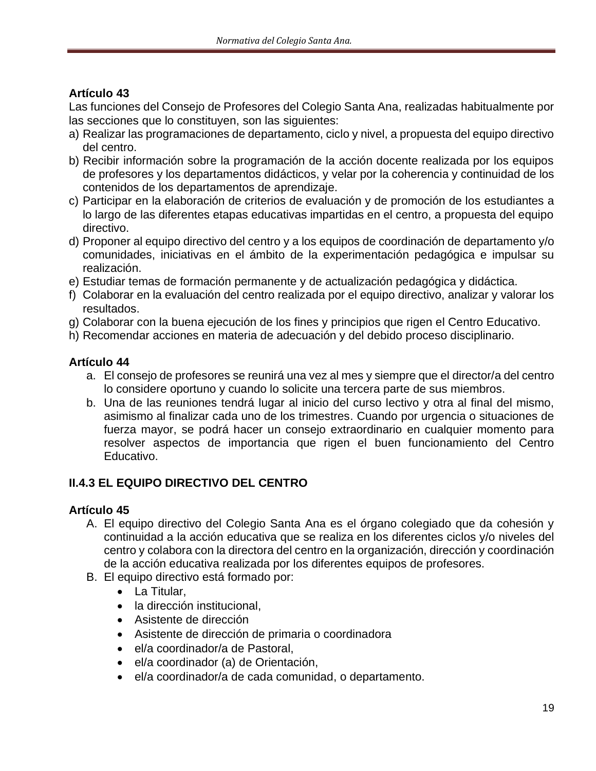**Artículo 43**

Las funciones del Consejo de Profesores del Colegio Santa Ana, realizadas habitualmente por las secciones que lo constituyen, son las siguientes:

a) Realizar las programaciones de departamento, ciclo y nivel, a propuesta del equipo directivo del centro.
b) Recibir información sobre la programación de la acción docente realizada por los equipos de profesores y los departamentos didácticos, y velar por la coherencia y continuidad de los contenidos de los departamentos de aprendizaje.
c) Participar en la elaboración de criterios de evaluación y de promoción de los estudiantes a lo largo de las diferentes etapas educativas impartidas en el centro, a propuesta del equipo directivo.
d) Proponer al equipo directivo del centro y a los equipos de coordinación de departamento y/o comunidades, iniciativas en el ámbito de la experimentación pedagógica e impulsar su realización.
e) Estudiar temas de formación permanente y de actualización pedagógica y didáctica.
f) Colaborar en la evaluación del centro realizada por el equipo directivo, analizar y valorar los resultados.
g) Colaborar con la buena ejecución de los fines y principios que rigen el Centro Educativo.
h) Recomendar acciones en materia de adecuación y del debido proceso disciplinario.

**Artículo 44**

a. El consejo de profesores se reunirá una vez al mes y siempre que el director/a del centro lo considere oportuno y cuando lo solicite una tercera parte de sus miembros.
b. Una de las reuniones tendrá lugar al inicio del curso lectivo y otra al final del mismo, asimismo al finalizar cada uno de los trimestres. Cuando por urgencia o situaciones de fuerza mayor, se podrá hacer un consejo extraordinario en cualquier momento para resolver aspectos de importancia que rigen el buen funcionamiento del Centro Educativo.

### II.4.3 EL EQUIPO DIRECTIVO DEL CENTRO

**Artículo 45**

A. El equipo directivo del Colegio Santa Ana es el órgano colegiado que da cohesión y continuidad a la acción educativa que se realiza en los diferentes ciclos y/o niveles del centro y colabora con la directora del centro en la organización, dirección y coordinación de la acción educativa realizada por los diferentes equipos de profesores.
B. El equipo directivo está formado por:
   - La Titular,
   - la dirección institucional,
   - Asistente de dirección
   - Asistente de dirección de primaria o coordinadora
   - el/a coordinador/a de Pastoral,
   - el/a coordinador (a) de Orientación,
   - el/a coordinador/a de cada comunidad, o departamento.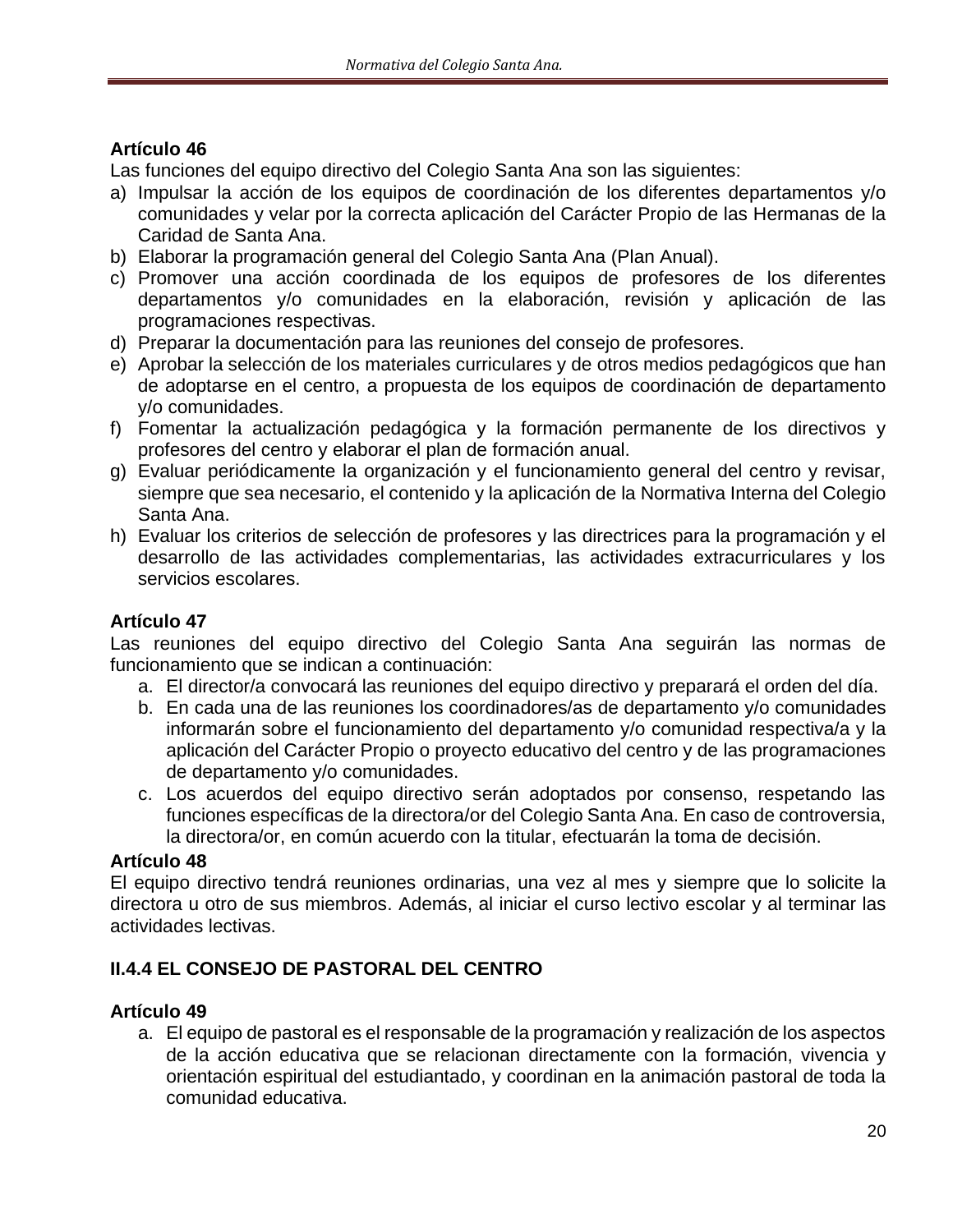**Artículo 46**

Las funciones del equipo directivo del Colegio Santa Ana son las siguientes:

a) Impulsar la acción de los equipos de coordinación de los diferentes departamentos y/o comunidades y velar por la correcta aplicación del Carácter Propio de las Hermanas de la Caridad de Santa Ana.
b) Elaborar la programación general del Colegio Santa Ana (Plan Anual).
c) Promover una acción coordinada de los equipos de profesores de los diferentes departamentos y/o comunidades en la elaboración, revisión y aplicación de las programaciones respectivas.
d) Preparar la documentación para las reuniones del consejo de profesores.
e) Aprobar la selección de los materiales curriculares y de otros medios pedagógicos que han de adoptarse en el centro, a propuesta de los equipos de coordinación de departamento y/o comunidades.
f) Fomentar la actualización pedagógica y la formación permanente de los directivos y profesores del centro y elaborar el plan de formación anual.
g) Evaluar periódicamente la organización y el funcionamiento general del centro y revisar, siempre que sea necesario, el contenido y la aplicación de la Normativa Interna del Colegio Santa Ana.
h) Evaluar los criterios de selección de profesores y las directrices para la programación y el desarrollo de las actividades complementarias, las actividades extracurriculares y los servicios escolares.

**Artículo 47**

Las reuniones del equipo directivo del Colegio Santa Ana seguirán las normas de funcionamiento que se indican a continuación:

a. El director/a convocará las reuniones del equipo directivo y preparará el orden del día.
b. En cada una de las reuniones los coordinadores/as de departamento y/o comunidades informarán sobre el funcionamiento del departamento y/o comunidad respectiva/a y la aplicación del Carácter Propio o proyecto educativo del centro y de las programaciones de departamento y/o comunidades.
c. Los acuerdos del equipo directivo serán adoptados por consenso, respetando las funciones específicas de la directora/or del Colegio Santa Ana. En caso de controversia, la directora/or, en común acuerdo con la titular, efectuarán la toma de decisión.

**Artículo 48**

El equipo directivo tendrá reuniones ordinarias, una vez al mes y siempre que lo solicite la directora u otro de sus miembros. Además, al iniciar el curso lectivo escolar y al terminar las actividades lectivas.

### II.4.4 EL CONSEJO DE PASTORAL DEL CENTRO

**Artículo 49**

a. El equipo de pastoral es el responsable de la programación y realización de los aspectos de la acción educativa que se relacionan directamente con la formación, vivencia y orientación espiritual del estudiantado, y coordinan en la animación pastoral de toda la comunidad educativa.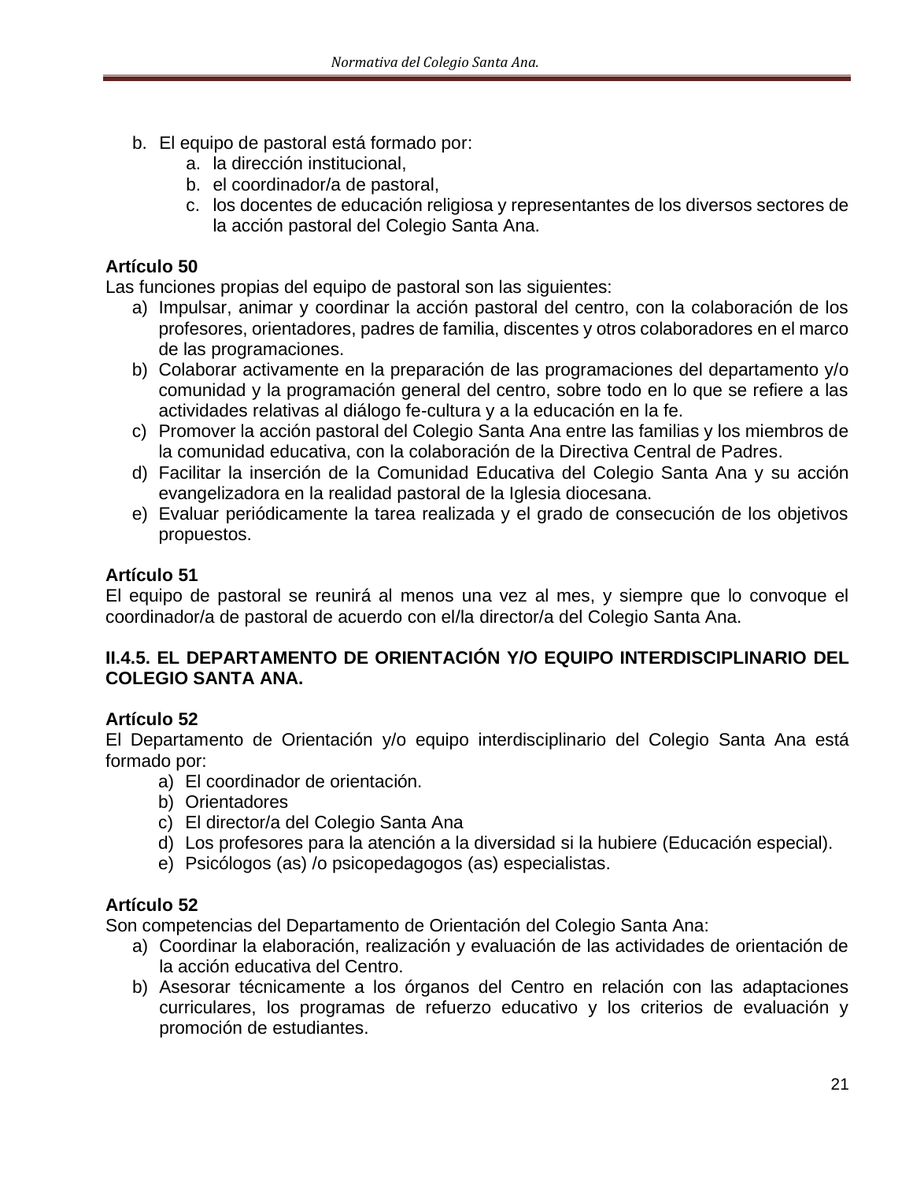b. El equipo de pastoral está formado por:
    a. la dirección institucional,
    b. el coordinador/a de pastoral,
    c. los docentes de educación religiosa y representantes de los diversos sectores de la acción pastoral del Colegio Santa Ana.

**Artículo 50**

Las funciones propias del equipo de pastoral son las siguientes:

a) Impulsar, animar y coordinar la acción pastoral del centro, con la colaboración de los profesores, orientadores, padres de familia, discentes y otros colaboradores en el marco de las programaciones.
b) Colaborar activamente en la preparación de las programaciones del departamento y/o comunidad y la programación general del centro, sobre todo en lo que se refiere a las actividades relativas al diálogo fe-cultura y a la educación en la fe.
c) Promover la acción pastoral del Colegio Santa Ana entre las familias y los miembros de la comunidad educativa, con la colaboración de la Directiva Central de Padres.
d) Facilitar la inserción de la Comunidad Educativa del Colegio Santa Ana y su acción evangelizadora en la realidad pastoral de la Iglesia diocesana.
e) Evaluar periódicamente la tarea realizada y el grado de consecución de los objetivos propuestos.

**Artículo 51**

El equipo de pastoral se reunirá al menos una vez al mes, y siempre que lo convoque el coordinador/a de pastoral de acuerdo con el/la director/a del Colegio Santa Ana.

**II.4.5. EL DEPARTAMENTO DE ORIENTACIÓN Y/O EQUIPO INTERDISCIPLINARIO DEL COLEGIO SANTA ANA.**

**Artículo 52**

El Departamento de Orientación y/o equipo interdisciplinario del Colegio Santa Ana está formado por:

a) El coordinador de orientación.
b) Orientadores
c) El director/a del Colegio Santa Ana
d) Los profesores para la atención a la diversidad si la hubiere (Educación especial).
e) Psicólogos (as) /o psicopedagogos (as) especialistas.

**Artículo 52**

Son competencias del Departamento de Orientación del Colegio Santa Ana:

a) Coordinar la elaboración, realización y evaluación de las actividades de orientación de la acción educativa del Centro.
b) Asesorar técnicamente a los órganos del Centro en relación con las adaptaciones curriculares, los programas de refuerzo educativo y los criterios de evaluación y promoción de estudiantes.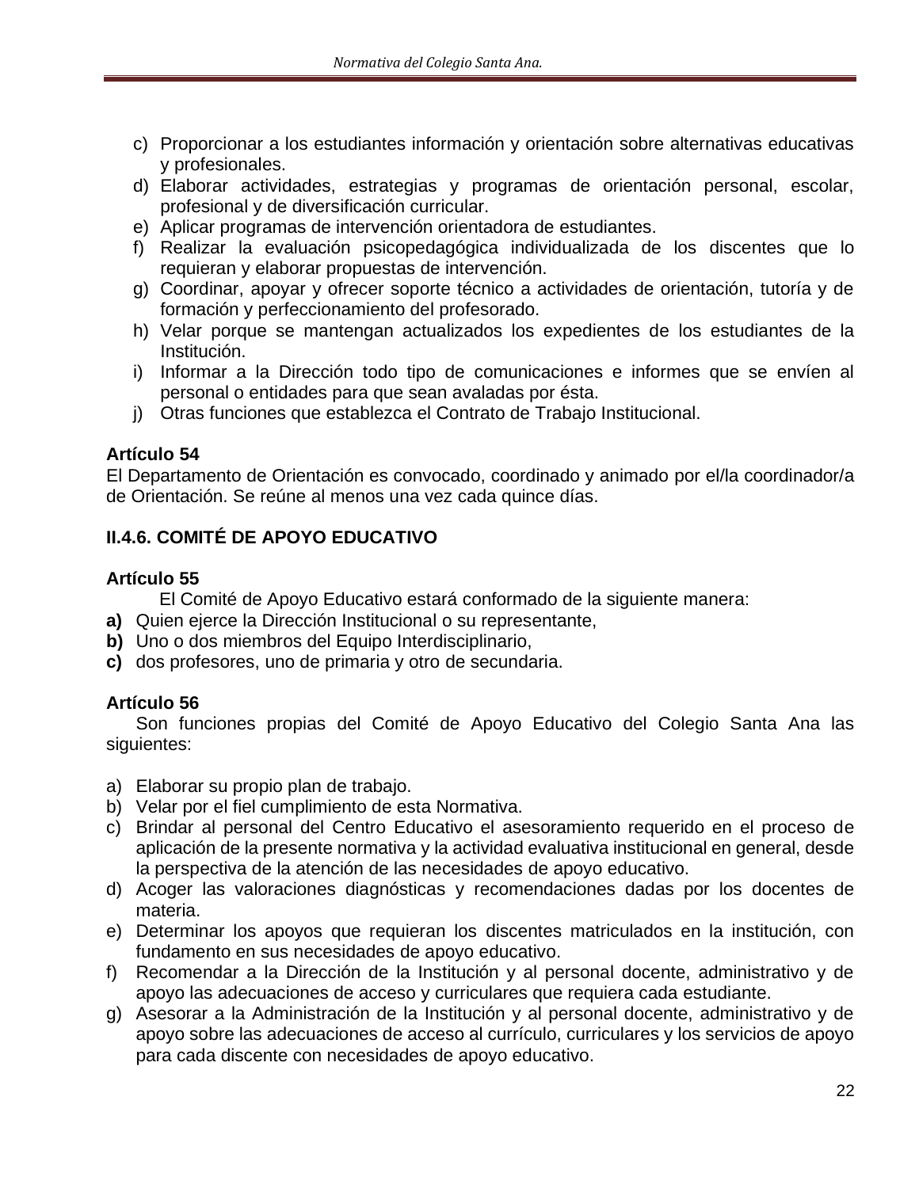c) Proporcionar a los estudiantes información y orientación sobre alternativas educativas y profesionales.
d) Elaborar actividades, estrategias y programas de orientación personal, escolar, profesional y de diversificación curricular.
e) Aplicar programas de intervención orientadora de estudiantes.
f) Realizar la evaluación psicopedagógica individualizada de los discentes que lo requieran y elaborar propuestas de intervención.
g) Coordinar, apoyar y ofrecer soporte técnico a actividades de orientación, tutoría y de formación y perfeccionamiento del profesorado.
h) Velar porque se mantengan actualizados los expedientes de los estudiantes de la Institución.
i) Informar a la Dirección todo tipo de comunicaciones e informes que se envíen al personal o entidades para que sean avaladas por ésta.
j) Otras funciones que establezca el Contrato de Trabajo Institucional.

**Artículo 54**

El Departamento de Orientación es convocado, coordinado y animado por el/la coordinador/a de Orientación. Se reúne al menos una vez cada quince días.

### II.4.6. COMITÉ DE APOYO EDUCATIVO

**Artículo 55**

El Comité de Apoyo Educativo estará conformado de la siguiente manera:

**a)** Quien ejerce la Dirección Institucional o su representante,
**b)** Uno o dos miembros del Equipo Interdisciplinario,
**c)** dos profesores, uno de primaria y otro de secundaria.

**Artículo 56**

Son funciones propias del Comité de Apoyo Educativo del Colegio Santa Ana las siguientes:

a) Elaborar su propio plan de trabajo.
b) Velar por el fiel cumplimiento de esta Normativa.
c) Brindar al personal del Centro Educativo el asesoramiento requerido en el proceso de aplicación de la presente normativa y la actividad evaluativa institucional en general, desde la perspectiva de la atención de las necesidades de apoyo educativo.
d) Acoger las valoraciones diagnósticas y recomendaciones dadas por los docentes de materia.
e) Determinar los apoyos que requieran los discentes matriculados en la institución, con fundamento en sus necesidades de apoyo educativo.
f) Recomendar a la Dirección de la Institución y al personal docente, administrativo y de apoyo las adecuaciones de acceso y curriculares que requiera cada estudiante.
g) Asesorar a la Administración de la Institución y al personal docente, administrativo y de apoyo sobre las adecuaciones de acceso al currículo, curriculares y los servicios de apoyo para cada discente con necesidades de apoyo educativo.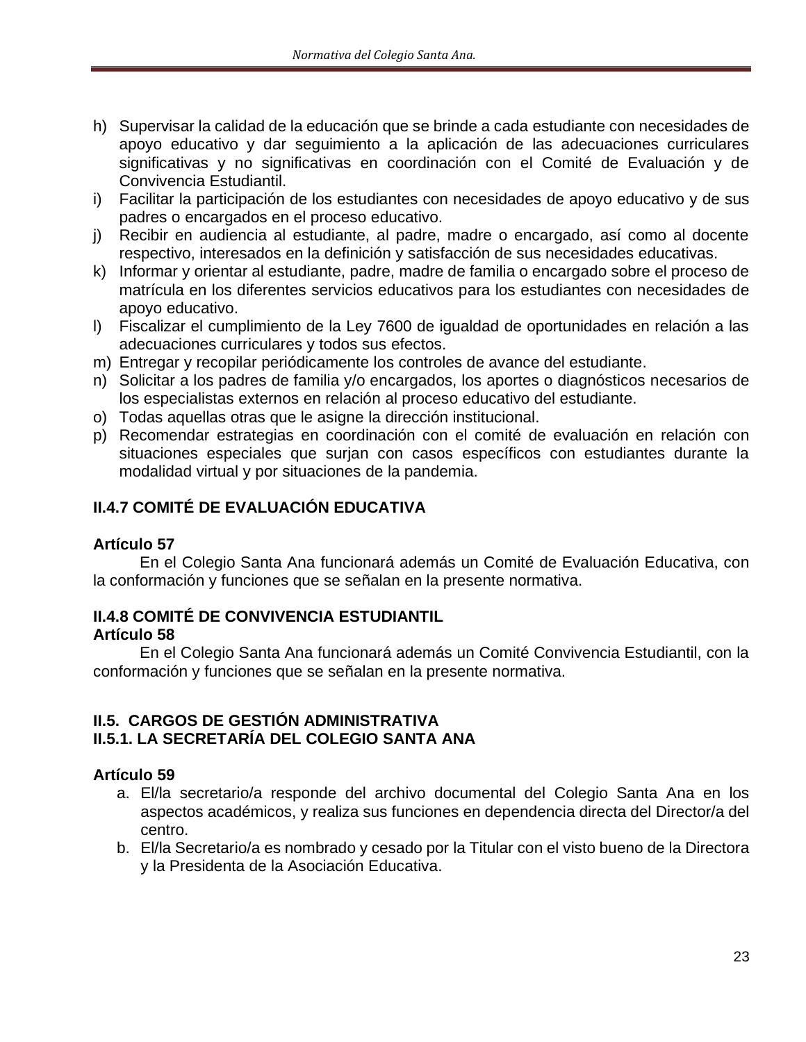h) Supervisar la calidad de la educación que se brinde a cada estudiante con necesidades de apoyo educativo y dar seguimiento a la aplicación de las adecuaciones curriculares significativas y no significativas en coordinación con el Comité de Evaluación y de Convivencia Estudiantil.
i) Facilitar la participación de los estudiantes con necesidades de apoyo educativo y de sus padres o encargados en el proceso educativo.
j) Recibir en audiencia al estudiante, al padre, madre o encargado, así como al docente respectivo, interesados en la definición y satisfacción de sus necesidades educativas.
k) Informar y orientar al estudiante, padre, madre de familia o encargado sobre el proceso de matrícula en los diferentes servicios educativos para los estudiantes con necesidades de apoyo educativo.
l) Fiscalizar el cumplimiento de la Ley 7600 de igualdad de oportunidades en relación a las adecuaciones curriculares y todos sus efectos.
m) Entregar y recopilar periódicamente los controles de avance del estudiante.
n) Solicitar a los padres de familia y/o encargados, los aportes o diagnósticos necesarios de los especialistas externos en relación al proceso educativo del estudiante.
o) Todas aquellas otras que le asigne la dirección institucional.
p) Recomendar estrategias en coordinación con el comité de evaluación en relación con situaciones especiales que surjan con casos específicos con estudiantes durante la modalidad virtual y por situaciones de la pandemia.

### II.4.7 COMITÉ DE EVALUACIÓN EDUCATIVA

**Artículo 57**

En el Colegio Santa Ana funcionará además un Comité de Evaluación Educativa, con la conformación y funciones que se señalan en la presente normativa.

### II.4.8 COMITÉ DE CONVIVENCIA ESTUDIANTIL

**Artículo 58**

En el Colegio Santa Ana funcionará además un Comité Convivencia Estudiantil, con la conformación y funciones que se señalan en la presente normativa.

## II.5. CARGOS DE GESTIÓN ADMINISTRATIVA

### II.5.1. LA SECRETARÍA DEL COLEGIO SANTA ANA

**Artículo 59**

a. El/la secretario/a responde del archivo documental del Colegio Santa Ana en los aspectos académicos, y realiza sus funciones en dependencia directa del Director/a del centro.
b. El/la Secretario/a es nombrado y cesado por la Titular con el visto bueno de la Directora y la Presidenta de la Asociación Educativa.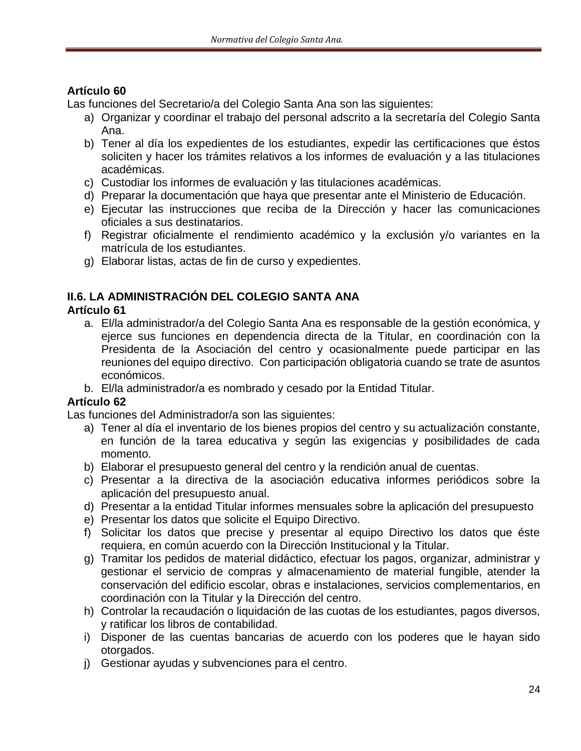**Artículo 60**

Las funciones del Secretario/a del Colegio Santa Ana son las siguientes:

a) Organizar y coordinar el trabajo del personal adscrito a la secretaría del Colegio Santa Ana.
b) Tener al día los expedientes de los estudiantes, expedir las certificaciones que éstos soliciten y hacer los trámites relativos a los informes de evaluación y a las titulaciones académicas.
c) Custodiar los informes de evaluación y las titulaciones académicas.
d) Preparar la documentación que haya que presentar ante el Ministerio de Educación.
e) Ejecutar las instrucciones que reciba de la Dirección y hacer las comunicaciones oficiales a sus destinatarios.
f) Registrar oficialmente el rendimiento académico y la exclusión y/o variantes en la matrícula de los estudiantes.
g) Elaborar listas, actas de fin de curso y expedientes.

## II.6. LA ADMINISTRACIÓN DEL COLEGIO SANTA ANA

**Artículo 61**

a. El/la administrador/a del Colegio Santa Ana es responsable de la gestión económica, y ejerce sus funciones en dependencia directa de la Titular, en coordinación con la Presidenta de la Asociación del centro y ocasionalmente puede participar en las reuniones del equipo directivo. Con participación obligatoria cuando se trate de asuntos económicos.
b. El/la administrador/a es nombrado y cesado por la Entidad Titular.

**Artículo 62**

Las funciones del Administrador/a son las siguientes:

a) Tener al día el inventario de los bienes propios del centro y su actualización constante, en función de la tarea educativa y según las exigencias y posibilidades de cada momento.
b) Elaborar el presupuesto general del centro y la rendición anual de cuentas.
c) Presentar a la directiva de la asociación educativa informes periódicos sobre la aplicación del presupuesto anual.
d) Presentar a la entidad Titular informes mensuales sobre la aplicación del presupuesto
e) Presentar los datos que solicite el Equipo Directivo.
f) Solicitar los datos que precise y presentar al equipo Directivo los datos que éste requiera, en común acuerdo con la Dirección Institucional y la Titular.
g) Tramitar los pedidos de material didáctico, efectuar los pagos, organizar, administrar y gestionar el servicio de compras y almacenamiento de material fungible, atender la conservación del edificio escolar, obras e instalaciones, servicios complementarios, en coordinación con la Titular y la Dirección del centro.
h) Controlar la recaudación o liquidación de las cuotas de los estudiantes, pagos diversos, y ratificar los libros de contabilidad.
i) Disponer de las cuentas bancarias de acuerdo con los poderes que le hayan sido otorgados.
j) Gestionar ayudas y subvenciones para el centro.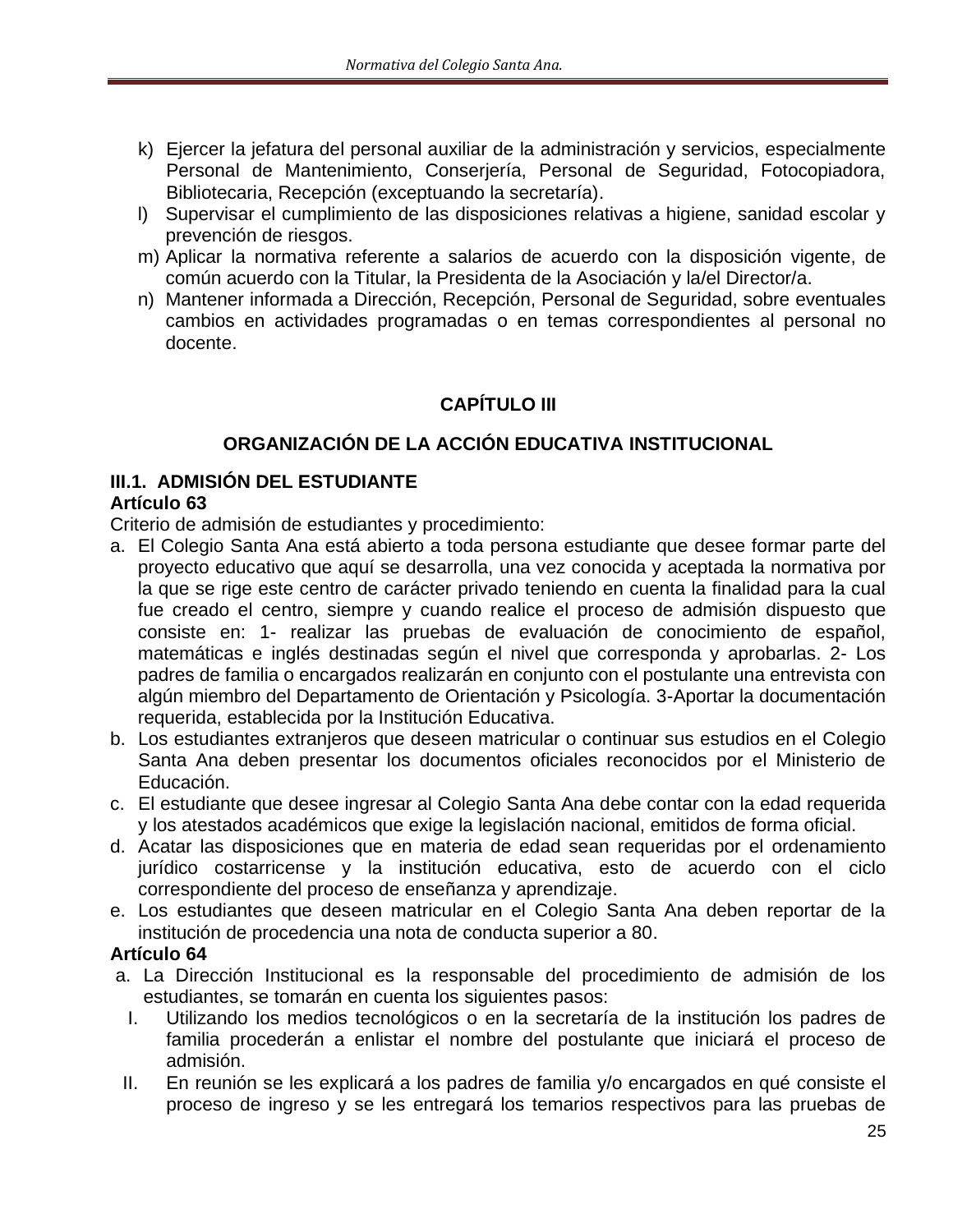k) Ejercer la jefatura del personal auxiliar de la administración y servicios, especialmente Personal de Mantenimiento, Conserjería, Personal de Seguridad, Fotocopiadora, Bibliotecaria, Recepción (exceptuando la secretaría).
l) Supervisar el cumplimiento de las disposiciones relativas a higiene, sanidad escolar y prevención de riesgos.
m) Aplicar la normativa referente a salarios de acuerdo con la disposición vigente, de común acuerdo con la Titular, la Presidenta de la Asociación y la/el Director/a.
n) Mantener informada a Dirección, Recepción, Personal de Seguridad, sobre eventuales cambios en actividades programadas o en temas correspondientes al personal no docente.

# CAPÍTULO III

## ORGANIZACIÓN DE LA ACCIÓN EDUCATIVA INSTITUCIONAL

### III.1. ADMISIÓN DEL ESTUDIANTE

**Artículo 63**

Criterio de admisión de estudiantes y procedimiento:

a. El Colegio Santa Ana está abierto a toda persona estudiante que desee formar parte del proyecto educativo que aquí se desarrolla, una vez conocida y aceptada la normativa por la que se rige este centro de carácter privado teniendo en cuenta la finalidad para la cual fue creado el centro, siempre y cuando realice el proceso de admisión dispuesto que consiste en: 1- realizar las pruebas de evaluación de conocimiento de español, matemáticas e inglés destinadas según el nivel que corresponda y aprobarlas. 2- Los padres de familia o encargados realizarán en conjunto con el postulante una entrevista con algún miembro del Departamento de Orientación y Psicología. 3-Aportar la documentación requerida, establecida por la Institución Educativa.
b. Los estudiantes extranjeros que deseen matricular o continuar sus estudios en el Colegio Santa Ana deben presentar los documentos oficiales reconocidos por el Ministerio de Educación.
c. El estudiante que desee ingresar al Colegio Santa Ana debe contar con la edad requerida y los atestados académicos que exige la legislación nacional, emitidos de forma oficial.
d. Acatar las disposiciones que en materia de edad sean requeridas por el ordenamiento jurídico costarricense y la institución educativa, esto de acuerdo con el ciclo correspondiente del proceso de enseñanza y aprendizaje.
e. Los estudiantes que deseen matricular en el Colegio Santa Ana deben reportar de la institución de procedencia una nota de conducta superior a 80.

**Artículo 64**

a. La Dirección Institucional es la responsable del procedimiento de admisión de los estudiantes, se tomarán en cuenta los siguientes pasos:
   I. Utilizando los medios tecnológicos o en la secretaría de la institución los padres de familia procederán a enlistar el nombre del postulante que iniciará el proceso de admisión.
   II. En reunión se les explicará a los padres de familia y/o encargados en qué consiste el proceso de ingreso y se les entregará los temarios respectivos para las pruebas de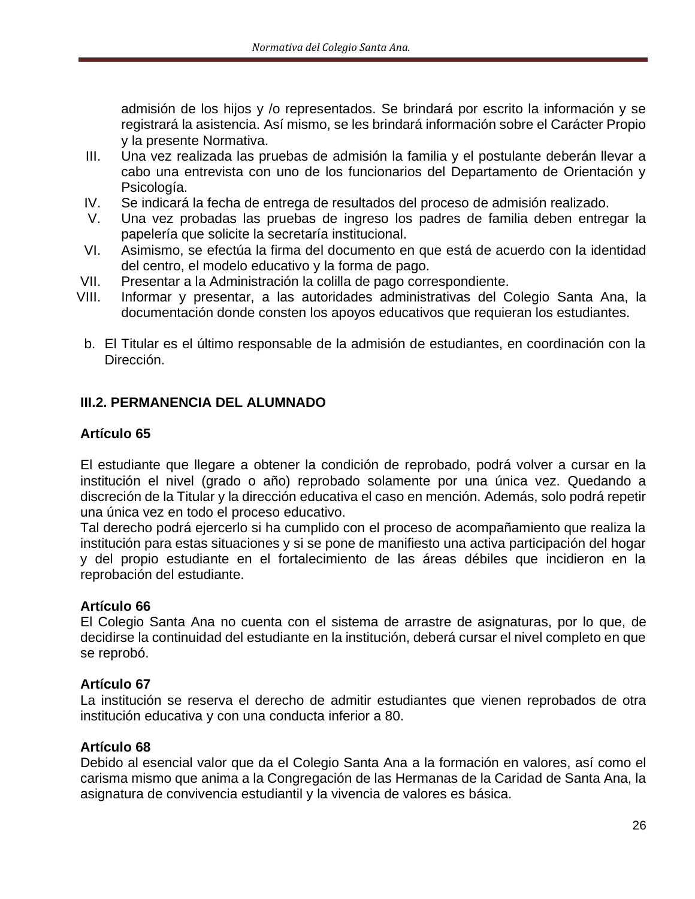admisión de los hijos y /o representados. Se brindará por escrito la información y se registrará la asistencia. Así mismo, se les brindará información sobre el Carácter Propio y la presente Normativa.

III. Una vez realizada las pruebas de admisión la familia y el postulante deberán llevar a cabo una entrevista con uno de los funcionarios del Departamento de Orientación y Psicología.
IV. Se indicará la fecha de entrega de resultados del proceso de admisión realizado.
V. Una vez probadas las pruebas de ingreso los padres de familia deben entregar la papelería que solicite la secretaría institucional.
VI. Asimismo, se efectúa la firma del documento en que está de acuerdo con la identidad del centro, el modelo educativo y la forma de pago.
VII. Presentar a la Administración la colilla de pago correspondiente.
VIII. Informar y presentar, a las autoridades administrativas del Colegio Santa Ana, la documentación donde consten los apoyos educativos que requieran los estudiantes.

b. El Titular es el último responsable de la admisión de estudiantes, en coordinación con la Dirección.

### III.2. PERMANENCIA DEL ALUMNADO

**Artículo 65**

El estudiante que llegare a obtener la condición de reprobado, podrá volver a cursar en la institución el nivel (grado o año) reprobado solamente por una única vez. Quedando a discreción de la Titular y la dirección educativa el caso en mención. Además, solo podrá repetir una única vez en todo el proceso educativo.
Tal derecho podrá ejercerlo si ha cumplido con el proceso de acompañamiento que realiza la institución para estas situaciones y si se pone de manifiesto una activa participación del hogar y del propio estudiante en el fortalecimiento de las áreas débiles que incidieron en la reprobación del estudiante.

**Artículo 66**
El Colegio Santa Ana no cuenta con el sistema de arrastre de asignaturas, por lo que, de decidirse la continuidad del estudiante en la institución, deberá cursar el nivel completo en que se reprobó.

**Artículo 67**
La institución se reserva el derecho de admitir estudiantes que vienen reprobados de otra institución educativa y con una conducta inferior a 80.

**Artículo 68**
Debido al esencial valor que da el Colegio Santa Ana a la formación en valores, así como el carisma mismo que anima a la Congregación de las Hermanas de la Caridad de Santa Ana, la asignatura de convivencia estudiantil y la vivencia de valores es básica.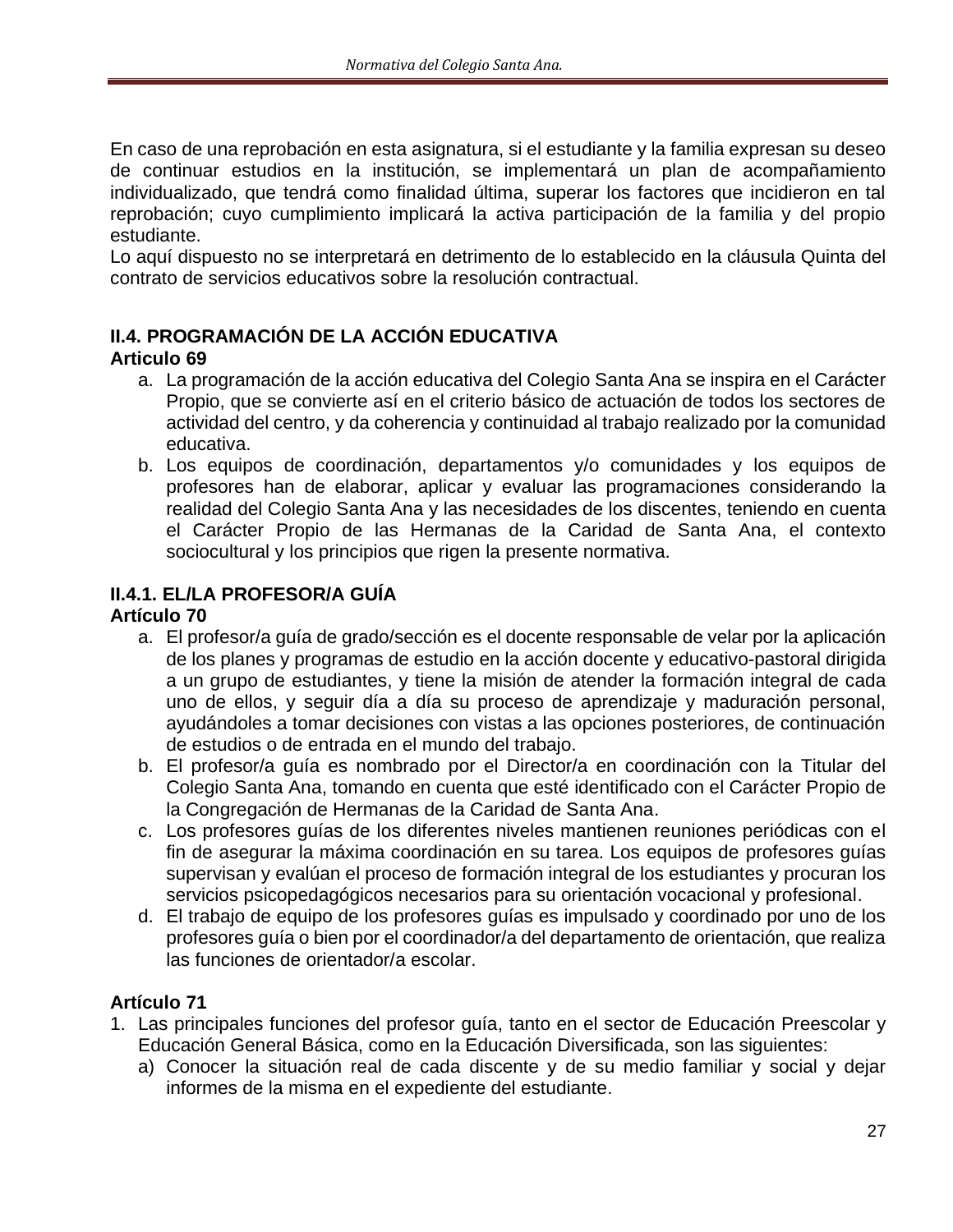En caso de una reprobación en esta asignatura, si el estudiante y la familia expresan su deseo de continuar estudios en la institución, se implementará un plan de acompañamiento individualizado, que tendrá como finalidad última, superar los factores que incidieron en tal reprobación; cuyo cumplimiento implicará la activa participación de la familia y del propio estudiante.

Lo aquí dispuesto no se interpretará en detrimento de lo establecido en la cláusula Quinta del contrato de servicios educativos sobre la resolución contractual.

## II.4. PROGRAMACIÓN DE LA ACCIÓN EDUCATIVA

**Articulo 69**

a. La programación de la acción educativa del Colegio Santa Ana se inspira en el Carácter Propio, que se convierte así en el criterio básico de actuación de todos los sectores de actividad del centro, y da coherencia y continuidad al trabajo realizado por la comunidad educativa.
b. Los equipos de coordinación, departamentos y/o comunidades y los equipos de profesores han de elaborar, aplicar y evaluar las programaciones considerando la realidad del Colegio Santa Ana y las necesidades de los discentes, teniendo en cuenta el Carácter Propio de las Hermanas de la Caridad de Santa Ana, el contexto sociocultural y los principios que rigen la presente normativa.

### II.4.1. EL/LA PROFESOR/A GUÍA

**Artículo 70**

a. El profesor/a guía de grado/sección es el docente responsable de velar por la aplicación de los planes y programas de estudio en la acción docente y educativo-pastoral dirigida a un grupo de estudiantes, y tiene la misión de atender la formación integral de cada uno de ellos, y seguir día a día su proceso de aprendizaje y maduración personal, ayudándoles a tomar decisiones con vistas a las opciones posteriores, de continuación de estudios o de entrada en el mundo del trabajo.
b. El profesor/a guía es nombrado por el Director/a en coordinación con la Titular del Colegio Santa Ana, tomando en cuenta que esté identificado con el Carácter Propio de la Congregación de Hermanas de la Caridad de Santa Ana.
c. Los profesores guías de los diferentes niveles mantienen reuniones periódicas con el fin de asegurar la máxima coordinación en su tarea. Los equipos de profesores guías supervisan y evalúan el proceso de formación integral de los estudiantes y procuran los servicios psicopedagógicos necesarios para su orientación vocacional y profesional.
d. El trabajo de equipo de los profesores guías es impulsado y coordinado por uno de los profesores guía o bien por el coordinador/a del departamento de orientación, que realiza las funciones de orientador/a escolar.

**Artículo 71**

1. Las principales funciones del profesor guía, tanto en el sector de Educación Preescolar y Educación General Básica, como en la Educación Diversificada, son las siguientes:
   a) Conocer la situación real de cada discente y de su medio familiar y social y dejar informes de la misma en el expediente del estudiante.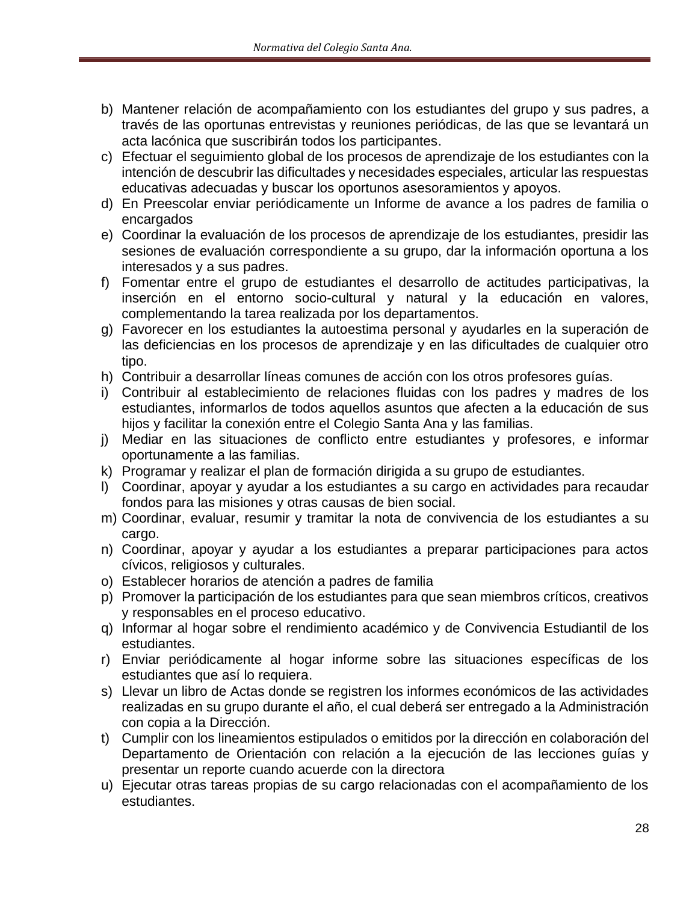b) Mantener relación de acompañamiento con los estudiantes del grupo y sus padres, a través de las oportunas entrevistas y reuniones periódicas, de las que se levantará un acta lacónica que suscribirán todos los participantes.
c) Efectuar el seguimiento global de los procesos de aprendizaje de los estudiantes con la intención de descubrir las dificultades y necesidades especiales, articular las respuestas educativas adecuadas y buscar los oportunos asesoramientos y apoyos.
d) En Preescolar enviar periódicamente un Informe de avance a los padres de familia o encargados
e) Coordinar la evaluación de los procesos de aprendizaje de los estudiantes, presidir las sesiones de evaluación correspondiente a su grupo, dar la información oportuna a los interesados y a sus padres.
f) Fomentar entre el grupo de estudiantes el desarrollo de actitudes participativas, la inserción en el entorno socio-cultural y natural y la educación en valores, complementando la tarea realizada por los departamentos.
g) Favorecer en los estudiantes la autoestima personal y ayudarles en la superación de las deficiencias en los procesos de aprendizaje y en las dificultades de cualquier otro tipo.
h) Contribuir a desarrollar líneas comunes de acción con los otros profesores guías.
i) Contribuir al establecimiento de relaciones fluidas con los padres y madres de los estudiantes, informarlos de todos aquellos asuntos que afecten a la educación de sus hijos y facilitar la conexión entre el Colegio Santa Ana y las familias.
j) Mediar en las situaciones de conflicto entre estudiantes y profesores, e informar oportunamente a las familias.
k) Programar y realizar el plan de formación dirigida a su grupo de estudiantes.
l) Coordinar, apoyar y ayudar a los estudiantes a su cargo en actividades para recaudar fondos para las misiones y otras causas de bien social.
m) Coordinar, evaluar, resumir y tramitar la nota de convivencia de los estudiantes a su cargo.
n) Coordinar, apoyar y ayudar a los estudiantes a preparar participaciones para actos cívicos, religiosos y culturales.
o) Establecer horarios de atención a padres de familia
p) Promover la participación de los estudiantes para que sean miembros críticos, creativos y responsables en el proceso educativo.
q) Informar al hogar sobre el rendimiento académico y de Convivencia Estudiantil de los estudiantes.
r) Enviar periódicamente al hogar informe sobre las situaciones específicas de los estudiantes que así lo requiera.
s) Llevar un libro de Actas donde se registren los informes económicos de las actividades realizadas en su grupo durante el año, el cual deberá ser entregado a la Administración con copia a la Dirección.
t) Cumplir con los lineamientos estipulados o emitidos por la dirección en colaboración del Departamento de Orientación con relación a la ejecución de las lecciones guías y presentar un reporte cuando acuerde con la directora
u) Ejecutar otras tareas propias de su cargo relacionadas con el acompañamiento de los estudiantes.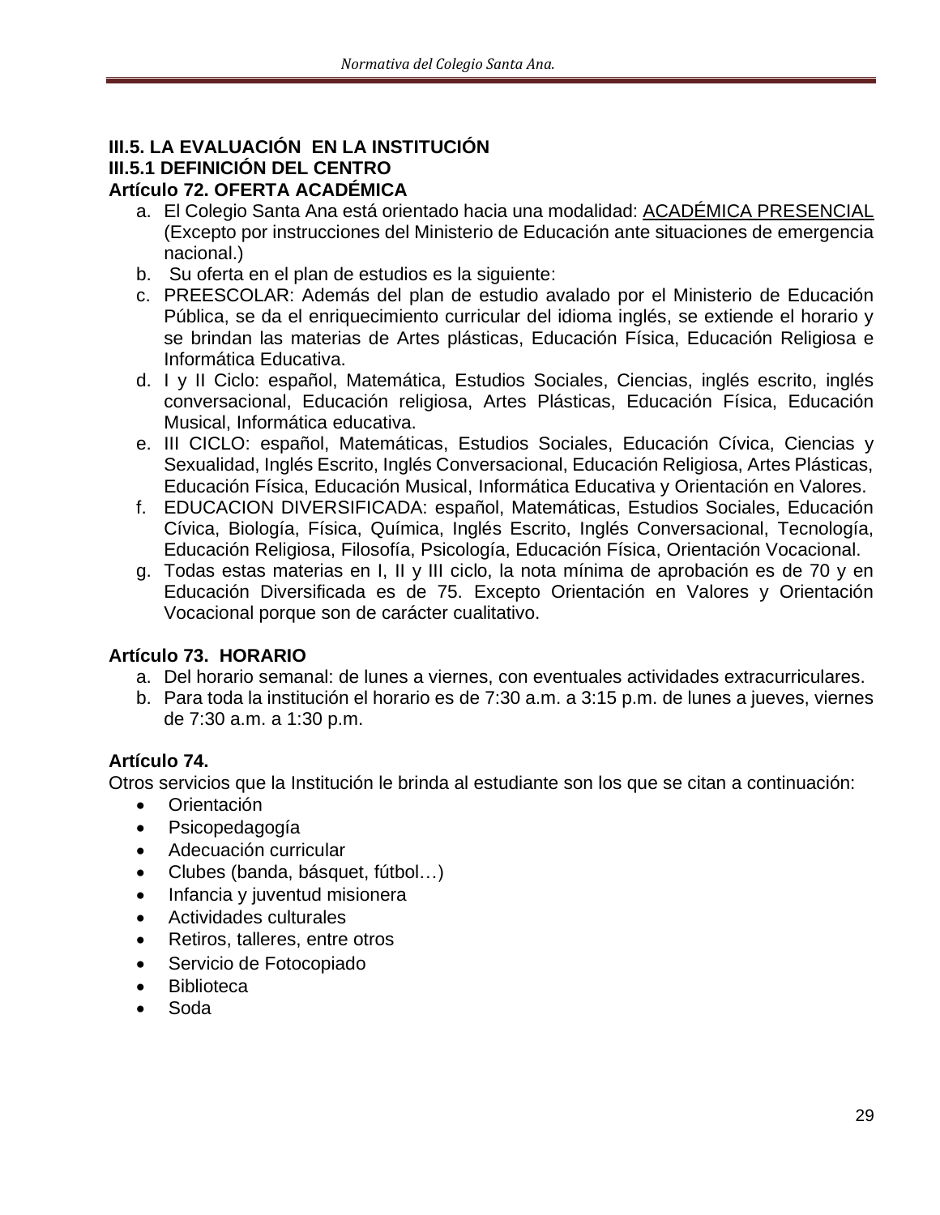**III.5. LA EVALUACIÓN EN LA INSTITUCIÓN**

**III.5.1 DEFINICIÓN DEL CENTRO**

**Artículo 72. OFERTA ACADÉMICA**

a. El Colegio Santa Ana está orientado hacia una modalidad: <u>ACADÉMICA PRESENCIAL</u> (Excepto por instrucciones del Ministerio de Educación ante situaciones de emergencia nacional.)
b. Su oferta en el plan de estudios es la siguiente:
c. PREESCOLAR: Además del plan de estudio avalado por el Ministerio de Educación Pública, se da el enriquecimiento curricular del idioma inglés, se extiende el horario y se brindan las materias de Artes plásticas, Educación Física, Educación Religiosa e Informática Educativa.
d. I y II Ciclo: español, Matemática, Estudios Sociales, Ciencias, inglés escrito, inglés conversacional, Educación religiosa, Artes Plásticas, Educación Física, Educación Musical, Informática educativa.
e. III CICLO: español, Matemáticas, Estudios Sociales, Educación Cívica, Ciencias y Sexualidad, Inglés Escrito, Inglés Conversacional, Educación Religiosa, Artes Plásticas, Educación Física, Educación Musical, Informática Educativa y Orientación en Valores.
f. EDUCACION DIVERSIFICADA: español, Matemáticas, Estudios Sociales, Educación Cívica, Biología, Física, Química, Inglés Escrito, Inglés Conversacional, Tecnología, Educación Religiosa, Filosofía, Psicología, Educación Física, Orientación Vocacional.
g. Todas estas materias en I, II y III ciclo, la nota mínima de aprobación es de 70 y en Educación Diversificada es de 75. Excepto Orientación en Valores y Orientación Vocacional porque son de carácter cualitativo.

**Artículo 73. HORARIO**

a. Del horario semanal: de lunes a viernes, con eventuales actividades extracurriculares.
b. Para toda la institución el horario es de 7:30 a.m. a 3:15 p.m. de lunes a jueves, viernes de 7:30 a.m. a 1:30 p.m.

**Artículo 74.**

Otros servicios que la Institución le brinda al estudiante son los que se citan a continuación:

- Orientación
- Psicopedagogía
- Adecuación curricular
- Clubes (banda, básquet, fútbol…)
- Infancia y juventud misionera
- Actividades culturales
- Retiros, talleres, entre otros
- Servicio de Fotocopiado
- Biblioteca
- Soda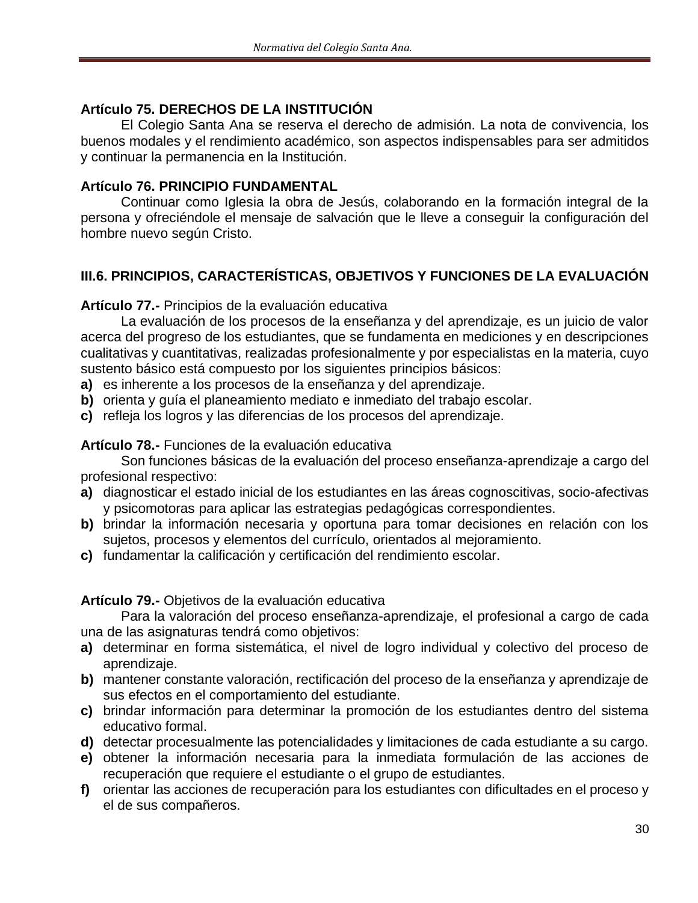**Artículo 75. DERECHOS DE LA INSTITUCIÓN**

El Colegio Santa Ana se reserva el derecho de admisión. La nota de convivencia, los buenos modales y el rendimiento académico, son aspectos indispensables para ser admitidos y continuar la permanencia en la Institución.

**Artículo 76. PRINCIPIO FUNDAMENTAL**

Continuar como Iglesia la obra de Jesús, colaborando en la formación integral de la persona y ofreciéndole el mensaje de salvación que le lleve a conseguir la configuración del hombre nuevo según Cristo.

## III.6. PRINCIPIOS, CARACTERÍSTICAS, OBJETIVOS Y FUNCIONES DE LA EVALUACIÓN

**Artículo 77.-** Principios de la evaluación educativa

La evaluación de los procesos de la enseñanza y del aprendizaje, es un juicio de valor acerca del progreso de los estudiantes, que se fundamenta en mediciones y en descripciones cualitativas y cuantitativas, realizadas profesionalmente y por especialistas en la materia, cuyo sustento básico está compuesto por los siguientes principios básicos:

**a)** es inherente a los procesos de la enseñanza y del aprendizaje.
**b)** orienta y guía el planeamiento mediato e inmediato del trabajo escolar.
**c)** refleja los logros y las diferencias de los procesos del aprendizaje.

**Artículo 78.-** Funciones de la evaluación educativa

Son funciones básicas de la evaluación del proceso enseñanza-aprendizaje a cargo del profesional respectivo:

**a)** diagnosticar el estado inicial de los estudiantes en las áreas cognoscitivas, socio-afectivas y psicomotoras para aplicar las estrategias pedagógicas correspondientes.
**b)** brindar la información necesaria y oportuna para tomar decisiones en relación con los sujetos, procesos y elementos del currículo, orientados al mejoramiento.
**c)** fundamentar la calificación y certificación del rendimiento escolar.

**Artículo 79.-** Objetivos de la evaluación educativa

Para la valoración del proceso enseñanza-aprendizaje, el profesional a cargo de cada una de las asignaturas tendrá como objetivos:

**a)** determinar en forma sistemática, el nivel de logro individual y colectivo del proceso de aprendizaje.
**b)** mantener constante valoración, rectificación del proceso de la enseñanza y aprendizaje de sus efectos en el comportamiento del estudiante.
**c)** brindar información para determinar la promoción de los estudiantes dentro del sistema educativo formal.
**d)** detectar procesualmente las potencialidades y limitaciones de cada estudiante a su cargo.
**e)** obtener la información necesaria para la inmediata formulación de las acciones de recuperación que requiere el estudiante o el grupo de estudiantes.
**f)** orientar las acciones de recuperación para los estudiantes con dificultades en el proceso y el de sus compañeros.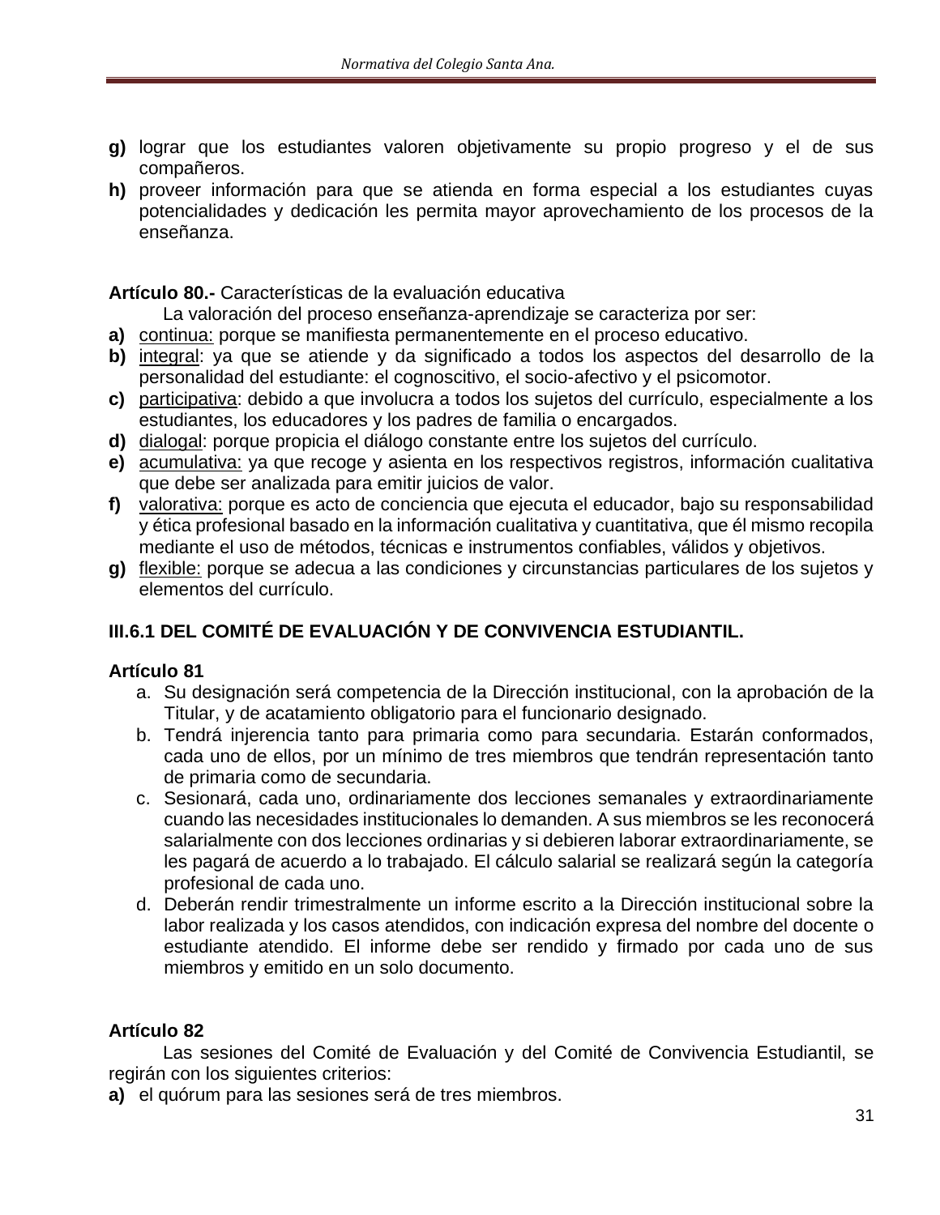**g)** lograr que los estudiantes valoren objetivamente su propio progreso y el de sus compañeros.

**h)** proveer información para que se atienda en forma especial a los estudiantes cuyas potencialidades y dedicación les permita mayor aprovechamiento de los procesos de la enseñanza.

**Artículo 80.-** Características de la evaluación educativa

La valoración del proceso enseñanza-aprendizaje se caracteriza por ser:

**a)** <u>continua:</u> porque se manifiesta permanentemente en el proceso educativo.

**b)** <u>integral</u>: ya que se atiende y da significado a todos los aspectos del desarrollo de la personalidad del estudiante: el cognoscitivo, el socio-afectivo y el psicomotor.

**c)** <u>participativa</u>: debido a que involucra a todos los sujetos del currículo, especialmente a los estudiantes, los educadores y los padres de familia o encargados.

**d)** <u>dialogal</u>: porque propicia el diálogo constante entre los sujetos del currículo.

**e)** <u>acumulativa:</u> ya que recoge y asienta en los respectivos registros, información cualitativa que debe ser analizada para emitir juicios de valor.

**f)** <u>valorativa:</u> porque es acto de conciencia que ejecuta el educador, bajo su responsabilidad y ética profesional basado en la información cualitativa y cuantitativa, que él mismo recopila mediante el uso de métodos, técnicas e instrumentos confiables, válidos y objetivos.

**g)** <u>flexible:</u> porque se adecua a las condiciones y circunstancias particulares de los sujetos y elementos del currículo.

### III.6.1 DEL COMITÉ DE EVALUACIÓN Y DE CONVIVENCIA ESTUDIANTIL.

**Artículo 81**

a. Su designación será competencia de la Dirección institucional, con la aprobación de la Titular, y de acatamiento obligatorio para el funcionario designado.
b. Tendrá injerencia tanto para primaria como para secundaria. Estarán conformados, cada uno de ellos, por un mínimo de tres miembros que tendrán representación tanto de primaria como de secundaria.
c. Sesionará, cada uno, ordinariamente dos lecciones semanales y extraordinariamente cuando las necesidades institucionales lo demanden. A sus miembros se les reconocerá salarialmente con dos lecciones ordinarias y si debieren laborar extraordinariamente, se les pagará de acuerdo a lo trabajado. El cálculo salarial se realizará según la categoría profesional de cada uno.
d. Deberán rendir trimestralmente un informe escrito a la Dirección institucional sobre la labor realizada y los casos atendidos, con indicación expresa del nombre del docente o estudiante atendido. El informe debe ser rendido y firmado por cada uno de sus miembros y emitido en un solo documento.

**Artículo 82**

Las sesiones del Comité de Evaluación y del Comité de Convivencia Estudiantil, se regirán con los siguientes criterios:

**a)** el quórum para las sesiones será de tres miembros.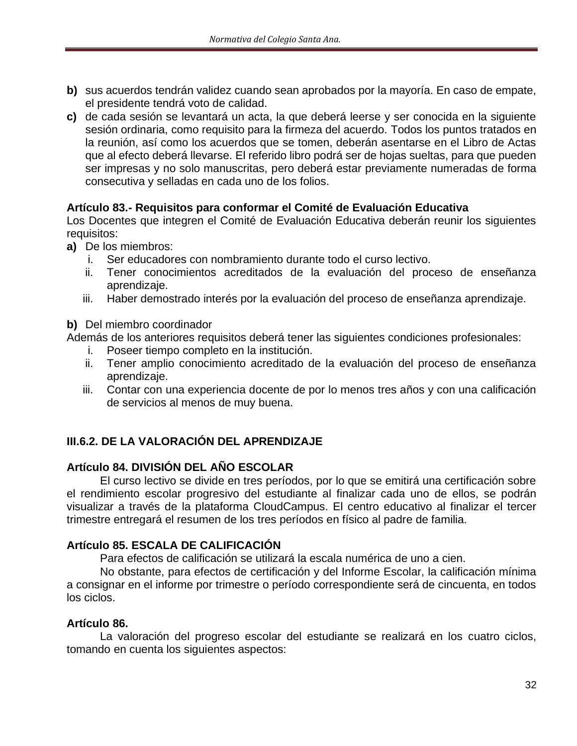**b)** sus acuerdos tendrán validez cuando sean aprobados por la mayoría. En caso de empate, el presidente tendrá voto de calidad.

**c)** de cada sesión se levantará un acta, la que deberá leerse y ser conocida en la siguiente sesión ordinaria, como requisito para la firmeza del acuerdo. Todos los puntos tratados en la reunión, así como los acuerdos que se tomen, deberán asentarse en el Libro de Actas que al efecto deberá llevarse. El referido libro podrá ser de hojas sueltas, para que pueden ser impresas y no solo manuscritas, pero deberá estar previamente numeradas de forma consecutiva y selladas en cada uno de los folios.

**Artículo 83.- Requisitos para conformar el Comité de Evaluación Educativa**

Los Docentes que integren el Comité de Evaluación Educativa deberán reunir los siguientes requisitos:

**a)** De los miembros:

i. Ser educadores con nombramiento durante todo el curso lectivo.

ii. Tener conocimientos acreditados de la evaluación del proceso de enseñanza aprendizaje.

iii. Haber demostrado interés por la evaluación del proceso de enseñanza aprendizaje.

**b)** Del miembro coordinador

Además de los anteriores requisitos deberá tener las siguientes condiciones profesionales:

i. Poseer tiempo completo en la institución.

ii. Tener amplio conocimiento acreditado de la evaluación del proceso de enseñanza aprendizaje.

iii. Contar con una experiencia docente de por lo menos tres años y con una calificación de servicios al menos de muy buena.

## III.6.2. DE LA VALORACIÓN DEL APRENDIZAJE

**Artículo 84. DIVISIÓN DEL AÑO ESCOLAR**

El curso lectivo se divide en tres períodos, por lo que se emitirá una certificación sobre el rendimiento escolar progresivo del estudiante al finalizar cada uno de ellos, se podrán visualizar a través de la plataforma CloudCampus. El centro educativo al finalizar el tercer trimestre entregará el resumen de los tres períodos en físico al padre de familia.

**Artículo 85. ESCALA DE CALIFICACIÓN**

Para efectos de calificación se utilizará la escala numérica de uno a cien.

No obstante, para efectos de certificación y del Informe Escolar, la calificación mínima a consignar en el informe por trimestre o período correspondiente será de cincuenta, en todos los ciclos.

**Artículo 86.**

La valoración del progreso escolar del estudiante se realizará en los cuatro ciclos, tomando en cuenta los siguientes aspectos: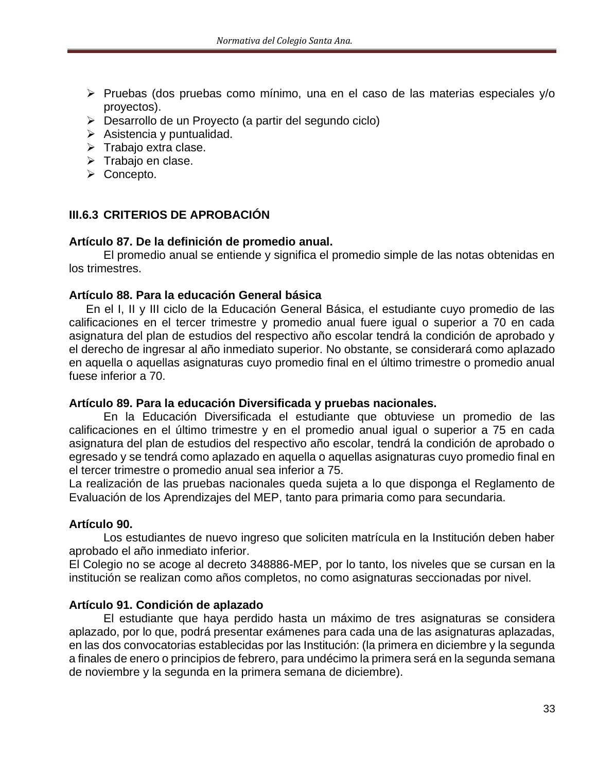- Pruebas (dos pruebas como mínimo, una en el caso de las materias especiales y/o proyectos).
- Desarrollo de un Proyecto (a partir del segundo ciclo)
- Asistencia y puntualidad.
- Trabajo extra clase.
- Trabajo en clase.
- Concepto.

### III.6.3 CRITERIOS DE APROBACIÓN

**Artículo 87. De la definición de promedio anual.**

El promedio anual se entiende y significa el promedio simple de las notas obtenidas en los trimestres.

**Artículo 88. Para la educación General básica**

En el I, II y III ciclo de la Educación General Básica, el estudiante cuyo promedio de las calificaciones en el tercer trimestre y promedio anual fuere igual o superior a 70 en cada asignatura del plan de estudios del respectivo año escolar tendrá la condición de aprobado y el derecho de ingresar al año inmediato superior. No obstante, se considerará como aplazado en aquella o aquellas asignaturas cuyo promedio final en el último trimestre o promedio anual fuese inferior a 70.

**Artículo 89. Para la educación Diversificada y pruebas nacionales.**

En la Educación Diversificada el estudiante que obtuviese un promedio de las calificaciones en el último trimestre y en el promedio anual igual o superior a 75 en cada asignatura del plan de estudios del respectivo año escolar, tendrá la condición de aprobado o egresado y se tendrá como aplazado en aquella o aquellas asignaturas cuyo promedio final en el tercer trimestre o promedio anual sea inferior a 75.

La realización de las pruebas nacionales queda sujeta a lo que disponga el Reglamento de Evaluación de los Aprendizajes del MEP, tanto para primaria como para secundaria.

**Artículo 90.**

Los estudiantes de nuevo ingreso que soliciten matrícula en la Institución deben haber aprobado el año inmediato inferior.

El Colegio no se acoge al decreto 348886-MEP, por lo tanto, los niveles que se cursan en la institución se realizan como años completos, no como asignaturas seccionadas por nivel.

**Artículo 91. Condición de aplazado**

El estudiante que haya perdido hasta un máximo de tres asignaturas se considera aplazado, por lo que, podrá presentar exámenes para cada una de las asignaturas aplazadas, en las dos convocatorias establecidas por las Institución: (la primera en diciembre y la segunda a finales de enero o principios de febrero, para undécimo la primera será en la segunda semana de noviembre y la segunda en la primera semana de diciembre).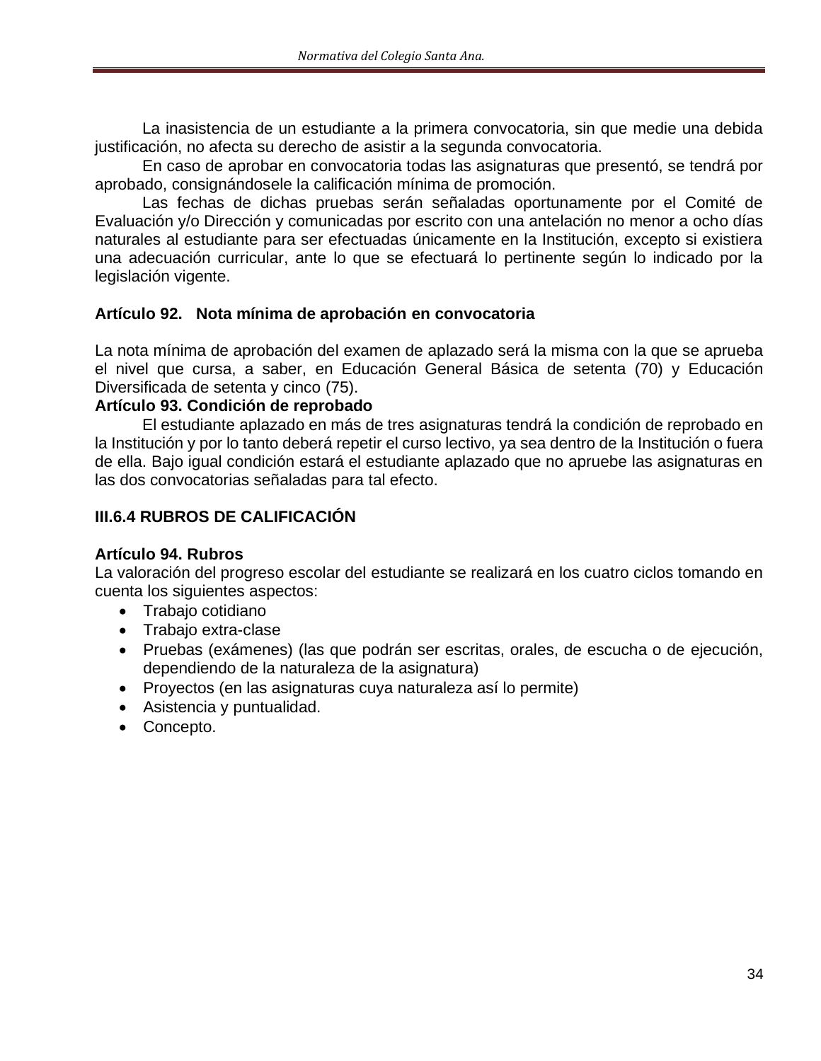La inasistencia de un estudiante a la primera convocatoria, sin que medie una debida justificación, no afecta su derecho de asistir a la segunda convocatoria.

En caso de aprobar en convocatoria todas las asignaturas que presentó, se tendrá por aprobado, consignándosele la calificación mínima de promoción.

Las fechas de dichas pruebas serán señaladas oportunamente por el Comité de Evaluación y/o Dirección y comunicadas por escrito con una antelación no menor a ocho días naturales al estudiante para ser efectuadas únicamente en la Institución, excepto si existiera una adecuación curricular, ante lo que se efectuará lo pertinente según lo indicado por la legislación vigente.

**Artículo 92. Nota mínima de aprobación en convocatoria**

La nota mínima de aprobación del examen de aplazado será la misma con la que se aprueba el nivel que cursa, a saber, en Educación General Básica de setenta (70) y Educación Diversificada de setenta y cinco (75).

**Artículo 93. Condición de reprobado**

El estudiante aplazado en más de tres asignaturas tendrá la condición de reprobado en la Institución y por lo tanto deberá repetir el curso lectivo, ya sea dentro de la Institución o fuera de ella. Bajo igual condición estará el estudiante aplazado que no apruebe las asignaturas en las dos convocatorias señaladas para tal efecto.

### III.6.4 RUBROS DE CALIFICACIÓN

**Artículo 94. Rubros**

La valoración del progreso escolar del estudiante se realizará en los cuatro ciclos tomando en cuenta los siguientes aspectos:

- Trabajo cotidiano
- Trabajo extra-clase
- Pruebas (exámenes) (las que podrán ser escritas, orales, de escucha o de ejecución, dependiendo de la naturaleza de la asignatura)
- Proyectos (en las asignaturas cuya naturaleza así lo permite)
- Asistencia y puntualidad.
- Concepto.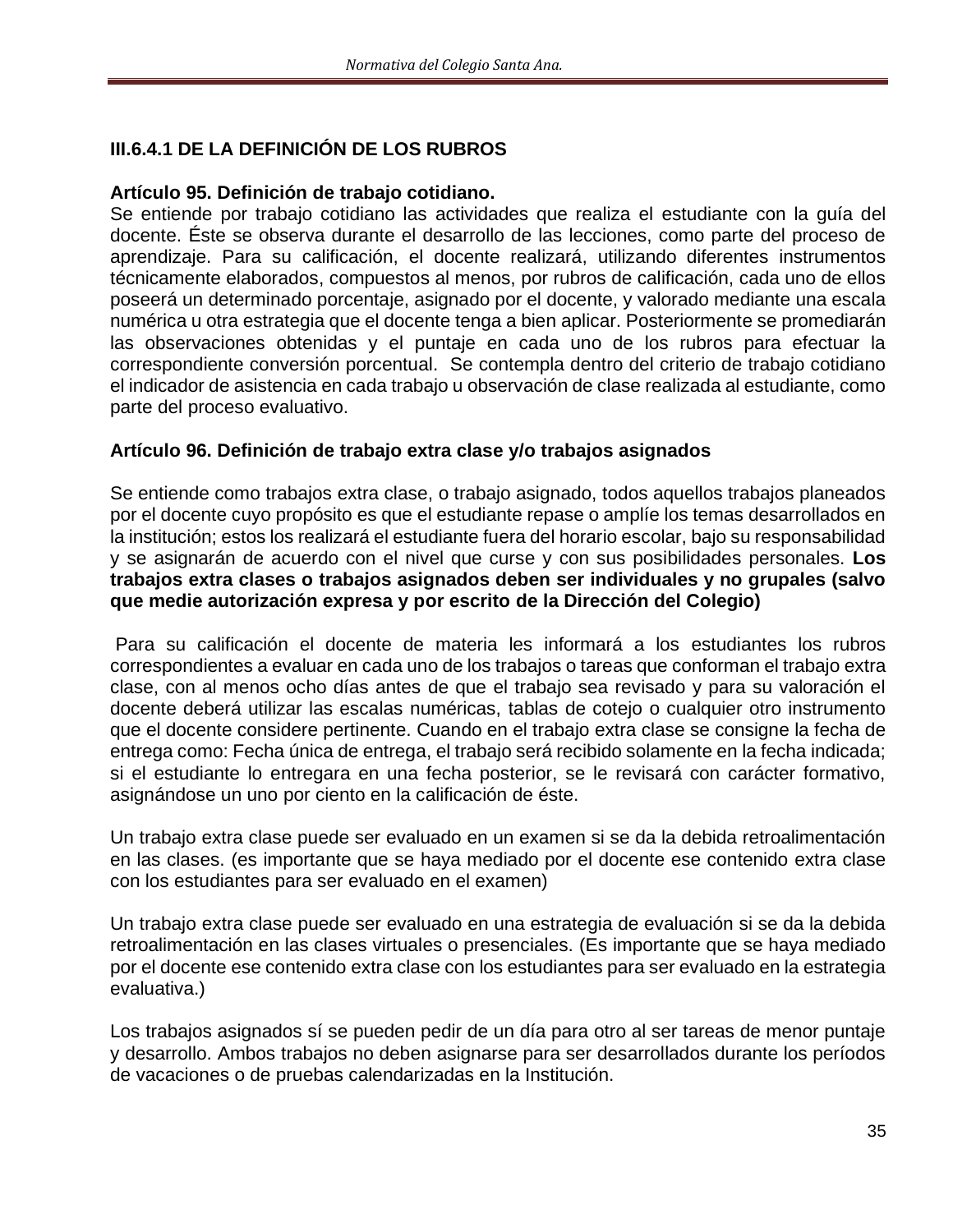### III.6.4.1 DE LA DEFINICIÓN DE LOS RUBROS

**Artículo 95. Definición de trabajo cotidiano.**

Se entiende por trabajo cotidiano las actividades que realiza el estudiante con la guía del docente. Éste se observa durante el desarrollo de las lecciones, como parte del proceso de aprendizaje. Para su calificación, el docente realizará, utilizando diferentes instrumentos técnicamente elaborados, compuestos al menos, por rubros de calificación, cada uno de ellos poseerá un determinado porcentaje, asignado por el docente, y valorado mediante una escala numérica u otra estrategia que el docente tenga a bien aplicar. Posteriormente se promediarán las observaciones obtenidas y el puntaje en cada uno de los rubros para efectuar la correspondiente conversión porcentual. Se contempla dentro del criterio de trabajo cotidiano el indicador de asistencia en cada trabajo u observación de clase realizada al estudiante, como parte del proceso evaluativo.

**Artículo 96. Definición de trabajo extra clase y/o trabajos asignados**

Se entiende como trabajos extra clase, o trabajo asignado, todos aquellos trabajos planeados por el docente cuyo propósito es que el estudiante repase o amplíe los temas desarrollados en la institución; estos los realizará el estudiante fuera del horario escolar, bajo su responsabilidad y se asignarán de acuerdo con el nivel que curse y con sus posibilidades personales. **Los trabajos extra clases o trabajos asignados deben ser individuales y no grupales (salvo que medie autorización expresa y por escrito de la Dirección del Colegio)**

Para su calificación el docente de materia les informará a los estudiantes los rubros correspondientes a evaluar en cada uno de los trabajos o tareas que conforman el trabajo extra clase, con al menos ocho días antes de que el trabajo sea revisado y para su valoración el docente deberá utilizar las escalas numéricas, tablas de cotejo o cualquier otro instrumento que el docente considere pertinente. Cuando en el trabajo extra clase se consigne la fecha de entrega como: Fecha única de entrega, el trabajo será recibido solamente en la fecha indicada; si el estudiante lo entregara en una fecha posterior, se le revisará con carácter formativo, asignándose un uno por ciento en la calificación de éste.

Un trabajo extra clase puede ser evaluado en un examen si se da la debida retroalimentación en las clases. (es importante que se haya mediado por el docente ese contenido extra clase con los estudiantes para ser evaluado en el examen)

Un trabajo extra clase puede ser evaluado en una estrategia de evaluación si se da la debida retroalimentación en las clases virtuales o presenciales. (Es importante que se haya mediado por el docente ese contenido extra clase con los estudiantes para ser evaluado en la estrategia evaluativa.)

Los trabajos asignados sí se pueden pedir de un día para otro al ser tareas de menor puntaje y desarrollo. Ambos trabajos no deben asignarse para ser desarrollados durante los períodos de vacaciones o de pruebas calendarizadas en la Institución.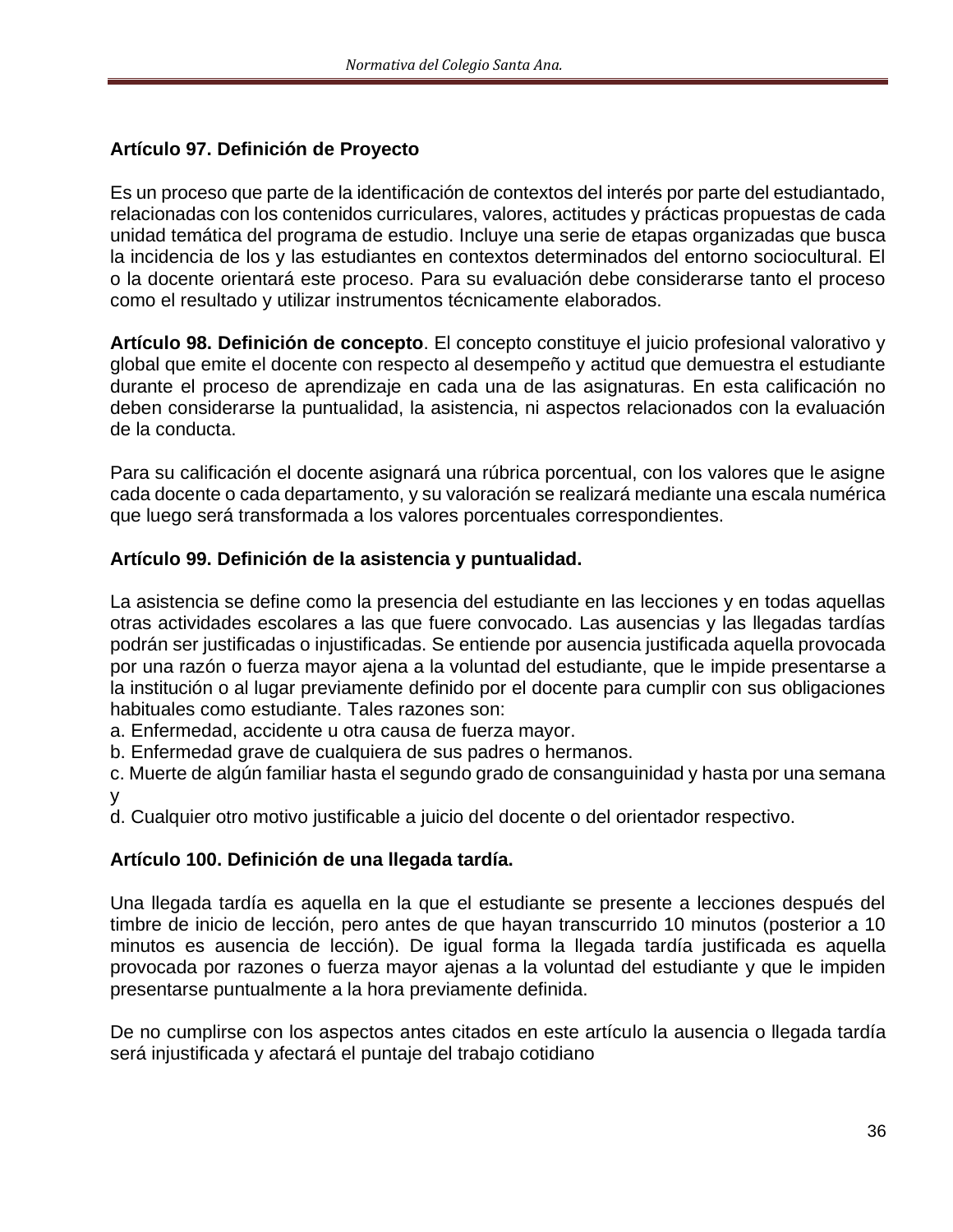**Artículo 97. Definición de Proyecto**

Es un proceso que parte de la identificación de contextos del interés por parte del estudiantado, relacionadas con los contenidos curriculares, valores, actitudes y prácticas propuestas de cada unidad temática del programa de estudio. Incluye una serie de etapas organizadas que busca la incidencia de los y las estudiantes en contextos determinados del entorno sociocultural. El o la docente orientará este proceso. Para su evaluación debe considerarse tanto el proceso como el resultado y utilizar instrumentos técnicamente elaborados.

**Artículo 98. Definición de concepto**. El concepto constituye el juicio profesional valorativo y global que emite el docente con respecto al desempeño y actitud que demuestra el estudiante durante el proceso de aprendizaje en cada una de las asignaturas. En esta calificación no deben considerarse la puntualidad, la asistencia, ni aspectos relacionados con la evaluación de la conducta.

Para su calificación el docente asignará una rúbrica porcentual, con los valores que le asigne cada docente o cada departamento, y su valoración se realizará mediante una escala numérica que luego será transformada a los valores porcentuales correspondientes.

**Artículo 99. Definición de la asistencia y puntualidad.**

La asistencia se define como la presencia del estudiante en las lecciones y en todas aquellas otras actividades escolares a las que fuere convocado. Las ausencias y las llegadas tardías podrán ser justificadas o injustificadas. Se entiende por ausencia justificada aquella provocada por una razón o fuerza mayor ajena a la voluntad del estudiante, que le impide presentarse a la institución o al lugar previamente definido por el docente para cumplir con sus obligaciones habituales como estudiante. Tales razones son:

a. Enfermedad, accidente u otra causa de fuerza mayor.
b. Enfermedad grave de cualquiera de sus padres o hermanos.
c. Muerte de algún familiar hasta el segundo grado de consanguinidad y hasta por una semana y
d. Cualquier otro motivo justificable a juicio del docente o del orientador respectivo.

**Artículo 100. Definición de una llegada tardía.**

Una llegada tardía es aquella en la que el estudiante se presente a lecciones después del timbre de inicio de lección, pero antes de que hayan transcurrido 10 minutos (posterior a 10 minutos es ausencia de lección). De igual forma la llegada tardía justificada es aquella provocada por razones o fuerza mayor ajenas a la voluntad del estudiante y que le impiden presentarse puntualmente a la hora previamente definida.

De no cumplirse con los aspectos antes citados en este artículo la ausencia o llegada tardía será injustificada y afectará el puntaje del trabajo cotidiano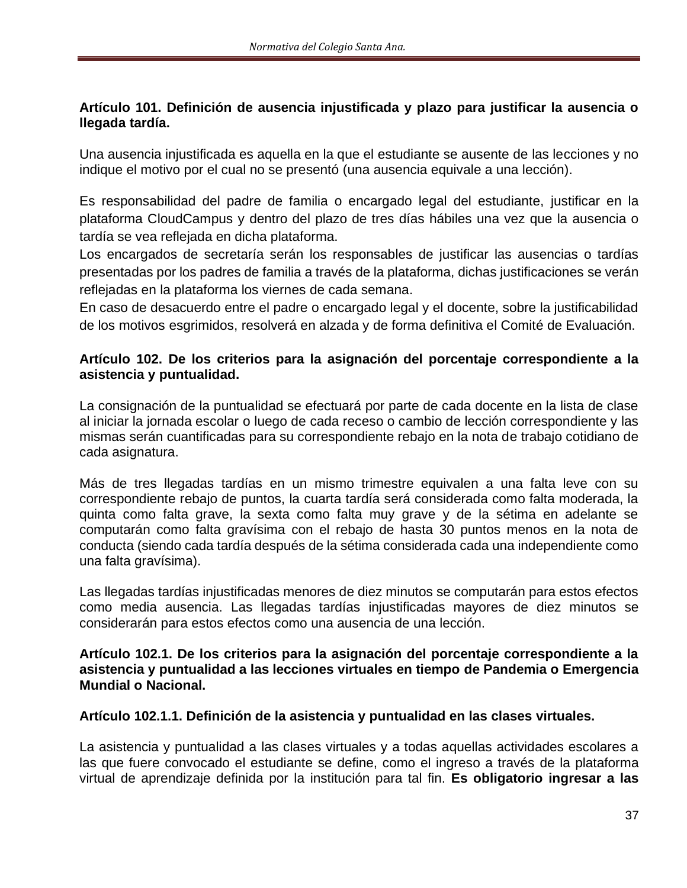**Artículo 101. Definición de ausencia injustificada y plazo para justificar la ausencia o llegada tardía.**

Una ausencia injustificada es aquella en la que el estudiante se ausente de las lecciones y no indique el motivo por el cual no se presentó (una ausencia equivale a una lección).

Es responsabilidad del padre de familia o encargado legal del estudiante, justificar en la plataforma CloudCampus y dentro del plazo de tres días hábiles una vez que la ausencia o tardía se vea reflejada en dicha plataforma.

Los encargados de secretaría serán los responsables de justificar las ausencias o tardías presentadas por los padres de familia a través de la plataforma, dichas justificaciones se verán reflejadas en la plataforma los viernes de cada semana.

En caso de desacuerdo entre el padre o encargado legal y el docente, sobre la justificabilidad de los motivos esgrimidos, resolverá en alzada y de forma definitiva el Comité de Evaluación.

**Artículo 102. De los criterios para la asignación del porcentaje correspondiente a la asistencia y puntualidad.**

La consignación de la puntualidad se efectuará por parte de cada docente en la lista de clase al iniciar la jornada escolar o luego de cada receso o cambio de lección correspondiente y las mismas serán cuantificadas para su correspondiente rebajo en la nota de trabajo cotidiano de cada asignatura.

Más de tres llegadas tardías en un mismo trimestre equivalen a una falta leve con su correspondiente rebajo de puntos, la cuarta tardía será considerada como falta moderada, la quinta como falta grave, la sexta como falta muy grave y de la sétima en adelante se computarán como falta gravísima con el rebajo de hasta 30 puntos menos en la nota de conducta (siendo cada tardía después de la sétima considerada cada una independiente como una falta gravísima).

Las llegadas tardías injustificadas menores de diez minutos se computarán para estos efectos como media ausencia. Las llegadas tardías injustificadas mayores de diez minutos se considerarán para estos efectos como una ausencia de una lección.

**Artículo 102.1. De los criterios para la asignación del porcentaje correspondiente a la asistencia y puntualidad a las lecciones virtuales en tiempo de Pandemia o Emergencia Mundial o Nacional.**

**Artículo 102.1.1. Definición de la asistencia y puntualidad en las clases virtuales.**

La asistencia y puntualidad a las clases virtuales y a todas aquellas actividades escolares a las que fuere convocado el estudiante se define, como el ingreso a través de la plataforma virtual de aprendizaje definida por la institución para tal fin. **Es obligatorio ingresar a las**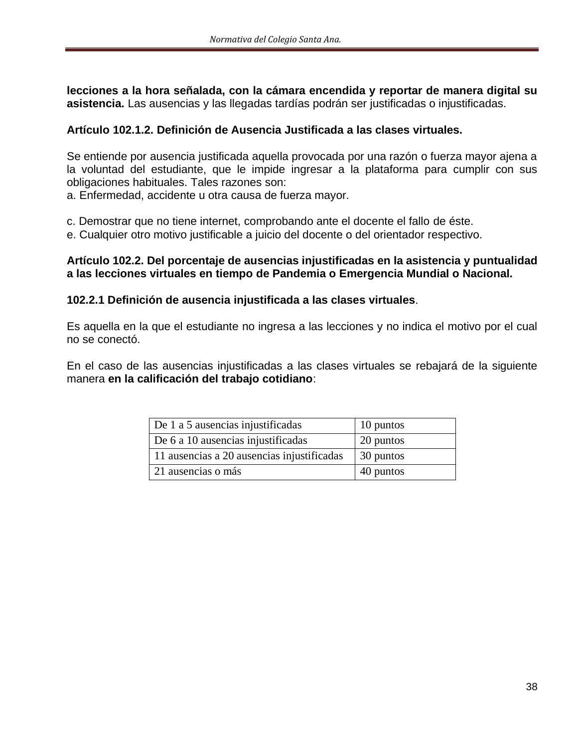**lecciones a la hora señalada, con la cámara encendida y reportar de manera digital su asistencia.** Las ausencias y las llegadas tardías podrán ser justificadas o injustificadas.

**Artículo 102.1.2. Definición de Ausencia Justificada a las clases virtuales.**

Se entiende por ausencia justificada aquella provocada por una razón o fuerza mayor ajena a la voluntad del estudiante, que le impide ingresar a la plataforma para cumplir con sus obligaciones habituales. Tales razones son:
a. Enfermedad, accidente u otra causa de fuerza mayor.

c. Demostrar que no tiene internet, comprobando ante el docente el fallo de éste.
e. Cualquier otro motivo justificable a juicio del docente o del orientador respectivo.

**Artículo 102.2. Del porcentaje de ausencias injustificadas en la asistencia y puntualidad a las lecciones virtuales en tiempo de Pandemia o Emergencia Mundial o Nacional.**

**102.2.1 Definición de ausencia injustificada a las clases virtuales**.

Es aquella en la que el estudiante no ingresa a las lecciones y no indica el motivo por el cual no se conectó.

En el caso de las ausencias injustificadas a las clases virtuales se rebajará de la siguiente manera **en la calificación del trabajo cotidiano**:

| | |
|---|---|
| De 1 a 5 ausencias injustificadas | 10 puntos |
| De 6 a 10 ausencias injustificadas | 20 puntos |
| 11 ausencias a 20 ausencias injustificadas | 30 puntos |
| 21 ausencias o más | 40 puntos |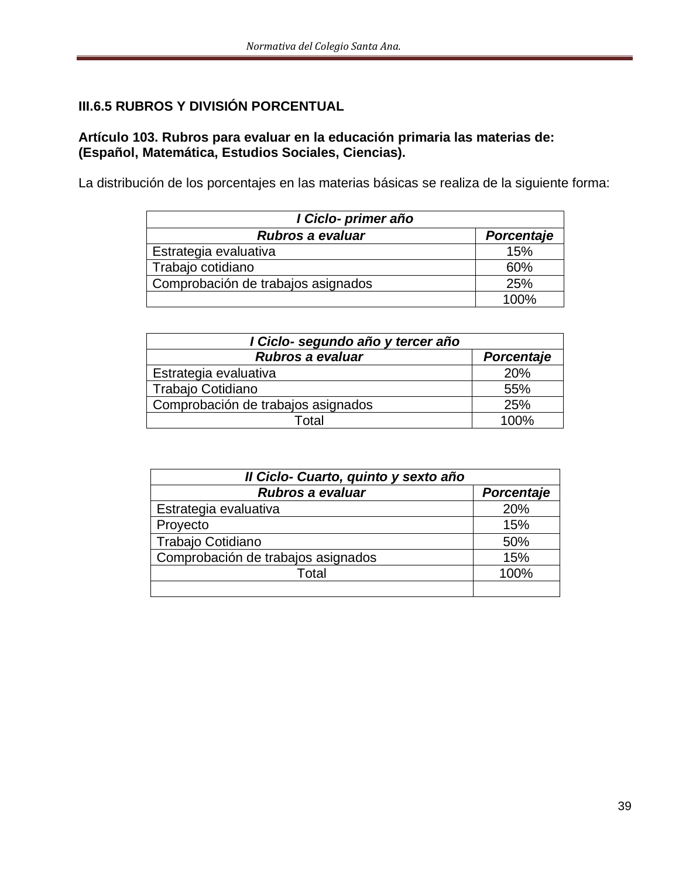### III.6.5 RUBROS Y DIVISIÓN PORCENTUAL

**Artículo 103. Rubros para evaluar en la educación primaria las materias de: (Español, Matemática, Estudios Sociales, Ciencias).**

La distribución de los porcentajes en las materias básicas se realiza de la siguiente forma:

| ***I Ciclo- primer año*** | |
|---|---|
| ***Rubros a evaluar*** | ***Porcentaje*** |
| Estrategia evaluativa | 15% |
| Trabajo cotidiano | 60% |
| Comprobación de trabajos asignados | 25% |
| | 100% |

| ***I Ciclo- segundo año y tercer año*** | |
|---|---|
| ***Rubros a evaluar*** | ***Porcentaje*** |
| Estrategia evaluativa | 20% |
| Trabajo Cotidiano | 55% |
| Comprobación de trabajos asignados | 25% |
| Total | 100% |

| ***II Ciclo- Cuarto, quinto y sexto año*** | |
|---|---|
| ***Rubros a evaluar*** | ***Porcentaje*** |
| Estrategia evaluativa | 20% |
| Proyecto | 15% |
| Trabajo Cotidiano | 50% |
| Comprobación de trabajos asignados | 15% |
| Total | 100% |
| | |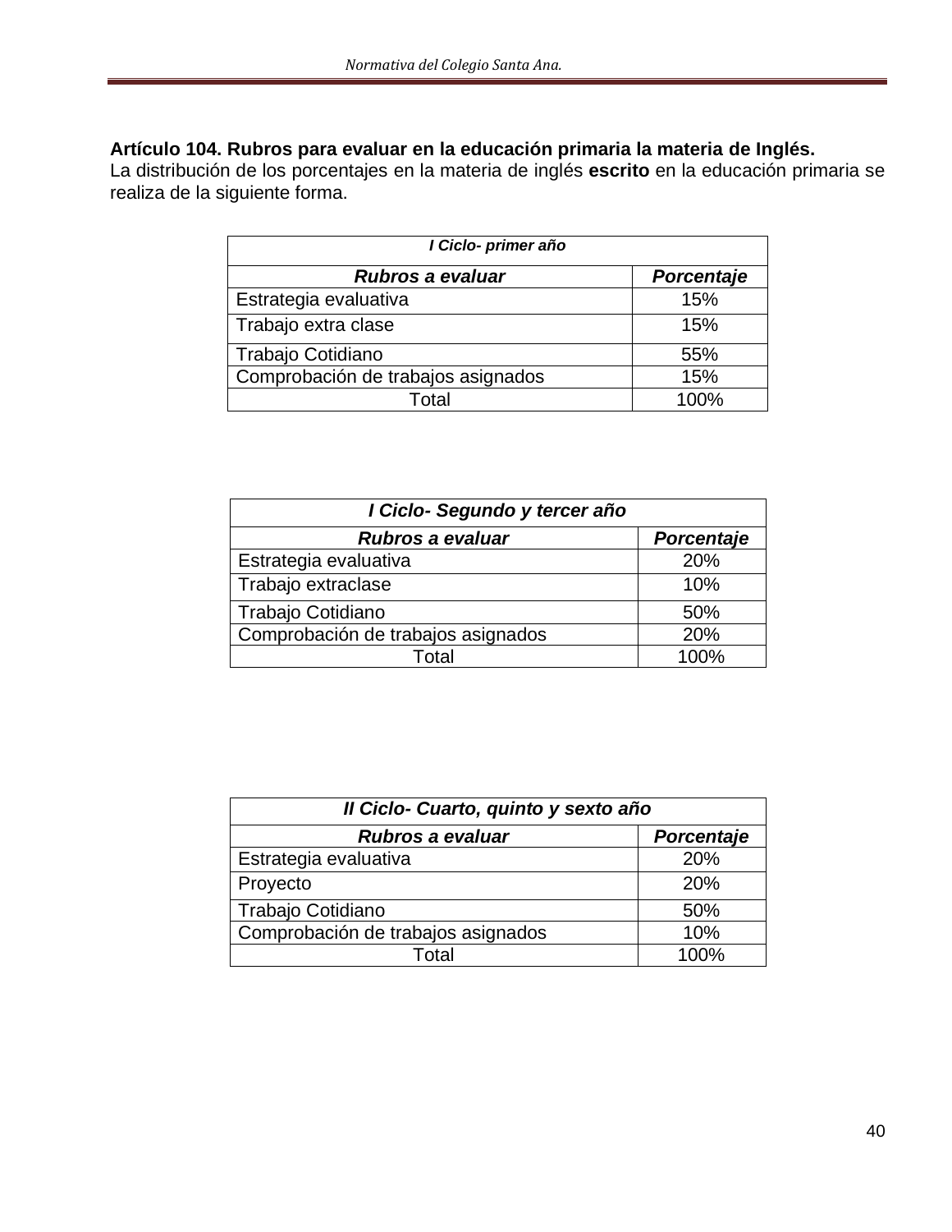**Artículo 104. Rubros para evaluar en la educación primaria la materia de Inglés.**
La distribución de los porcentajes en la materia de inglés **escrito** en la educación primaria se realiza de la siguiente forma.

| ***I Ciclo- primer año*** | |
|---|---|
| ***Rubros a evaluar*** | ***Porcentaje*** |
| Estrategia evaluativa | 15% |
| Trabajo extra clase | 15% |
| Trabajo Cotidiano | 55% |
| Comprobación de trabajos asignados | 15% |
| Total | 100% |

| ***I Ciclo- Segundo y tercer año*** | |
|---|---|
| ***Rubros a evaluar*** | ***Porcentaje*** |
| Estrategia evaluativa | 20% |
| Trabajo extraclase | 10% |
| Trabajo Cotidiano | 50% |
| Comprobación de trabajos asignados | 20% |
| Total | 100% |

| ***II Ciclo- Cuarto, quinto y sexto año*** | |
|---|---|
| ***Rubros a evaluar*** | ***Porcentaje*** |
| Estrategia evaluativa | 20% |
| Proyecto | 20% |
| Trabajo Cotidiano | 50% |
| Comprobación de trabajos asignados | 10% |
| Total | 100% |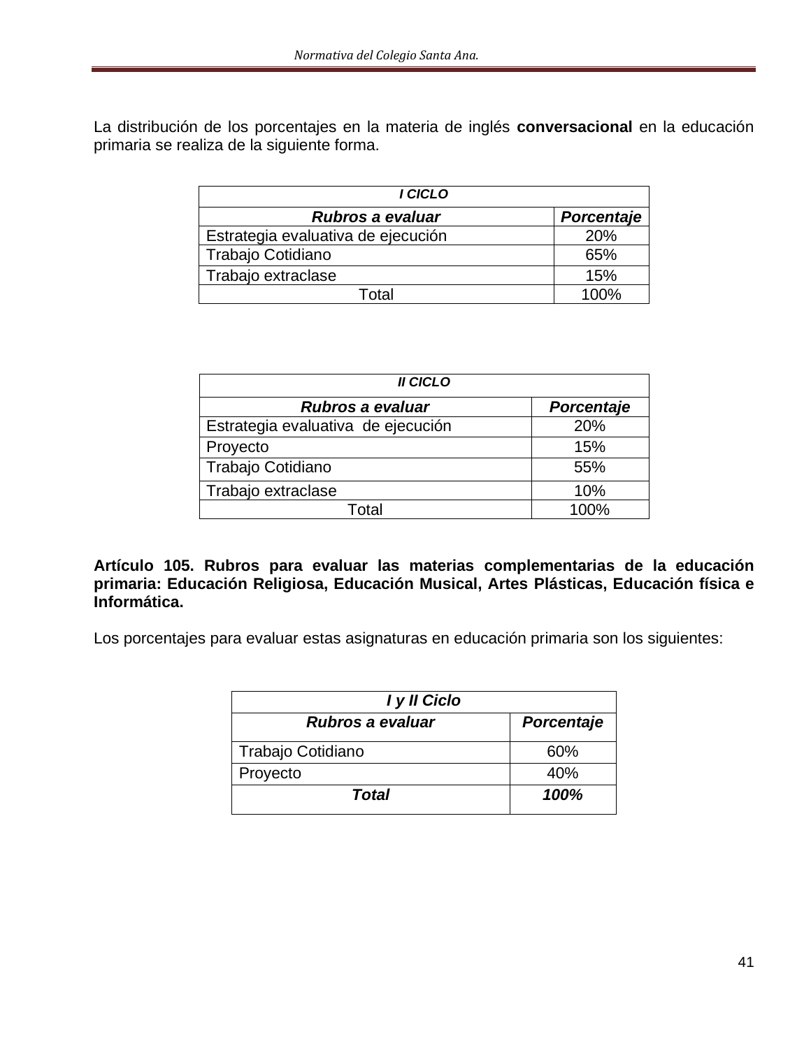La distribución de los porcentajes en la materia de inglés **conversacional** en la educación primaria se realiza de la siguiente forma.

| ***I CICLO*** | |
|---|---|
| ***Rubros a evaluar*** | ***Porcentaje*** |
| Estrategia evaluativa de ejecución | 20% |
| Trabajo Cotidiano | 65% |
| Trabajo extraclase | 15% |
| Total | 100% |

| ***II CICLO*** | |
|---|---|
| ***Rubros a evaluar*** | ***Porcentaje*** |
| Estrategia evaluativa de ejecución | 20% |
| Proyecto | 15% |
| Trabajo Cotidiano | 55% |
| Trabajo extraclase | 10% |
| Total | 100% |

**Artículo 105. Rubros para evaluar las materias complementarias de la educación primaria: Educación Religiosa, Educación Musical, Artes Plásticas, Educación física e Informática.**

Los porcentajes para evaluar estas asignaturas en educación primaria son los siguientes:

| ***I y II Ciclo*** | |
|---|---|
| ***Rubros a evaluar*** | ***Porcentaje*** |
| Trabajo Cotidiano | 60% |
| Proyecto | 40% |
| ***Total*** | ***100%*** |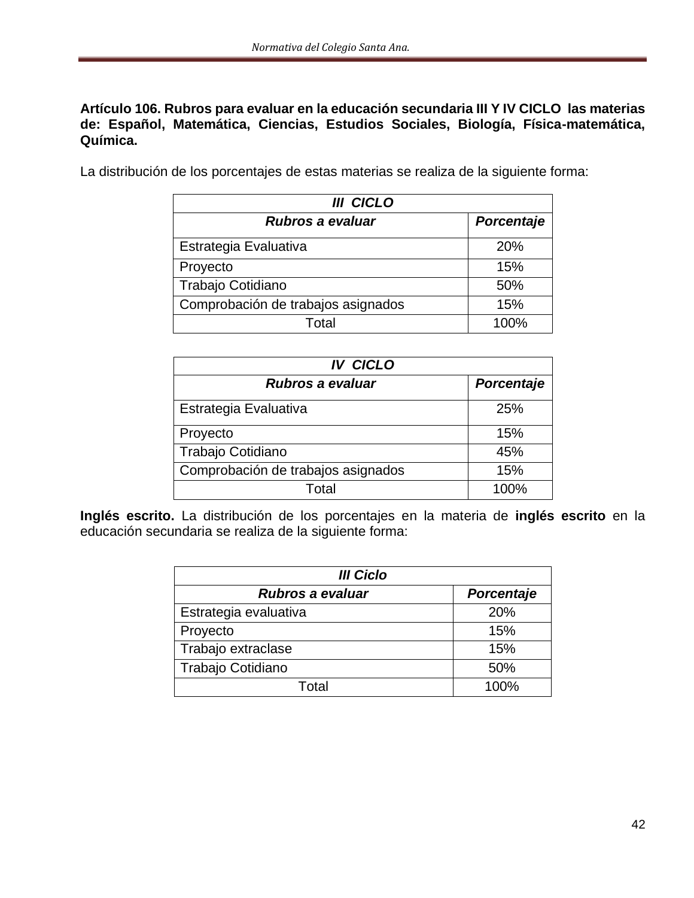**Artículo 106. Rubros para evaluar en la educación secundaria III Y IV CICLO las materias de: Español, Matemática, Ciencias, Estudios Sociales, Biología, Física-matemática, Química.**

La distribución de los porcentajes de estas materias se realiza de la siguiente forma:

| ***III CICLO*** | |
|---|---|
| ***Rubros a evaluar*** | ***Porcentaje*** |
| Estrategia Evaluativa | 20% |
| Proyecto | 15% |
| Trabajo Cotidiano | 50% |
| Comprobación de trabajos asignados | 15% |
| Total | 100% |

| ***IV CICLO*** | |
|---|---|
| ***Rubros a evaluar*** | ***Porcentaje*** |
| Estrategia Evaluativa | 25% |
| Proyecto | 15% |
| Trabajo Cotidiano | 45% |
| Comprobación de trabajos asignados | 15% |
| Total | 100% |

**Inglés escrito.** La distribución de los porcentajes en la materia de **inglés escrito** en la educación secundaria se realiza de la siguiente forma:

| ***III Ciclo*** | |
|---|---|
| ***Rubros a evaluar*** | ***Porcentaje*** |
| Estrategia evaluativa | 20% |
| Proyecto | 15% |
| Trabajo extraclase | 15% |
| Trabajo Cotidiano | 50% |
| Total | 100% |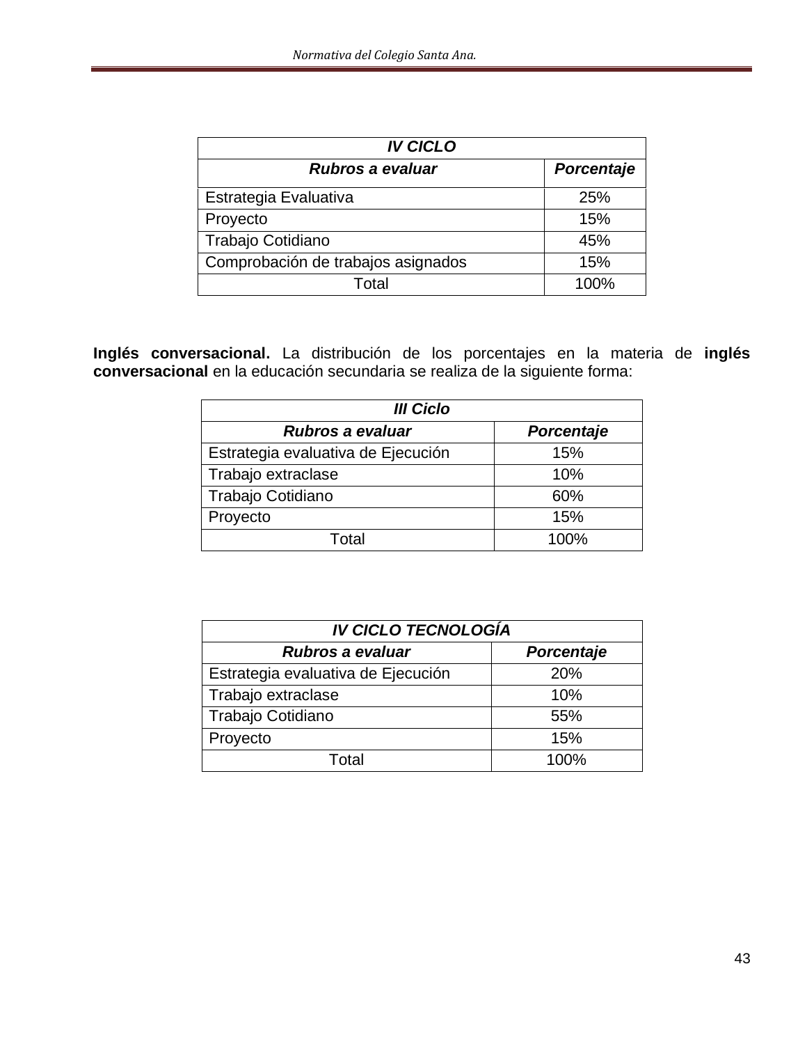| *IV CICLO* | |
|---|---|
| ***Rubros a evaluar*** | ***Porcentaje*** |
| Estrategia Evaluativa | 25% |
| Proyecto | 15% |
| Trabajo Cotidiano | 45% |
| Comprobación de trabajos asignados | 15% |
| Total | 100% |

**Inglés conversacional.** La distribución de los porcentajes en la materia de **inglés conversacional** en la educación secundaria se realiza de la siguiente forma:

| *III Ciclo* | |
|---|---|
| ***Rubros a evaluar*** | ***Porcentaje*** |
| Estrategia evaluativa de Ejecución | 15% |
| Trabajo extraclase | 10% |
| Trabajo Cotidiano | 60% |
| Proyecto | 15% |
| Total | 100% |

| *IV CICLO TECNOLOGÍA* | |
|---|---|
| ***Rubros a evaluar*** | ***Porcentaje*** |
| Estrategia evaluativa de Ejecución | 20% |
| Trabajo extraclase | 10% |
| Trabajo Cotidiano | 55% |
| Proyecto | 15% |
| Total | 100% |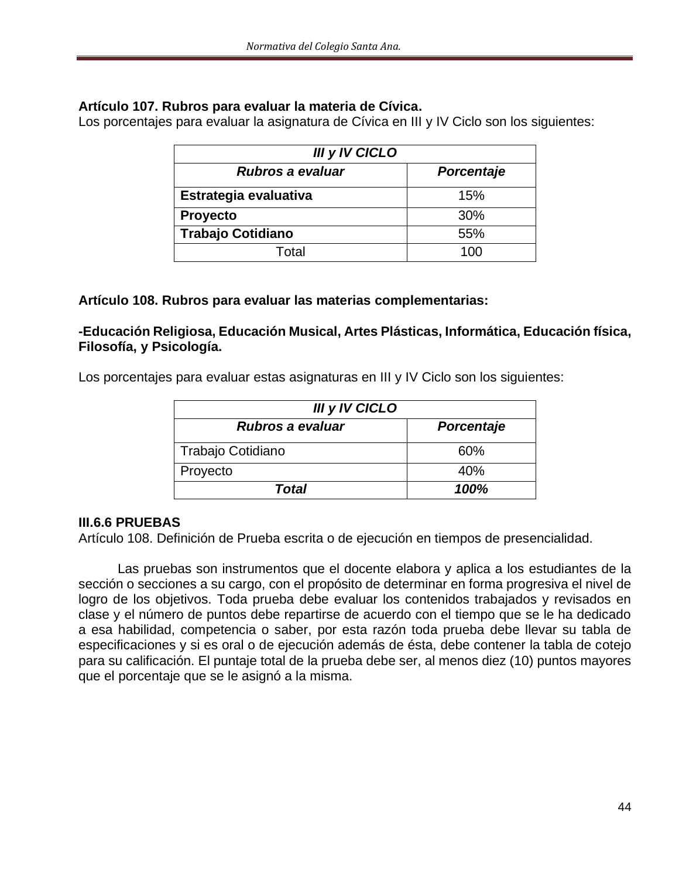**Artículo 107. Rubros para evaluar la materia de Cívica.**
Los porcentajes para evaluar la asignatura de Cívica en III y IV Ciclo son los siguientes:

| ***III y IV CICLO*** | |
|---|---|
| ***Rubros a evaluar*** | ***Porcentaje*** |
| **Estrategia evaluativa** | 15% |
| **Proyecto** | 30% |
| **Trabajo Cotidiano** | 55% |
| Total | 100 |

**Artículo 108. Rubros para evaluar las materias complementarias:**

**-Educación Religiosa, Educación Musical, Artes Plásticas, Informática, Educación física, Filosofía, y Psicología.**

Los porcentajes para evaluar estas asignaturas en III y IV Ciclo son los siguientes:

| ***III y IV CICLO*** | |
|---|---|
| ***Rubros a evaluar*** | ***Porcentaje*** |
| Trabajo Cotidiano | 60% |
| Proyecto | 40% |
| ***Total*** | ***100%*** |

**III.6.6 PRUEBAS**
Artículo 108. Definición de Prueba escrita o de ejecución en tiempos de presencialidad.

Las pruebas son instrumentos que el docente elabora y aplica a los estudiantes de la sección o secciones a su cargo, con el propósito de determinar en forma progresiva el nivel de logro de los objetivos. Toda prueba debe evaluar los contenidos trabajados y revisados en clase y el número de puntos debe repartirse de acuerdo con el tiempo que se le ha dedicado a esa habilidad, competencia o saber, por esta razón toda prueba debe llevar su tabla de especificaciones y si es oral o de ejecución además de ésta, debe contener la tabla de cotejo para su calificación. El puntaje total de la prueba debe ser, al menos diez (10) puntos mayores que el porcentaje que se le asignó a la misma.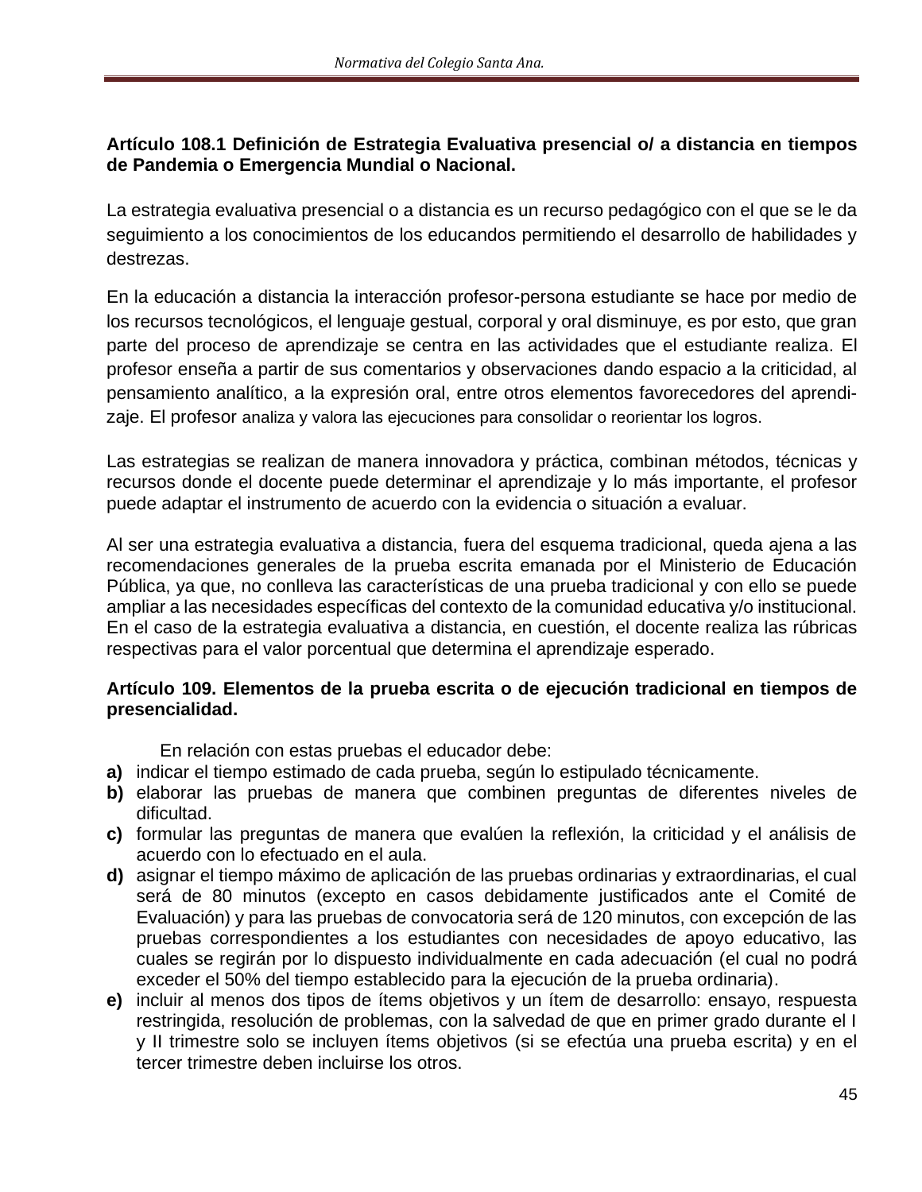**Artículo 108.1 Definición de Estrategia Evaluativa presencial o/ a distancia en tiempos de Pandemia o Emergencia Mundial o Nacional.**

La estrategia evaluativa presencial o a distancia es un recurso pedagógico con el que se le da seguimiento a los conocimientos de los educandos permitiendo el desarrollo de habilidades y destrezas.

En la educación a distancia la interacción profesor-persona estudiante se hace por medio de los recursos tecnológicos, el lenguaje gestual, corporal y oral disminuye, es por esto, que gran parte del proceso de aprendizaje se centra en las actividades que el estudiante realiza. El profesor enseña a partir de sus comentarios y observaciones dando espacio a la criticidad, al pensamiento analítico, a la expresión oral, entre otros elementos favorecedores del aprendizaje. El profesor analiza y valora las ejecuciones para consolidar o reorientar los logros.

Las estrategias se realizan de manera innovadora y práctica, combinan métodos, técnicas y recursos donde el docente puede determinar el aprendizaje y lo más importante, el profesor puede adaptar el instrumento de acuerdo con la evidencia o situación a evaluar.

Al ser una estrategia evaluativa a distancia, fuera del esquema tradicional, queda ajena a las recomendaciones generales de la prueba escrita emanada por el Ministerio de Educación Pública, ya que, no conlleva las características de una prueba tradicional y con ello se puede ampliar a las necesidades específicas del contexto de la comunidad educativa y/o institucional. En el caso de la estrategia evaluativa a distancia, en cuestión, el docente realiza las rúbricas respectivas para el valor porcentual que determina el aprendizaje esperado.

**Artículo 109. Elementos de la prueba escrita o de ejecución tradicional en tiempos de presencialidad.**

En relación con estas pruebas el educador debe:

**a)** indicar el tiempo estimado de cada prueba, según lo estipulado técnicamente.

**b)** elaborar las pruebas de manera que combinen preguntas de diferentes niveles de dificultad.

**c)** formular las preguntas de manera que evalúen la reflexión, la criticidad y el análisis de acuerdo con lo efectuado en el aula.

**d)** asignar el tiempo máximo de aplicación de las pruebas ordinarias y extraordinarias, el cual será de 80 minutos (excepto en casos debidamente justificados ante el Comité de Evaluación) y para las pruebas de convocatoria será de 120 minutos, con excepción de las pruebas correspondientes a los estudiantes con necesidades de apoyo educativo, las cuales se regirán por lo dispuesto individualmente en cada adecuación (el cual no podrá exceder el 50% del tiempo establecido para la ejecución de la prueba ordinaria).

**e)** incluir al menos dos tipos de ítems objetivos y un ítem de desarrollo: ensayo, respuesta restringida, resolución de problemas, con la salvedad de que en primer grado durante el I y II trimestre solo se incluyen ítems objetivos (si se efectúa una prueba escrita) y en el tercer trimestre deben incluirse los otros.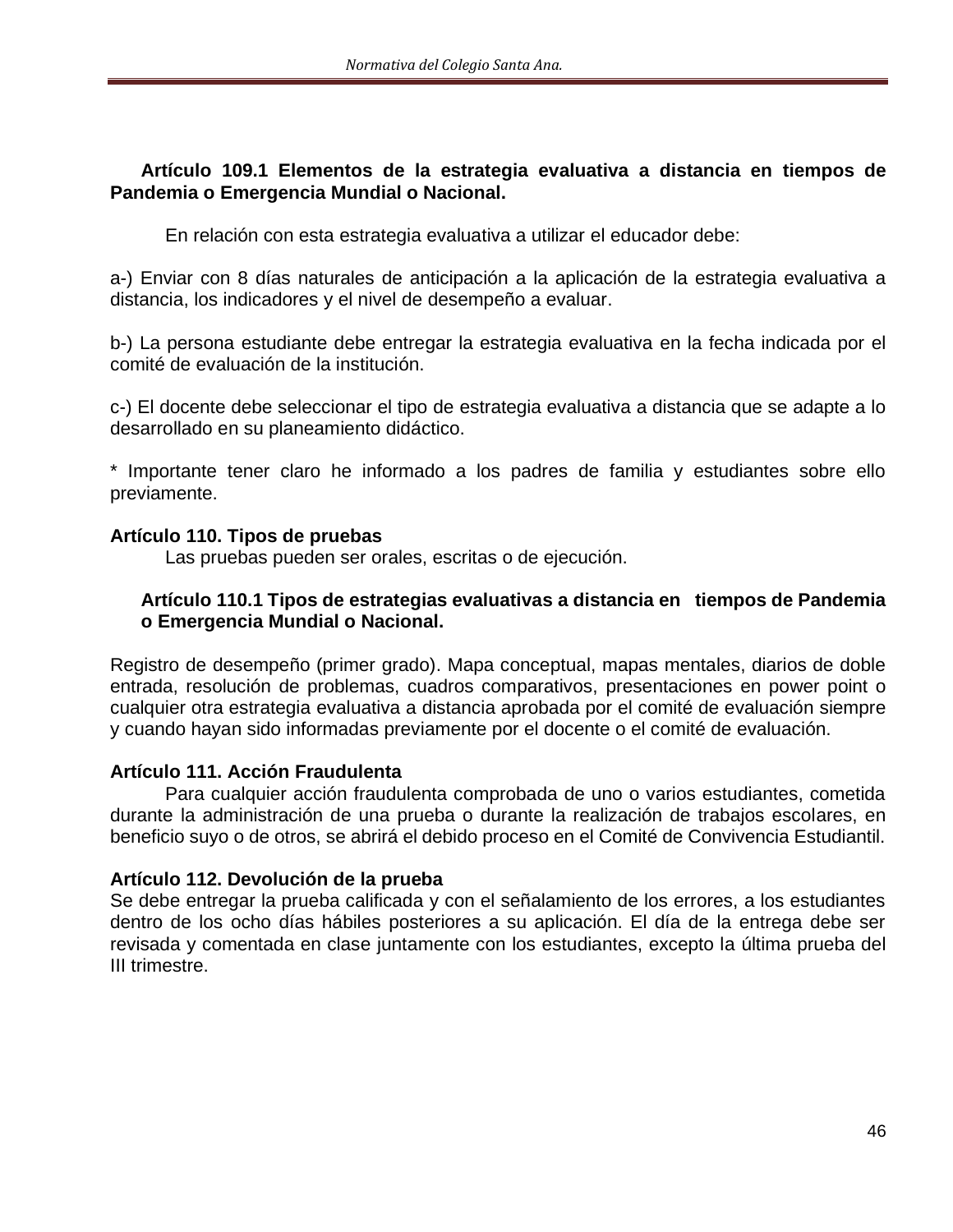**Artículo 109.1 Elementos de la estrategia evaluativa a distancia en tiempos de Pandemia o Emergencia Mundial o Nacional.**

En relación con esta estrategia evaluativa a utilizar el educador debe:

a-) Enviar con 8 días naturales de anticipación a la aplicación de la estrategia evaluativa a distancia, los indicadores y el nivel de desempeño a evaluar.

b-) La persona estudiante debe entregar la estrategia evaluativa en la fecha indicada por el comité de evaluación de la institución.

c-) El docente debe seleccionar el tipo de estrategia evaluativa a distancia que se adapte a lo desarrollado en su planeamiento didáctico.

* Importante tener claro he informado a los padres de familia y estudiantes sobre ello previamente.

**Artículo 110. Tipos de pruebas**

Las pruebas pueden ser orales, escritas o de ejecución.

**Artículo 110.1 Tipos de estrategias evaluativas a distancia en tiempos de Pandemia o Emergencia Mundial o Nacional.**

Registro de desempeño (primer grado). Mapa conceptual, mapas mentales, diarios de doble entrada, resolución de problemas, cuadros comparativos, presentaciones en power point o cualquier otra estrategia evaluativa a distancia aprobada por el comité de evaluación siempre y cuando hayan sido informadas previamente por el docente o el comité de evaluación.

**Artículo 111. Acción Fraudulenta**

Para cualquier acción fraudulenta comprobada de uno o varios estudiantes, cometida durante la administración de una prueba o durante la realización de trabajos escolares, en beneficio suyo o de otros, se abrirá el debido proceso en el Comité de Convivencia Estudiantil.

**Artículo 112. Devolución de la prueba**

Se debe entregar la prueba calificada y con el señalamiento de los errores, a los estudiantes dentro de los ocho días hábiles posteriores a su aplicación. El día de la entrega debe ser revisada y comentada en clase juntamente con los estudiantes, excepto la última prueba del III trimestre.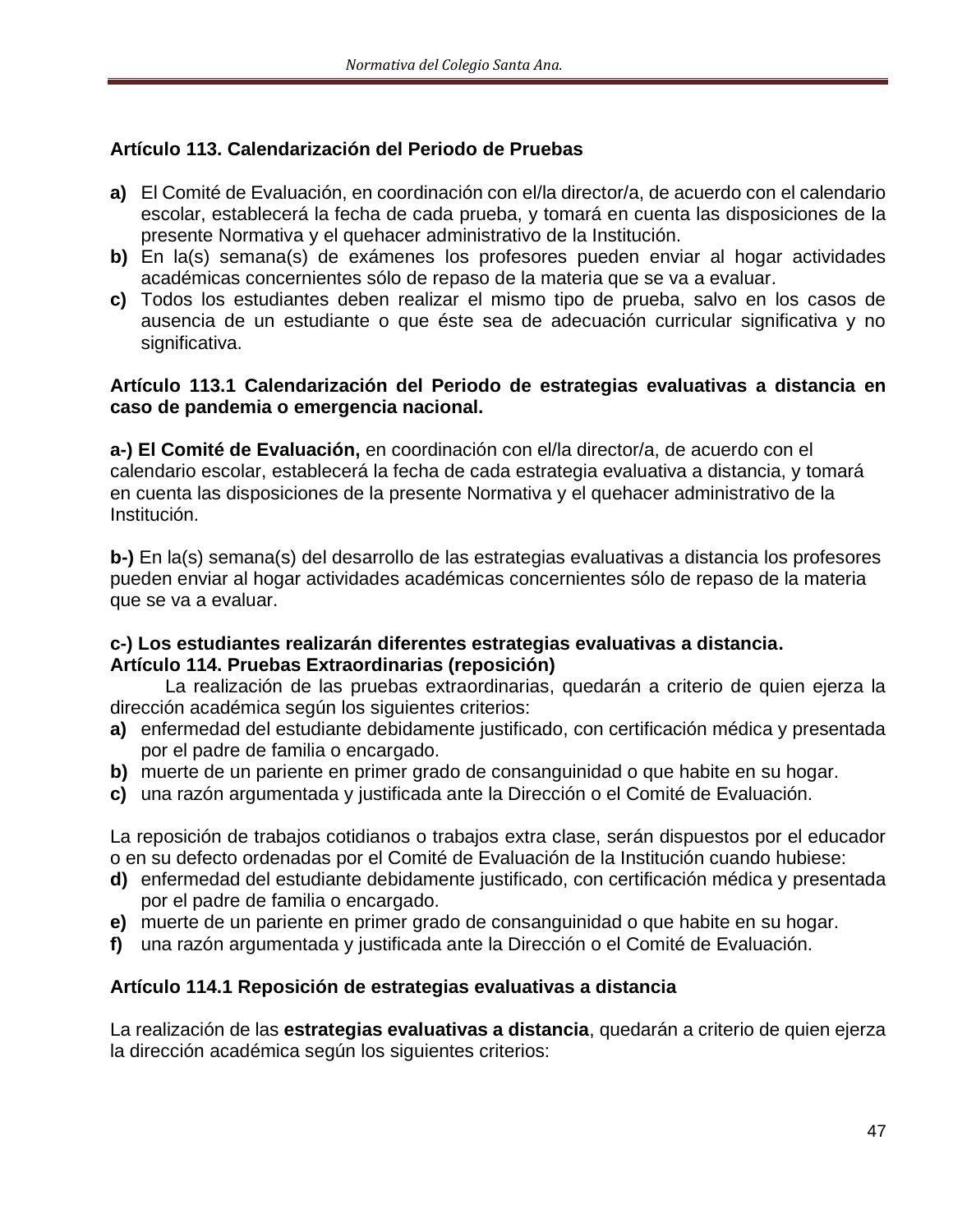**Artículo 113. Calendarización del Periodo de Pruebas**

**a)** El Comité de Evaluación, en coordinación con el/la director/a, de acuerdo con el calendario escolar, establecerá la fecha de cada prueba, y tomará en cuenta las disposiciones de la presente Normativa y el quehacer administrativo de la Institución.
**b)** En la(s) semana(s) de exámenes los profesores pueden enviar al hogar actividades académicas concernientes sólo de repaso de la materia que se va a evaluar.
**c)** Todos los estudiantes deben realizar el mismo tipo de prueba, salvo en los casos de ausencia de un estudiante o que éste sea de adecuación curricular significativa y no significativa.

**Artículo 113.1 Calendarización del Periodo de estrategias evaluativas a distancia en caso de pandemia o emergencia nacional.**

**a-) El Comité de Evaluación,** en coordinación con el/la director/a, de acuerdo con el calendario escolar, establecerá la fecha de cada estrategia evaluativa a distancia, y tomará en cuenta las disposiciones de la presente Normativa y el quehacer administrativo de la Institución.

**b-)** En la(s) semana(s) del desarrollo de las estrategias evaluativas a distancia los profesores pueden enviar al hogar actividades académicas concernientes sólo de repaso de la materia que se va a evaluar.

**c-) Los estudiantes realizarán diferentes estrategias evaluativas a distancia.**

**Artículo 114. Pruebas Extraordinarias (reposición)**

La realización de las pruebas extraordinarias, quedarán a criterio de quien ejerza la dirección académica según los siguientes criterios:

**a)** enfermedad del estudiante debidamente justificado, con certificación médica y presentada por el padre de familia o encargado.
**b)** muerte de un pariente en primer grado de consanguinidad o que habite en su hogar.
**c)** una razón argumentada y justificada ante la Dirección o el Comité de Evaluación.

La reposición de trabajos cotidianos o trabajos extra clase, serán dispuestos por el educador o en su defecto ordenadas por el Comité de Evaluación de la Institución cuando hubiese:

**d)** enfermedad del estudiante debidamente justificado, con certificación médica y presentada por el padre de familia o encargado.
**e)** muerte de un pariente en primer grado de consanguinidad o que habite en su hogar.
**f)** una razón argumentada y justificada ante la Dirección o el Comité de Evaluación.

**Artículo 114.1 Reposición de estrategias evaluativas a distancia**

La realización de las **estrategias evaluativas a distancia**, quedarán a criterio de quien ejerza la dirección académica según los siguientes criterios: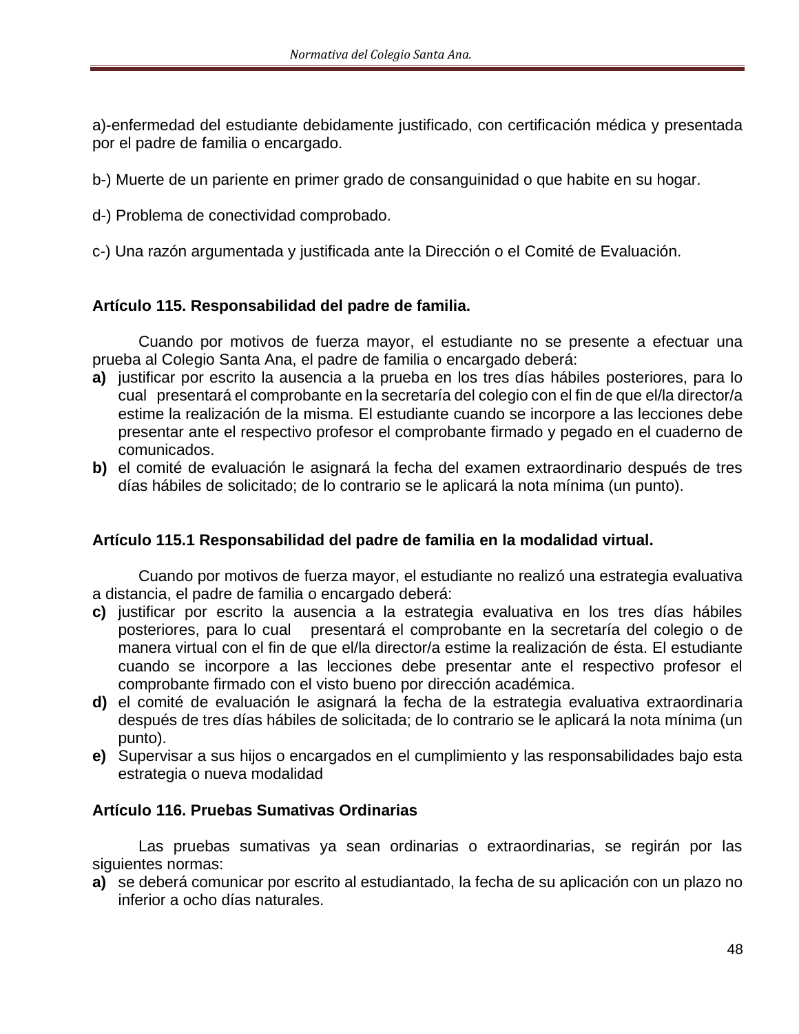a)-enfermedad del estudiante debidamente justificado, con certificación médica y presentada por el padre de familia o encargado.

b-) Muerte de un pariente en primer grado de consanguinidad o que habite en su hogar.

d-) Problema de conectividad comprobado.

c-) Una razón argumentada y justificada ante la Dirección o el Comité de Evaluación.

**Artículo 115. Responsabilidad del padre de familia.**

Cuando por motivos de fuerza mayor, el estudiante no se presente a efectuar una prueba al Colegio Santa Ana, el padre de familia o encargado deberá:

**a)** justificar por escrito la ausencia a la prueba en los tres días hábiles posteriores, para lo cual presentará el comprobante en la secretaría del colegio con el fin de que el/la director/a estime la realización de la misma. El estudiante cuando se incorpore a las lecciones debe presentar ante el respectivo profesor el comprobante firmado y pegado en el cuaderno de comunicados.

**b)** el comité de evaluación le asignará la fecha del examen extraordinario después de tres días hábiles de solicitado; de lo contrario se le aplicará la nota mínima (un punto).

**Artículo 115.1 Responsabilidad del padre de familia en la modalidad virtual.**

Cuando por motivos de fuerza mayor, el estudiante no realizó una estrategia evaluativa a distancia, el padre de familia o encargado deberá:

**c)** justificar por escrito la ausencia a la estrategia evaluativa en los tres días hábiles posteriores, para lo cual presentará el comprobante en la secretaría del colegio o de manera virtual con el fin de que el/la director/a estime la realización de ésta. El estudiante cuando se incorpore a las lecciones debe presentar ante el respectivo profesor el comprobante firmado con el visto bueno por dirección académica.

**d)** el comité de evaluación le asignará la fecha de la estrategia evaluativa extraordinaria después de tres días hábiles de solicitada; de lo contrario se le aplicará la nota mínima (un punto).

**e)** Supervisar a sus hijos o encargados en el cumplimiento y las responsabilidades bajo esta estrategia o nueva modalidad

**Artículo 116. Pruebas Sumativas Ordinarias**

Las pruebas sumativas ya sean ordinarias o extraordinarias, se regirán por las siguientes normas:

**a)** se deberá comunicar por escrito al estudiantado, la fecha de su aplicación con un plazo no inferior a ocho días naturales.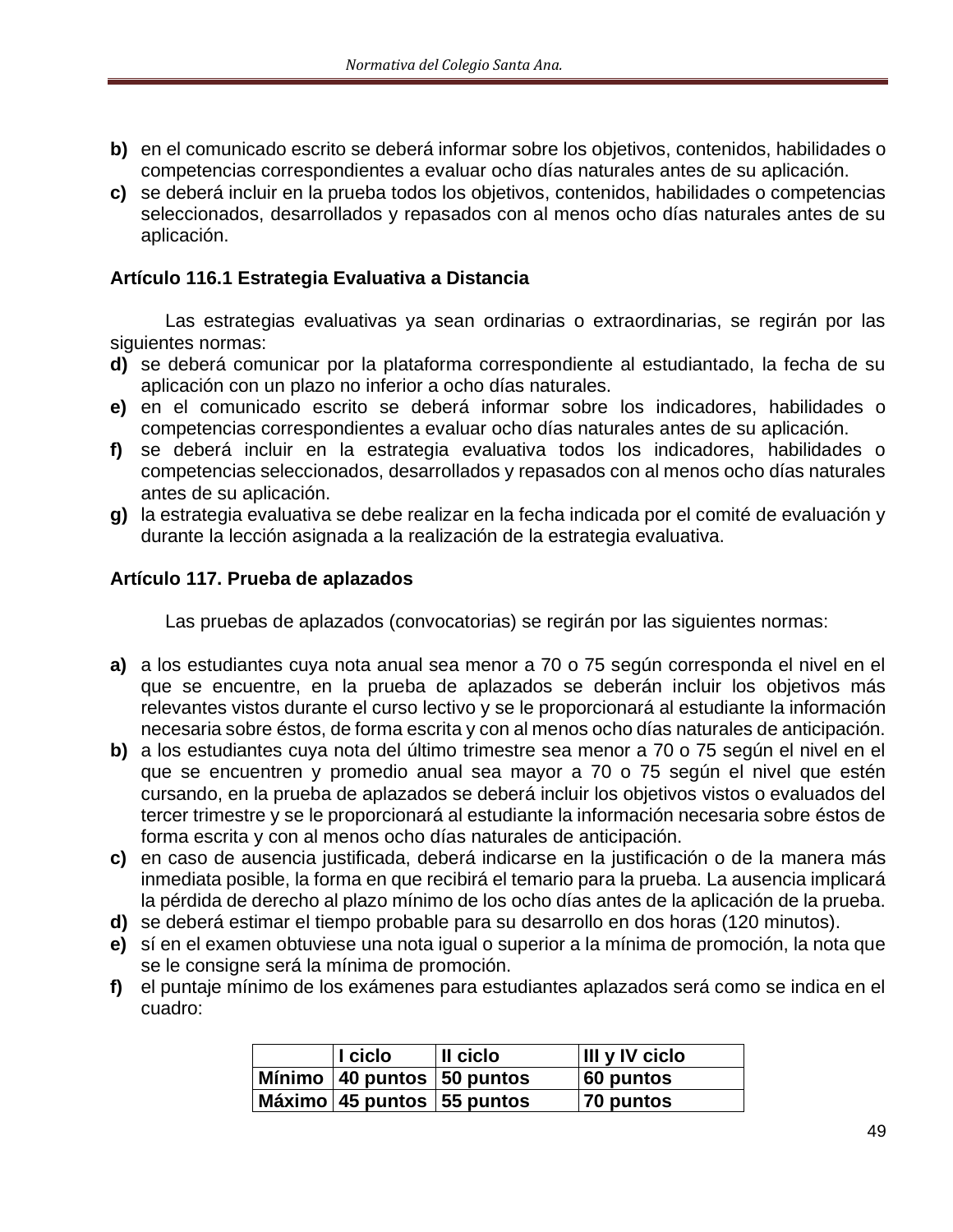**b)** en el comunicado escrito se deberá informar sobre los objetivos, contenidos, habilidades o competencias correspondientes a evaluar ocho días naturales antes de su aplicación.

**c)** se deberá incluir en la prueba todos los objetivos, contenidos, habilidades o competencias seleccionados, desarrollados y repasados con al menos ocho días naturales antes de su aplicación.

**Artículo 116.1 Estrategia Evaluativa a Distancia**

Las estrategias evaluativas ya sean ordinarias o extraordinarias, se regirán por las siguientes normas:

**d)** se deberá comunicar por la plataforma correspondiente al estudiantado, la fecha de su aplicación con un plazo no inferior a ocho días naturales.

**e)** en el comunicado escrito se deberá informar sobre los indicadores, habilidades o competencias correspondientes a evaluar ocho días naturales antes de su aplicación.

**f)** se deberá incluir en la estrategia evaluativa todos los indicadores, habilidades o competencias seleccionados, desarrollados y repasados con al menos ocho días naturales antes de su aplicación.

**g)** la estrategia evaluativa se debe realizar en la fecha indicada por el comité de evaluación y durante la lección asignada a la realización de la estrategia evaluativa.

**Artículo 117. Prueba de aplazados**

Las pruebas de aplazados (convocatorias) se regirán por las siguientes normas:

**a)** a los estudiantes cuya nota anual sea menor a 70 o 75 según corresponda el nivel en el que se encuentre, en la prueba de aplazados se deberán incluir los objetivos más relevantes vistos durante el curso lectivo y se le proporcionará al estudiante la información necesaria sobre éstos, de forma escrita y con al menos ocho días naturales de anticipación.

**b)** a los estudiantes cuya nota del último trimestre sea menor a 70 o 75 según el nivel en el que se encuentren y promedio anual sea mayor a 70 o 75 según el nivel que estén cursando, en la prueba de aplazados se deberá incluir los objetivos vistos o evaluados del tercer trimestre y se le proporcionará al estudiante la información necesaria sobre éstos de forma escrita y con al menos ocho días naturales de anticipación.

**c)** en caso de ausencia justificada, deberá indicarse en la justificación o de la manera más inmediata posible, la forma en que recibirá el temario para la prueba. La ausencia implicará la pérdida de derecho al plazo mínimo de los ocho días antes de la aplicación de la prueba.

**d)** se deberá estimar el tiempo probable para su desarrollo en dos horas (120 minutos).

**e)** sí en el examen obtuviese una nota igual o superior a la mínima de promoción, la nota que se le consigne será la mínima de promoción.

**f)** el puntaje mínimo de los exámenes para estudiantes aplazados será como se indica en el cuadro:

| | **I ciclo** | **II ciclo** | **III y IV ciclo** |
|---|---|---|---|
| **Mínimo** | **40 puntos** | **50 puntos** | **60 puntos** |
| **Máximo** | **45 puntos** | **55 puntos** | **70 puntos** |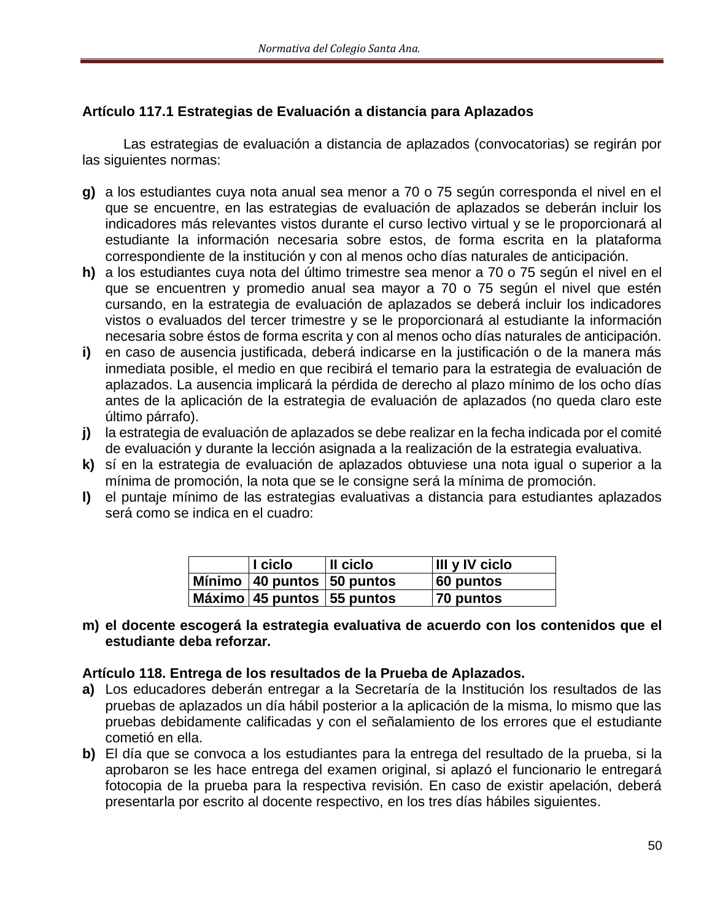**Artículo 117.1 Estrategias de Evaluación a distancia para Aplazados**

Las estrategias de evaluación a distancia de aplazados (convocatorias) se regirán por las siguientes normas:

- **g)** a los estudiantes cuya nota anual sea menor a 70 o 75 según corresponda el nivel en el que se encuentre, en las estrategias de evaluación de aplazados se deberán incluir los indicadores más relevantes vistos durante el curso lectivo virtual y se le proporcionará al estudiante la información necesaria sobre estos, de forma escrita en la plataforma correspondiente de la institución y con al menos ocho días naturales de anticipación.
- **h)** a los estudiantes cuya nota del último trimestre sea menor a 70 o 75 según el nivel en el que se encuentren y promedio anual sea mayor a 70 o 75 según el nivel que estén cursando, en la estrategia de evaluación de aplazados se deberá incluir los indicadores vistos o evaluados del tercer trimestre y se le proporcionará al estudiante la información necesaria sobre éstos de forma escrita y con al menos ocho días naturales de anticipación.
- **i)** en caso de ausencia justificada, deberá indicarse en la justificación o de la manera más inmediata posible, el medio en que recibirá el temario para la estrategia de evaluación de aplazados. La ausencia implicará la pérdida de derecho al plazo mínimo de los ocho días antes de la aplicación de la estrategia de evaluación de aplazados (no queda claro este último párrafo).
- **j)** la estrategia de evaluación de aplazados se debe realizar en la fecha indicada por el comité de evaluación y durante la lección asignada a la realización de la estrategia evaluativa.
- **k)** sí en la estrategia de evaluación de aplazados obtuviese una nota igual o superior a la mínima de promoción, la nota que se le consigne será la mínima de promoción.
- **l)** el puntaje mínimo de las estrategias evaluativas a distancia para estudiantes aplazados será como se indica en el cuadro:

| | **I ciclo** | **II ciclo** | **III y IV ciclo** |
|---|---|---|---|
| **Mínimo** | **40 puntos** | **50 puntos** | **60 puntos** |
| **Máximo** | **45 puntos** | **55 puntos** | **70 puntos** |

- **m) el docente escogerá la estrategia evaluativa de acuerdo con los contenidos que el estudiante deba reforzar.**

**Artículo 118. Entrega de los resultados de la Prueba de Aplazados.**

- **a)** Los educadores deberán entregar a la Secretaría de la Institución los resultados de las pruebas de aplazados un día hábil posterior a la aplicación de la misma, lo mismo que las pruebas debidamente calificadas y con el señalamiento de los errores que el estudiante cometió en ella.
- **b)** El día que se convoca a los estudiantes para la entrega del resultado de la prueba, si la aprobaron se les hace entrega del examen original, si aplazó el funcionario le entregará fotocopia de la prueba para la respectiva revisión. En caso de existir apelación, deberá presentarla por escrito al docente respectivo, en los tres días hábiles siguientes.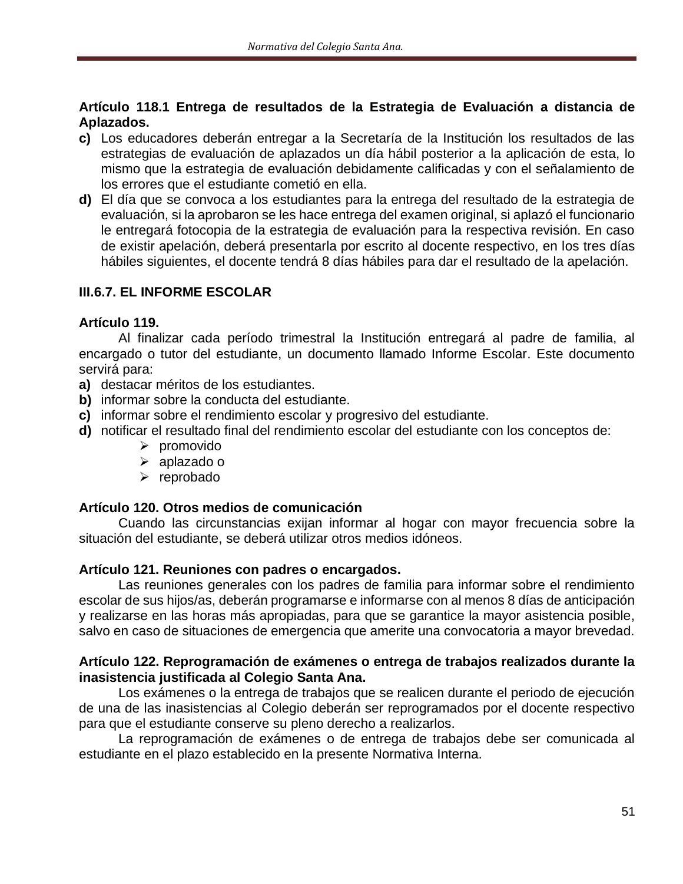**Artículo 118.1 Entrega de resultados de la Estrategia de Evaluación a distancia de Aplazados.**

**c)** Los educadores deberán entregar a la Secretaría de la Institución los resultados de las estrategias de evaluación de aplazados un día hábil posterior a la aplicación de esta, lo mismo que la estrategia de evaluación debidamente calificadas y con el señalamiento de los errores que el estudiante cometió en ella.

**d)** El día que se convoca a los estudiantes para la entrega del resultado de la estrategia de evaluación, si la aprobaron se les hace entrega del examen original, si aplazó el funcionario le entregará fotocopia de la estrategia de evaluación para la respectiva revisión. En caso de existir apelación, deberá presentarla por escrito al docente respectivo, en los tres días hábiles siguientes, el docente tendrá 8 días hábiles para dar el resultado de la apelación.

## III.6.7. EL INFORME ESCOLAR

**Artículo 119.**

Al finalizar cada período trimestral la Institución entregará al padre de familia, al encargado o tutor del estudiante, un documento llamado Informe Escolar. Este documento servirá para:

**a)** destacar méritos de los estudiantes.
**b)** informar sobre la conducta del estudiante.
**c)** informar sobre el rendimiento escolar y progresivo del estudiante.
**d)** notificar el resultado final del rendimiento escolar del estudiante con los conceptos de:

- promovido
- aplazado o
- reprobado

**Artículo 120. Otros medios de comunicación**

Cuando las circunstancias exijan informar al hogar con mayor frecuencia sobre la situación del estudiante, se deberá utilizar otros medios idóneos.

**Artículo 121. Reuniones con padres o encargados.**

Las reuniones generales con los padres de familia para informar sobre el rendimiento escolar de sus hijos/as, deberán programarse e informarse con al menos 8 días de anticipación y realizarse en las horas más apropiadas, para que se garantice la mayor asistencia posible, salvo en caso de situaciones de emergencia que amerite una convocatoria a mayor brevedad.

**Artículo 122. Reprogramación de exámenes o entrega de trabajos realizados durante la inasistencia justificada al Colegio Santa Ana.**

Los exámenes o la entrega de trabajos que se realicen durante el periodo de ejecución de una de las inasistencias al Colegio deberán ser reprogramados por el docente respectivo para que el estudiante conserve su pleno derecho a realizarlos.

La reprogramación de exámenes o de entrega de trabajos debe ser comunicada al estudiante en el plazo establecido en la presente Normativa Interna.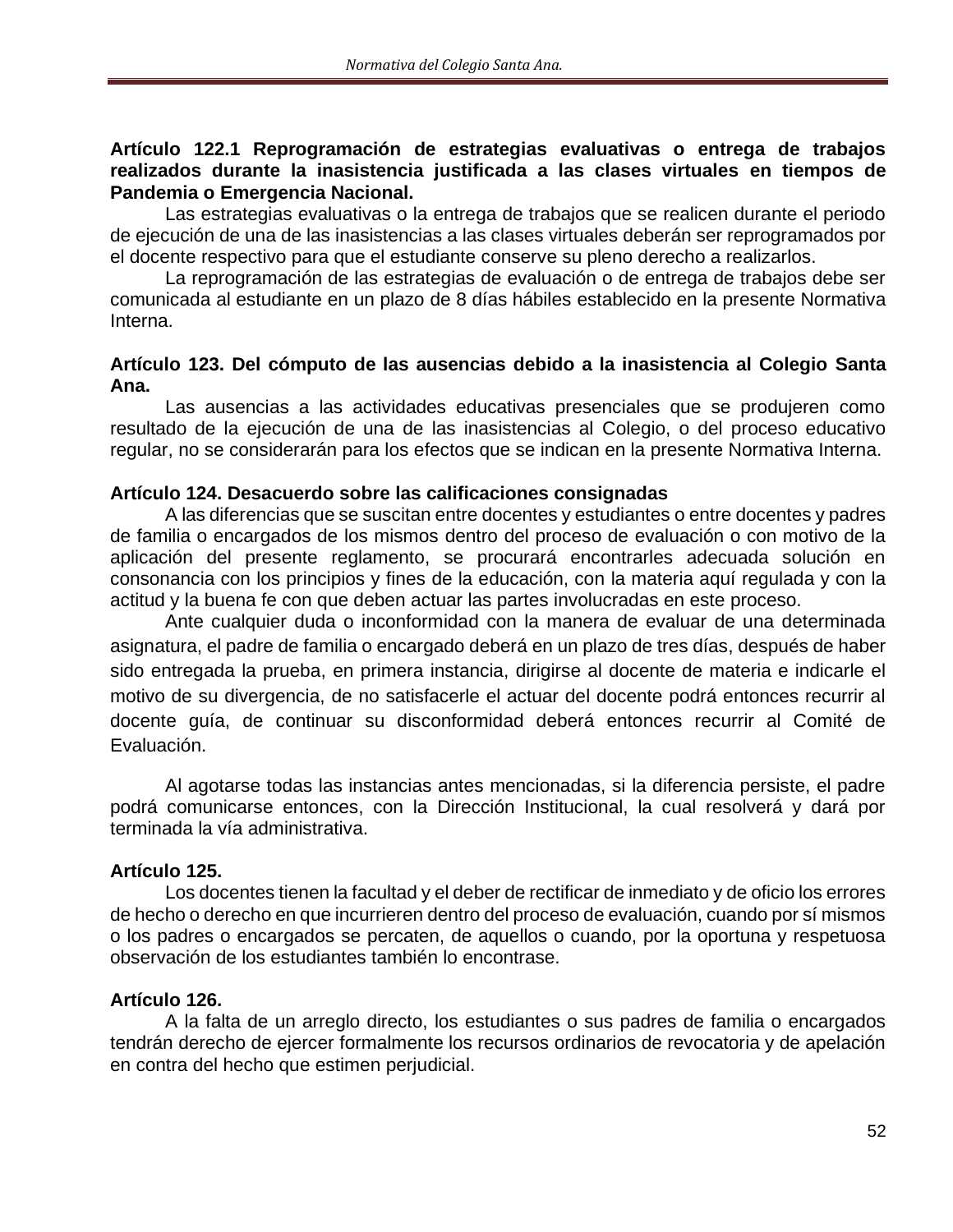**Artículo 122.1 Reprogramación de estrategias evaluativas o entrega de trabajos realizados durante la inasistencia justificada a las clases virtuales en tiempos de Pandemia o Emergencia Nacional.**

Las estrategias evaluativas o la entrega de trabajos que se realicen durante el periodo de ejecución de una de las inasistencias a las clases virtuales deberán ser reprogramados por el docente respectivo para que el estudiante conserve su pleno derecho a realizarlos.

La reprogramación de las estrategias de evaluación o de entrega de trabajos debe ser comunicada al estudiante en un plazo de 8 días hábiles establecido en la presente Normativa Interna.

**Artículo 123. Del cómputo de las ausencias debido a la inasistencia al Colegio Santa Ana.**

Las ausencias a las actividades educativas presenciales que se produjeren como resultado de la ejecución de una de las inasistencias al Colegio, o del proceso educativo regular, no se considerarán para los efectos que se indican en la presente Normativa Interna.

**Artículo 124. Desacuerdo sobre las calificaciones consignadas**

A las diferencias que se suscitan entre docentes y estudiantes o entre docentes y padres de familia o encargados de los mismos dentro del proceso de evaluación o con motivo de la aplicación del presente reglamento, se procurará encontrarles adecuada solución en consonancia con los principios y fines de la educación, con la materia aquí regulada y con la actitud y la buena fe con que deben actuar las partes involucradas en este proceso.

Ante cualquier duda o inconformidad con la manera de evaluar de una determinada asignatura, el padre de familia o encargado deberá en un plazo de tres días, después de haber sido entregada la prueba, en primera instancia, dirigirse al docente de materia e indicarle el motivo de su divergencia, de no satisfacerle el actuar del docente podrá entonces recurrir al docente guía, de continuar su disconformidad deberá entonces recurrir al Comité de Evaluación.

Al agotarse todas las instancias antes mencionadas, si la diferencia persiste, el padre podrá comunicarse entonces, con la Dirección Institucional, la cual resolverá y dará por terminada la vía administrativa.

**Artículo 125.**

Los docentes tienen la facultad y el deber de rectificar de inmediato y de oficio los errores de hecho o derecho en que incurrieren dentro del proceso de evaluación, cuando por sí mismos o los padres o encargados se percaten, de aquellos o cuando, por la oportuna y respetuosa observación de los estudiantes también lo encontrase.

**Artículo 126.**

A la falta de un arreglo directo, los estudiantes o sus padres de familia o encargados tendrán derecho de ejercer formalmente los recursos ordinarios de revocatoria y de apelación en contra del hecho que estimen perjudicial.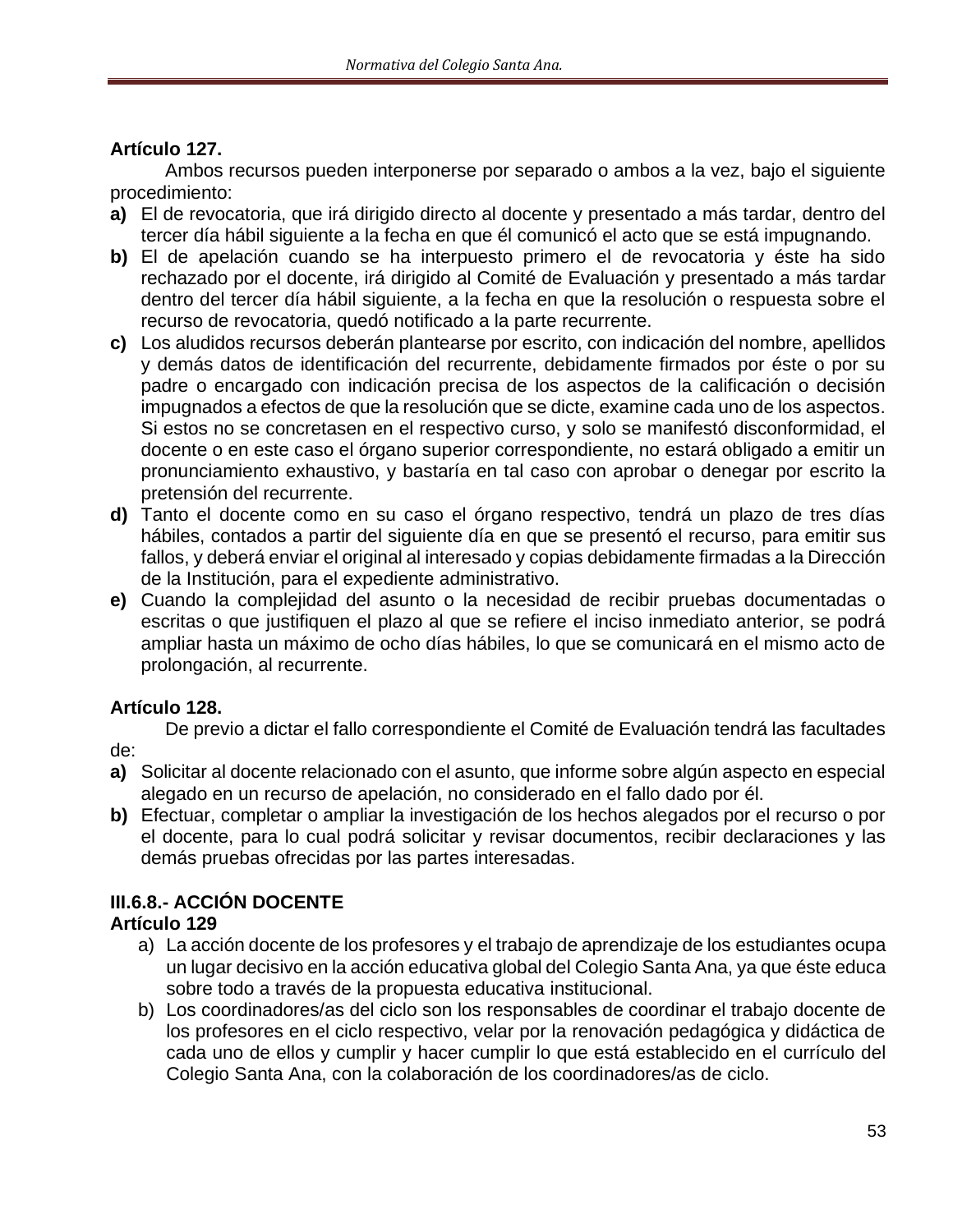**Artículo 127.**

Ambos recursos pueden interponerse por separado o ambos a la vez, bajo el siguiente procedimiento:

**a)** El de revocatoria, que irá dirigido directo al docente y presentado a más tardar, dentro del tercer día hábil siguiente a la fecha en que él comunicó el acto que se está impugnando.

**b)** El de apelación cuando se ha interpuesto primero el de revocatoria y éste ha sido rechazado por el docente, irá dirigido al Comité de Evaluación y presentado a más tardar dentro del tercer día hábil siguiente, a la fecha en que la resolución o respuesta sobre el recurso de revocatoria, quedó notificado a la parte recurrente.

**c)** Los aludidos recursos deberán plantearse por escrito, con indicación del nombre, apellidos y demás datos de identificación del recurrente, debidamente firmados por éste o por su padre o encargado con indicación precisa de los aspectos de la calificación o decisión impugnados a efectos de que la resolución que se dicte, examine cada uno de los aspectos. Si estos no se concretasen en el respectivo curso, y solo se manifestó disconformidad, el docente o en este caso el órgano superior correspondiente, no estará obligado a emitir un pronunciamiento exhaustivo, y bastaría en tal caso con aprobar o denegar por escrito la pretensión del recurrente.

**d)** Tanto el docente como en su caso el órgano respectivo, tendrá un plazo de tres días hábiles, contados a partir del siguiente día en que se presentó el recurso, para emitir sus fallos, y deberá enviar el original al interesado y copias debidamente firmadas a la Dirección de la Institución, para el expediente administrativo.

**e)** Cuando la complejidad del asunto o la necesidad de recibir pruebas documentadas o escritas o que justifiquen el plazo al que se refiere el inciso inmediato anterior, se podrá ampliar hasta un máximo de ocho días hábiles, lo que se comunicará en el mismo acto de prolongación, al recurrente.

**Artículo 128.**

De previo a dictar el fallo correspondiente el Comité de Evaluación tendrá las facultades de:

**a)** Solicitar al docente relacionado con el asunto, que informe sobre algún aspecto en especial alegado en un recurso de apelación, no considerado en el fallo dado por él.

**b)** Efectuar, completar o ampliar la investigación de los hechos alegados por el recurso o por el docente, para lo cual podrá solicitar y revisar documentos, recibir declaraciones y las demás pruebas ofrecidas por las partes interesadas.

**III.6.8.- ACCIÓN DOCENTE**

**Artículo 129**

a) La acción docente de los profesores y el trabajo de aprendizaje de los estudiantes ocupa un lugar decisivo en la acción educativa global del Colegio Santa Ana, ya que éste educa sobre todo a través de la propuesta educativa institucional.

b) Los coordinadores/as del ciclo son los responsables de coordinar el trabajo docente de los profesores en el ciclo respectivo, velar por la renovación pedagógica y didáctica de cada uno de ellos y cumplir y hacer cumplir lo que está establecido en el currículo del Colegio Santa Ana, con la colaboración de los coordinadores/as de ciclo.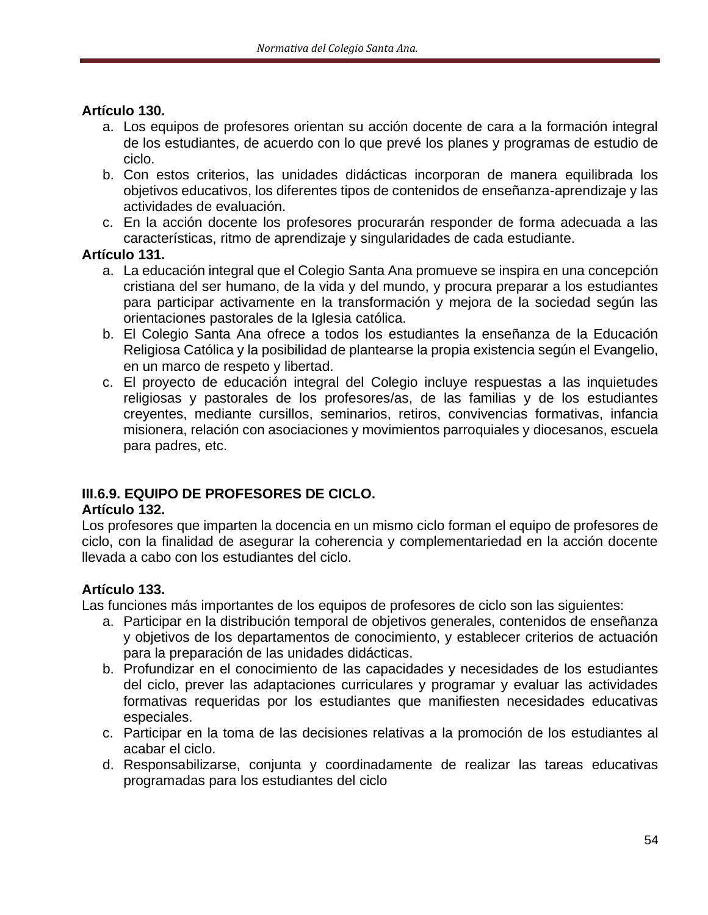**Artículo 130.**

a. Los equipos de profesores orientan su acción docente de cara a la formación integral de los estudiantes, de acuerdo con lo que prevé los planes y programas de estudio de ciclo.
b. Con estos criterios, las unidades didácticas incorporan de manera equilibrada los objetivos educativos, los diferentes tipos de contenidos de enseñanza-aprendizaje y las actividades de evaluación.
c. En la acción docente los profesores procurarán responder de forma adecuada a las características, ritmo de aprendizaje y singularidades de cada estudiante.

**Artículo 131.**

a. La educación integral que el Colegio Santa Ana promueve se inspira en una concepción cristiana del ser humano, de la vida y del mundo, y procura preparar a los estudiantes para participar activamente en la transformación y mejora de la sociedad según las orientaciones pastorales de la Iglesia católica.
b. El Colegio Santa Ana ofrece a todos los estudiantes la enseñanza de la Educación Religiosa Católica y la posibilidad de plantearse la propia existencia según el Evangelio, en un marco de respeto y libertad.
c. El proyecto de educación integral del Colegio incluye respuestas a las inquietudes religiosas y pastorales de los profesores/as, de las familias y de los estudiantes creyentes, mediante cursillos, seminarios, retiros, convivencias formativas, infancia misionera, relación con asociaciones y movimientos parroquiales y diocesanos, escuela para padres, etc.

### III.6.9. EQUIPO DE PROFESORES DE CICLO.

**Artículo 132.**

Los profesores que imparten la docencia en un mismo ciclo forman el equipo de profesores de ciclo, con la finalidad de asegurar la coherencia y complementariedad en la acción docente llevada a cabo con los estudiantes del ciclo.

**Artículo 133.**

Las funciones más importantes de los equipos de profesores de ciclo son las siguientes:

a. Participar en la distribución temporal de objetivos generales, contenidos de enseñanza y objetivos de los departamentos de conocimiento, y establecer criterios de actuación para la preparación de las unidades didácticas.
b. Profundizar en el conocimiento de las capacidades y necesidades de los estudiantes del ciclo, prever las adaptaciones curriculares y programar y evaluar las actividades formativas requeridas por los estudiantes que manifiesten necesidades educativas especiales.
c. Participar en la toma de las decisiones relativas a la promoción de los estudiantes al acabar el ciclo.
d. Responsabilizarse, conjunta y coordinadamente de realizar las tareas educativas programadas para los estudiantes del ciclo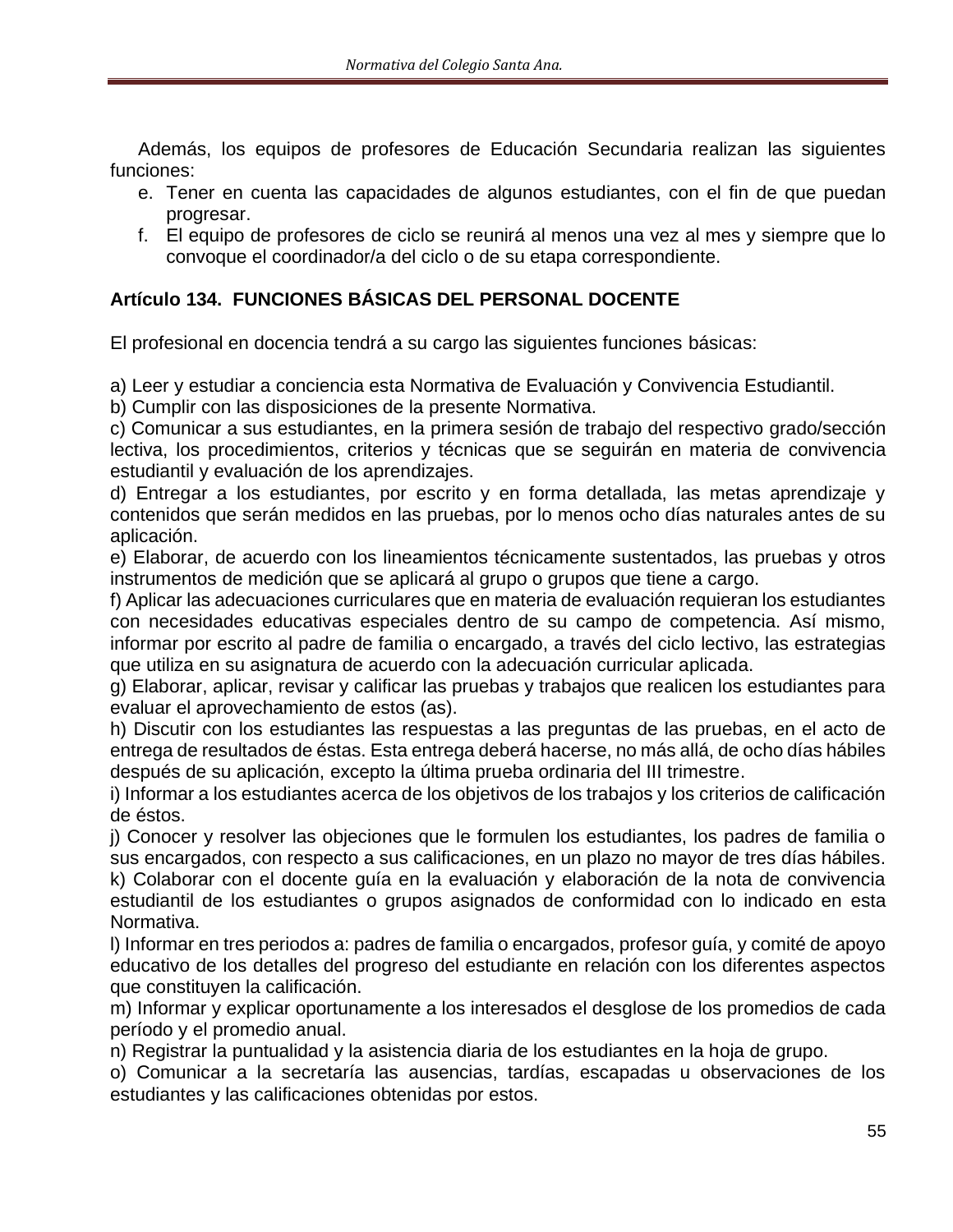Además, los equipos de profesores de Educación Secundaria realizan las siguientes funciones:

e. Tener en cuenta las capacidades de algunos estudiantes, con el fin de que puedan progresar.
f. El equipo de profesores de ciclo se reunirá al menos una vez al mes y siempre que lo convoque el coordinador/a del ciclo o de su etapa correspondiente.

**Artículo 134. FUNCIONES BÁSICAS DEL PERSONAL DOCENTE**

El profesional en docencia tendrá a su cargo las siguientes funciones básicas:

a) Leer y estudiar a conciencia esta Normativa de Evaluación y Convivencia Estudiantil.
b) Cumplir con las disposiciones de la presente Normativa.
c) Comunicar a sus estudiantes, en la primera sesión de trabajo del respectivo grado/sección lectiva, los procedimientos, criterios y técnicas que se seguirán en materia de convivencia estudiantil y evaluación de los aprendizajes.
d) Entregar a los estudiantes, por escrito y en forma detallada, las metas aprendizaje y contenidos que serán medidos en las pruebas, por lo menos ocho días naturales antes de su aplicación.
e) Elaborar, de acuerdo con los lineamientos técnicamente sustentados, las pruebas y otros instrumentos de medición que se aplicará al grupo o grupos que tiene a cargo.
f) Aplicar las adecuaciones curriculares que en materia de evaluación requieran los estudiantes con necesidades educativas especiales dentro de su campo de competencia. Así mismo, informar por escrito al padre de familia o encargado, a través del ciclo lectivo, las estrategias que utiliza en su asignatura de acuerdo con la adecuación curricular aplicada.
g) Elaborar, aplicar, revisar y calificar las pruebas y trabajos que realicen los estudiantes para evaluar el aprovechamiento de estos (as).
h) Discutir con los estudiantes las respuestas a las preguntas de las pruebas, en el acto de entrega de resultados de éstas. Esta entrega deberá hacerse, no más allá, de ocho días hábiles después de su aplicación, excepto la última prueba ordinaria del III trimestre.
i) Informar a los estudiantes acerca de los objetivos de los trabajos y los criterios de calificación de éstos.
j) Conocer y resolver las objeciones que le formulen los estudiantes, los padres de familia o sus encargados, con respecto a sus calificaciones, en un plazo no mayor de tres días hábiles.
k) Colaborar con el docente guía en la evaluación y elaboración de la nota de convivencia estudiantil de los estudiantes o grupos asignados de conformidad con lo indicado en esta Normativa.
l) Informar en tres periodos a: padres de familia o encargados, profesor guía, y comité de apoyo educativo de los detalles del progreso del estudiante en relación con los diferentes aspectos que constituyen la calificación.
m) Informar y explicar oportunamente a los interesados el desglose de los promedios de cada período y el promedio anual.
n) Registrar la puntualidad y la asistencia diaria de los estudiantes en la hoja de grupo.
o) Comunicar a la secretaría las ausencias, tardías, escapadas u observaciones de los estudiantes y las calificaciones obtenidas por estos.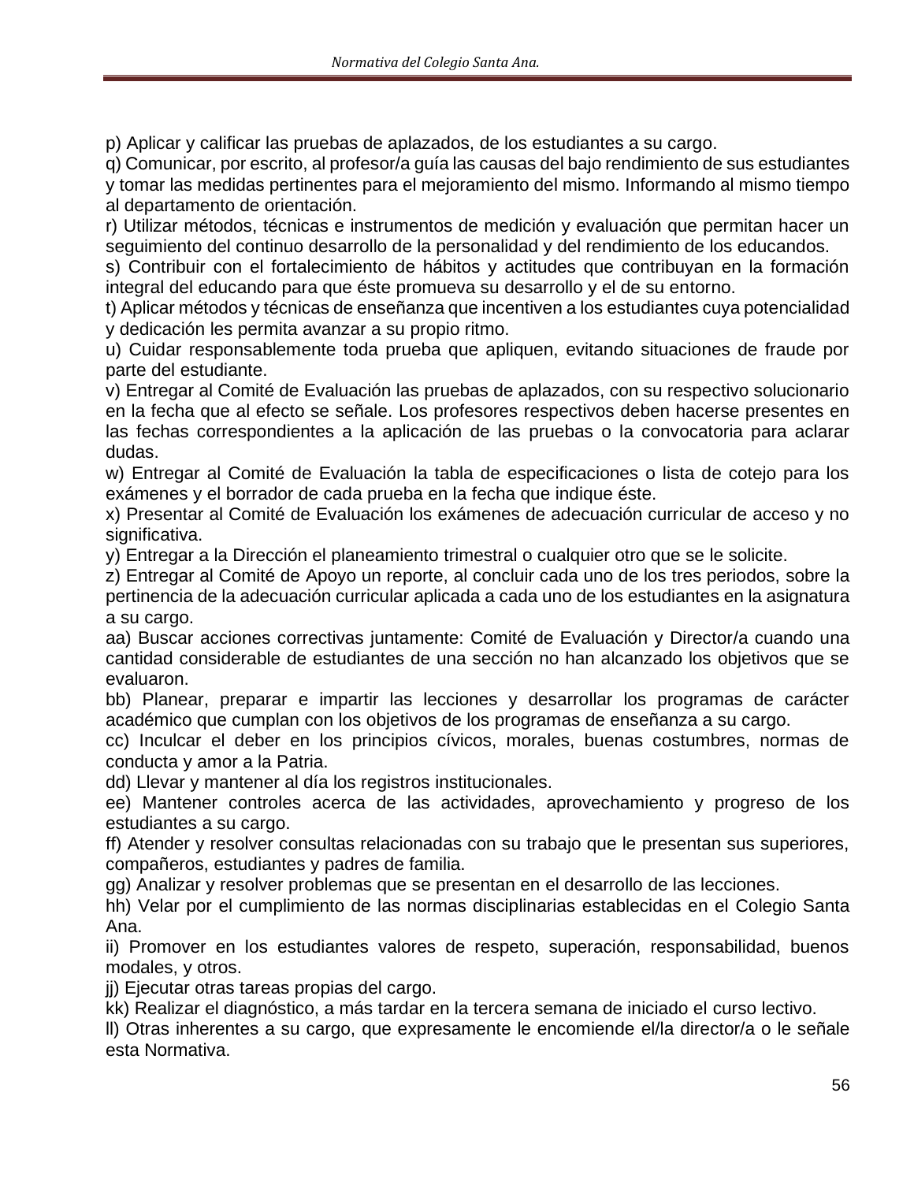p) Aplicar y calificar las pruebas de aplazados, de los estudiantes a su cargo.

q) Comunicar, por escrito, al profesor/a guía las causas del bajo rendimiento de sus estudiantes y tomar las medidas pertinentes para el mejoramiento del mismo. Informando al mismo tiempo al departamento de orientación.

r) Utilizar métodos, técnicas e instrumentos de medición y evaluación que permitan hacer un seguimiento del continuo desarrollo de la personalidad y del rendimiento de los educandos.

s) Contribuir con el fortalecimiento de hábitos y actitudes que contribuyan en la formación integral del educando para que éste promueva su desarrollo y el de su entorno.

t) Aplicar métodos y técnicas de enseñanza que incentiven a los estudiantes cuya potencialidad y dedicación les permita avanzar a su propio ritmo.

u) Cuidar responsablemente toda prueba que apliquen, evitando situaciones de fraude por parte del estudiante.

v) Entregar al Comité de Evaluación las pruebas de aplazados, con su respectivo solucionario en la fecha que al efecto se señale. Los profesores respectivos deben hacerse presentes en las fechas correspondientes a la aplicación de las pruebas o la convocatoria para aclarar dudas.

w) Entregar al Comité de Evaluación la tabla de especificaciones o lista de cotejo para los exámenes y el borrador de cada prueba en la fecha que indique éste.

x) Presentar al Comité de Evaluación los exámenes de adecuación curricular de acceso y no significativa.

y) Entregar a la Dirección el planeamiento trimestral o cualquier otro que se le solicite.

z) Entregar al Comité de Apoyo un reporte, al concluir cada uno de los tres periodos, sobre la pertinencia de la adecuación curricular aplicada a cada uno de los estudiantes en la asignatura a su cargo.

aa) Buscar acciones correctivas juntamente: Comité de Evaluación y Director/a cuando una cantidad considerable de estudiantes de una sección no han alcanzado los objetivos que se evaluaron.

bb) Planear, preparar e impartir las lecciones y desarrollar los programas de carácter académico que cumplan con los objetivos de los programas de enseñanza a su cargo.

cc) Inculcar el deber en los principios cívicos, morales, buenas costumbres, normas de conducta y amor a la Patria.

dd) Llevar y mantener al día los registros institucionales.

ee) Mantener controles acerca de las actividades, aprovechamiento y progreso de los estudiantes a su cargo.

ff) Atender y resolver consultas relacionadas con su trabajo que le presentan sus superiores, compañeros, estudiantes y padres de familia.

gg) Analizar y resolver problemas que se presentan en el desarrollo de las lecciones.

hh) Velar por el cumplimiento de las normas disciplinarias establecidas en el Colegio Santa Ana.

ii) Promover en los estudiantes valores de respeto, superación, responsabilidad, buenos modales, y otros.

jj) Ejecutar otras tareas propias del cargo.

kk) Realizar el diagnóstico, a más tardar en la tercera semana de iniciado el curso lectivo.

ll) Otras inherentes a su cargo, que expresamente le encomiende el/la director/a o le señale esta Normativa.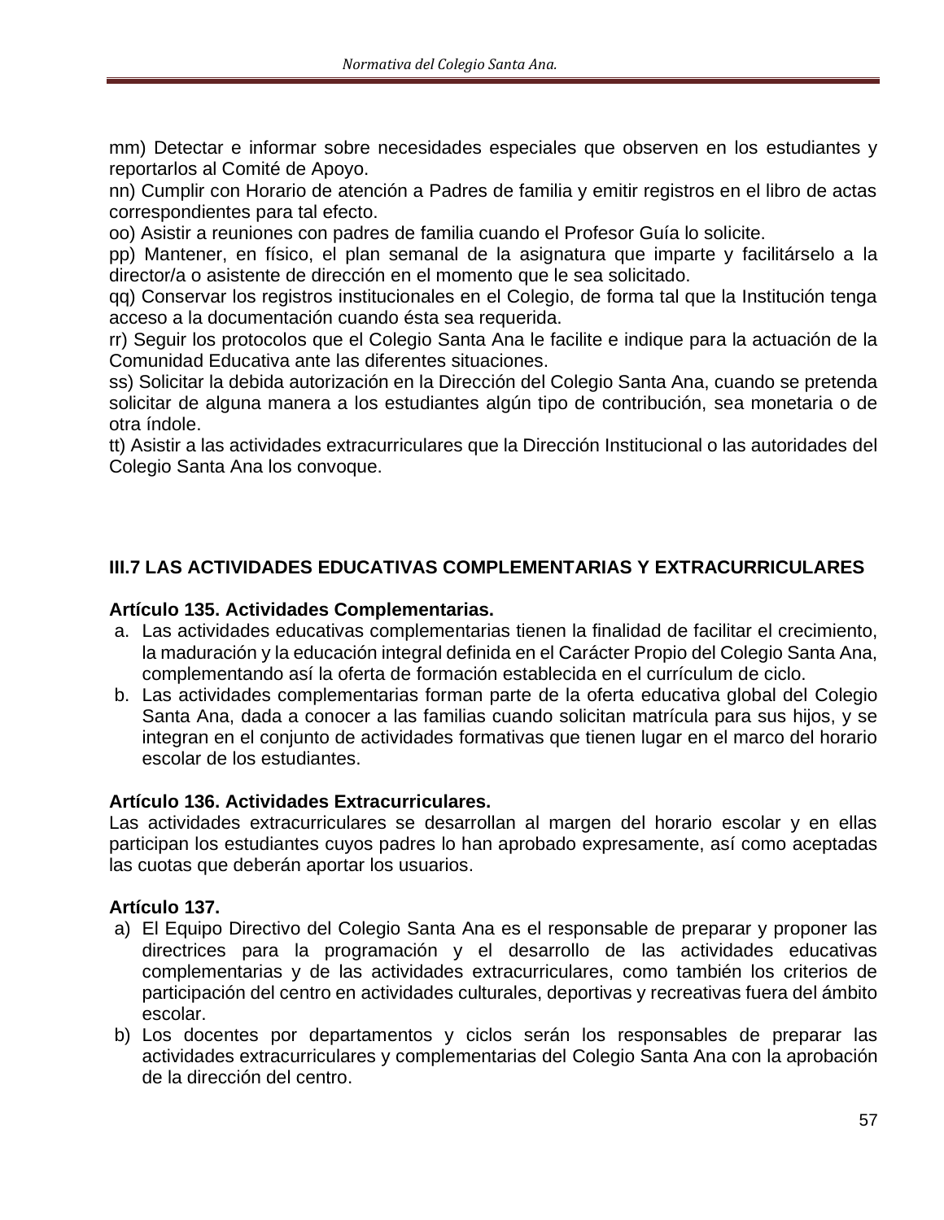mm) Detectar e informar sobre necesidades especiales que observen en los estudiantes y reportarlos al Comité de Apoyo.
nn) Cumplir con Horario de atención a Padres de familia y emitir registros en el libro de actas correspondientes para tal efecto.
oo) Asistir a reuniones con padres de familia cuando el Profesor Guía lo solicite.
pp) Mantener, en físico, el plan semanal de la asignatura que imparte y facilitárselo a la director/a o asistente de dirección en el momento que le sea solicitado.
qq) Conservar los registros institucionales en el Colegio, de forma tal que la Institución tenga acceso a la documentación cuando ésta sea requerida.
rr) Seguir los protocolos que el Colegio Santa Ana le facilite e indique para la actuación de la Comunidad Educativa ante las diferentes situaciones.
ss) Solicitar la debida autorización en la Dirección del Colegio Santa Ana, cuando se pretenda solicitar de alguna manera a los estudiantes algún tipo de contribución, sea monetaria o de otra índole.
tt) Asistir a las actividades extracurriculares que la Dirección Institucional o las autoridades del Colegio Santa Ana los convoque.

## III.7 LAS ACTIVIDADES EDUCATIVAS COMPLEMENTARIAS Y EXTRACURRICULARES

**Artículo 135. Actividades Complementarias.**

a. Las actividades educativas complementarias tienen la finalidad de facilitar el crecimiento, la maduración y la educación integral definida en el Carácter Propio del Colegio Santa Ana, complementando así la oferta de formación establecida en el currículum de ciclo.
b. Las actividades complementarias forman parte de la oferta educativa global del Colegio Santa Ana, dada a conocer a las familias cuando solicitan matrícula para sus hijos, y se integran en el conjunto de actividades formativas que tienen lugar en el marco del horario escolar de los estudiantes.

**Artículo 136. Actividades Extracurriculares.**

Las actividades extracurriculares se desarrollan al margen del horario escolar y en ellas participan los estudiantes cuyos padres lo han aprobado expresamente, así como aceptadas las cuotas que deberán aportar los usuarios.

**Artículo 137.**

a) El Equipo Directivo del Colegio Santa Ana es el responsable de preparar y proponer las directrices para la programación y el desarrollo de las actividades educativas complementarias y de las actividades extracurriculares, como también los criterios de participación del centro en actividades culturales, deportivas y recreativas fuera del ámbito escolar.
b) Los docentes por departamentos y ciclos serán los responsables de preparar las actividades extracurriculares y complementarias del Colegio Santa Ana con la aprobación de la dirección del centro.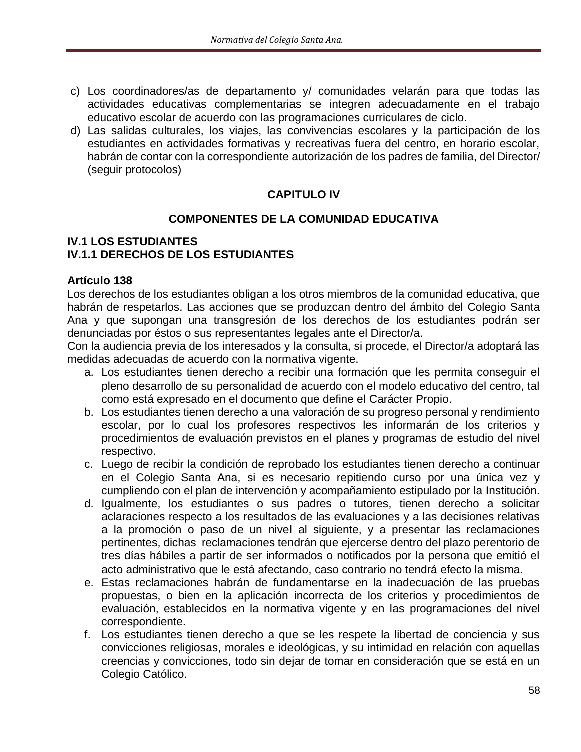c) Los coordinadores/as de departamento y/ comunidades velarán para que todas las actividades educativas complementarias se integren adecuadamente en el trabajo educativo escolar de acuerdo con las programaciones curriculares de ciclo.
d) Las salidas culturales, los viajes, las convivencias escolares y la participación de los estudiantes en actividades formativas y recreativas fuera del centro, en horario escolar, habrán de contar con la correspondiente autorización de los padres de familia, del Director/ (seguir protocolos)

## CAPITULO IV

## COMPONENTES DE LA COMUNIDAD EDUCATIVA

### IV.1 LOS ESTUDIANTES
### IV.1.1 DERECHOS DE LOS ESTUDIANTES

**Artículo 138**

Los derechos de los estudiantes obligan a los otros miembros de la comunidad educativa, que habrán de respetarlos. Las acciones que se produzcan dentro del ámbito del Colegio Santa Ana y que supongan una transgresión de los derechos de los estudiantes podrán ser denunciadas por éstos o sus representantes legales ante el Director/a.

Con la audiencia previa de los interesados y la consulta, si procede, el Director/a adoptará las medidas adecuadas de acuerdo con la normativa vigente.

a. Los estudiantes tienen derecho a recibir una formación que les permita conseguir el pleno desarrollo de su personalidad de acuerdo con el modelo educativo del centro, tal como está expresado en el documento que define el Carácter Propio.
b. Los estudiantes tienen derecho a una valoración de su progreso personal y rendimiento escolar, por lo cual los profesores respectivos les informarán de los criterios y procedimientos de evaluación previstos en el planes y programas de estudio del nivel respectivo.
c. Luego de recibir la condición de reprobado los estudiantes tienen derecho a continuar en el Colegio Santa Ana, si es necesario repitiendo curso por una única vez y cumpliendo con el plan de intervención y acompañamiento estipulado por la Institución.
d. Igualmente, los estudiantes o sus padres o tutores, tienen derecho a solicitar aclaraciones respecto a los resultados de las evaluaciones y a las decisiones relativas a la promoción o paso de un nivel al siguiente, y a presentar las reclamaciones pertinentes, dichas reclamaciones tendrán que ejercerse dentro del plazo perentorio de tres días hábiles a partir de ser informados o notificados por la persona que emitió el acto administrativo que le está afectando, caso contrario no tendrá efecto la misma.
e. Estas reclamaciones habrán de fundamentarse en la inadecuación de las pruebas propuestas, o bien en la aplicación incorrecta de los criterios y procedimientos de evaluación, establecidos en la normativa vigente y en las programaciones del nivel correspondiente.
f. Los estudiantes tienen derecho a que se les respete la libertad de conciencia y sus convicciones religiosas, morales e ideológicas, y su intimidad en relación con aquellas creencias y convicciones, todo sin dejar de tomar en consideración que se está en un Colegio Católico.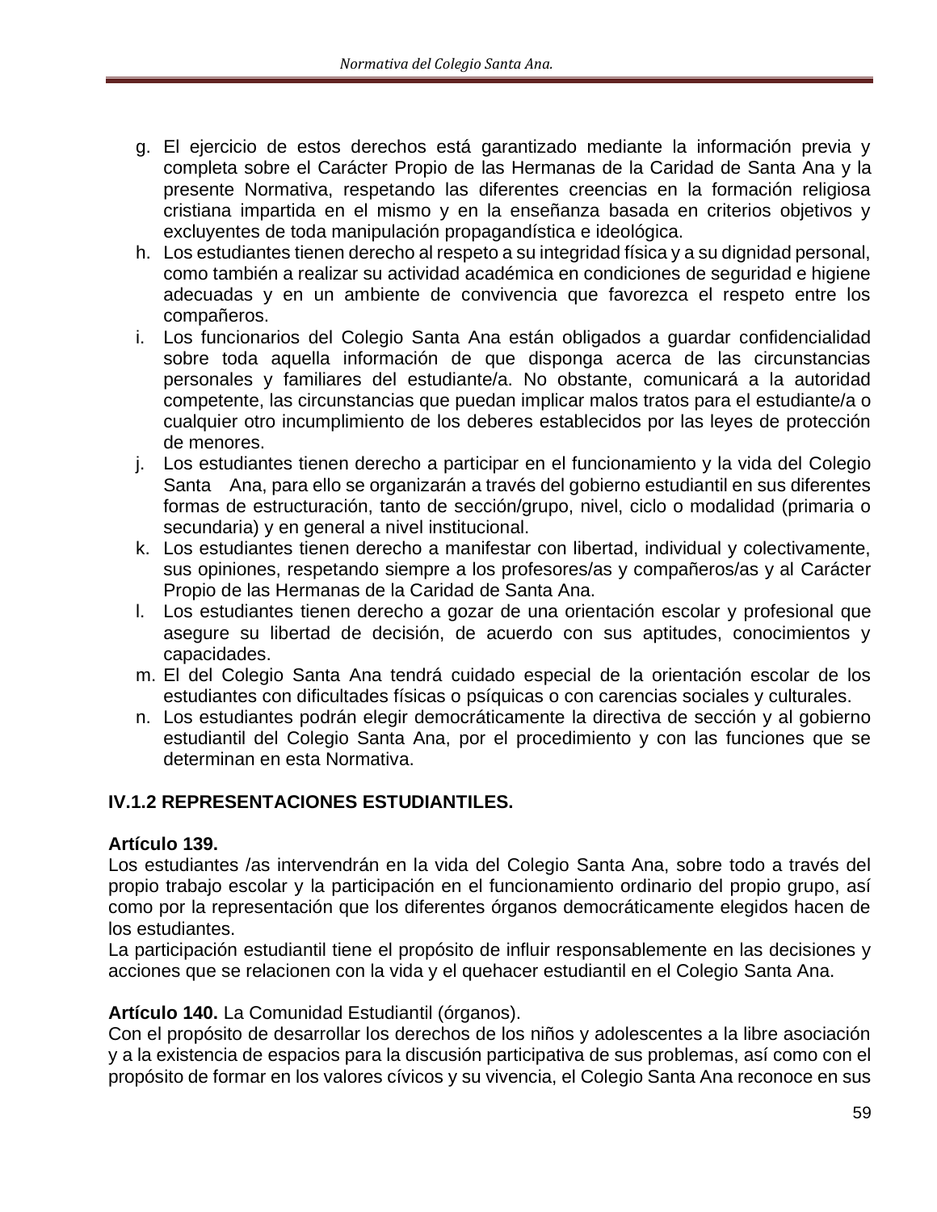g. El ejercicio de estos derechos está garantizado mediante la información previa y completa sobre el Carácter Propio de las Hermanas de la Caridad de Santa Ana y la presente Normativa, respetando las diferentes creencias en la formación religiosa cristiana impartida en el mismo y en la enseñanza basada en criterios objetivos y excluyentes de toda manipulación propagandística e ideológica.
h. Los estudiantes tienen derecho al respeto a su integridad física y a su dignidad personal, como también a realizar su actividad académica en condiciones de seguridad e higiene adecuadas y en un ambiente de convivencia que favorezca el respeto entre los compañeros.
i. Los funcionarios del Colegio Santa Ana están obligados a guardar confidencialidad sobre toda aquella información de que disponga acerca de las circunstancias personales y familiares del estudiante/a. No obstante, comunicará a la autoridad competente, las circunstancias que puedan implicar malos tratos para el estudiante/a o cualquier otro incumplimiento de los deberes establecidos por las leyes de protección de menores.
j. Los estudiantes tienen derecho a participar en el funcionamiento y la vida del Colegio Santa Ana, para ello se organizarán a través del gobierno estudiantil en sus diferentes formas de estructuración, tanto de sección/grupo, nivel, ciclo o modalidad (primaria o secundaria) y en general a nivel institucional.
k. Los estudiantes tienen derecho a manifestar con libertad, individual y colectivamente, sus opiniones, respetando siempre a los profesores/as y compañeros/as y al Carácter Propio de las Hermanas de la Caridad de Santa Ana.
l. Los estudiantes tienen derecho a gozar de una orientación escolar y profesional que asegure su libertad de decisión, de acuerdo con sus aptitudes, conocimientos y capacidades.
m. El del Colegio Santa Ana tendrá cuidado especial de la orientación escolar de los estudiantes con dificultades físicas o psíquicas o con carencias sociales y culturales.
n. Los estudiantes podrán elegir democráticamente la directiva de sección y al gobierno estudiantil del Colegio Santa Ana, por el procedimiento y con las funciones que se determinan en esta Normativa.

### IV.1.2 REPRESENTACIONES ESTUDIANTILES.

**Artículo 139.**
Los estudiantes /as intervendrán en la vida del Colegio Santa Ana, sobre todo a través del propio trabajo escolar y la participación en el funcionamiento ordinario del propio grupo, así como por la representación que los diferentes órganos democráticamente elegidos hacen de los estudiantes.
La participación estudiantil tiene el propósito de influir responsablemente en las decisiones y acciones que se relacionen con la vida y el quehacer estudiantil en el Colegio Santa Ana.

**Artículo 140.** La Comunidad Estudiantil (órganos).
Con el propósito de desarrollar los derechos de los niños y adolescentes a la libre asociación y a la existencia de espacios para la discusión participativa de sus problemas, así como con el propósito de formar en los valores cívicos y su vivencia, el Colegio Santa Ana reconoce en sus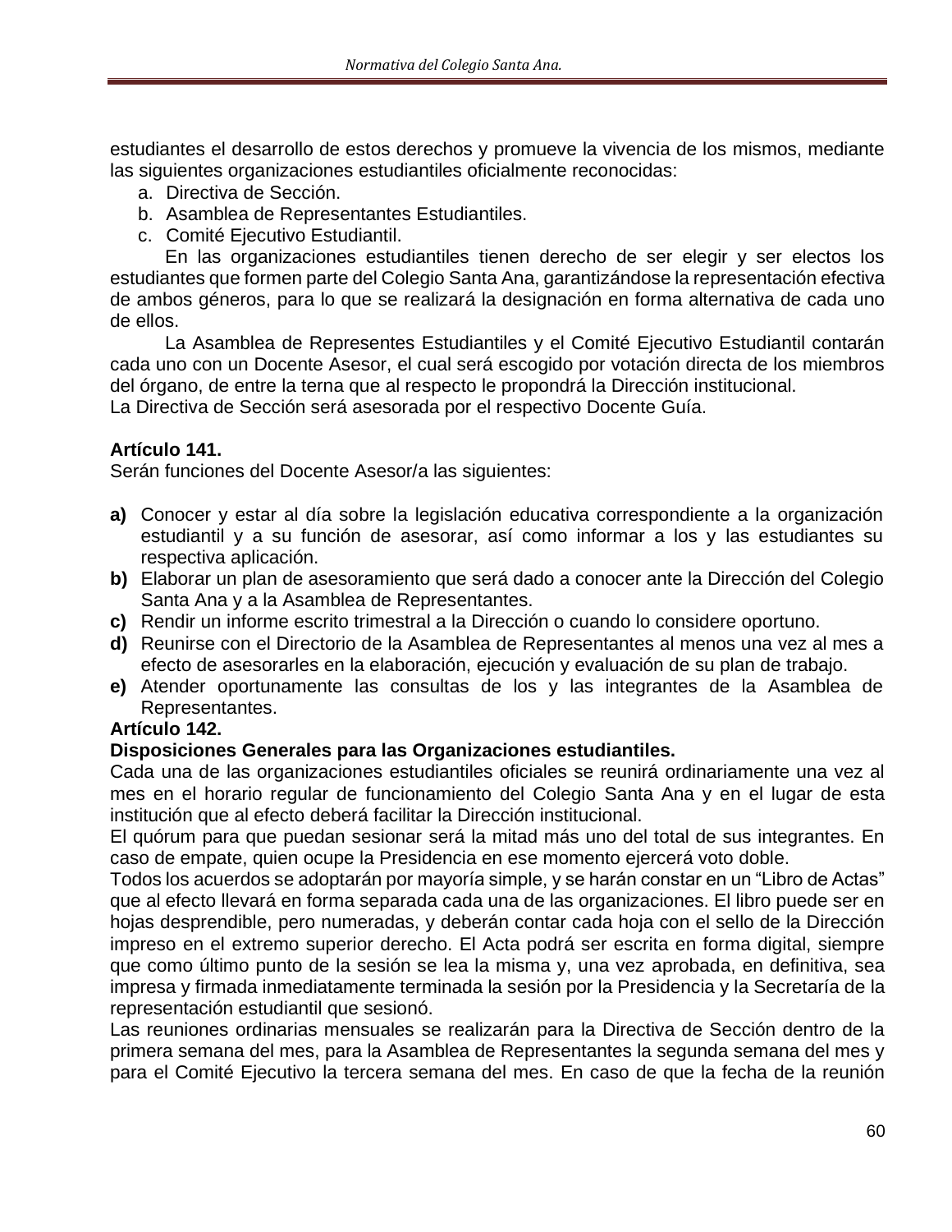estudiantes el desarrollo de estos derechos y promueve la vivencia de los mismos, mediante las siguientes organizaciones estudiantiles oficialmente reconocidas:

a. Directiva de Sección.
b. Asamblea de Representantes Estudiantiles.
c. Comité Ejecutivo Estudiantil.

En las organizaciones estudiantiles tienen derecho de ser elegir y ser electos los estudiantes que formen parte del Colegio Santa Ana, garantizándose la representación efectiva de ambos géneros, para lo que se realizará la designación en forma alternativa de cada uno de ellos.

La Asamblea de Represenntes Estudiantiles y el Comité Ejecutivo Estudiantil contarán cada uno con un Docente Asesor, el cual será escogido por votación directa de los miembros del órgano, de entre la terna que al respecto le propondrá la Dirección institucional.
La Directiva de Sección será asesorada por el respectivo Docente Guía.

**Artículo 141.**
Serán funciones del Docente Asesor/a las siguientes:

**a)** Conocer y estar al día sobre la legislación educativa correspondiente a la organización estudiantil y a su función de asesorar, así como informar a los y las estudiantes su respectiva aplicación.
**b)** Elaborar un plan de asesoramiento que será dado a conocer ante la Dirección del Colegio Santa Ana y a la Asamblea de Representantes.
**c)** Rendir un informe escrito trimestral a la Dirección o cuando lo considere oportuno.
**d)** Reunirse con el Directorio de la Asamblea de Representantes al menos una vez al mes a efecto de asesorarles en la elaboración, ejecución y evaluación de su plan de trabajo.
**e)** Atender oportunamente las consultas de los y las integrantes de la Asamblea de Representantes.

**Artículo 142.**
**Disposiciones Generales para las Organizaciones estudiantiles.**
Cada una de las organizaciones estudiantiles oficiales se reunirá ordinariamente una vez al mes en el horario regular de funcionamiento del Colegio Santa Ana y en el lugar de esta institución que al efecto deberá facilitar la Dirección institucional.
El quórum para que puedan sesionar será la mitad más uno del total de sus integrantes. En caso de empate, quien ocupe la Presidencia en ese momento ejercerá voto doble.
Todos los acuerdos se adoptarán por mayoría simple, y se harán constar en un "Libro de Actas" que al efecto llevará en forma separada cada una de las organizaciones. El libro puede ser en hojas desprendible, pero numeradas, y deberán contar cada hoja con el sello de la Dirección impreso en el extremo superior derecho. El Acta podrá ser escrita en forma digital, siempre que como último punto de la sesión se lea la misma y, una vez aprobada, en definitiva, sea impresa y firmada inmediatamente terminada la sesión por la Presidencia y la Secretaría de la representación estudiantil que sesionó.
Las reuniones ordinarias mensuales se realizarán para la Directiva de Sección dentro de la primera semana del mes, para la Asamblea de Representantes la segunda semana del mes y para el Comité Ejecutivo la tercera semana del mes. En caso de que la fecha de la reunión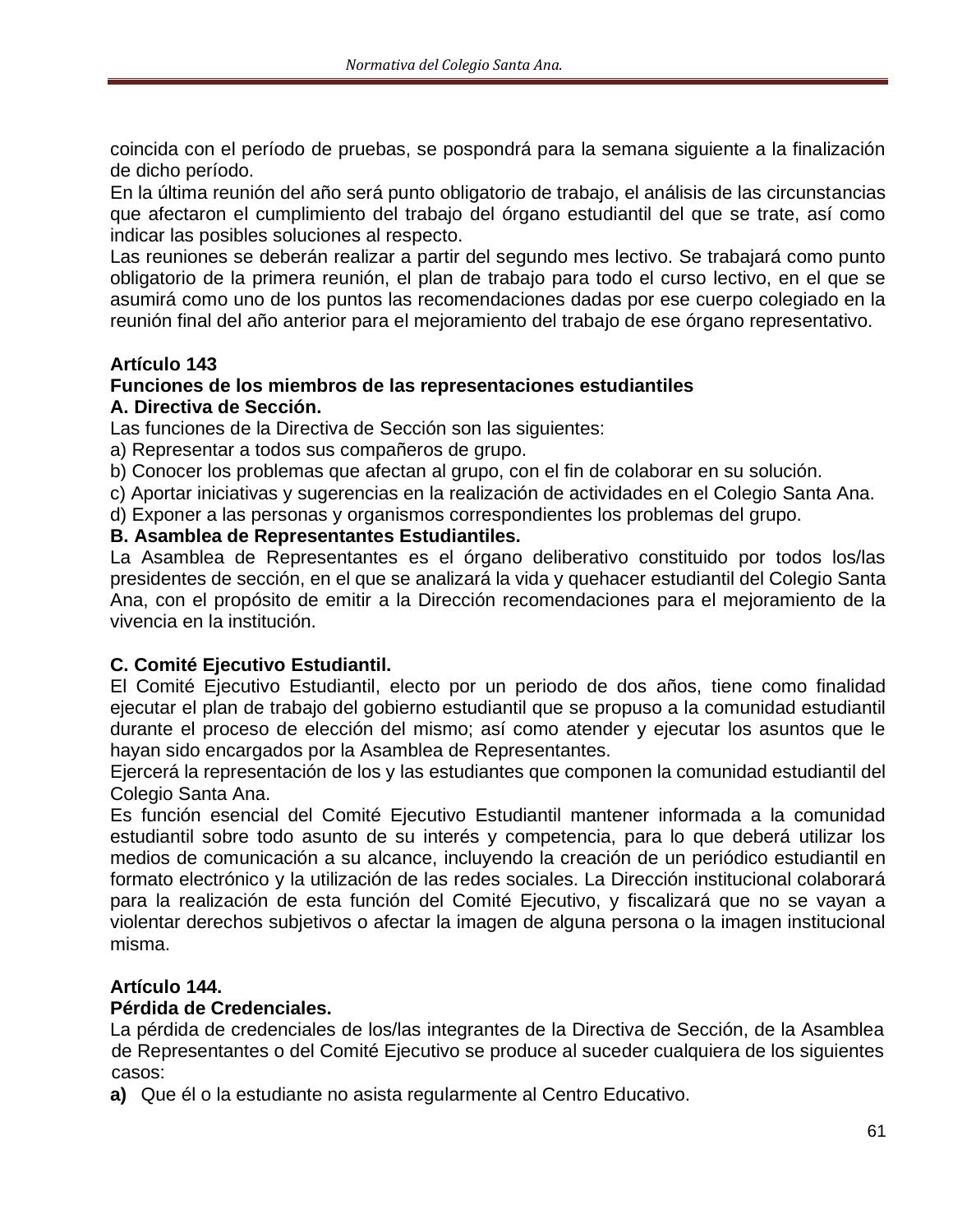coincida con el período de pruebas, se pospondrá para la semana siguiente a la finalización de dicho período.

En la última reunión del año será punto obligatorio de trabajo, el análisis de las circunstancias que afectaron el cumplimiento del trabajo del órgano estudiantil del que se trate, así como indicar las posibles soluciones al respecto.

Las reuniones se deberán realizar a partir del segundo mes lectivo. Se trabajará como punto obligatorio de la primera reunión, el plan de trabajo para todo el curso lectivo, en el que se asumirá como uno de los puntos las recomendaciones dadas por ese cuerpo colegiado en la reunión final del año anterior para el mejoramiento del trabajo de ese órgano representativo.

**Artículo 143**
**Funciones de los miembros de las representaciones estudiantiles**
**A. Directiva de Sección.**

Las funciones de la Directiva de Sección son las siguientes:

a) Representar a todos sus compañeros de grupo.
b) Conocer los problemas que afectan al grupo, con el fin de colaborar en su solución.
c) Aportar iniciativas y sugerencias en la realización de actividades en el Colegio Santa Ana.
d) Exponer a las personas y organismos correspondientes los problemas del grupo.

**B. Asamblea de Representantes Estudiantiles.**

La Asamblea de Representantes es el órgano deliberativo constituido por todos los/las presidentes de sección, en el que se analizará la vida y quehacer estudiantil del Colegio Santa Ana, con el propósito de emitir a la Dirección recomendaciones para el mejoramiento de la vivencia en la institución.

**C. Comité Ejecutivo Estudiantil.**

El Comité Ejecutivo Estudiantil, electo por un periodo de dos años, tiene como finalidad ejecutar el plan de trabajo del gobierno estudiantil que se propuso a la comunidad estudiantil durante el proceso de elección del mismo; así como atender y ejecutar los asuntos que le hayan sido encargados por la Asamblea de Representantes.

Ejercerá la representación de los y las estudiantes que componen la comunidad estudiantil del Colegio Santa Ana.

Es función esencial del Comité Ejecutivo Estudiantil mantener informada a la comunidad estudiantil sobre todo asunto de su interés y competencia, para lo que deberá utilizar los medios de comunicación a su alcance, incluyendo la creación de un periódico estudiantil en formato electrónico y la utilización de las redes sociales. La Dirección institucional colaborará para la realización de esta función del Comité Ejecutivo, y fiscalizará que no se vayan a violentar derechos subjetivos o afectar la imagen de alguna persona o la imagen institucional misma.

**Artículo 144.**
**Pérdida de Credenciales.**

La pérdida de credenciales de los/las integrantes de la Directiva de Sección, de la Asamblea de Representantes o del Comité Ejecutivo se produce al suceder cualquiera de los siguientes casos:

**a)** Que él o la estudiante no asista regularmente al Centro Educativo.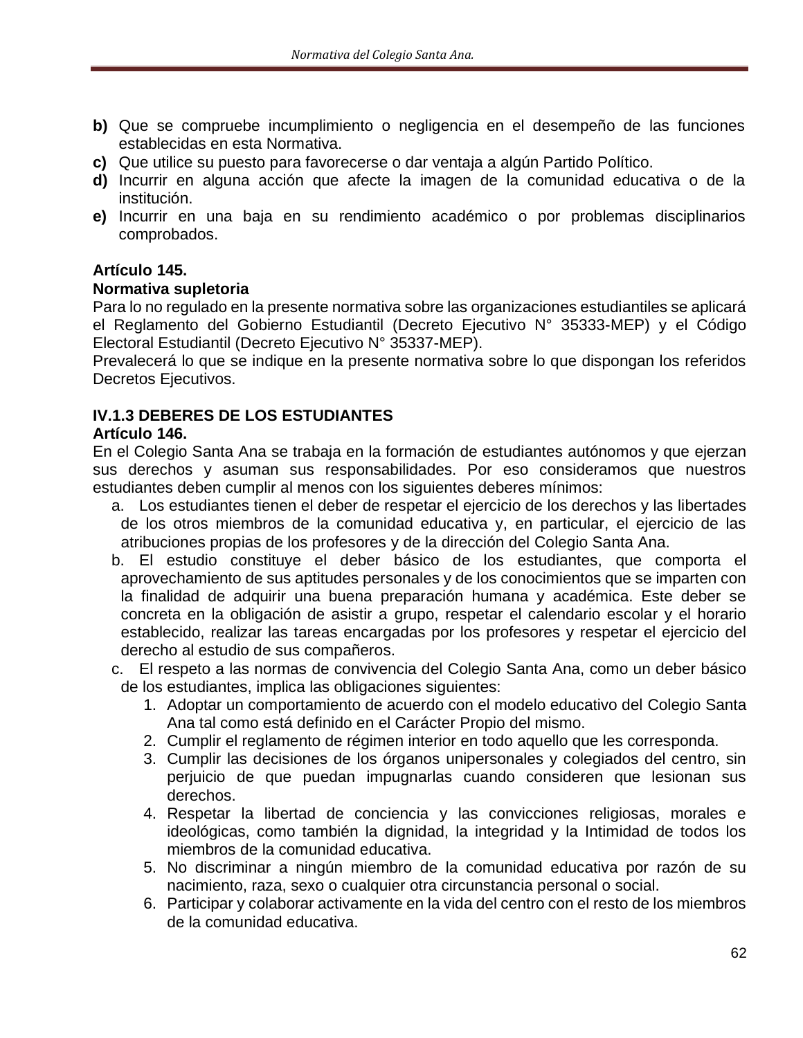**b)** Que se compruebe incumplimiento o negligencia en el desempeño de las funciones establecidas en esta Normativa.

**c)** Que utilice su puesto para favorecerse o dar ventaja a algún Partido Político.

**d)** Incurrir en alguna acción que afecte la imagen de la comunidad educativa o de la institución.

**e)** Incurrir en una baja en su rendimiento académico o por problemas disciplinarios comprobados.

**Artículo 145.**
**Normativa supletoria**
Para lo no regulado en la presente normativa sobre las organizaciones estudiantiles se aplicará el Reglamento del Gobierno Estudiantil (Decreto Ejecutivo N° 35333-MEP) y el Código Electoral Estudiantil (Decreto Ejecutivo N° 35337-MEP).
Prevalecerá lo que se indique en la presente normativa sobre lo que dispongan los referidos Decretos Ejecutivos.

**IV.1.3 DEBERES DE LOS ESTUDIANTES**
**Artículo 146.**
En el Colegio Santa Ana se trabaja en la formación de estudiantes autónomos y que ejerzan sus derechos y asuman sus responsabilidades. Por eso consideramos que nuestros estudiantes deben cumplir al menos con los siguientes deberes mínimos:

a. Los estudiantes tienen el deber de respetar el ejercicio de los derechos y las libertades de los otros miembros de la comunidad educativa y, en particular, el ejercicio de las atribuciones propias de los profesores y de la dirección del Colegio Santa Ana.

b. El estudio constituye el deber básico de los estudiantes, que comporta el aprovechamiento de sus aptitudes personales y de los conocimientos que se imparten con la finalidad de adquirir una buena preparación humana y académica. Este deber se concreta en la obligación de asistir a grupo, respetar el calendario escolar y el horario establecido, realizar las tareas encargadas por los profesores y respetar el ejercicio del derecho al estudio de sus compañeros.

c. El respeto a las normas de convivencia del Colegio Santa Ana, como un deber básico de los estudiantes, implica las obligaciones siguientes:
   1. Adoptar un comportamiento de acuerdo con el modelo educativo del Colegio Santa Ana tal como está definido en el Carácter Propio del mismo.
   2. Cumplir el reglamento de régimen interior en todo aquello que les corresponda.
   3. Cumplir las decisiones de los órganos unipersonales y colegiados del centro, sin perjuicio de que puedan impugnarlas cuando consideren que lesionan sus derechos.
   4. Respetar la libertad de conciencia y las convicciones religiosas, morales e ideológicas, como también la dignidad, la integridad y la Intimidad de todos los miembros de la comunidad educativa.
   5. No discriminar a ningún miembro de la comunidad educativa por razón de su nacimiento, raza, sexo o cualquier otra circunstancia personal o social.
   6. Participar y colaborar activamente en la vida del centro con el resto de los miembros de la comunidad educativa.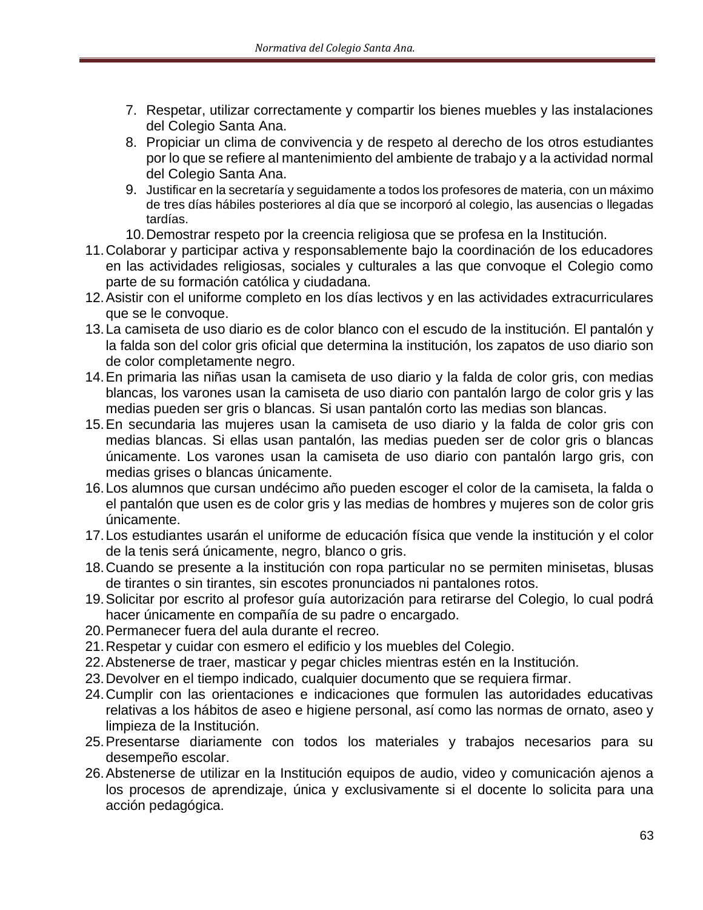7. Respetar, utilizar correctamente y compartir los bienes muebles y las instalaciones del Colegio Santa Ana.
8. Propiciar un clima de convivencia y de respeto al derecho de los otros estudiantes por lo que se refiere al mantenimiento del ambiente de trabajo y a la actividad normal del Colegio Santa Ana.
9. Justificar en la secretaría y seguidamente a todos los profesores de materia, con un máximo de tres días hábiles posteriores al día que se incorporó al colegio, las ausencias o llegadas tardías.
10. Demostrar respeto por la creencia religiosa que se profesa en la Institución.
11. Colaborar y participar activa y responsablemente bajo la coordinación de los educadores en las actividades religiosas, sociales y culturales a las que convoque el Colegio como parte de su formación católica y ciudadana.
12. Asistir con el uniforme completo en los días lectivos y en las actividades extracurriculares que se le convoque.
13. La camiseta de uso diario es de color blanco con el escudo de la institución. El pantalón y la falda son del color gris oficial que determina la institución, los zapatos de uso diario son de color completamente negro.
14. En primaria las niñas usan la camiseta de uso diario y la falda de color gris, con medias blancas, los varones usan la camiseta de uso diario con pantalón largo de color gris y las medias pueden ser gris o blancas. Si usan pantalón corto las medias son blancas.
15. En secundaria las mujeres usan la camiseta de uso diario y la falda de color gris con medias blancas. Si ellas usan pantalón, las medias pueden ser de color gris o blancas únicamente. Los varones usan la camiseta de uso diario con pantalón largo gris, con medias grises o blancas únicamente.
16. Los alumnos que cursan undécimo año pueden escoger el color de la camiseta, la falda o el pantalón que usen es de color gris y las medias de hombres y mujeres son de color gris únicamente.
17. Los estudiantes usarán el uniforme de educación física que vende la institución y el color de la tenis será únicamente, negro, blanco o gris.
18. Cuando se presente a la institución con ropa particular no se permiten minisetas, blusas de tirantes o sin tirantes, sin escotes pronunciados ni pantalones rotos.
19. Solicitar por escrito al profesor guía autorización para retirarse del Colegio, lo cual podrá hacer únicamente en compañía de su padre o encargado.
20. Permanecer fuera del aula durante el recreo.
21. Respetar y cuidar con esmero el edificio y los muebles del Colegio.
22. Abstenerse de traer, masticar y pegar chicles mientras estén en la Institución.
23. Devolver en el tiempo indicado, cualquier documento que se requiera firmar.
24. Cumplir con las orientaciones e indicaciones que formulen las autoridades educativas relativas a los hábitos de aseo e higiene personal, así como las normas de ornato, aseo y limpieza de la Institución.
25. Presentarse diariamente con todos los materiales y trabajos necesarios para su desempeño escolar.
26. Abstenerse de utilizar en la Institución equipos de audio, video y comunicación ajenos a los procesos de aprendizaje, única y exclusivamente si el docente lo solicita para una acción pedagógica.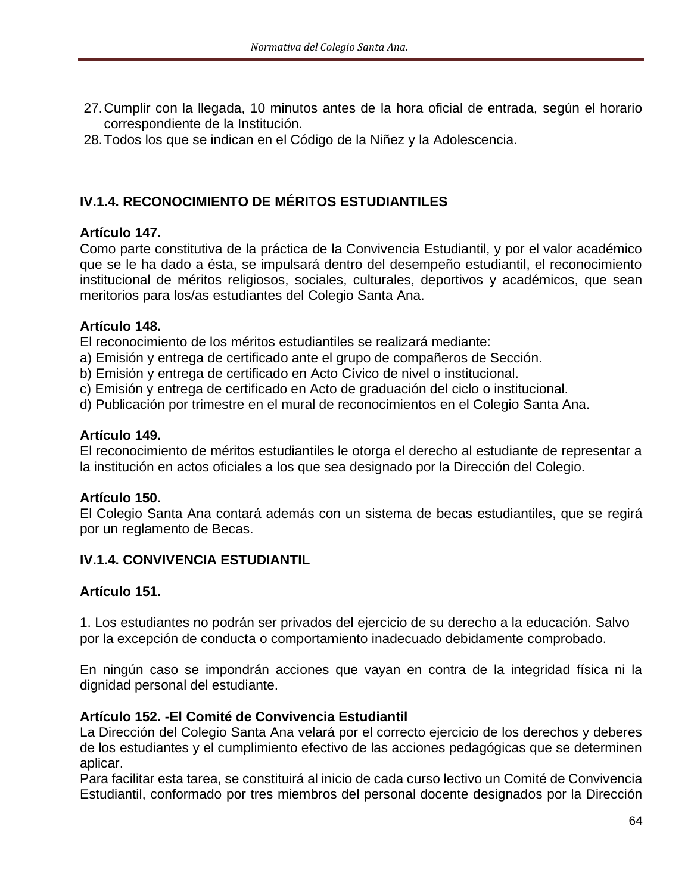27. Cumplir con la llegada, 10 minutos antes de la hora oficial de entrada, según el horario correspondiente de la Institución.
28. Todos los que se indican en el Código de la Niñez y la Adolescencia.

### IV.1.4. RECONOCIMIENTO DE MÉRITOS ESTUDIANTILES

**Artículo 147.**
Como parte constitutiva de la práctica de la Convivencia Estudiantil, y por el valor académico que se le ha dado a ésta, se impulsará dentro del desempeño estudiantil, el reconocimiento institucional de méritos religiosos, sociales, culturales, deportivos y académicos, que sean meritorios para los/as estudiantes del Colegio Santa Ana.

**Artículo 148.**
El reconocimiento de los méritos estudiantiles se realizará mediante:
a) Emisión y entrega de certificado ante el grupo de compañeros de Sección.
b) Emisión y entrega de certificado en Acto Cívico de nivel o institucional.
c) Emisión y entrega de certificado en Acto de graduación del ciclo o institucional.
d) Publicación por trimestre en el mural de reconocimientos en el Colegio Santa Ana.

**Artículo 149.**
El reconocimiento de méritos estudiantiles le otorga el derecho al estudiante de representar a la institución en actos oficiales a los que sea designado por la Dirección del Colegio.

**Artículo 150.**
El Colegio Santa Ana contará además con un sistema de becas estudiantiles, que se regirá por un reglamento de Becas.

### IV.1.4. CONVIVENCIA ESTUDIANTIL

**Artículo 151.**

1. Los estudiantes no podrán ser privados del ejercicio de su derecho a la educación. Salvo por la excepción de conducta o comportamiento inadecuado debidamente comprobado.

En ningún caso se impondrán acciones que vayan en contra de la integridad física ni la dignidad personal del estudiante.

**Artículo 152. -El Comité de Convivencia Estudiantil**
La Dirección del Colegio Santa Ana velará por el correcto ejercicio de los derechos y deberes de los estudiantes y el cumplimiento efectivo de las acciones pedagógicas que se determinen aplicar.
Para facilitar esta tarea, se constituirá al inicio de cada curso lectivo un Comité de Convivencia Estudiantil, conformado por tres miembros del personal docente designados por la Dirección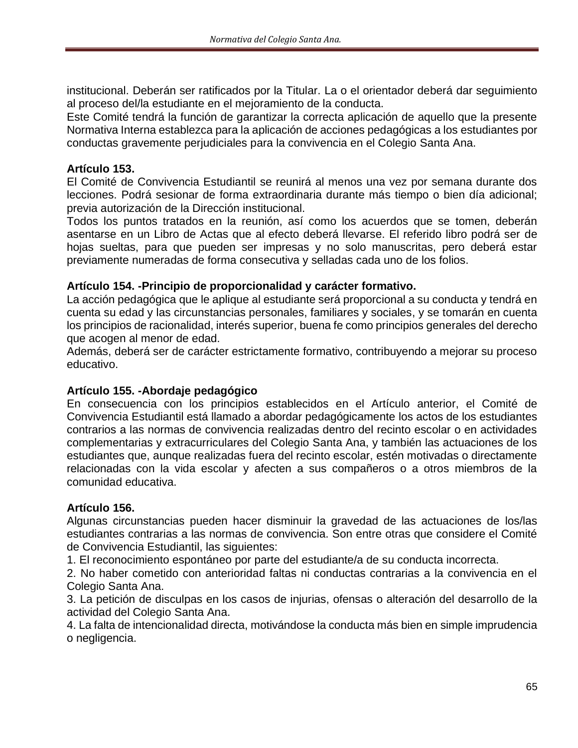institucional. Deberán ser ratificados por la Titular. La o el orientador deberá dar seguimiento al proceso del/la estudiante en el mejoramiento de la conducta.
Este Comité tendrá la función de garantizar la correcta aplicación de aquello que la presente Normativa Interna establezca para la aplicación de acciones pedagógicas a los estudiantes por conductas gravemente perjudiciales para la convivencia en el Colegio Santa Ana.

**Artículo 153.**
El Comité de Convivencia Estudiantil se reunirá al menos una vez por semana durante dos lecciones. Podrá sesionar de forma extraordinaria durante más tiempo o bien día adicional; previa autorización de la Dirección institucional.
Todos los puntos tratados en la reunión, así como los acuerdos que se tomen, deberán asentarse en un Libro de Actas que al efecto deberá llevarse. El referido libro podrá ser de hojas sueltas, para que pueden ser impresas y no solo manuscritas, pero deberá estar previamente numeradas de forma consecutiva y selladas cada uno de los folios.

**Artículo 154. -Principio de proporcionalidad y carácter formativo.**
La acción pedagógica que le aplique al estudiante será proporcional a su conducta y tendrá en cuenta su edad y las circunstancias personales, familiares y sociales, y se tomarán en cuenta los principios de racionalidad, interés superior, buena fe como principios generales del derecho que acogen al menor de edad.
Además, deberá ser de carácter estrictamente formativo, contribuyendo a mejorar su proceso educativo.

**Artículo 155. -Abordaje pedagógico**
En consecuencia con los principios establecidos en el Artículo anterior, el Comité de Convivencia Estudiantil está llamado a abordar pedagógicamente los actos de los estudiantes contrarios a las normas de convivencia realizadas dentro del recinto escolar o en actividades complementarias y extracurriculares del Colegio Santa Ana, y también las actuaciones de los estudiantes que, aunque realizadas fuera del recinto escolar, estén motivadas o directamente relacionadas con la vida escolar y afecten a sus compañeros o a otros miembros de la comunidad educativa.

**Artículo 156.**
Algunas circunstancias pueden hacer disminuir la gravedad de las actuaciones de los/las estudiantes contrarias a las normas de convivencia. Son entre otras que considere el Comité de Convivencia Estudiantil, las siguientes:

1. El reconocimiento espontáneo por parte del estudiante/a de su conducta incorrecta.
2. No haber cometido con anterioridad faltas ni conductas contrarias a la convivencia en el Colegio Santa Ana.
3. La petición de disculpas en los casos de injurias, ofensas o alteración del desarrollo de la actividad del Colegio Santa Ana.
4. La falta de intencionalidad directa, motivándose la conducta más bien en simple imprudencia o negligencia.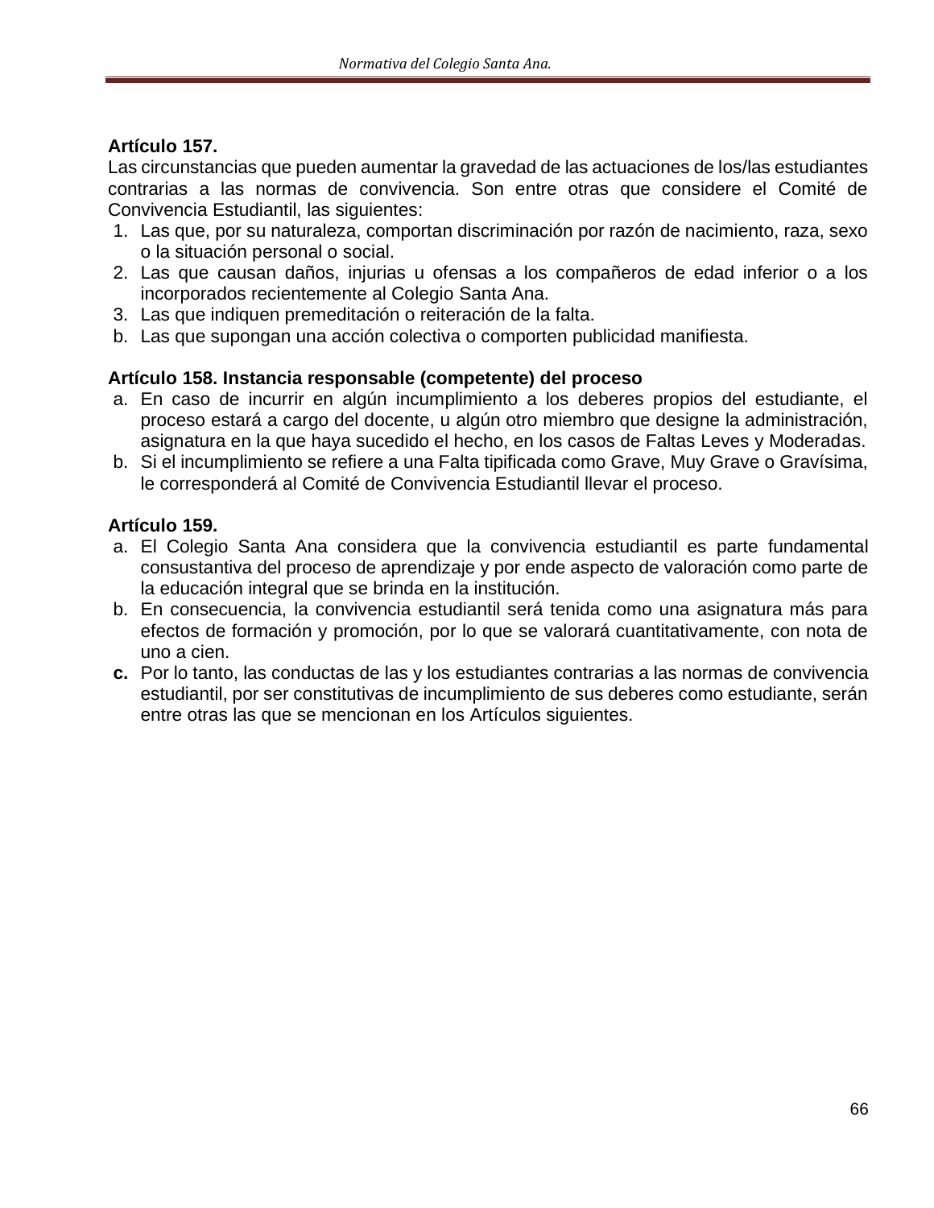**Artículo 157.**
Las circunstancias que pueden aumentar la gravedad de las actuaciones de los/las estudiantes contrarias a las normas de convivencia. Son entre otras que considere el Comité de Convivencia Estudiantil, las siguientes:

1. Las que, por su naturaleza, comportan discriminación por razón de nacimiento, raza, sexo o la situación personal o social.
2. Las que causan daños, injurias u ofensas a los compañeros de edad inferior o a los incorporados recientemente al Colegio Santa Ana.
3. Las que indiquen premeditación o reiteración de la falta.

b. Las que supongan una acción colectiva o comporten publicidad manifiesta.

**Artículo 158. Instancia responsable (competente) del proceso**

a. En caso de incurrir en algún incumplimiento a los deberes propios del estudiante, el proceso estará a cargo del docente, u algún otro miembro que designe la administración, asignatura en la que haya sucedido el hecho, en los casos de Faltas Leves y Moderadas.
b. Si el incumplimiento se refiere a una Falta tipificada como Grave, Muy Grave o Gravísima, le corresponderá al Comité de Convivencia Estudiantil llevar el proceso.

**Artículo 159.**

a. El Colegio Santa Ana considera que la convivencia estudiantil es parte fundamental consustantiva del proceso de aprendizaje y por ende aspecto de valoración como parte de la educación integral que se brinda en la institución.
b. En consecuencia, la convivencia estudiantil será tenida como una asignatura más para efectos de formación y promoción, por lo que se valorará cuantitativamente, con nota de uno a cien.
**c.** Por lo tanto, las conductas de las y los estudiantes contrarias a las normas de convivencia estudiantil, por ser constitutivas de incumplimiento de sus deberes como estudiante, serán entre otras las que se mencionan en los Artículos siguientes.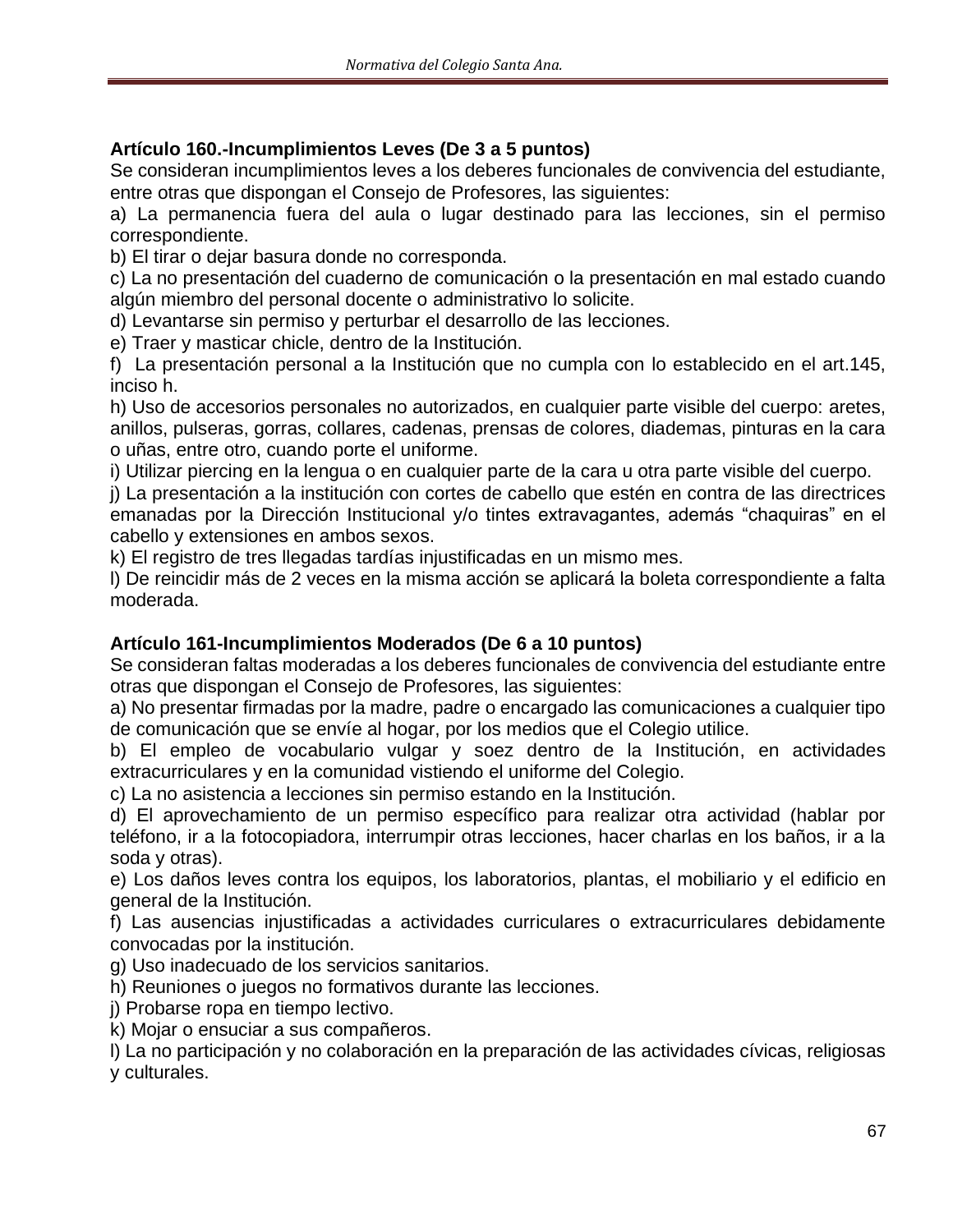**Artículo 160.-Incumplimientos Leves (De 3 a 5 puntos)**

Se consideran incumplimientos leves a los deberes funcionales de convivencia del estudiante, entre otras que dispongan el Consejo de Profesores, las siguientes:

a) La permanencia fuera del aula o lugar destinado para las lecciones, sin el permiso correspondiente.

b) El tirar o dejar basura donde no corresponda.

c) La no presentación del cuaderno de comunicación o la presentación en mal estado cuando algún miembro del personal docente o administrativo lo solicite.

d) Levantarse sin permiso y perturbar el desarrollo de las lecciones.

e) Traer y masticar chicle, dentro de la Institución.

f) La presentación personal a la Institución que no cumpla con lo establecido en el art.145, inciso h.

h) Uso de accesorios personales no autorizados, en cualquier parte visible del cuerpo: aretes, anillos, pulseras, gorras, collares, cadenas, prensas de colores, diademas, pinturas en la cara o uñas, entre otro, cuando porte el uniforme.

i) Utilizar piercing en la lengua o en cualquier parte de la cara u otra parte visible del cuerpo.

j) La presentación a la institución con cortes de cabello que estén en contra de las directrices emanadas por la Dirección Institucional y/o tintes extravagantes, además "chaquiras" en el cabello y extensiones en ambos sexos.

k) El registro de tres llegadas tardías injustificadas en un mismo mes.

l) De reincidir más de 2 veces en la misma acción se aplicará la boleta correspondiente a falta moderada.

**Artículo 161-Incumplimientos Moderados (De 6 a 10 puntos)**

Se consideran faltas moderadas a los deberes funcionales de convivencia del estudiante entre otras que dispongan el Consejo de Profesores, las siguientes:

a) No presentar firmadas por la madre, padre o encargado las comunicaciones a cualquier tipo de comunicación que se envíe al hogar, por los medios que el Colegio utilice.

b) El empleo de vocabulario vulgar y soez dentro de la Institución, en actividades extracurriculares y en la comunidad vistiendo el uniforme del Colegio.

c) La no asistencia a lecciones sin permiso estando en la Institución.

d) El aprovechamiento de un permiso específico para realizar otra actividad (hablar por teléfono, ir a la fotocopiadora, interrumpir otras lecciones, hacer charlas en los baños, ir a la soda y otras).

e) Los daños leves contra los equipos, los laboratorios, plantas, el mobiliario y el edificio en general de la Institución.

f) Las ausencias injustificadas a actividades curriculares o extracurriculares debidamente convocadas por la institución.

g) Uso inadecuado de los servicios sanitarios.

h) Reuniones o juegos no formativos durante las lecciones.

j) Probarse ropa en tiempo lectivo.

k) Mojar o ensuciar a sus compañeros.

l) La no participación y no colaboración en la preparación de las actividades cívicas, religiosas y culturales.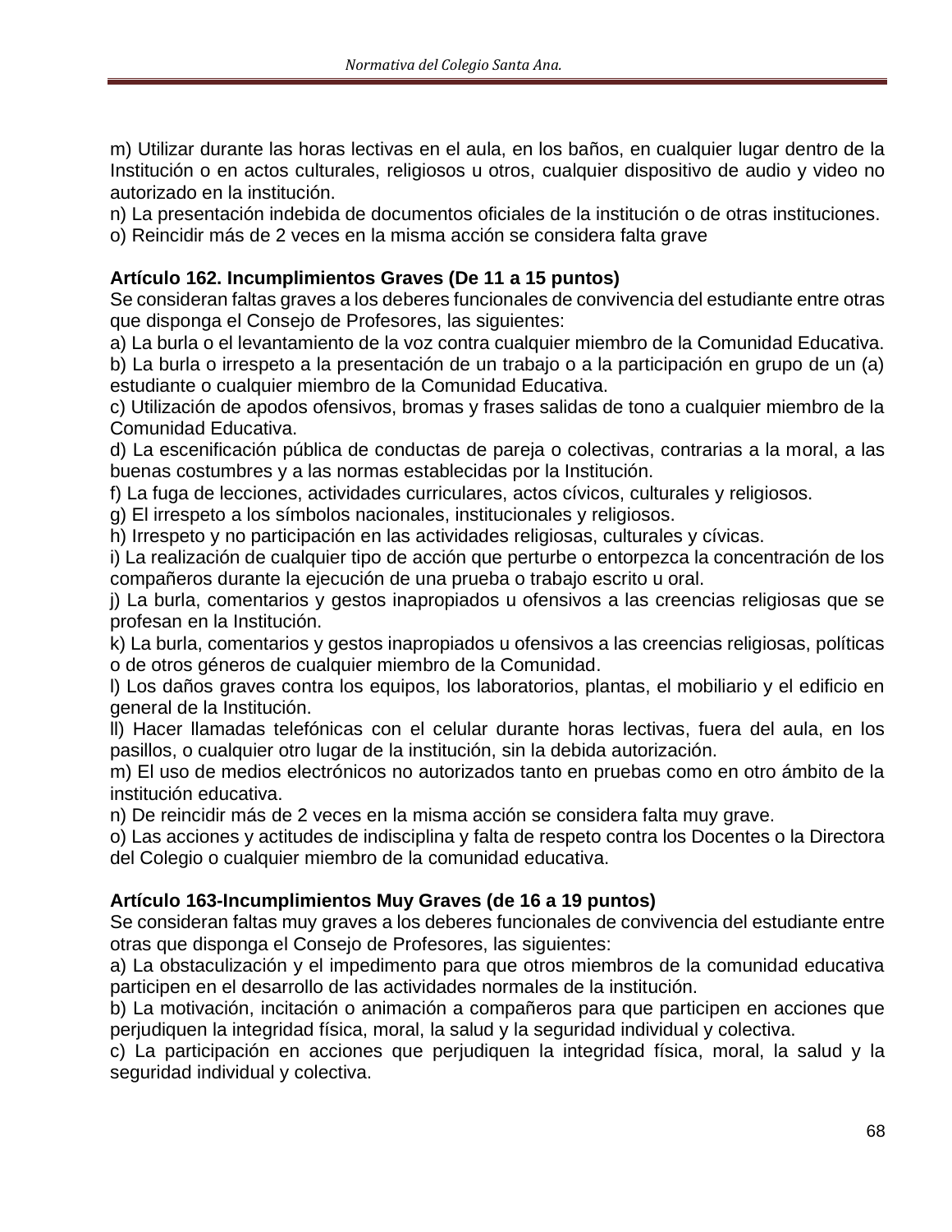m) Utilizar durante las horas lectivas en el aula, en los baños, en cualquier lugar dentro de la Institución o en actos culturales, religiosos u otros, cualquier dispositivo de audio y video no autorizado en la institución.
n) La presentación indebida de documentos oficiales de la institución o de otras instituciones.
o) Reincidir más de 2 veces en la misma acción se considera falta grave

**Artículo 162. Incumplimientos Graves (De 11 a 15 puntos)**

Se consideran faltas graves a los deberes funcionales de convivencia del estudiante entre otras que disponga el Consejo de Profesores, las siguientes:

a) La burla o el levantamiento de la voz contra cualquier miembro de la Comunidad Educativa.
b) La burla o irrespeto a la presentación de un trabajo o a la participación en grupo de un (a) estudiante o cualquier miembro de la Comunidad Educativa.
c) Utilización de apodos ofensivos, bromas y frases salidas de tono a cualquier miembro de la Comunidad Educativa.
d) La escenificación pública de conductas de pareja o colectivas, contrarias a la moral, a las buenas costumbres y a las normas establecidas por la Institución.
f) La fuga de lecciones, actividades curriculares, actos cívicos, culturales y religiosos.
g) El irrespeto a los símbolos nacionales, institucionales y religiosos.
h) Irrespeto y no participación en las actividades religiosas, culturales y cívicas.
i) La realización de cualquier tipo de acción que perturbe o entorpezca la concentración de los compañeros durante la ejecución de una prueba o trabajo escrito u oral.
j) La burla, comentarios y gestos inapropiados u ofensivos a las creencias religiosas que se profesan en la Institución.
k) La burla, comentarios y gestos inapropiados u ofensivos a las creencias religiosas, políticas o de otros géneros de cualquier miembro de la Comunidad.
l) Los daños graves contra los equipos, los laboratorios, plantas, el mobiliario y el edificio en general de la Institución.
ll) Hacer llamadas telefónicas con el celular durante horas lectivas, fuera del aula, en los pasillos, o cualquier otro lugar de la institución, sin la debida autorización.
m) El uso de medios electrónicos no autorizados tanto en pruebas como en otro ámbito de la institución educativa.
n) De reincidir más de 2 veces en la misma acción se considera falta muy grave.
o) Las acciones y actitudes de indisciplina y falta de respeto contra los Docentes o la Directora del Colegio o cualquier miembro de la comunidad educativa.

**Artículo 163-Incumplimientos Muy Graves (de 16 a 19 puntos)**

Se consideran faltas muy graves a los deberes funcionales de convivencia del estudiante entre otras que disponga el Consejo de Profesores, las siguientes:

a) La obstaculización y el impedimento para que otros miembros de la comunidad educativa participen en el desarrollo de las actividades normales de la institución.
b) La motivación, incitación o animación a compañeros para que participen en acciones que perjudiquen la integridad física, moral, la salud y la seguridad individual y colectiva.
c) La participación en acciones que perjudiquen la integridad física, moral, la salud y la seguridad individual y colectiva.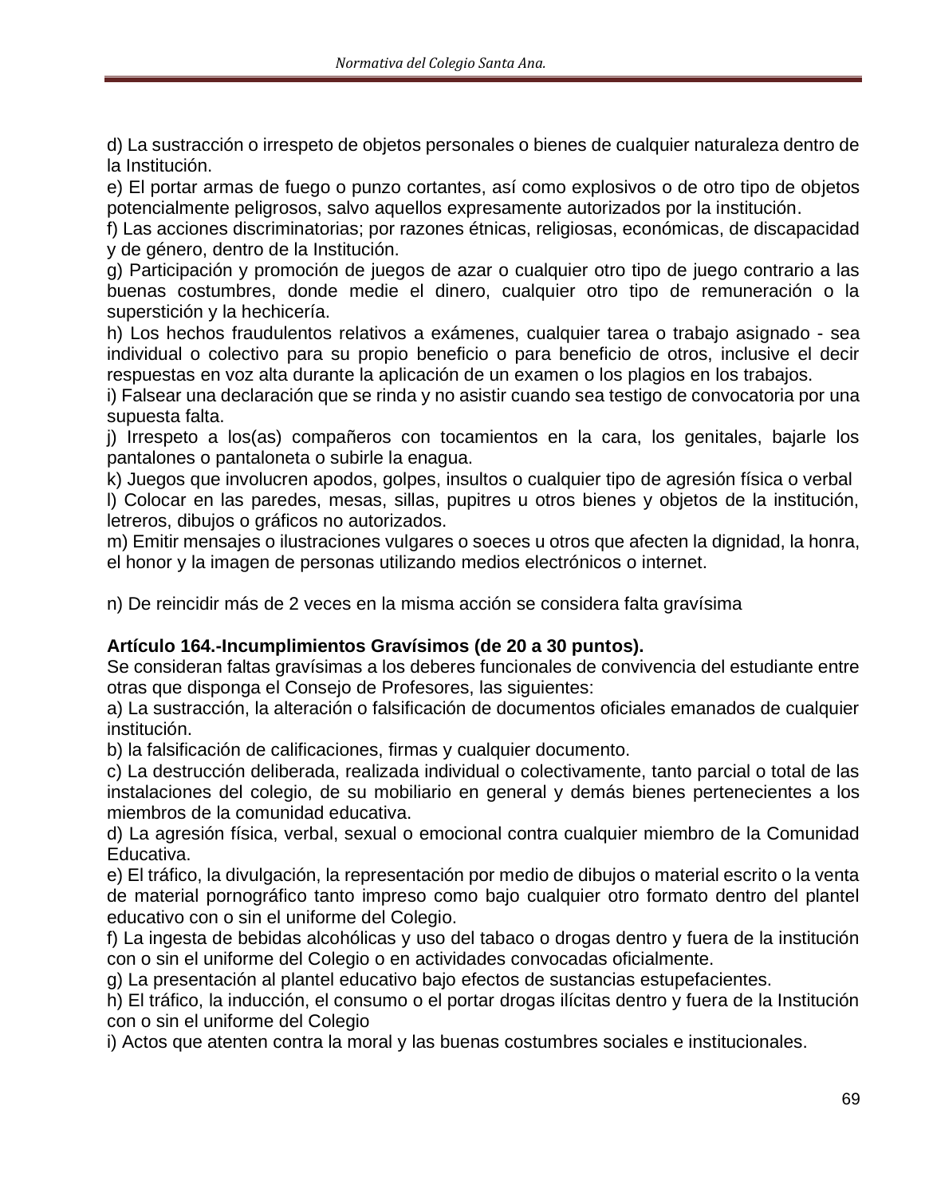d) La sustracción o irrespeto de objetos personales o bienes de cualquier naturaleza dentro de la Institución.

e) El portar armas de fuego o punzo cortantes, así como explosivos o de otro tipo de objetos potencialmente peligrosos, salvo aquellos expresamente autorizados por la institución.

f) Las acciones discriminatorias; por razones étnicas, religiosas, económicas, de discapacidad y de género, dentro de la Institución.

g) Participación y promoción de juegos de azar o cualquier otro tipo de juego contrario a las buenas costumbres, donde medie el dinero, cualquier otro tipo de remuneración o la superstición y la hechicería.

h) Los hechos fraudulentos relativos a exámenes, cualquier tarea o trabajo asignado - sea individual o colectivo para su propio beneficio o para beneficio de otros, inclusive el decir respuestas en voz alta durante la aplicación de un examen o los plagios en los trabajos.

i) Falsear una declaración que se rinda y no asistir cuando sea testigo de convocatoria por una supuesta falta.

j) Irrespeto a los(as) compañeros con tocamientos en la cara, los genitales, bajarle los pantalones o pantaloneta o subirle la enagua.

k) Juegos que involucren apodos, golpes, insultos o cualquier tipo de agresión física o verbal

l) Colocar en las paredes, mesas, sillas, pupitres u otros bienes y objetos de la institución, letreros, dibujos o gráficos no autorizados.

m) Emitir mensajes o ilustraciones vulgares o soeces u otros que afecten la dignidad, la honra, el honor y la imagen de personas utilizando medios electrónicos o internet.

n) De reincidir más de 2 veces en la misma acción se considera falta gravísima

**Artículo 164.-Incumplimientos Gravísimos (de 20 a 30 puntos).**

Se consideran faltas gravísimas a los deberes funcionales de convivencia del estudiante entre otras que disponga el Consejo de Profesores, las siguientes:

a) La sustracción, la alteración o falsificación de documentos oficiales emanados de cualquier institución.

b) la falsificación de calificaciones, firmas y cualquier documento.

c) La destrucción deliberada, realizada individual o colectivamente, tanto parcial o total de las instalaciones del colegio, de su mobiliario en general y demás bienes pertenecientes a los miembros de la comunidad educativa.

d) La agresión física, verbal, sexual o emocional contra cualquier miembro de la Comunidad Educativa.

e) El tráfico, la divulgación, la representación por medio de dibujos o material escrito o la venta de material pornográfico tanto impreso como bajo cualquier otro formato dentro del plantel educativo con o sin el uniforme del Colegio.

f) La ingesta de bebidas alcohólicas y uso del tabaco o drogas dentro y fuera de la institución con o sin el uniforme del Colegio o en actividades convocadas oficialmente.

g) La presentación al plantel educativo bajo efectos de sustancias estupefacientes.

h) El tráfico, la inducción, el consumo o el portar drogas ilícitas dentro y fuera de la Institución con o sin el uniforme del Colegio

i) Actos que atenten contra la moral y las buenas costumbres sociales e institucionales.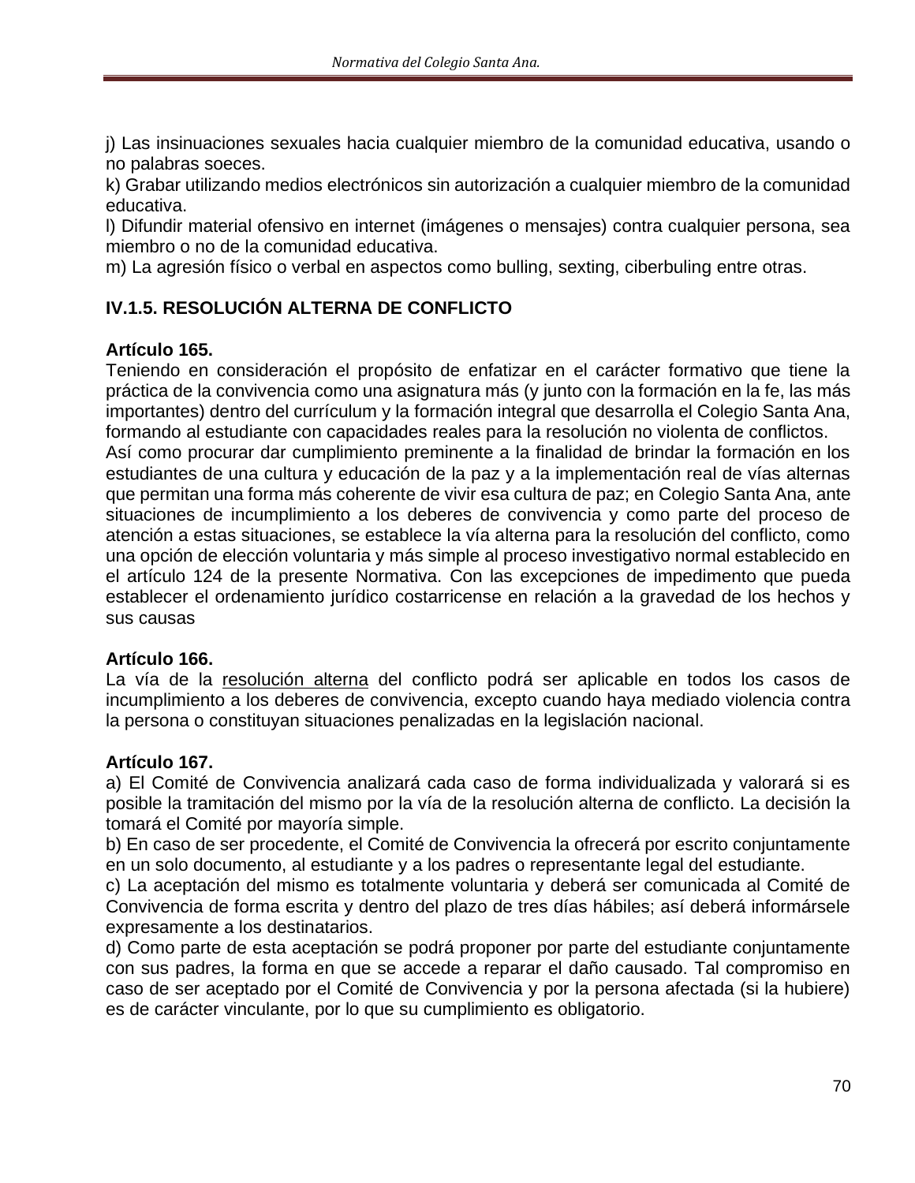j) Las insinuaciones sexuales hacia cualquier miembro de la comunidad educativa, usando o no palabras soeces.
k) Grabar utilizando medios electrónicos sin autorización a cualquier miembro de la comunidad educativa.
l) Difundir material ofensivo en internet (imágenes o mensajes) contra cualquier persona, sea miembro o no de la comunidad educativa.
m) La agresión físico o verbal en aspectos como bulling, sexting, ciberbuling entre otras.

### IV.1.5. RESOLUCIÓN ALTERNA DE CONFLICTO

**Artículo 165.**
Teniendo en consideración el propósito de enfatizar en el carácter formativo que tiene la práctica de la convivencia como una asignatura más (y junto con la formación en la fe, las más importantes) dentro del currículum y la formación integral que desarrolla el Colegio Santa Ana, formando al estudiante con capacidades reales para la resolución no violenta de conflictos.
Así como procurar dar cumplimiento preminente a la finalidad de brindar la formación en los estudiantes de una cultura y educación de la paz y a la implementación real de vías alternas que permitan una forma más coherente de vivir esa cultura de paz; en Colegio Santa Ana, ante situaciones de incumplimiento a los deberes de convivencia y como parte del proceso de atención a estas situaciones, se establece la vía alterna para la resolución del conflicto, como una opción de elección voluntaria y más simple al proceso investigativo normal establecido en el artículo 124 de la presente Normativa. Con las excepciones de impedimento que pueda establecer el ordenamiento jurídico costarricense en relación a la gravedad de los hechos y sus causas

**Artículo 166.**
La vía de la resolución alterna del conflicto podrá ser aplicable en todos los casos de incumplimiento a los deberes de convivencia, excepto cuando haya mediado violencia contra la persona o constituyan situaciones penalizadas en la legislación nacional.

**Artículo 167.**
a) El Comité de Convivencia analizará cada caso de forma individualizada y valorará si es posible la tramitación del mismo por la vía de la resolución alterna de conflicto. La decisión la tomará el Comité por mayoría simple.
b) En caso de ser procedente, el Comité de Convivencia la ofrecerá por escrito conjuntamente en un solo documento, al estudiante y a los padres o representante legal del estudiante.
c) La aceptación del mismo es totalmente voluntaria y deberá ser comunicada al Comité de Convivencia de forma escrita y dentro del plazo de tres días hábiles; así deberá informársele expresamente a los destinatarios.
d) Como parte de esta aceptación se podrá proponer por parte del estudiante conjuntamente con sus padres, la forma en que se accede a reparar el daño causado. Tal compromiso en caso de ser aceptado por el Comité de Convivencia y por la persona afectada (si la hubiere) es de carácter vinculante, por lo que su cumplimiento es obligatorio.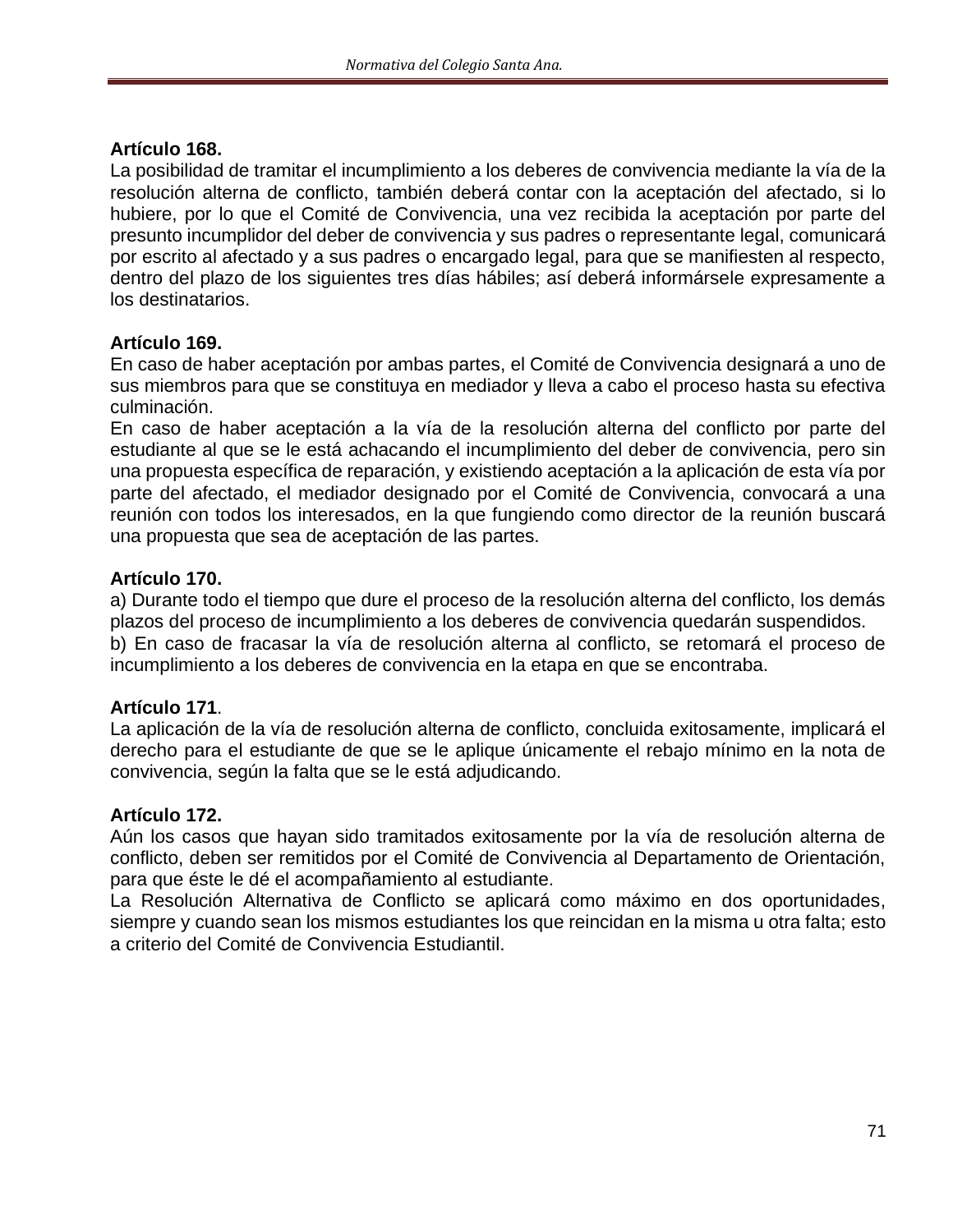**Artículo 168.**
La posibilidad de tramitar el incumplimiento a los deberes de convivencia mediante la vía de la resolución alterna de conflicto, también deberá contar con la aceptación del afectado, si lo hubiere, por lo que el Comité de Convivencia, una vez recibida la aceptación por parte del presunto incumplidor del deber de convivencia y sus padres o representante legal, comunicará por escrito al afectado y a sus padres o encargado legal, para que se manifiesten al respecto, dentro del plazo de los siguientes tres días hábiles; así deberá informársele expresamente a los destinatarios.

**Artículo 169.**
En caso de haber aceptación por ambas partes, el Comité de Convivencia designará a uno de sus miembros para que se constituya en mediador y lleva a cabo el proceso hasta su efectiva culminación.
En caso de haber aceptación a la vía de la resolución alterna del conflicto por parte del estudiante al que se le está achacando el incumplimiento del deber de convivencia, pero sin una propuesta específica de reparación, y existiendo aceptación a la aplicación de esta vía por parte del afectado, el mediador designado por el Comité de Convivencia, convocará a una reunión con todos los interesados, en la que fungiendo como director de la reunión buscará una propuesta que sea de aceptación de las partes.

**Artículo 170.**
a) Durante todo el tiempo que dure el proceso de la resolución alterna del conflicto, los demás plazos del proceso de incumplimiento a los deberes de convivencia quedarán suspendidos.
b) En caso de fracasar la vía de resolución alterna al conflicto, se retomará el proceso de incumplimiento a los deberes de convivencia en la etapa en que se encontraba.

**Artículo 171**.
La aplicación de la vía de resolución alterna de conflicto, concluida exitosamente, implicará el derecho para el estudiante de que se le aplique únicamente el rebajo mínimo en la nota de convivencia, según la falta que se le está adjudicando.

**Artículo 172.**
Aún los casos que hayan sido tramitados exitosamente por la vía de resolución alterna de conflicto, deben ser remitidos por el Comité de Convivencia al Departamento de Orientación, para que éste le dé el acompañamiento al estudiante.
La Resolución Alternativa de Conflicto se aplicará como máximo en dos oportunidades, siempre y cuando sean los mismos estudiantes los que reincidan en la misma u otra falta; esto a criterio del Comité de Convivencia Estudiantil.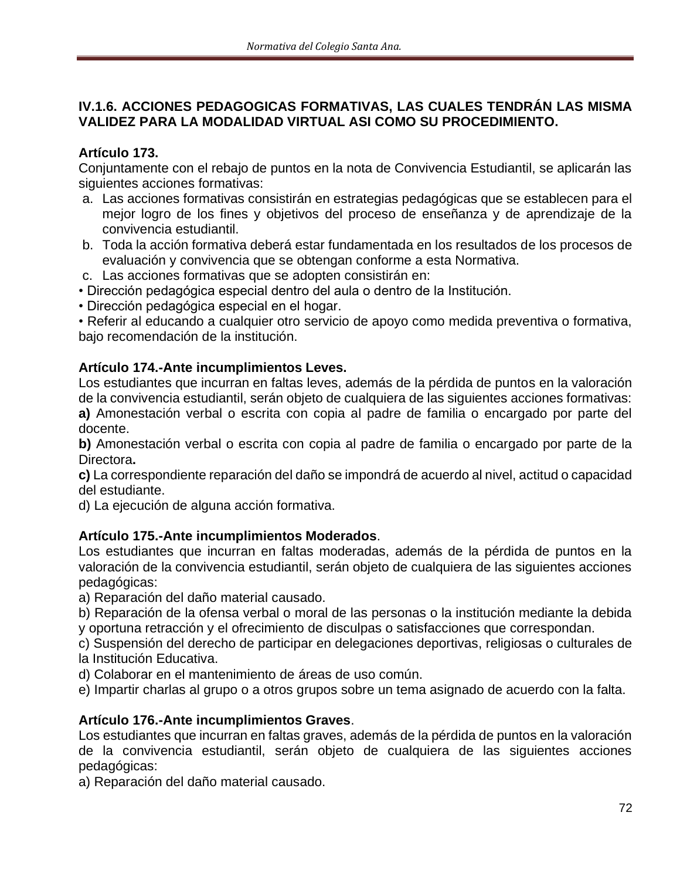### IV.1.6. ACCIONES PEDAGOGICAS FORMATIVAS, LAS CUALES TENDRÁN LAS MISMA VALIDEZ PARA LA MODALIDAD VIRTUAL ASI COMO SU PROCEDIMIENTO.

**Artículo 173.**

Conjuntamente con el rebajo de puntos en la nota de Convivencia Estudiantil, se aplicarán las siguientes acciones formativas:

a. Las acciones formativas consistirán en estrategias pedagógicas que se establecen para el mejor logro de los fines y objetivos del proceso de enseñanza y de aprendizaje de la convivencia estudiantil.
b. Toda la acción formativa deberá estar fundamentada en los resultados de los procesos de evaluación y convivencia que se obtengan conforme a esta Normativa.
c. Las acciones formativas que se adopten consistirán en:

• Dirección pedagógica especial dentro del aula o dentro de la Institución.
• Dirección pedagógica especial en el hogar.
• Referir al educando a cualquier otro servicio de apoyo como medida preventiva o formativa, bajo recomendación de la institución.

**Artículo 174.-Ante incumplimientos Leves.**

Los estudiantes que incurran en faltas leves, además de la pérdida de puntos en la valoración de la convivencia estudiantil, serán objeto de cualquiera de las siguientes acciones formativas:

**a)** Amonestación verbal o escrita con copia al padre de familia o encargado por parte del docente.

**b)** Amonestación verbal o escrita con copia al padre de familia o encargado por parte de la Directora**.**

**c)** La correspondiente reparación del daño se impondrá de acuerdo al nivel, actitud o capacidad del estudiante.

d) La ejecución de alguna acción formativa.

**Artículo 175.-Ante incumplimientos Moderados**.

Los estudiantes que incurran en faltas moderadas, además de la pérdida de puntos en la valoración de la convivencia estudiantil, serán objeto de cualquiera de las siguientes acciones pedagógicas:

a) Reparación del daño material causado.

b) Reparación de la ofensa verbal o moral de las personas o la institución mediante la debida y oportuna retracción y el ofrecimiento de disculpas o satisfacciones que correspondan.

c) Suspensión del derecho de participar en delegaciones deportivas, religiosas o culturales de la Institución Educativa.

d) Colaborar en el mantenimiento de áreas de uso común.

e) Impartir charlas al grupo o a otros grupos sobre un tema asignado de acuerdo con la falta.

**Artículo 176.-Ante incumplimientos Graves**.

Los estudiantes que incurran en faltas graves, además de la pérdida de puntos en la valoración de la convivencia estudiantil, serán objeto de cualquiera de las siguientes acciones pedagógicas:

a) Reparación del daño material causado.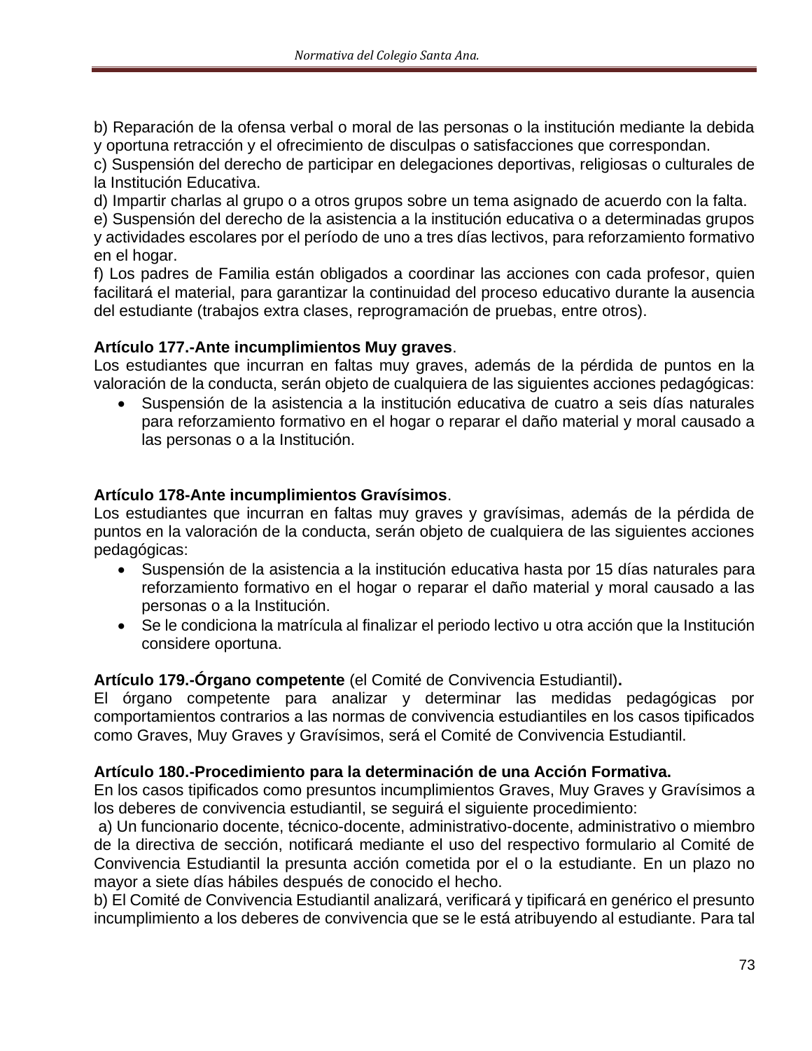b) Reparación de la ofensa verbal o moral de las personas o la institución mediante la debida y oportuna retracción y el ofrecimiento de disculpas o satisfacciones que correspondan.
c) Suspensión del derecho de participar en delegaciones deportivas, religiosas o culturales de la Institución Educativa.
d) Impartir charlas al grupo o a otros grupos sobre un tema asignado de acuerdo con la falta.
e) Suspensión del derecho de la asistencia a la institución educativa o a determinadas grupos y actividades escolares por el período de uno a tres días lectivos, para reforzamiento formativo en el hogar.
f) Los padres de Familia están obligados a coordinar las acciones con cada profesor, quien facilitará el material, para garantizar la continuidad del proceso educativo durante la ausencia del estudiante (trabajos extra clases, reprogramación de pruebas, entre otros).

**Artículo 177.-Ante incumplimientos Muy graves**.
Los estudiantes que incurran en faltas muy graves, además de la pérdida de puntos en la valoración de la conducta, serán objeto de cualquiera de las siguientes acciones pedagógicas:

- Suspensión de la asistencia a la institución educativa de cuatro a seis días naturales para reforzamiento formativo en el hogar o reparar el daño material y moral causado a las personas o a la Institución.

**Artículo 178-Ante incumplimientos Gravísimos**.
Los estudiantes que incurran en faltas muy graves y gravísimas, además de la pérdida de puntos en la valoración de la conducta, serán objeto de cualquiera de las siguientes acciones pedagógicas:

- Suspensión de la asistencia a la institución educativa hasta por 15 días naturales para reforzamiento formativo en el hogar o reparar el daño material y moral causado a las personas o a la Institución.
- Se le condiciona la matrícula al finalizar el periodo lectivo u otra acción que la Institución considere oportuna.

**Artículo 179.-Órgano competente** (el Comité de Convivencia Estudiantil)**.**
El órgano competente para analizar y determinar las medidas pedagógicas por comportamientos contrarios a las normas de convivencia estudiantiles en los casos tipificados como Graves, Muy Graves y Gravísimos, será el Comité de Convivencia Estudiantil.

**Artículo 180.-Procedimiento para la determinación de una Acción Formativa.**
En los casos tipificados como presuntos incumplimientos Graves, Muy Graves y Gravísimos a los deberes de convivencia estudiantil, se seguirá el siguiente procedimiento:
a) Un funcionario docente, técnico-docente, administrativo-docente, administrativo o miembro de la directiva de sección, notificará mediante el uso del respectivo formulario al Comité de Convivencia Estudiantil la presunta acción cometida por el o la estudiante. En un plazo no mayor a siete días hábiles después de conocido el hecho.
b) El Comité de Convivencia Estudiantil analizará, verificará y tipificará en genérico el presunto incumplimiento a los deberes de convivencia que se le está atribuyendo al estudiante. Para tal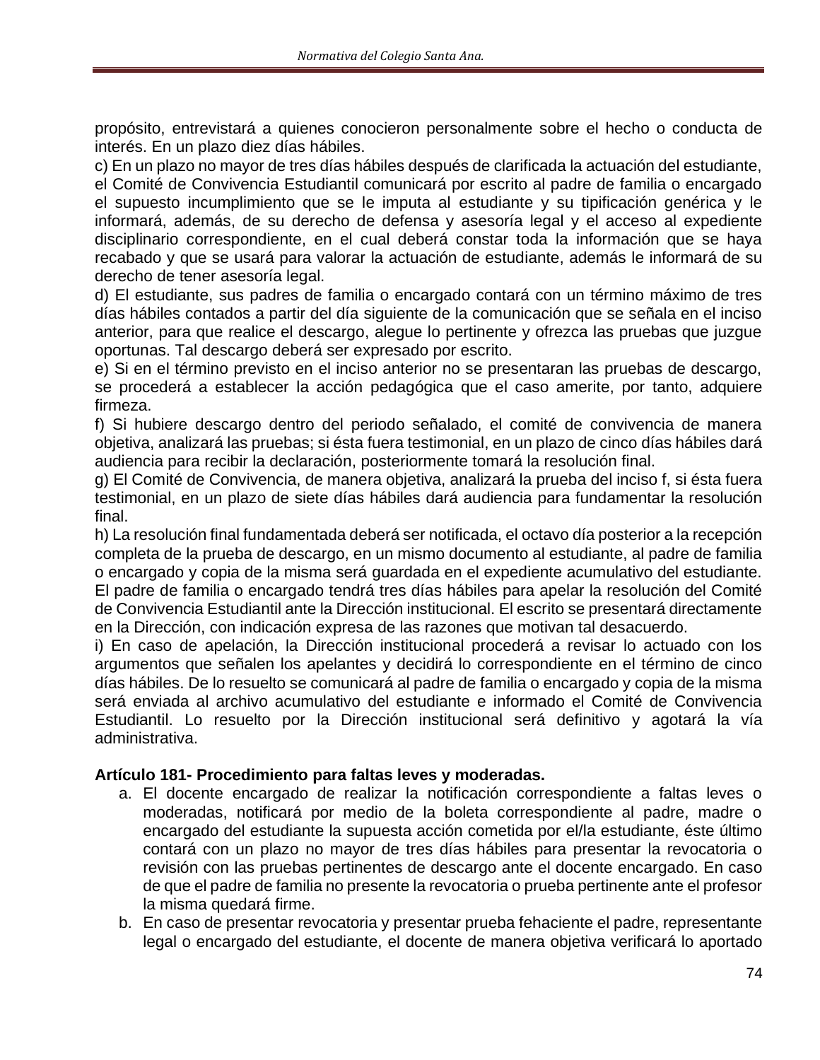propósito, entrevistará a quienes conocieron personalmente sobre el hecho o conducta de interés. En un plazo diez días hábiles.

c) En un plazo no mayor de tres días hábiles después de clarificada la actuación del estudiante, el Comité de Convivencia Estudiantil comunicará por escrito al padre de familia o encargado el supuesto incumplimiento que se le imputa al estudiante y su tipificación genérica y le informará, además, de su derecho de defensa y asesoría legal y el acceso al expediente disciplinario correspondiente, en el cual deberá constar toda la información que se haya recabado y que se usará para valorar la actuación de estudiante, además le informará de su derecho de tener asesoría legal.

d) El estudiante, sus padres de familia o encargado contará con un término máximo de tres días hábiles contados a partir del día siguiente de la comunicación que se señala en el inciso anterior, para que realice el descargo, alegue lo pertinente y ofrezca las pruebas que juzgue oportunas. Tal descargo deberá ser expresado por escrito.

e) Si en el término previsto en el inciso anterior no se presentaran las pruebas de descargo, se procederá a establecer la acción pedagógica que el caso amerite, por tanto, adquiere firmeza.

f) Si hubiere descargo dentro del periodo señalado, el comité de convivencia de manera objetiva, analizará las pruebas; si ésta fuera testimonial, en un plazo de cinco días hábiles dará audiencia para recibir la declaración, posteriormente tomará la resolución final.

g) El Comité de Convivencia, de manera objetiva, analizará la prueba del inciso f, si ésta fuera testimonial, en un plazo de siete días hábiles dará audiencia para fundamentar la resolución final.

h) La resolución final fundamentada deberá ser notificada, el octavo día posterior a la recepción completa de la prueba de descargo, en un mismo documento al estudiante, al padre de familia o encargado y copia de la misma será guardada en el expediente acumulativo del estudiante. El padre de familia o encargado tendrá tres días hábiles para apelar la resolución del Comité de Convivencia Estudiantil ante la Dirección institucional. El escrito se presentará directamente en la Dirección, con indicación expresa de las razones que motivan tal desacuerdo.

i) En caso de apelación, la Dirección institucional procederá a revisar lo actuado con los argumentos que señalen los apelantes y decidirá lo correspondiente en el término de cinco días hábiles. De lo resuelto se comunicará al padre de familia o encargado y copia de la misma será enviada al archivo acumulativo del estudiante e informado el Comité de Convivencia Estudiantil. Lo resuelto por la Dirección institucional será definitivo y agotará la vía administrativa.

**Artículo 181- Procedimiento para faltas leves y moderadas.**

a. El docente encargado de realizar la notificación correspondiente a faltas leves o moderadas, notificará por medio de la boleta correspondiente al padre, madre o encargado del estudiante la supuesta acción cometida por el/la estudiante, éste último contará con un plazo no mayor de tres días hábiles para presentar la revocatoria o revisión con las pruebas pertinentes de descargo ante el docente encargado. En caso de que el padre de familia no presente la revocatoria o prueba pertinente ante el profesor la misma quedará firme.
b. En caso de presentar revocatoria y presentar prueba fehaciente el padre, representante legal o encargado del estudiante, el docente de manera objetiva verificará lo aportado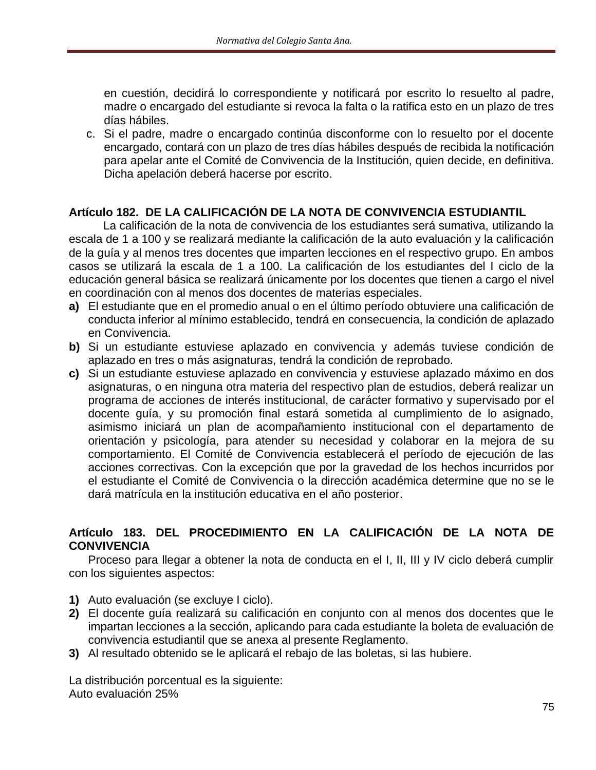en cuestión, decidirá lo correspondiente y notificará por escrito lo resuelto al padre, madre o encargado del estudiante si revoca la falta o la ratifica esto en un plazo de tres días hábiles.

c. Si el padre, madre o encargado continúa disconforme con lo resuelto por el docente encargado, contará con un plazo de tres días hábiles después de recibida la notificación para apelar ante el Comité de Convivencia de la Institución, quien decide, en definitiva. Dicha apelación deberá hacerse por escrito.

**Artículo 182. DE LA CALIFICACIÓN DE LA NOTA DE CONVIVENCIA ESTUDIANTIL**

La calificación de la nota de convivencia de los estudiantes será sumativa, utilizando la escala de 1 a 100 y se realizará mediante la calificación de la auto evaluación y la calificación de la guía y al menos tres docentes que imparten lecciones en el respectivo grupo. En ambos casos se utilizará la escala de 1 a 100. La calificación de los estudiantes del I ciclo de la educación general básica se realizará únicamente por los docentes que tienen a cargo el nivel en coordinación con al menos dos docentes de materias especiales.

**a)** El estudiante que en el promedio anual o en el último período obtuviere una calificación de conducta inferior al mínimo establecido, tendrá en consecuencia, la condición de aplazado en Convivencia.

**b)** Si un estudiante estuviese aplazado en convivencia y además tuviese condición de aplazado en tres o más asignaturas, tendrá la condición de reprobado.

**c)** Si un estudiante estuviese aplazado en convivencia y estuviese aplazado máximo en dos asignaturas, o en ninguna otra materia del respectivo plan de estudios, deberá realizar un programa de acciones de interés institucional, de carácter formativo y supervisado por el docente guía, y su promoción final estará sometida al cumplimiento de lo asignado, asimismo iniciará un plan de acompañamiento institucional con el departamento de orientación y psicología, para atender su necesidad y colaborar en la mejora de su comportamiento. El Comité de Convivencia establecerá el período de ejecución de las acciones correctivas. Con la excepción que por la gravedad de los hechos incurridos por el estudiante el Comité de Convivencia o la dirección académica determine que no se le dará matrícula en la institución educativa en el año posterior.

**Artículo 183. DEL PROCEDIMIENTO EN LA CALIFICACIÓN DE LA NOTA DE CONVIVENCIA**

Proceso para llegar a obtener la nota de conducta en el I, II, III y IV ciclo deberá cumplir con los siguientes aspectos:

**1)** Auto evaluación (se excluye I ciclo).

**2)** El docente guía realizará su calificación en conjunto con al menos dos docentes que le impartan lecciones a la sección, aplicando para cada estudiante la boleta de evaluación de convivencia estudiantil que se anexa al presente Reglamento.

**3)** Al resultado obtenido se le aplicará el rebajo de las boletas, si las hubiere.

La distribución porcentual es la siguiente:
Auto evaluación 25%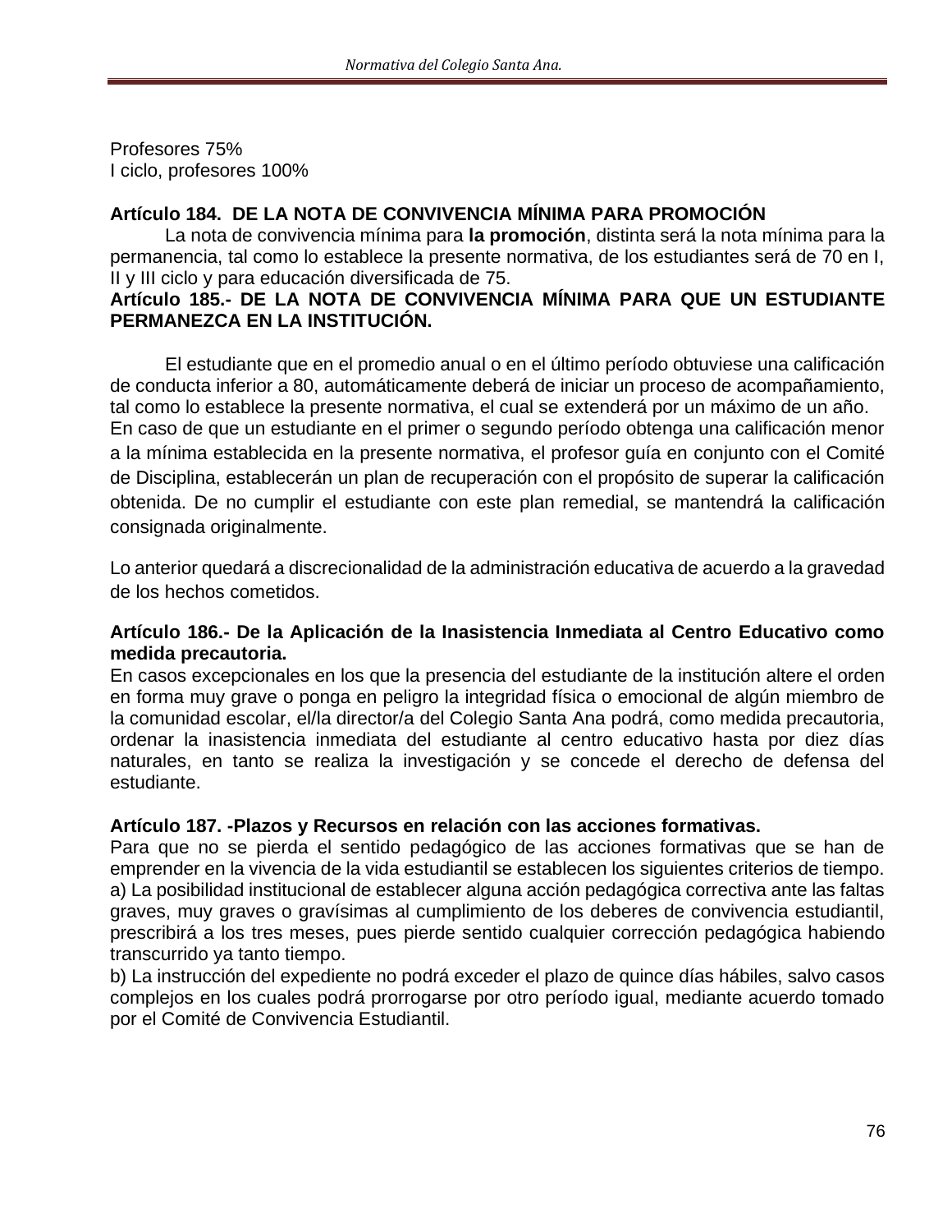Profesores 75%
I ciclo, profesores 100%

**Artículo 184. DE LA NOTA DE CONVIVENCIA MÍNIMA PARA PROMOCIÓN**

La nota de convivencia mínima para **la promoción**, distinta será la nota mínima para la permanencia, tal como lo establece la presente normativa, de los estudiantes será de 70 en I, II y III ciclo y para educación diversificada de 75.

**Artículo 185.- DE LA NOTA DE CONVIVENCIA MÍNIMA PARA QUE UN ESTUDIANTE PERMANEZCA EN LA INSTITUCIÓN.**

El estudiante que en el promedio anual o en el último período obtuviese una calificación de conducta inferior a 80, automáticamente deberá de iniciar un proceso de acompañamiento, tal como lo establece la presente normativa, el cual se extenderá por un máximo de un año. En caso de que un estudiante en el primer o segundo período obtenga una calificación menor a la mínima establecida en la presente normativa, el profesor guía en conjunto con el Comité de Disciplina, establecerán un plan de recuperación con el propósito de superar la calificación obtenida. De no cumplir el estudiante con este plan remedial, se mantendrá la calificación consignada originalmente.

Lo anterior quedará a discrecionalidad de la administración educativa de acuerdo a la gravedad de los hechos cometidos.

**Artículo 186.- De la Aplicación de la Inasistencia Inmediata al Centro Educativo como medida precautoria.**

En casos excepcionales en los que la presencia del estudiante de la institución altere el orden en forma muy grave o ponga en peligro la integridad física o emocional de algún miembro de la comunidad escolar, el/la director/a del Colegio Santa Ana podrá, como medida precautoria, ordenar la inasistencia inmediata del estudiante al centro educativo hasta por diez días naturales, en tanto se realiza la investigación y se concede el derecho de defensa del estudiante.

**Artículo 187. -Plazos y Recursos en relación con las acciones formativas.**

Para que no se pierda el sentido pedagógico de las acciones formativas que se han de emprender en la vivencia de la vida estudiantil se establecen los siguientes criterios de tiempo.

a) La posibilidad institucional de establecer alguna acción pedagógica correctiva ante las faltas graves, muy graves o gravísimas al cumplimiento de los deberes de convivencia estudiantil, prescribirá a los tres meses, pues pierde sentido cualquier corrección pedagógica habiendo transcurrido ya tanto tiempo.

b) La instrucción del expediente no podrá exceder el plazo de quince días hábiles, salvo casos complejos en los cuales podrá prorrogarse por otro período igual, mediante acuerdo tomado por el Comité de Convivencia Estudiantil.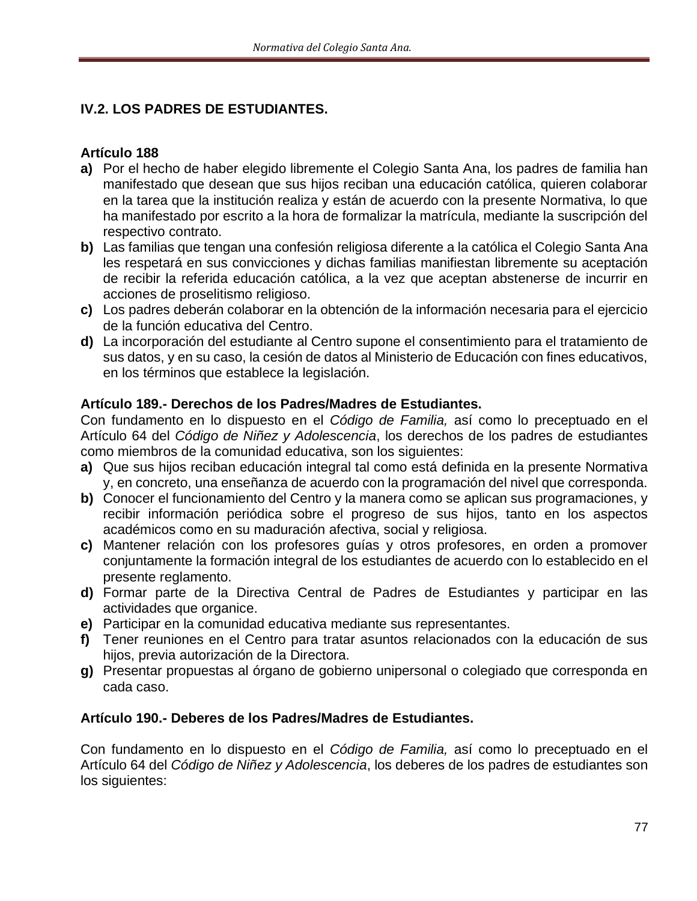## IV.2. LOS PADRES DE ESTUDIANTES.

### Artículo 188

**a)** Por el hecho de haber elegido libremente el Colegio Santa Ana, los padres de familia han manifestado que desean que sus hijos reciban una educación católica, quieren colaborar en la tarea que la institución realiza y están de acuerdo con la presente Normativa, lo que ha manifestado por escrito a la hora de formalizar la matrícula, mediante la suscripción del respectivo contrato.

**b)** Las familias que tengan una confesión religiosa diferente a la católica el Colegio Santa Ana les respetará en sus convicciones y dichas familias manifiestan libremente su aceptación de recibir la referida educación católica, a la vez que aceptan abstenerse de incurrir en acciones de proselitismo religioso.

**c)** Los padres deberán colaborar en la obtención de la información necesaria para el ejercicio de la función educativa del Centro.

**d)** La incorporación del estudiante al Centro supone el consentimiento para el tratamiento de sus datos, y en su caso, la cesión de datos al Ministerio de Educación con fines educativos, en los términos que establece la legislación.

### Artículo 189.- Derechos de los Padres/Madres de Estudiantes.

Con fundamento en lo dispuesto en el *Código de Familia,* así como lo preceptuado en el Artículo 64 del *Código de Niñez y Adolescencia*, los derechos de los padres de estudiantes como miembros de la comunidad educativa, son los siguientes:

**a)** Que sus hijos reciban educación integral tal como está definida en la presente Normativa y, en concreto, una enseñanza de acuerdo con la programación del nivel que corresponda.

**b)** Conocer el funcionamiento del Centro y la manera como se aplican sus programaciones, y recibir información periódica sobre el progreso de sus hijos, tanto en los aspectos académicos como en su maduración afectiva, social y religiosa.

**c)** Mantener relación con los profesores guías y otros profesores, en orden a promover conjuntamente la formación integral de los estudiantes de acuerdo con lo establecido en el presente reglamento.

**d)** Formar parte de la Directiva Central de Padres de Estudiantes y participar en las actividades que organice.

**e)** Participar en la comunidad educativa mediante sus representantes.

**f)** Tener reuniones en el Centro para tratar asuntos relacionados con la educación de sus hijos, previa autorización de la Directora.

**g)** Presentar propuestas al órgano de gobierno unipersonal o colegiado que corresponda en cada caso.

### Artículo 190.- Deberes de los Padres/Madres de Estudiantes.

Con fundamento en lo dispuesto en el *Código de Familia,* así como lo preceptuado en el Artículo 64 del *Código de Niñez y Adolescencia*, los deberes de los padres de estudiantes son los siguientes: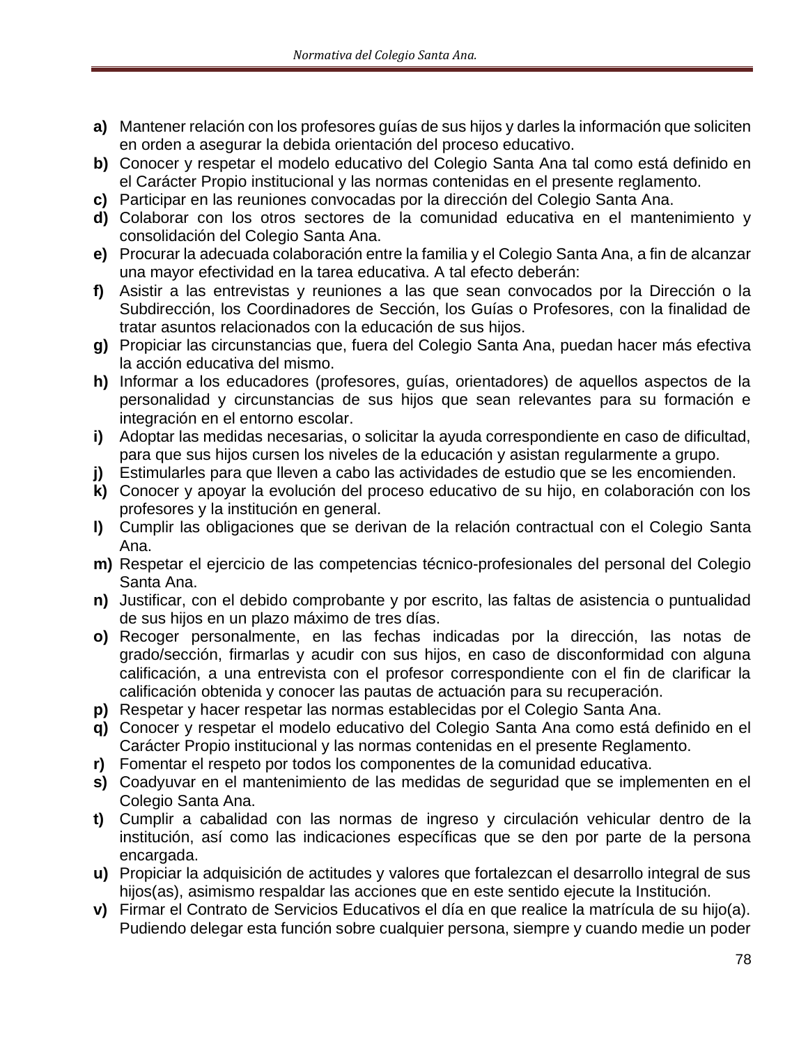- **a)** Mantener relación con los profesores guías de sus hijos y darles la información que soliciten en orden a asegurar la debida orientación del proceso educativo.
- **b)** Conocer y respetar el modelo educativo del Colegio Santa Ana tal como está definido en el Carácter Propio institucional y las normas contenidas en el presente reglamento.
- **c)** Participar en las reuniones convocadas por la dirección del Colegio Santa Ana.
- **d)** Colaborar con los otros sectores de la comunidad educativa en el mantenimiento y consolidación del Colegio Santa Ana.
- **e)** Procurar la adecuada colaboración entre la familia y el Colegio Santa Ana, a fin de alcanzar una mayor efectividad en la tarea educativa. A tal efecto deberán:
- **f)** Asistir a las entrevistas y reuniones a las que sean convocados por la Dirección o la Subdirección, los Coordinadores de Sección, los Guías o Profesores, con la finalidad de tratar asuntos relacionados con la educación de sus hijos.
- **g)** Propiciar las circunstancias que, fuera del Colegio Santa Ana, puedan hacer más efectiva la acción educativa del mismo.
- **h)** Informar a los educadores (profesores, guías, orientadores) de aquellos aspectos de la personalidad y circunstancias de sus hijos que sean relevantes para su formación e integración en el entorno escolar.
- **i)** Adoptar las medidas necesarias, o solicitar la ayuda correspondiente en caso de dificultad, para que sus hijos cursen los niveles de la educación y asistan regularmente a grupo.
- **j)** Estimularles para que lleven a cabo las actividades de estudio que se les encomienden.
- **k)** Conocer y apoyar la evolución del proceso educativo de su hijo, en colaboración con los profesores y la institución en general.
- **l)** Cumplir las obligaciones que se derivan de la relación contractual con el Colegio Santa Ana.
- **m)** Respetar el ejercicio de las competencias técnico-profesionales del personal del Colegio Santa Ana.
- **n)** Justificar, con el debido comprobante y por escrito, las faltas de asistencia o puntualidad de sus hijos en un plazo máximo de tres días.
- **o)** Recoger personalmente, en las fechas indicadas por la dirección, las notas de grado/sección, firmarlas y acudir con sus hijos, en caso de disconformidad con alguna calificación, a una entrevista con el profesor correspondiente con el fin de clarificar la calificación obtenida y conocer las pautas de actuación para su recuperación.
- **p)** Respetar y hacer respetar las normas establecidas por el Colegio Santa Ana.
- **q)** Conocer y respetar el modelo educativo del Colegio Santa Ana como está definido en el Carácter Propio institucional y las normas contenidas en el presente Reglamento.
- **r)** Fomentar el respeto por todos los componentes de la comunidad educativa.
- **s)** Coadyuvar en el mantenimiento de las medidas de seguridad que se implementen en el Colegio Santa Ana.
- **t)** Cumplir a cabalidad con las normas de ingreso y circulación vehicular dentro de la institución, así como las indicaciones específicas que se den por parte de la persona encargada.
- **u)** Propiciar la adquisición de actitudes y valores que fortalezcan el desarrollo integral de sus hijos(as), asimismo respaldar las acciones que en este sentido ejecute la Institución.
- **v)** Firmar el Contrato de Servicios Educativos el día en que realice la matrícula de su hijo(a). Pudiendo delegar esta función sobre cualquier persona, siempre y cuando medie un poder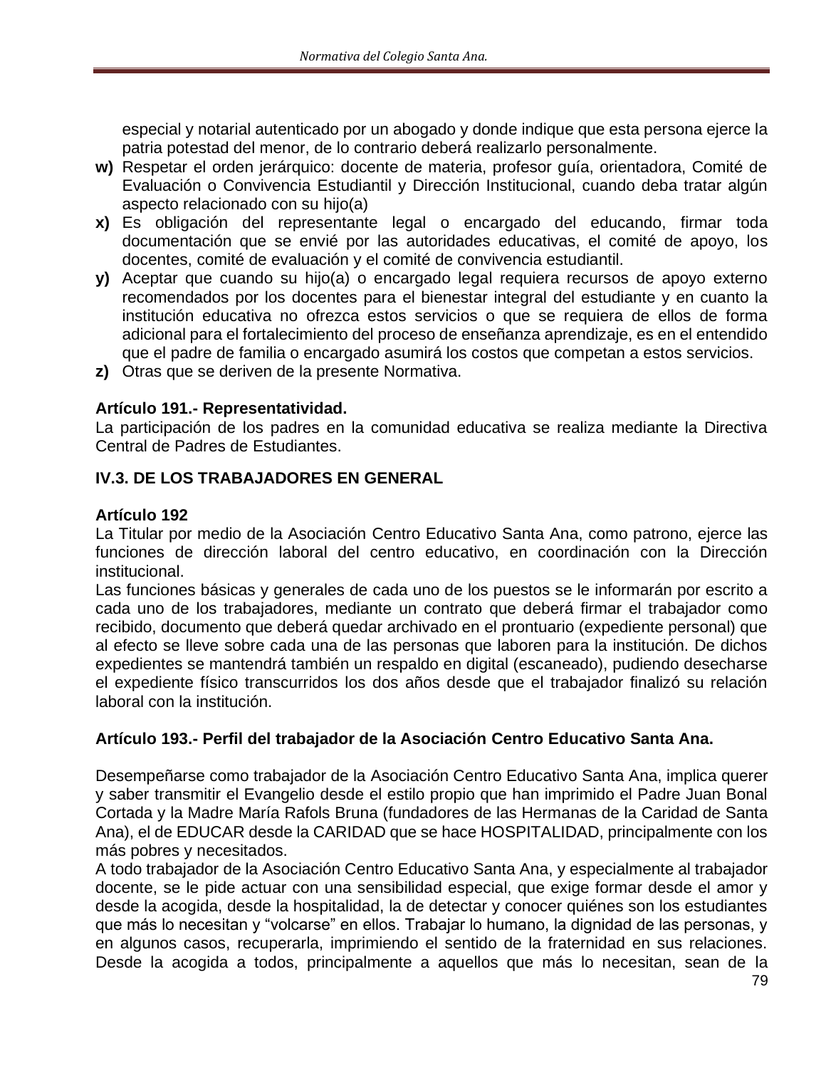especial y notarial autenticado por un abogado y donde indique que esta persona ejerce la patria potestad del menor, de lo contrario deberá realizarlo personalmente.

**w)** Respetar el orden jerárquico: docente de materia, profesor guía, orientadora, Comité de Evaluación o Convivencia Estudiantil y Dirección Institucional, cuando deba tratar algún aspecto relacionado con su hijo(a)

**x)** Es obligación del representante legal o encargado del educando, firmar toda documentación que se envié por las autoridades educativas, el comité de apoyo, los docentes, comité de evaluación y el comité de convivencia estudiantil.

**y)** Aceptar que cuando su hijo(a) o encargado legal requiera recursos de apoyo externo recomendados por los docentes para el bienestar integral del estudiante y en cuanto la institución educativa no ofrezca estos servicios o que se requiera de ellos de forma adicional para el fortalecimiento del proceso de enseñanza aprendizaje, es en el entendido que el padre de familia o encargado asumirá los costos que competan a estos servicios.

**z)** Otras que se deriven de la presente Normativa.

**Artículo 191.- Representatividad.**
La participación de los padres en la comunidad educativa se realiza mediante la Directiva Central de Padres de Estudiantes.

## IV.3. DE LOS TRABAJADORES EN GENERAL

**Artículo 192**
La Titular por medio de la Asociación Centro Educativo Santa Ana, como patrono, ejerce las funciones de dirección laboral del centro educativo, en coordinación con la Dirección institucional.
Las funciones básicas y generales de cada uno de los puestos se le informarán por escrito a cada uno de los trabajadores, mediante un contrato que deberá firmar el trabajador como recibido, documento que deberá quedar archivado en el prontuario (expediente personal) que al efecto se lleve sobre cada una de las personas que laboren para la institución. De dichos expedientes se mantendrá también un respaldo en digital (escaneado), pudiendo desecharse el expediente físico transcurridos los dos años desde que el trabajador finalizó su relación laboral con la institución.

**Artículo 193.- Perfil del trabajador de la Asociación Centro Educativo Santa Ana.**

Desempeñarse como trabajador de la Asociación Centro Educativo Santa Ana, implica querer y saber transmitir el Evangelio desde el estilo propio que han imprimido el Padre Juan Bonal Cortada y la Madre María Rafols Bruna (fundadores de las Hermanas de la Caridad de Santa Ana), el de EDUCAR desde la CARIDAD que se hace HOSPITALIDAD, principalmente con los más pobres y necesitados.
A todo trabajador de la Asociación Centro Educativo Santa Ana, y especialmente al trabajador docente, se le pide actuar con una sensibilidad especial, que exige formar desde el amor y desde la acogida, desde la hospitalidad, la de detectar y conocer quiénes son los estudiantes que más lo necesitan y "volcarse" en ellos. Trabajar lo humano, la dignidad de las personas, y en algunos casos, recuperarla, imprimiendo el sentido de la fraternidad en sus relaciones. Desde la acogida a todos, principalmente a aquellos que más lo necesitan, sean de la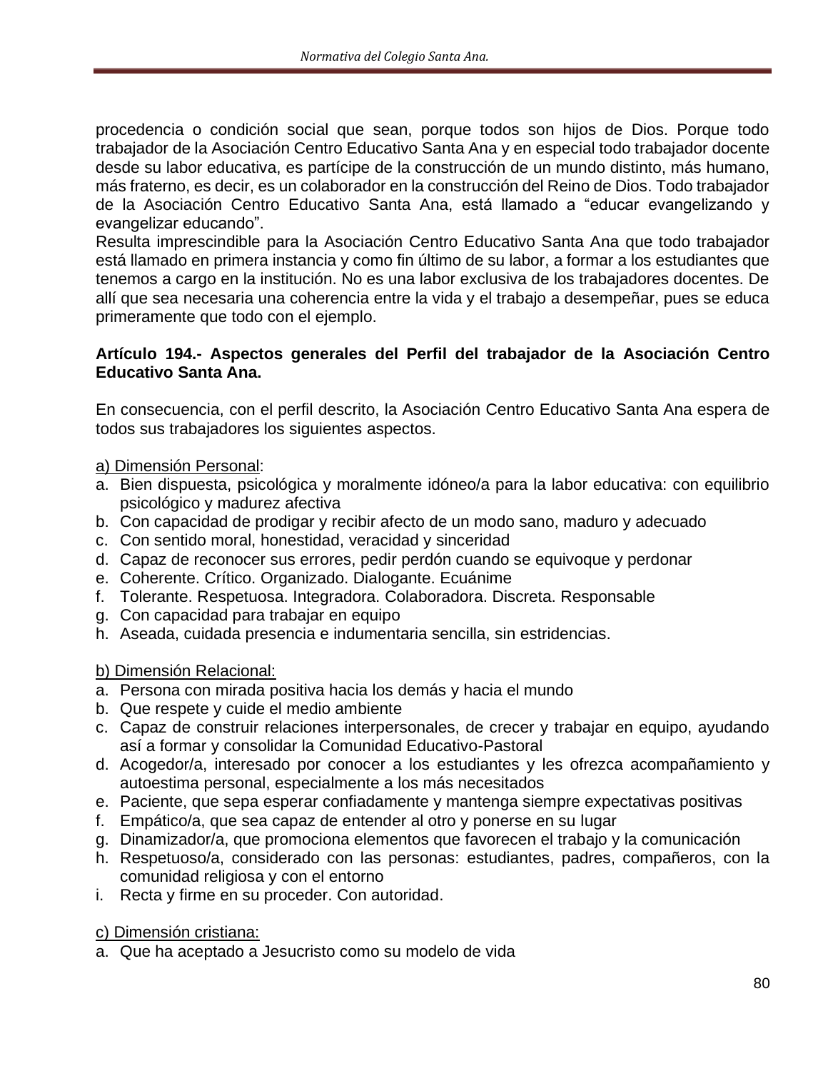procedencia o condición social que sean, porque todos son hijos de Dios. Porque todo trabajador de la Asociación Centro Educativo Santa Ana y en especial todo trabajador docente desde su labor educativa, es partícipe de la construcción de un mundo distinto, más humano, más fraterno, es decir, es un colaborador en la construcción del Reino de Dios. Todo trabajador de la Asociación Centro Educativo Santa Ana, está llamado a "educar evangelizando y evangelizar educando".
Resulta imprescindible para la Asociación Centro Educativo Santa Ana que todo trabajador está llamado en primera instancia y como fin último de su labor, a formar a los estudiantes que tenemos a cargo en la institución. No es una labor exclusiva de los trabajadores docentes. De allí que sea necesaria una coherencia entre la vida y el trabajo a desempeñar, pues se educa primeramente que todo con el ejemplo.

**Artículo 194.- Aspectos generales del Perfil del trabajador de la Asociación Centro Educativo Santa Ana.**

En consecuencia, con el perfil descrito, la Asociación Centro Educativo Santa Ana espera de todos sus trabajadores los siguientes aspectos.

<u>a) Dimensión Personal</u>:

a. Bien dispuesta, psicológica y moralmente idóneo/a para la labor educativa: con equilibrio psicológico y madurez afectiva
b. Con capacidad de prodigar y recibir afecto de un modo sano, maduro y adecuado
c. Con sentido moral, honestidad, veracidad y sinceridad
d. Capaz de reconocer sus errores, pedir perdón cuando se equivoque y perdonar
e. Coherente. Crítico. Organizado. Dialogante. Ecuánime
f. Tolerante. Respetuosa. Integradora. Colaboradora. Discreta. Responsable
g. Con capacidad para trabajar en equipo
h. Aseada, cuidada presencia e indumentaria sencilla, sin estridencias.

<u>b) Dimensión Relacional:</u>

a. Persona con mirada positiva hacia los demás y hacia el mundo
b. Que respete y cuide el medio ambiente
c. Capaz de construir relaciones interpersonales, de crecer y trabajar en equipo, ayudando así a formar y consolidar la Comunidad Educativo-Pastoral
d. Acogedor/a, interesado por conocer a los estudiantes y les ofrezca acompañamiento y autoestima personal, especialmente a los más necesitados
e. Paciente, que sepa esperar confiadamente y mantenga siempre expectativas positivas
f. Empático/a, que sea capaz de entender al otro y ponerse en su lugar
g. Dinamizador/a, que promociona elementos que favorecen el trabajo y la comunicación
h. Respetuoso/a, considerado con las personas: estudiantes, padres, compañeros, con la comunidad religiosa y con el entorno
i. Recta y firme en su proceder. Con autoridad.

<u>c) Dimensión cristiana:</u>

a. Que ha aceptado a Jesucristo como su modelo de vida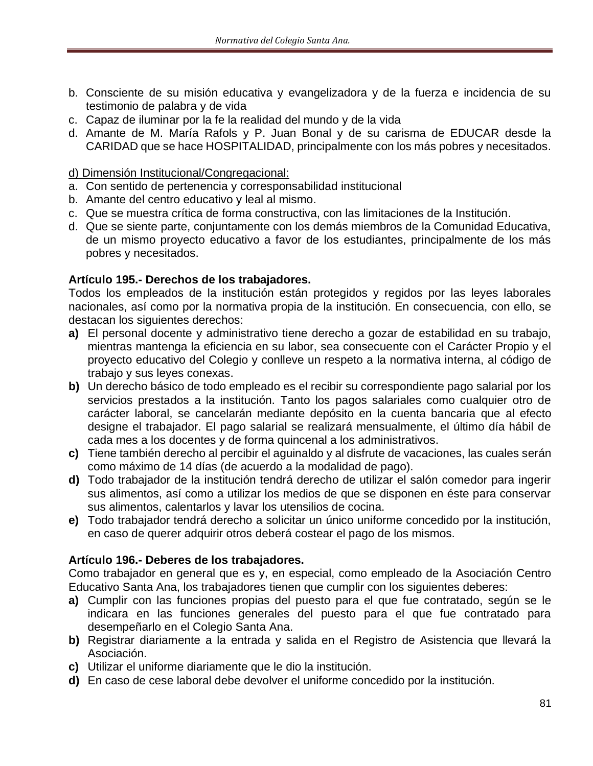b. Consciente de su misión educativa y evangelizadora y de la fuerza e incidencia de su testimonio de palabra y de vida
c. Capaz de iluminar por la fe la realidad del mundo y de la vida
d. Amante de M. María Rafols y P. Juan Bonal y de su carisma de EDUCAR desde la CARIDAD que se hace HOSPITALIDAD, principalmente con los más pobres y necesitados.

<u>d) Dimensión Institucional/Congregacional:</u>

a. Con sentido de pertenencia y corresponsabilidad institucional
b. Amante del centro educativo y leal al mismo.
c. Que se muestra crítica de forma constructiva, con las limitaciones de la Institución.
d. Que se siente parte, conjuntamente con los demás miembros de la Comunidad Educativa, de un mismo proyecto educativo a favor de los estudiantes, principalmente de los más pobres y necesitados.

**Artículo 195.- Derechos de los trabajadores.**

Todos los empleados de la institución están protegidos y regidos por las leyes laborales nacionales, así como por la normativa propia de la institución. En consecuencia, con ello, se destacan los siguientes derechos:

**a)** El personal docente y administrativo tiene derecho a gozar de estabilidad en su trabajo, mientras mantenga la eficiencia en su labor, sea consecuente con el Carácter Propio y el proyecto educativo del Colegio y conlleve un respeto a la normativa interna, al código de trabajo y sus leyes conexas.

**b)** Un derecho básico de todo empleado es el recibir su correspondiente pago salarial por los servicios prestados a la institución. Tanto los pagos salariales como cualquier otro de carácter laboral, se cancelarán mediante depósito en la cuenta bancaria que al efecto designe el trabajador. El pago salarial se realizará mensualmente, el último día hábil de cada mes a los docentes y de forma quincenal a los administrativos.

**c)** Tiene también derecho al percibir el aguinaldo y al disfrute de vacaciones, las cuales serán como máximo de 14 días (de acuerdo a la modalidad de pago).

**d)** Todo trabajador de la institución tendrá derecho de utilizar el salón comedor para ingerir sus alimentos, así como a utilizar los medios de que se disponen en éste para conservar sus alimentos, calentarlos y lavar los utensilios de cocina.

**e)** Todo trabajador tendrá derecho a solicitar un único uniforme concedido por la institución, en caso de querer adquirir otros deberá costear el pago de los mismos.

**Artículo 196.- Deberes de los trabajadores.**

Como trabajador en general que es y, en especial, como empleado de la Asociación Centro Educativo Santa Ana, los trabajadores tienen que cumplir con los siguientes deberes:

**a)** Cumplir con las funciones propias del puesto para el que fue contratado, según se le indicara en las funciones generales del puesto para el que fue contratado para desempeñarlo en el Colegio Santa Ana.

**b)** Registrar diariamente a la entrada y salida en el Registro de Asistencia que llevará la Asociación.

**c)** Utilizar el uniforme diariamente que le dio la institución.

**d)** En caso de cese laboral debe devolver el uniforme concedido por la institución.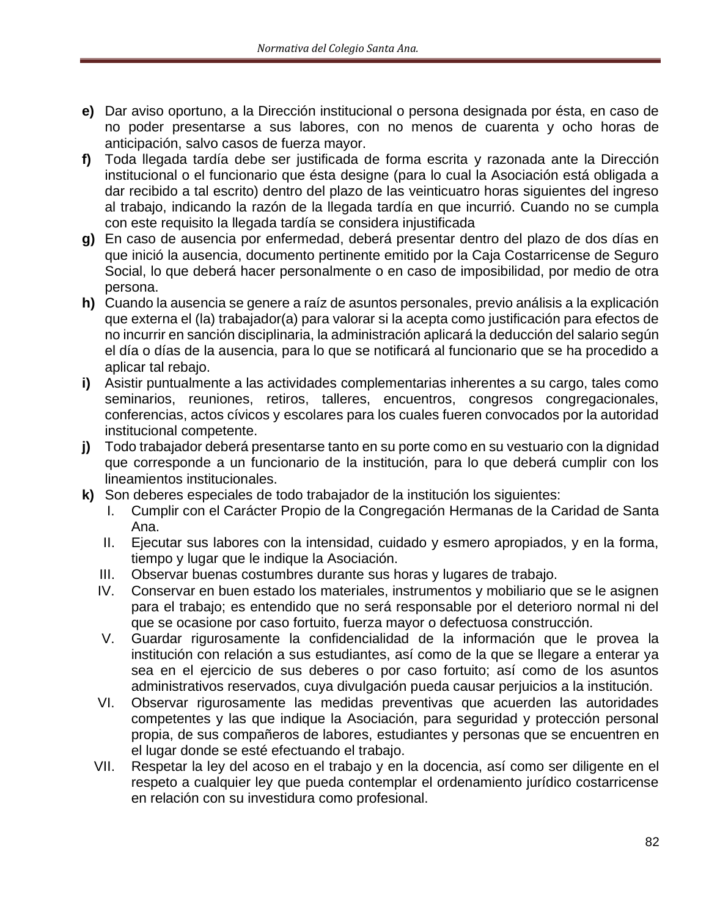**e)** Dar aviso oportuno, a la Dirección institucional o persona designada por ésta, en caso de no poder presentarse a sus labores, con no menos de cuarenta y ocho horas de anticipación, salvo casos de fuerza mayor.

**f)** Toda llegada tardía debe ser justificada de forma escrita y razonada ante la Dirección institucional o el funcionario que ésta designe (para lo cual la Asociación está obligada a dar recibido a tal escrito) dentro del plazo de las veinticuatro horas siguientes del ingreso al trabajo, indicando la razón de la llegada tardía en que incurrió. Cuando no se cumpla con este requisito la llegada tardía se considera injustificada

**g)** En caso de ausencia por enfermedad, deberá presentar dentro del plazo de dos días en que inició la ausencia, documento pertinente emitido por la Caja Costarricense de Seguro Social, lo que deberá hacer personalmente o en caso de imposibilidad, por medio de otra persona.

**h)** Cuando la ausencia se genere a raíz de asuntos personales, previo análisis a la explicación que externa el (la) trabajador(a) para valorar si la acepta como justificación para efectos de no incurrir en sanción disciplinaria, la administración aplicará la deducción del salario según el día o días de la ausencia, para lo que se notificará al funcionario que se ha procedido a aplicar tal rebajo.

**i)** Asistir puntualmente a las actividades complementarias inherentes a su cargo, tales como seminarios, reuniones, retiros, talleres, encuentros, congresos congregacionales, conferencias, actos cívicos y escolares para los cuales fueren convocados por la autoridad institucional competente.

**j)** Todo trabajador deberá presentarse tanto en su porte como en su vestuario con la dignidad que corresponde a un funcionario de la institución, para lo que deberá cumplir con los lineamientos institucionales.

**k)** Son deberes especiales de todo trabajador de la institución los siguientes:

I. Cumplir con el Carácter Propio de la Congregación Hermanas de la Caridad de Santa Ana.

II. Ejecutar sus labores con la intensidad, cuidado y esmero apropiados, y en la forma, tiempo y lugar que le indique la Asociación.

III. Observar buenas costumbres durante sus horas y lugares de trabajo.

IV. Conservar en buen estado los materiales, instrumentos y mobiliario que se le asignen para el trabajo; es entendido que no será responsable por el deterioro normal ni del que se ocasione por caso fortuito, fuerza mayor o defectuosa construcción.

V. Guardar rigurosamente la confidencialidad de la información que le provea la institución con relación a sus estudiantes, así como de la que se llegare a enterar ya sea en el ejercicio de sus deberes o por caso fortuito; así como de los asuntos administrativos reservados, cuya divulgación pueda causar perjuicios a la institución.

VI. Observar rigurosamente las medidas preventivas que acuerden las autoridades competentes y las que indique la Asociación, para seguridad y protección personal propia, de sus compañeros de labores, estudiantes y personas que se encuentren en el lugar donde se esté efectuando el trabajo.

VII. Respetar la ley del acoso en el trabajo y en la docencia, así como ser diligente en el respeto a cualquier ley que pueda contemplar el ordenamiento jurídico costarricense en relación con su investidura como profesional.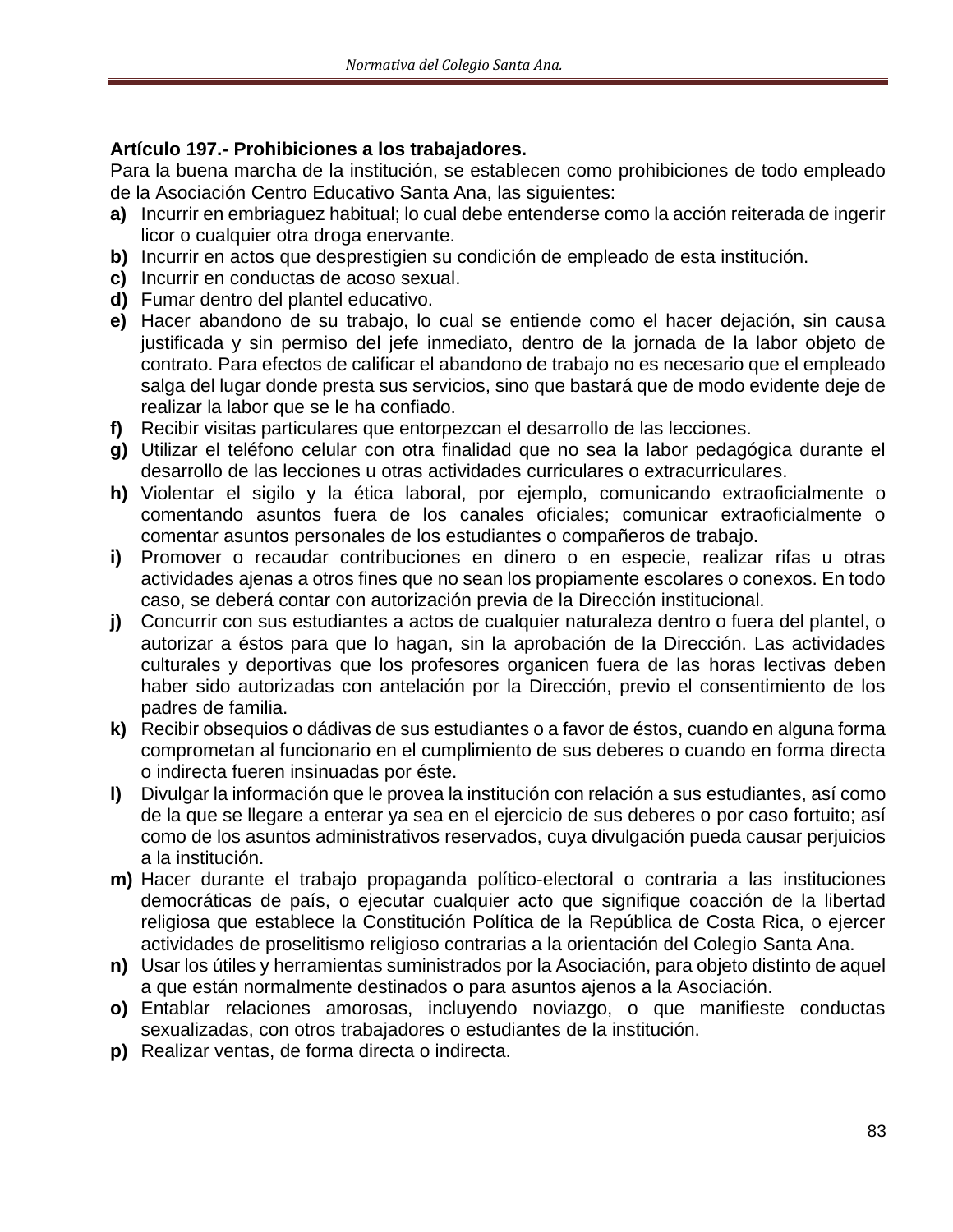**Artículo 197.- Prohibiciones a los trabajadores.**

Para la buena marcha de la institución, se establecen como prohibiciones de todo empleado de la Asociación Centro Educativo Santa Ana, las siguientes:

**a)** Incurrir en embriaguez habitual; lo cual debe entenderse como la acción reiterada de ingerir licor o cualquier otra droga enervante.

**b)** Incurrir en actos que desprestigien su condición de empleado de esta institución.

**c)** Incurrir en conductas de acoso sexual.

**d)** Fumar dentro del plantel educativo.

**e)** Hacer abandono de su trabajo, lo cual se entiende como el hacer dejación, sin causa justificada y sin permiso del jefe inmediato, dentro de la jornada de la labor objeto de contrato. Para efectos de calificar el abandono de trabajo no es necesario que el empleado salga del lugar donde presta sus servicios, sino que bastará que de modo evidente deje de realizar la labor que se le ha confiado.

**f)** Recibir visitas particulares que entorpezcan el desarrollo de las lecciones.

**g)** Utilizar el teléfono celular con otra finalidad que no sea la labor pedagógica durante el desarrollo de las lecciones u otras actividades curriculares o extracurriculares.

**h)** Violentar el sigilo y la ética laboral, por ejemplo, comunicando extraoficialmente o comentando asuntos fuera de los canales oficiales; comunicar extraoficialmente o comentar asuntos personales de los estudiantes o compañeros de trabajo.

**i)** Promover o recaudar contribuciones en dinero o en especie, realizar rifas u otras actividades ajenas a otros fines que no sean los propiamente escolares o conexos. En todo caso, se deberá contar con autorización previa de la Dirección institucional.

**j)** Concurrir con sus estudiantes a actos de cualquier naturaleza dentro o fuera del plantel, o autorizar a éstos para que lo hagan, sin la aprobación de la Dirección. Las actividades culturales y deportivas que los profesores organicen fuera de las horas lectivas deben haber sido autorizadas con antelación por la Dirección, previo el consentimiento de los padres de familia.

**k)** Recibir obsequios o dádivas de sus estudiantes o a favor de éstos, cuando en alguna forma comprometan al funcionario en el cumplimiento de sus deberes o cuando en forma directa o indirecta fueren insinuadas por éste.

**l)** Divulgar la información que le provea la institución con relación a sus estudiantes, así como de la que se llegare a enterar ya sea en el ejercicio de sus deberes o por caso fortuito; así como de los asuntos administrativos reservados, cuya divulgación pueda causar perjuicios a la institución.

**m)** Hacer durante el trabajo propaganda político-electoral o contraria a las instituciones democráticas de país, o ejecutar cualquier acto que signifique coacción de la libertad religiosa que establece la Constitución Política de la República de Costa Rica, o ejercer actividades de proselitismo religioso contrarias a la orientación del Colegio Santa Ana.

**n)** Usar los útiles y herramientas suministrados por la Asociación, para objeto distinto de aquel a que están normalmente destinados o para asuntos ajenos a la Asociación.

**o)** Entablar relaciones amorosas, incluyendo noviazgo, o que manifieste conductas sexualizadas, con otros trabajadores o estudiantes de la institución.

**p)** Realizar ventas, de forma directa o indirecta.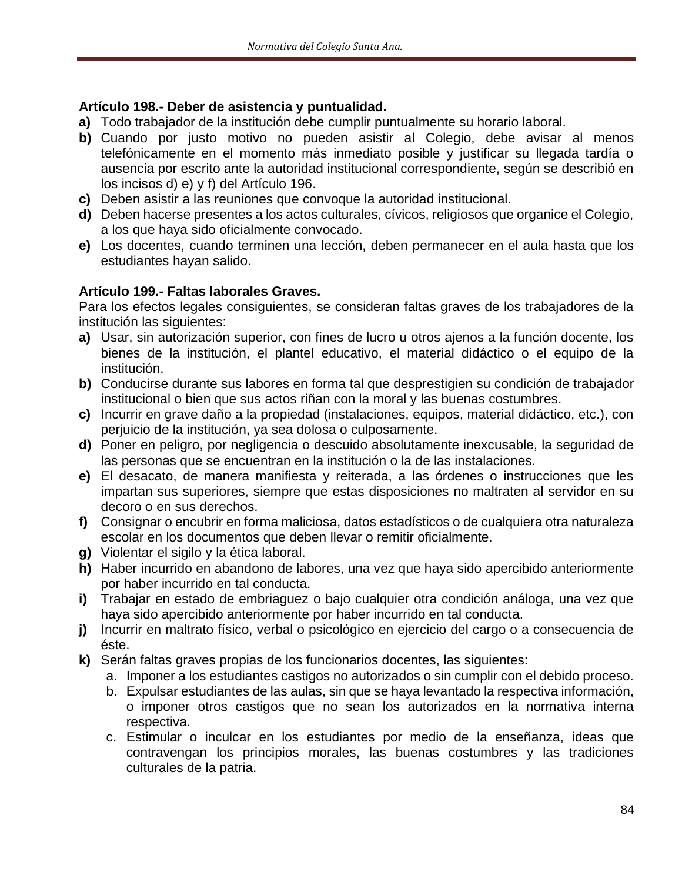**Artículo 198.- Deber de asistencia y puntualidad.**

**a)** Todo trabajador de la institución debe cumplir puntualmente su horario laboral.

**b)** Cuando por justo motivo no pueden asistir al Colegio, debe avisar al menos telefónicamente en el momento más inmediato posible y justificar su llegada tardía o ausencia por escrito ante la autoridad institucional correspondiente, según se describió en los incisos d) e) y f) del Artículo 196.

**c)** Deben asistir a las reuniones que convoque la autoridad institucional.

**d)** Deben hacerse presentes a los actos culturales, cívicos, religiosos que organice el Colegio, a los que haya sido oficialmente convocado.

**e)** Los docentes, cuando terminen una lección, deben permanecer en el aula hasta que los estudiantes hayan salido.

**Artículo 199.- Faltas laborales Graves.**

Para los efectos legales consiguientes, se consideran faltas graves de los trabajadores de la institución las siguientes:

**a)** Usar, sin autorización superior, con fines de lucro u otros ajenos a la función docente, los bienes de la institución, el plantel educativo, el material didáctico o el equipo de la institución.

**b)** Conducirse durante sus labores en forma tal que desprestigien su condición de trabajador institucional o bien que sus actos riñan con la moral y las buenas costumbres.

**c)** Incurrir en grave daño a la propiedad (instalaciones, equipos, material didáctico, etc.), con perjuicio de la institución, ya sea dolosa o culposamente.

**d)** Poner en peligro, por negligencia o descuido absolutamente inexcusable, la seguridad de las personas que se encuentran en la institución o la de las instalaciones.

**e)** El desacato, de manera manifiesta y reiterada, a las órdenes o instrucciones que les impartan sus superiores, siempre que estas disposiciones no maltraten al servidor en su decoro o en sus derechos.

**f)** Consignar o encubrir en forma maliciosa, datos estadísticos o de cualquiera otra naturaleza escolar en los documentos que deben llevar o remitir oficialmente.

**g)** Violentar el sigilo y la ética laboral.

**h)** Haber incurrido en abandono de labores, una vez que haya sido apercibido anteriormente por haber incurrido en tal conducta.

**i)** Trabajar en estado de embriaguez o bajo cualquier otra condición análoga, una vez que haya sido apercibido anteriormente por haber incurrido en tal conducta.

**j)** Incurrir en maltrato físico, verbal o psicológico en ejercicio del cargo o a consecuencia de éste.

**k)** Serán faltas graves propias de los funcionarios docentes, las siguientes:

   a. Imponer a los estudiantes castigos no autorizados o sin cumplir con el debido proceso.
   b. Expulsar estudiantes de las aulas, sin que se haya levantado la respectiva información, o imponer otros castigos que no sean los autorizados en la normativa interna respectiva.
   c. Estimular o inculcar en los estudiantes por medio de la enseñanza, ideas que contravengan los principios morales, las buenas costumbres y las tradiciones culturales de la patria.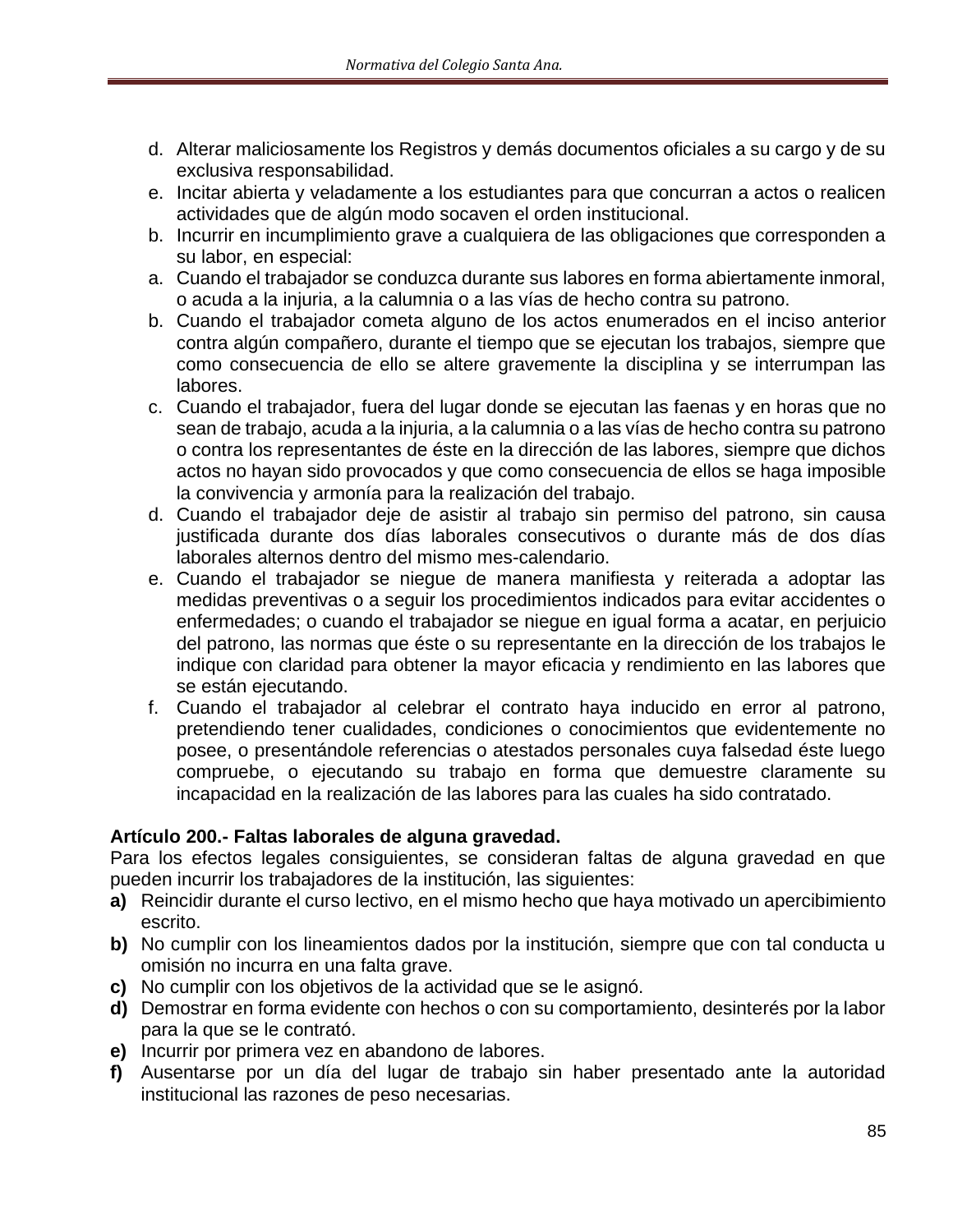d. Alterar maliciosamente los Registros y demás documentos oficiales a su cargo y de su exclusiva responsabilidad.
e. Incitar abierta y veladamente a los estudiantes para que concurran a actos o realicen actividades que de algún modo socaven el orden institucional.
b. Incurrir en incumplimiento grave a cualquiera de las obligaciones que corresponden a su labor, en especial:
a. Cuando el trabajador se conduzca durante sus labores en forma abiertamente inmoral, o acuda a la injuria, a la calumnia o a las vías de hecho contra su patrono.
b. Cuando el trabajador cometa alguno de los actos enumerados en el inciso anterior contra algún compañero, durante el tiempo que se ejecutan los trabajos, siempre que como consecuencia de ello se altere gravemente la disciplina y se interrumpan las labores.
c. Cuando el trabajador, fuera del lugar donde se ejecutan las faenas y en horas que no sean de trabajo, acuda a la injuria, a la calumnia o a las vías de hecho contra su patrono o contra los representantes de éste en la dirección de las labores, siempre que dichos actos no hayan sido provocados y que como consecuencia de ellos se haga imposible la convivencia y armonía para la realización del trabajo.
d. Cuando el trabajador deje de asistir al trabajo sin permiso del patrono, sin causa justificada durante dos días laborales consecutivos o durante más de dos días laborales alternos dentro del mismo mes-calendario.
e. Cuando el trabajador se niegue de manera manifiesta y reiterada a adoptar las medidas preventivas o a seguir los procedimientos indicados para evitar accidentes o enfermedades; o cuando el trabajador se niegue en igual forma a acatar, en perjuicio del patrono, las normas que éste o su representante en la dirección de los trabajos le indique con claridad para obtener la mayor eficacia y rendimiento en las labores que se están ejecutando.
f. Cuando el trabajador al celebrar el contrato haya inducido en error al patrono, pretendiendo tener cualidades, condiciones o conocimientos que evidentemente no posee, o presentándole referencias o atestados personales cuya falsedad éste luego compruebe, o ejecutando su trabajo en forma que demuestre claramente su incapacidad en la realización de las labores para las cuales ha sido contratado.

**Artículo 200.- Faltas laborales de alguna gravedad.**

Para los efectos legales consiguientes, se consideran faltas de alguna gravedad en que pueden incurrir los trabajadores de la institución, las siguientes:

**a)** Reincidir durante el curso lectivo, en el mismo hecho que haya motivado un apercibimiento escrito.
**b)** No cumplir con los lineamientos dados por la institución, siempre que con tal conducta u omisión no incurra en una falta grave.
**c)** No cumplir con los objetivos de la actividad que se le asignó.
**d)** Demostrar en forma evidente con hechos o con su comportamiento, desinterés por la labor para la que se le contrató.
**e)** Incurrir por primera vez en abandono de labores.
**f)** Ausentarse por un día del lugar de trabajo sin haber presentado ante la autoridad institucional las razones de peso necesarias.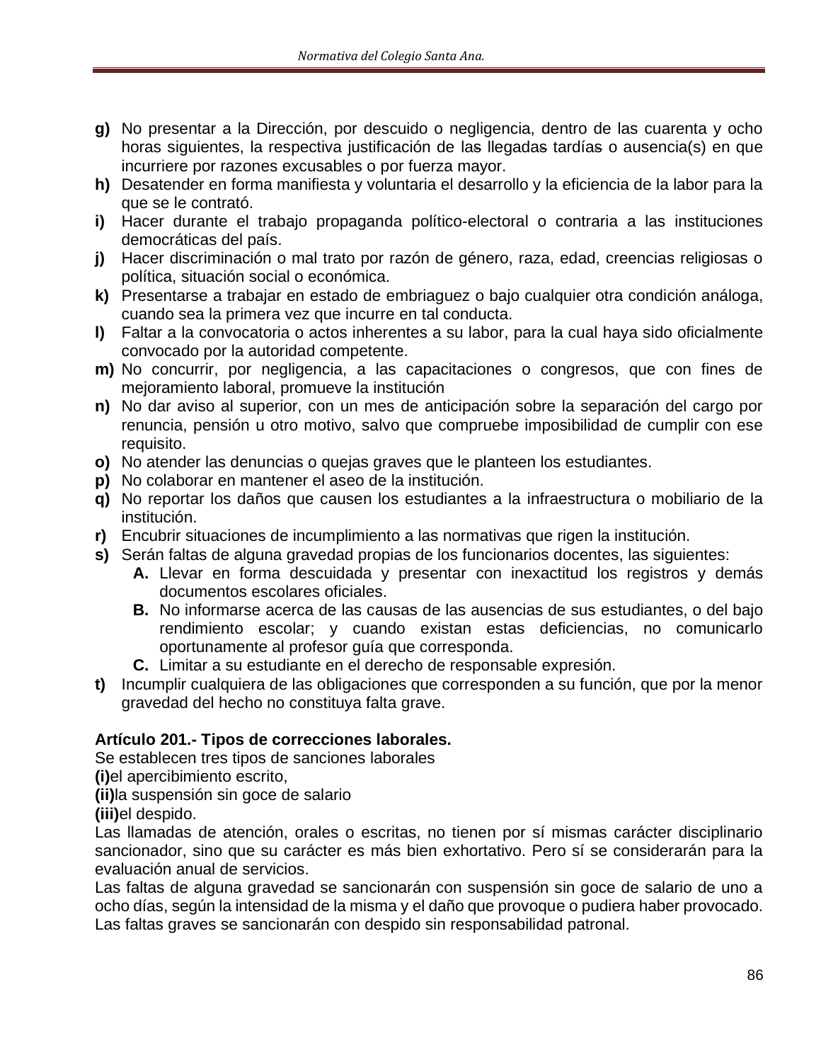- **g)** No presentar a la Dirección, por descuido o negligencia, dentro de las cuarenta y ocho horas siguientes, la respectiva justificación de las llegadas tardías o ausencia(s) en que incurriere por razones excusables o por fuerza mayor.
- **h)** Desatender en forma manifiesta y voluntaria el desarrollo y la eficiencia de la labor para la que se le contrató.
- **i)** Hacer durante el trabajo propaganda político-electoral o contraria a las instituciones democráticas del país.
- **j)** Hacer discriminación o mal trato por razón de género, raza, edad, creencias religiosas o política, situación social o económica.
- **k)** Presentarse a trabajar en estado de embriaguez o bajo cualquier otra condición análoga, cuando sea la primera vez que incurre en tal conducta.
- **l)** Faltar a la convocatoria o actos inherentes a su labor, para la cual haya sido oficialmente convocado por la autoridad competente.
- **m)** No concurrir, por negligencia, a las capacitaciones o congresos, que con fines de mejoramiento laboral, promueve la institución
- **n)** No dar aviso al superior, con un mes de anticipación sobre la separación del cargo por renuncia, pensión u otro motivo, salvo que compruebe imposibilidad de cumplir con ese requisito.
- **o)** No atender las denuncias o quejas graves que le planteen los estudiantes.
- **p)** No colaborar en mantener el aseo de la institución.
- **q)** No reportar los daños que causen los estudiantes a la infraestructura o mobiliario de la institución.
- **r)** Encubrir situaciones de incumplimiento a las normativas que rigen la institución.
- **s)** Serán faltas de alguna gravedad propias de los funcionarios docentes, las siguientes:
  - **A.** Llevar en forma descuidada y presentar con inexactitud los registros y demás documentos escolares oficiales.
  - **B.** No informarse acerca de las causas de las ausencias de sus estudiantes, o del bajo rendimiento escolar; y cuando existan estas deficiencias, no comunicarlo oportunamente al profesor guía que corresponda.
  - **C.** Limitar a su estudiante en el derecho de responsable expresión.
- **t)** Incumplir cualquiera de las obligaciones que corresponden a su función, que por la menor gravedad del hecho no constituya falta grave.

**Artículo 201.- Tipos de correcciones laborales.**

Se establecen tres tipos de sanciones laborales

**(i)** el apercibimiento escrito,

**(ii)** la suspensión sin goce de salario

**(iii)** el despido.

Las llamadas de atención, orales o escritas, no tienen por sí mismas carácter disciplinario sancionador, sino que su carácter es más bien exhortativo. Pero sí se considerarán para la evaluación anual de servicios.

Las faltas de alguna gravedad se sancionarán con suspensión sin goce de salario de uno a ocho días, según la intensidad de la misma y el daño que provoque o pudiera haber provocado.

Las faltas graves se sancionarán con despido sin responsabilidad patronal.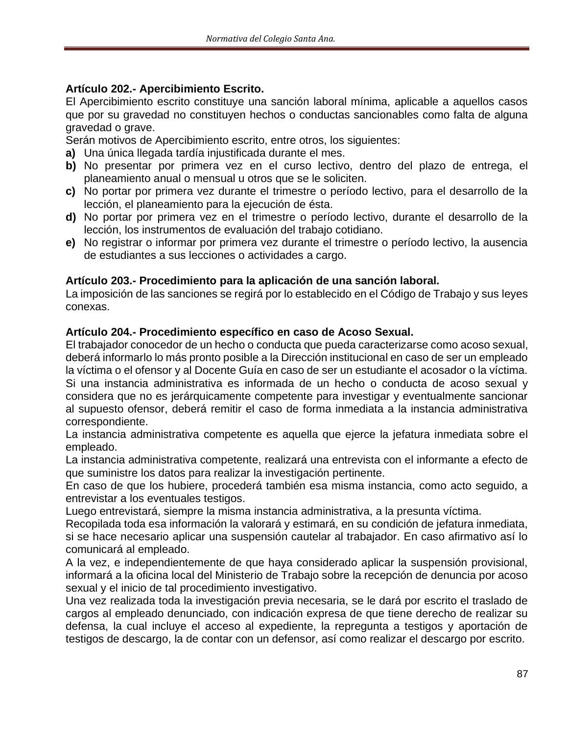**Artículo 202.- Apercibimiento Escrito.**

El Apercibimiento escrito constituye una sanción laboral mínima, aplicable a aquellos casos que por su gravedad no constituyen hechos o conductas sancionables como falta de alguna gravedad o grave.

Serán motivos de Apercibimiento escrito, entre otros, los siguientes:

**a)** Una única llegada tardía injustificada durante el mes.

**b)** No presentar por primera vez en el curso lectivo, dentro del plazo de entrega, el planeamiento anual o mensual u otros que se le soliciten.

**c)** No portar por primera vez durante el trimestre o período lectivo, para el desarrollo de la lección, el planeamiento para la ejecución de ésta.

**d)** No portar por primera vez en el trimestre o período lectivo, durante el desarrollo de la lección, los instrumentos de evaluación del trabajo cotidiano.

**e)** No registrar o informar por primera vez durante el trimestre o período lectivo, la ausencia de estudiantes a sus lecciones o actividades a cargo.

**Artículo 203.- Procedimiento para la aplicación de una sanción laboral.**

La imposición de las sanciones se regirá por lo establecido en el Código de Trabajo y sus leyes conexas.

**Artículo 204.- Procedimiento específico en caso de Acoso Sexual.**

El trabajador conocedor de un hecho o conducta que pueda caracterizarse como acoso sexual, deberá informarlo lo más pronto posible a la Dirección institucional en caso de ser un empleado la víctima o el ofensor y al Docente Guía en caso de ser un estudiante el acosador o la víctima.

Si una instancia administrativa es informada de un hecho o conducta de acoso sexual y considera que no es jerárquicamente competente para investigar y eventualmente sancionar al supuesto ofensor, deberá remitir el caso de forma inmediata a la instancia administrativa correspondiente.

La instancia administrativa competente es aquella que ejerce la jefatura inmediata sobre el empleado.

La instancia administrativa competente, realizará una entrevista con el informante a efecto de que suministre los datos para realizar la investigación pertinente.

En caso de que los hubiere, procederá también esa misma instancia, como acto seguido, a entrevistar a los eventuales testigos.

Luego entrevistará, siempre la misma instancia administrativa, a la presunta víctima.

Recopilada toda esa información la valorará y estimará, en su condición de jefatura inmediata, si se hace necesario aplicar una suspensión cautelar al trabajador. En caso afirmativo así lo comunicará al empleado.

A la vez, e independientemente de que haya considerado aplicar la suspensión provisional, informará a la oficina local del Ministerio de Trabajo sobre la recepción de denuncia por acoso sexual y el inicio de tal procedimiento investigativo.

Una vez realizada toda la investigación previa necesaria, se le dará por escrito el traslado de cargos al empleado denunciado, con indicación expresa de que tiene derecho de realizar su defensa, la cual incluye el acceso al expediente, la repregunta a testigos y aportación de testigos de descargo, la de contar con un defensor, así como realizar el descargo por escrito.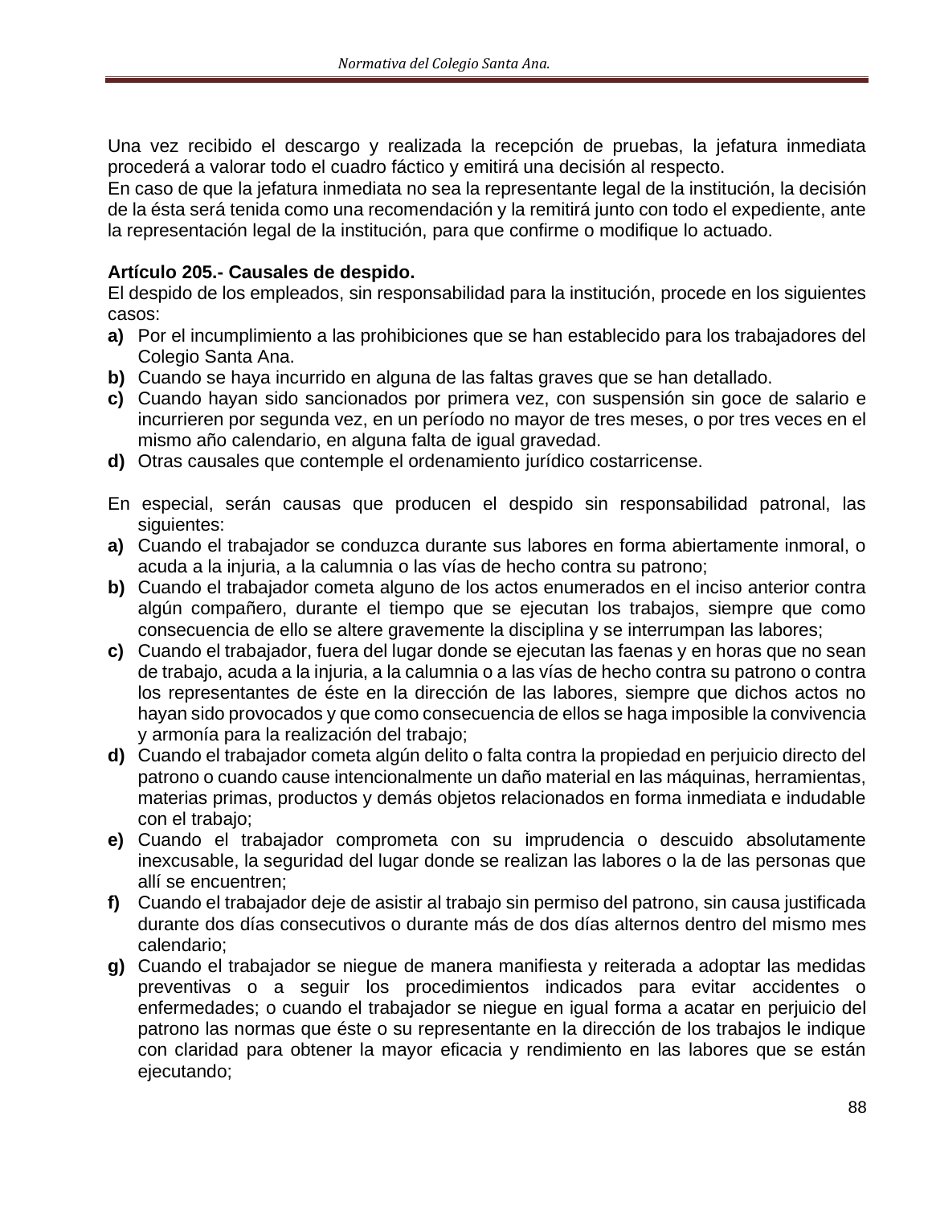Una vez recibido el descargo y realizada la recepción de pruebas, la jefatura inmediata procederá a valorar todo el cuadro fáctico y emitirá una decisión al respecto.
En caso de que la jefatura inmediata no sea la representante legal de la institución, la decisión de la ésta será tenida como una recomendación y la remitirá junto con todo el expediente, ante la representación legal de la institución, para que confirme o modifique lo actuado.

**Artículo 205.- Causales de despido.**
El despido de los empleados, sin responsabilidad para la institución, procede en los siguientes casos:

**a)** Por el incumplimiento a las prohibiciones que se han establecido para los trabajadores del Colegio Santa Ana.
**b)** Cuando se haya incurrido en alguna de las faltas graves que se han detallado.
**c)** Cuando hayan sido sancionados por primera vez, con suspensión sin goce de salario e incurrieren por segunda vez, en un período no mayor de tres meses, o por tres veces en el mismo año calendario, en alguna falta de igual gravedad.
**d)** Otras causales que contemple el ordenamiento jurídico costarricense.

En especial, serán causas que producen el despido sin responsabilidad patronal, las siguientes:

**a)** Cuando el trabajador se conduzca durante sus labores en forma abiertamente inmoral, o acuda a la injuria, a la calumnia o las vías de hecho contra su patrono;
**b)** Cuando el trabajador cometa alguno de los actos enumerados en el inciso anterior contra algún compañero, durante el tiempo que se ejecutan los trabajos, siempre que como consecuencia de ello se altere gravemente la disciplina y se interrumpan las labores;
**c)** Cuando el trabajador, fuera del lugar donde se ejecutan las faenas y en horas que no sean de trabajo, acuda a la injuria, a la calumnia o a las vías de hecho contra su patrono o contra los representantes de éste en la dirección de las labores, siempre que dichos actos no hayan sido provocados y que como consecuencia de ellos se haga imposible la convivencia y armonía para la realización del trabajo;
**d)** Cuando el trabajador cometa algún delito o falta contra la propiedad en perjuicio directo del patrono o cuando cause intencionalmente un daño material en las máquinas, herramientas, materias primas, productos y demás objetos relacionados en forma inmediata e indudable con el trabajo;
**e)** Cuando el trabajador comprometa con su imprudencia o descuido absolutamente inexcusable, la seguridad del lugar donde se realizan las labores o la de las personas que allí se encuentren;
**f)** Cuando el trabajador deje de asistir al trabajo sin permiso del patrono, sin causa justificada durante dos días consecutivos o durante más de dos días alternos dentro del mismo mes calendario;
**g)** Cuando el trabajador se niegue de manera manifiesta y reiterada a adoptar las medidas preventivas o a seguir los procedimientos indicados para evitar accidentes o enfermedades; o cuando el trabajador se niegue en igual forma a acatar en perjuicio del patrono las normas que éste o su representante en la dirección de los trabajos le indique con claridad para obtener la mayor eficacia y rendimiento en las labores que se están ejecutando;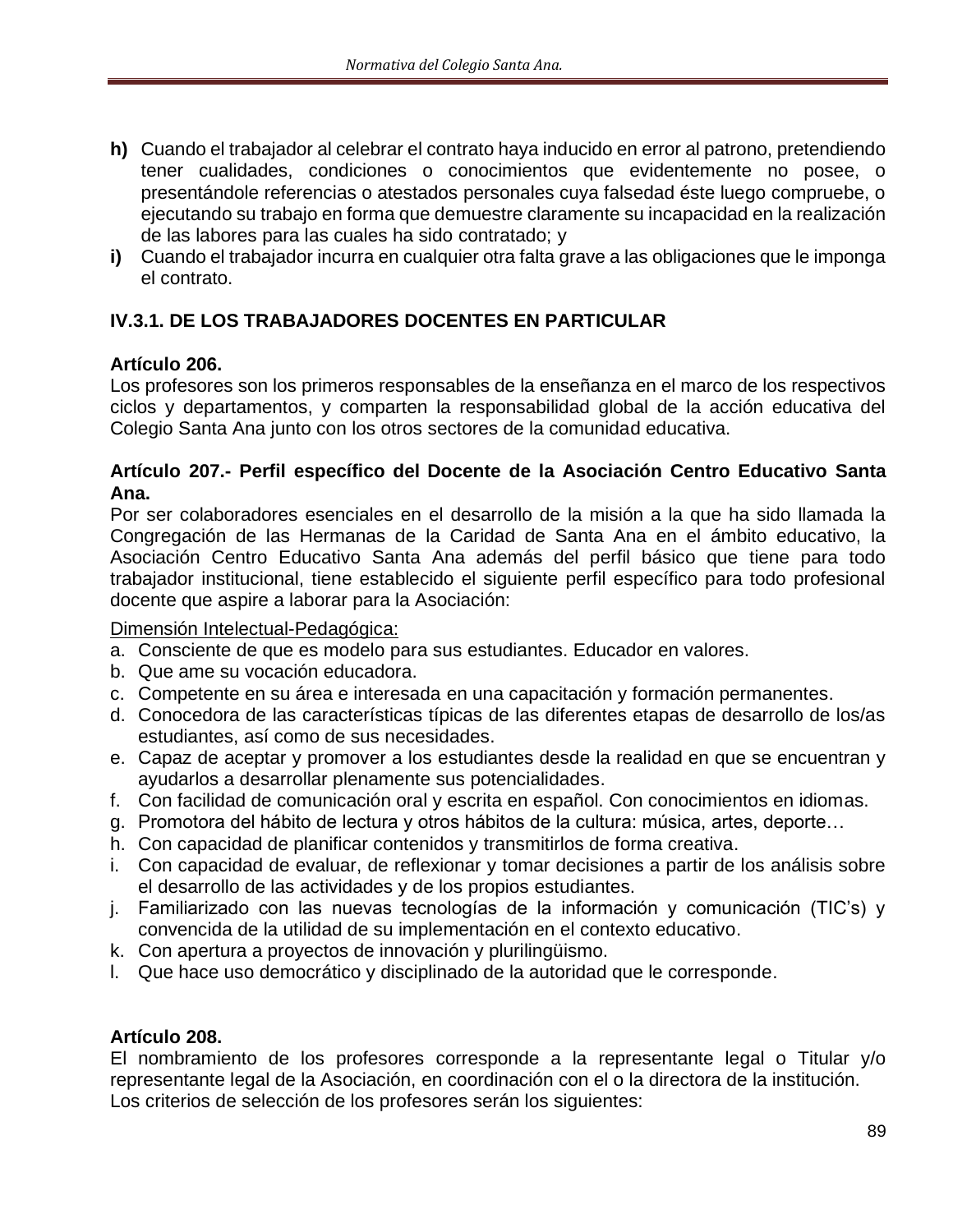**h)** Cuando el trabajador al celebrar el contrato haya inducido en error al patrono, pretendiendo tener cualidades, condiciones o conocimientos que evidentemente no posee, o presentándole referencias o atestados personales cuya falsedad éste luego compruebe, o ejecutando su trabajo en forma que demuestre claramente su incapacidad en la realización de las labores para las cuales ha sido contratado; y

**i)** Cuando el trabajador incurra en cualquier otra falta grave a las obligaciones que le imponga el contrato.

### IV.3.1. DE LOS TRABAJADORES DOCENTES EN PARTICULAR

**Artículo 206.**
Los profesores son los primeros responsables de la enseñanza en el marco de los respectivos ciclos y departamentos, y comparten la responsabilidad global de la acción educativa del Colegio Santa Ana junto con los otros sectores de la comunidad educativa.

**Artículo 207.- Perfil específico del Docente de la Asociación Centro Educativo Santa Ana.**
Por ser colaboradores esenciales en el desarrollo de la misión a la que ha sido llamada la Congregación de las Hermanas de la Caridad de Santa Ana en el ámbito educativo, la Asociación Centro Educativo Santa Ana además del perfil básico que tiene para todo trabajador institucional, tiene establecido el siguiente perfil específico para todo profesional docente que aspire a laborar para la Asociación:

<u>Dimensión Intelectual-Pedagógica:</u>

a. Consciente de que es modelo para sus estudiantes. Educador en valores.
b. Que ame su vocación educadora.
c. Competente en su área e interesada en una capacitación y formación permanentes.
d. Conocedora de las características típicas de las diferentes etapas de desarrollo de los/as estudiantes, así como de sus necesidades.
e. Capaz de aceptar y promover a los estudiantes desde la realidad en que se encuentran y ayudarlos a desarrollar plenamente sus potencialidades.
f. Con facilidad de comunicación oral y escrita en español. Con conocimientos en idiomas.
g. Promotora del hábito de lectura y otros hábitos de la cultura: música, artes, deporte…
h. Con capacidad de planificar contenidos y transmitirlos de forma creativa.
i. Con capacidad de evaluar, de reflexionar y tomar decisiones a partir de los análisis sobre el desarrollo de las actividades y de los propios estudiantes.
j. Familiarizado con las nuevas tecnologías de la información y comunicación (TIC's) y convencida de la utilidad de su implementación en el contexto educativo.
k. Con apertura a proyectos de innovación y plurilingüismo.
l. Que hace uso democrático y disciplinado de la autoridad que le corresponde.

**Artículo 208.**
El nombramiento de los profesores corresponde a la representante legal o Titular y/o representante legal de la Asociación, en coordinación con el o la directora de la institución.
Los criterios de selección de los profesores serán los siguientes: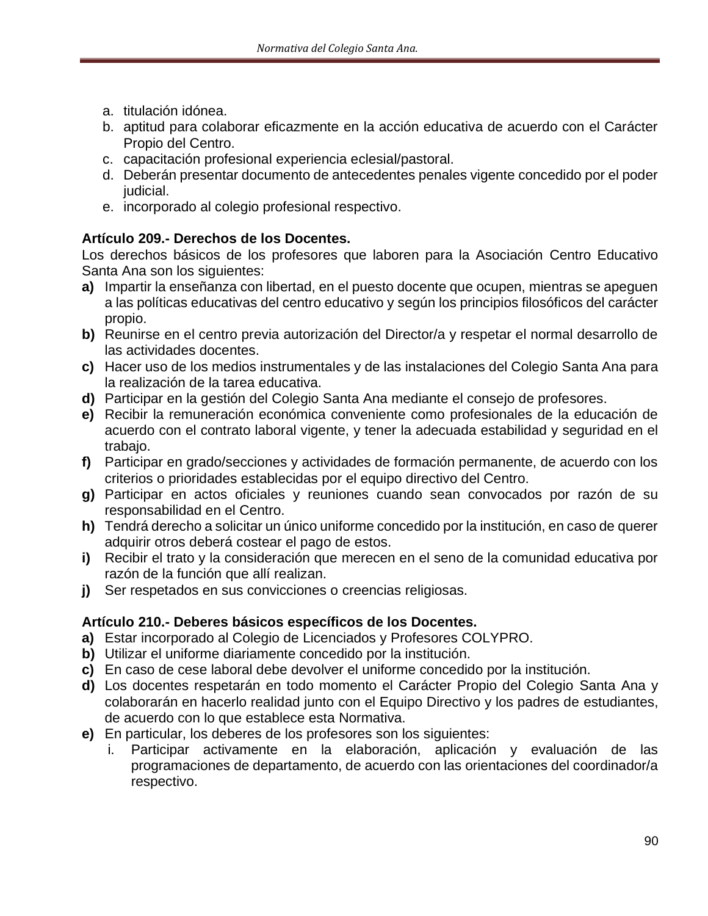a. titulación idónea.
b. aptitud para colaborar eficazmente en la acción educativa de acuerdo con el Carácter Propio del Centro.
c. capacitación profesional experiencia eclesial/pastoral.
d. Deberán presentar documento de antecedentes penales vigente concedido por el poder judicial.
e. incorporado al colegio profesional respectivo.

**Artículo 209.- Derechos de los Docentes.**

Los derechos básicos de los profesores que laboren para la Asociación Centro Educativo Santa Ana son los siguientes:

**a)** Impartir la enseñanza con libertad, en el puesto docente que ocupen, mientras se apeguen a las políticas educativas del centro educativo y según los principios filosóficos del carácter propio.
**b)** Reunirse en el centro previa autorización del Director/a y respetar el normal desarrollo de las actividades docentes.
**c)** Hacer uso de los medios instrumentales y de las instalaciones del Colegio Santa Ana para la realización de la tarea educativa.
**d)** Participar en la gestión del Colegio Santa Ana mediante el consejo de profesores.
**e)** Recibir la remuneración económica conveniente como profesionales de la educación de acuerdo con el contrato laboral vigente, y tener la adecuada estabilidad y seguridad en el trabajo.
**f)** Participar en grado/secciones y actividades de formación permanente, de acuerdo con los criterios o prioridades establecidas por el equipo directivo del Centro.
**g)** Participar en actos oficiales y reuniones cuando sean convocados por razón de su responsabilidad en el Centro.
**h)** Tendrá derecho a solicitar un único uniforme concedido por la institución, en caso de querer adquirir otros deberá costear el pago de estos.
**i)** Recibir el trato y la consideración que merecen en el seno de la comunidad educativa por razón de la función que allí realizan.
**j)** Ser respetados en sus convicciones o creencias religiosas.

**Artículo 210.- Deberes básicos específicos de los Docentes.**

**a)** Estar incorporado al Colegio de Licenciados y Profesores COLYPRO.
**b)** Utilizar el uniforme diariamente concedido por la institución.
**c)** En caso de cese laboral debe devolver el uniforme concedido por la institución.
**d)** Los docentes respetarán en todo momento el Carácter Propio del Colegio Santa Ana y colaborarán en hacerlo realidad junto con el Equipo Directivo y los padres de estudiantes, de acuerdo con lo que establece esta Normativa.
**e)** En particular, los deberes de los profesores son los siguientes:
   i. Participar activamente en la elaboración, aplicación y evaluación de las programaciones de departamento, de acuerdo con las orientaciones del coordinador/a respectivo.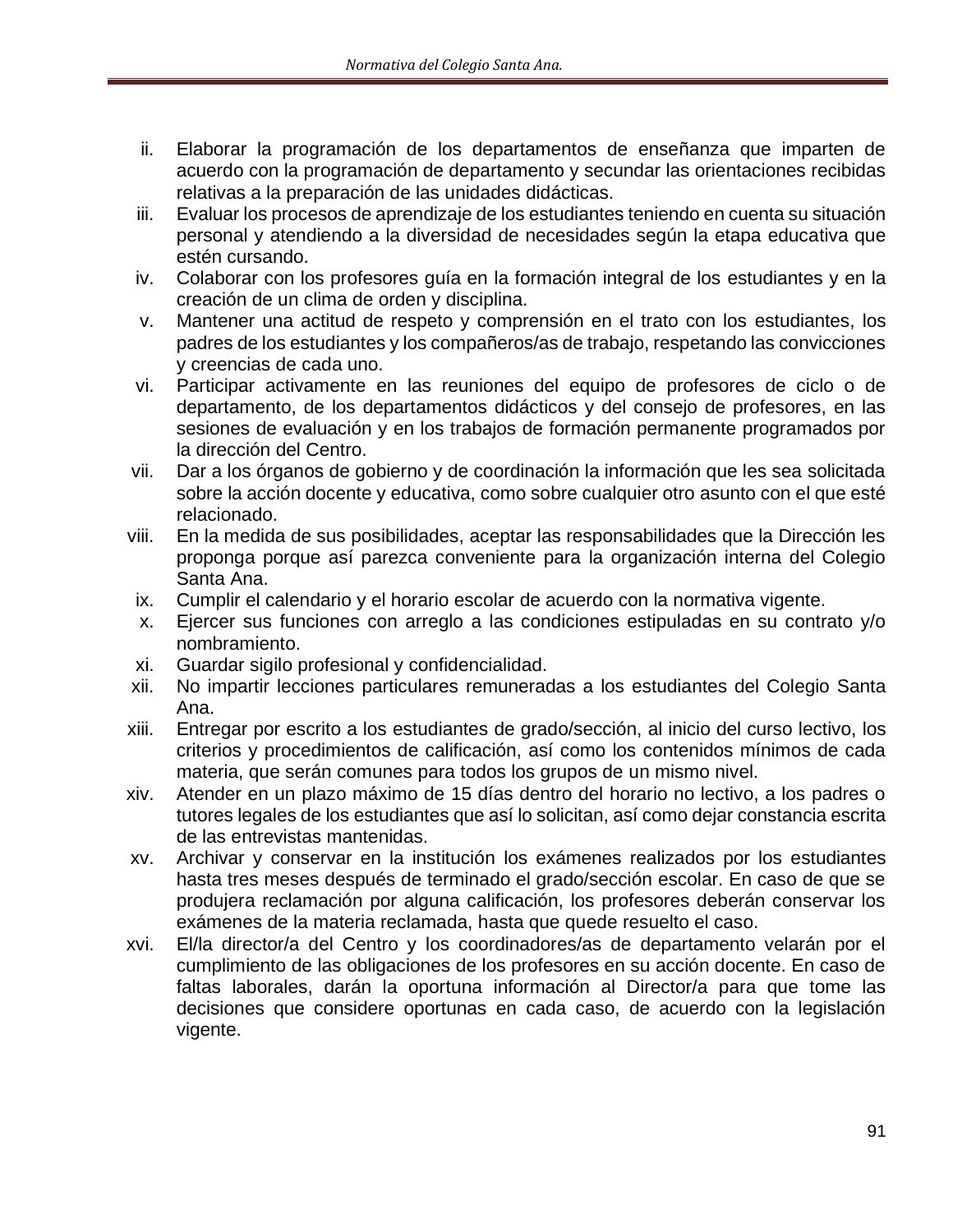ii. Elaborar la programación de los departamentos de enseñanza que imparten de acuerdo con la programación de departamento y secundar las orientaciones recibidas relativas a la preparación de las unidades didácticas.
iii. Evaluar los procesos de aprendizaje de los estudiantes teniendo en cuenta su situación personal y atendiendo a la diversidad de necesidades según la etapa educativa que estén cursando.
iv. Colaborar con los profesores guía en la formación integral de los estudiantes y en la creación de un clima de orden y disciplina.
v. Mantener una actitud de respeto y comprensión en el trato con los estudiantes, los padres de los estudiantes y los compañeros/as de trabajo, respetando las convicciones y creencias de cada uno.
vi. Participar activamente en las reuniones del equipo de profesores de ciclo o de departamento, de los departamentos didácticos y del consejo de profesores, en las sesiones de evaluación y en los trabajos de formación permanente programados por la dirección del Centro.
vii. Dar a los órganos de gobierno y de coordinación la información que les sea solicitada sobre la acción docente y educativa, como sobre cualquier otro asunto con el que esté relacionado.
viii. En la medida de sus posibilidades, aceptar las responsabilidades que la Dirección les proponga porque así parezca conveniente para la organización interna del Colegio Santa Ana.
ix. Cumplir el calendario y el horario escolar de acuerdo con la normativa vigente.
x. Ejercer sus funciones con arreglo a las condiciones estipuladas en su contrato y/o nombramiento.
xi. Guardar sigilo profesional y confidencialidad.
xii. No impartir lecciones particulares remuneradas a los estudiantes del Colegio Santa Ana.
xiii. Entregar por escrito a los estudiantes de grado/sección, al inicio del curso lectivo, los criterios y procedimientos de calificación, así como los contenidos mínimos de cada materia, que serán comunes para todos los grupos de un mismo nivel.
xiv. Atender en un plazo máximo de 15 días dentro del horario no lectivo, a los padres o tutores legales de los estudiantes que así lo solicitan, así como dejar constancia escrita de las entrevistas mantenidas.
xv. Archivar y conservar en la institución los exámenes realizados por los estudiantes hasta tres meses después de terminado el grado/sección escolar. En caso de que se produjera reclamación por alguna calificación, los profesores deberán conservar los exámenes de la materia reclamada, hasta que quede resuelto el caso.
xvi. El/la director/a del Centro y los coordinadores/as de departamento velarán por el cumplimiento de las obligaciones de los profesores en su acción docente. En caso de faltas laborales, darán la oportuna información al Director/a para que tome las decisiones que considere oportunas en cada caso, de acuerdo con la legislación vigente.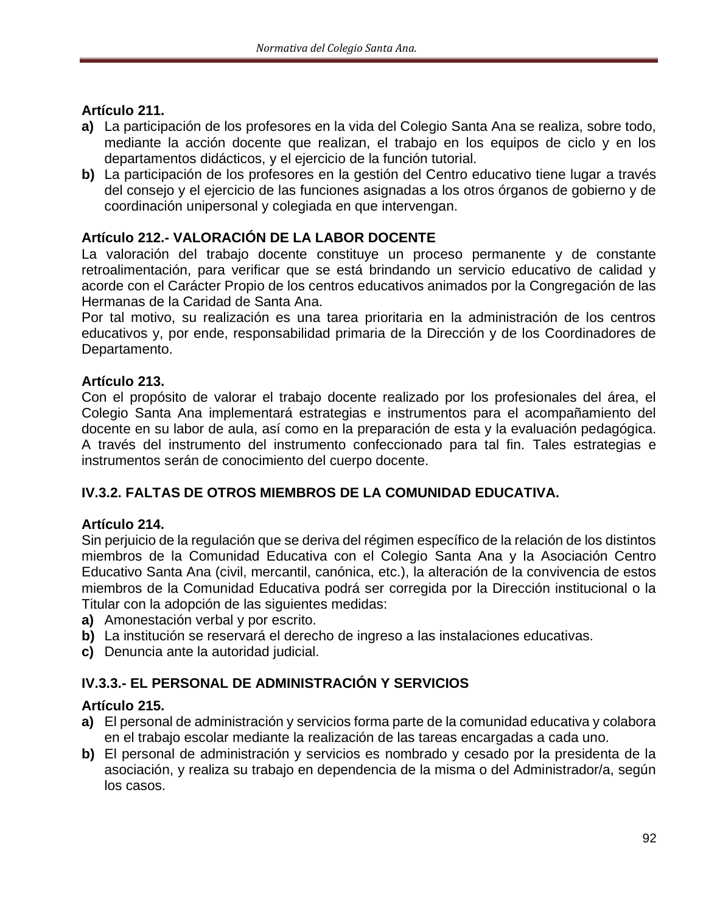**Artículo 211.**

**a)** La participación de los profesores en la vida del Colegio Santa Ana se realiza, sobre todo, mediante la acción docente que realizan, el trabajo en los equipos de ciclo y en los departamentos didácticos, y el ejercicio de la función tutorial.

**b)** La participación de los profesores en la gestión del Centro educativo tiene lugar a través del consejo y el ejercicio de las funciones asignadas a los otros órganos de gobierno y de coordinación unipersonal y colegiada en que intervengan.

**Artículo 212.- VALORACIÓN DE LA LABOR DOCENTE**

La valoración del trabajo docente constituye un proceso permanente y de constante retroalimentación, para verificar que se está brindando un servicio educativo de calidad y acorde con el Carácter Propio de los centros educativos animados por la Congregación de las Hermanas de la Caridad de Santa Ana.

Por tal motivo, su realización es una tarea prioritaria en la administración de los centros educativos y, por ende, responsabilidad primaria de la Dirección y de los Coordinadores de Departamento.

**Artículo 213.**

Con el propósito de valorar el trabajo docente realizado por los profesionales del área, el Colegio Santa Ana implementará estrategias e instrumentos para el acompañamiento del docente en su labor de aula, así como en la preparación de esta y la evaluación pedagógica. A través del instrumento del instrumento confeccionado para tal fin. Tales estrategias e instrumentos serán de conocimiento del cuerpo docente.

**IV.3.2. FALTAS DE OTROS MIEMBROS DE LA COMUNIDAD EDUCATIVA.**

**Artículo 214.**

Sin perjuicio de la regulación que se deriva del régimen específico de la relación de los distintos miembros de la Comunidad Educativa con el Colegio Santa Ana y la Asociación Centro Educativo Santa Ana (civil, mercantil, canónica, etc.), la alteración de la convivencia de estos miembros de la Comunidad Educativa podrá ser corregida por la Dirección institucional o la Titular con la adopción de las siguientes medidas:

**a)** Amonestación verbal y por escrito.

**b)** La institución se reservará el derecho de ingreso a las instalaciones educativas.

**c)** Denuncia ante la autoridad judicial.

**IV.3.3.- EL PERSONAL DE ADMINISTRACIÓN Y SERVICIOS**

**Artículo 215.**

**a)** El personal de administración y servicios forma parte de la comunidad educativa y colabora en el trabajo escolar mediante la realización de las tareas encargadas a cada uno.

**b)** El personal de administración y servicios es nombrado y cesado por la presidenta de la asociación, y realiza su trabajo en dependencia de la misma o del Administrador/a, según los casos.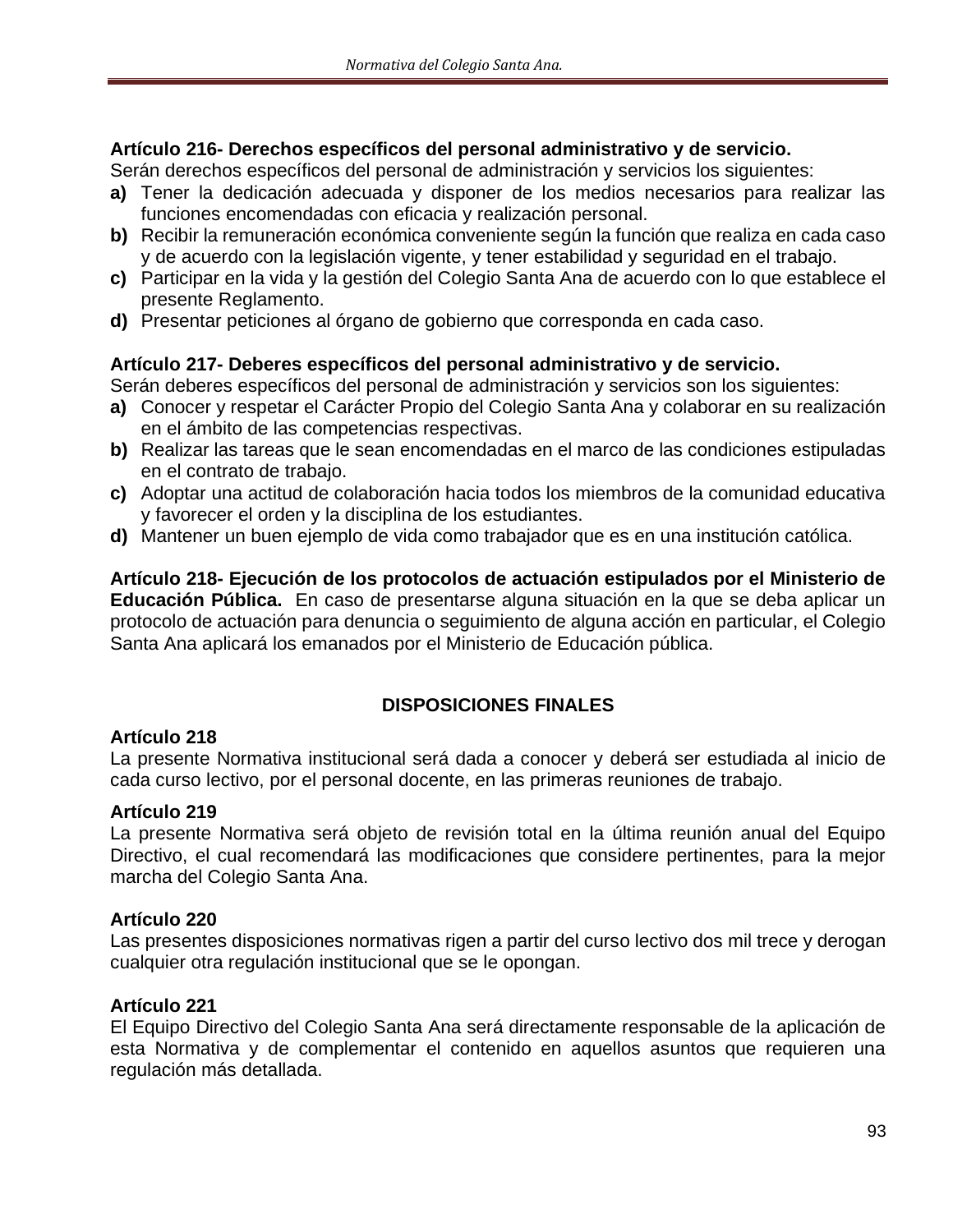**Artículo 216- Derechos específicos del personal administrativo y de servicio.**
Serán derechos específicos del personal de administración y servicios los siguientes:

**a)** Tener la dedicación adecuada y disponer de los medios necesarios para realizar las funciones encomendadas con eficacia y realización personal.
**b)** Recibir la remuneración económica conveniente según la función que realiza en cada caso y de acuerdo con la legislación vigente, y tener estabilidad y seguridad en el trabajo.
**c)** Participar en la vida y la gestión del Colegio Santa Ana de acuerdo con lo que establece el presente Reglamento.
**d)** Presentar peticiones al órgano de gobierno que corresponda en cada caso.

**Artículo 217- Deberes específicos del personal administrativo y de servicio.**
Serán deberes específicos del personal de administración y servicios son los siguientes:

**a)** Conocer y respetar el Carácter Propio del Colegio Santa Ana y colaborar en su realización en el ámbito de las competencias respectivas.
**b)** Realizar las tareas que le sean encomendadas en el marco de las condiciones estipuladas en el contrato de trabajo.
**c)** Adoptar una actitud de colaboración hacia todos los miembros de la comunidad educativa y favorecer el orden y la disciplina de los estudiantes.
**d)** Mantener un buen ejemplo de vida como trabajador que es en una institución católica.

**Artículo 218- Ejecución de los protocolos de actuación estipulados por el Ministerio de Educación Pública.** En caso de presentarse alguna situación en la que se deba aplicar un protocolo de actuación para denuncia o seguimiento de alguna acción en particular, el Colegio Santa Ana aplicará los emanados por el Ministerio de Educación pública.

## DISPOSICIONES FINALES

**Artículo 218**
La presente Normativa institucional será dada a conocer y deberá ser estudiada al inicio de cada curso lectivo, por el personal docente, en las primeras reuniones de trabajo.

**Artículo 219**
La presente Normativa será objeto de revisión total en la última reunión anual del Equipo Directivo, el cual recomendará las modificaciones que considere pertinentes, para la mejor marcha del Colegio Santa Ana.

**Artículo 220**
Las presentes disposiciones normativas rigen a partir del curso lectivo dos mil trece y derogan cualquier otra regulación institucional que se le opongan.

**Artículo 221**
El Equipo Directivo del Colegio Santa Ana será directamente responsable de la aplicación de esta Normativa y de complementar el contenido en aquellos asuntos que requieren una regulación más detallada.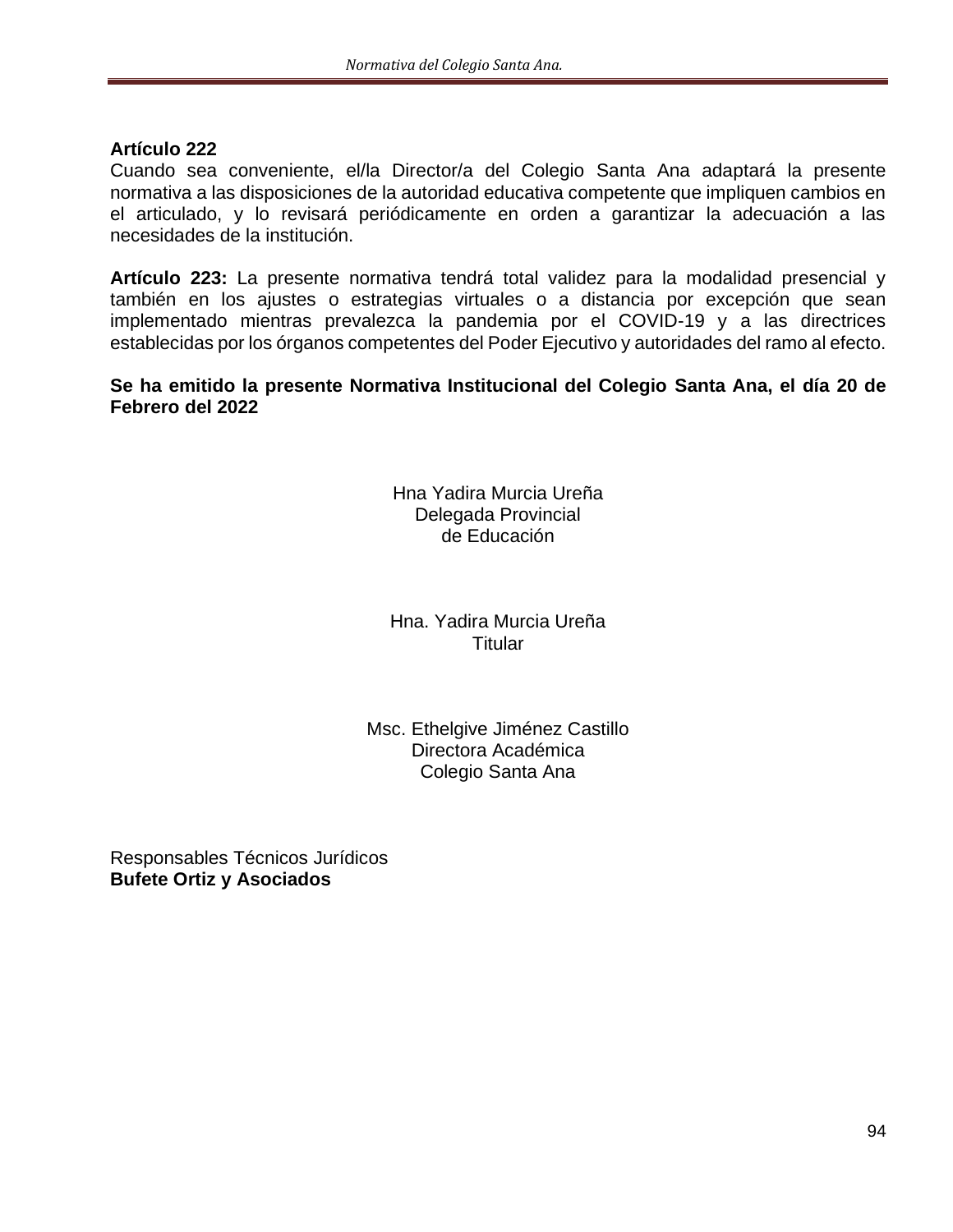**Artículo 222**
Cuando sea conveniente, el/la Director/a del Colegio Santa Ana adaptará la presente normativa a las disposiciones de la autoridad educativa competente que impliquen cambios en el articulado, y lo revisará periódicamente en orden a garantizar la adecuación a las necesidades de la institución.

**Artículo 223:** La presente normativa tendrá total validez para la modalidad presencial y también en los ajustes o estrategias virtuales o a distancia por excepción que sean implementado mientras prevalezca la pandemia por el COVID-19 y a las directrices establecidas por los órganos competentes del Poder Ejecutivo y autoridades del ramo al efecto.

**Se ha emitido la presente Normativa Institucional del Colegio Santa Ana, el día 20 de Febrero del 2022**

Hna Yadira Murcia Ureña
Delegada Provincial
de Educación

Hna. Yadira Murcia Ureña
Titular

Msc. Ethelgive Jiménez Castillo
Directora Académica
Colegio Santa Ana

Responsables Técnicos Jurídicos
**Bufete Ortiz y Asociados**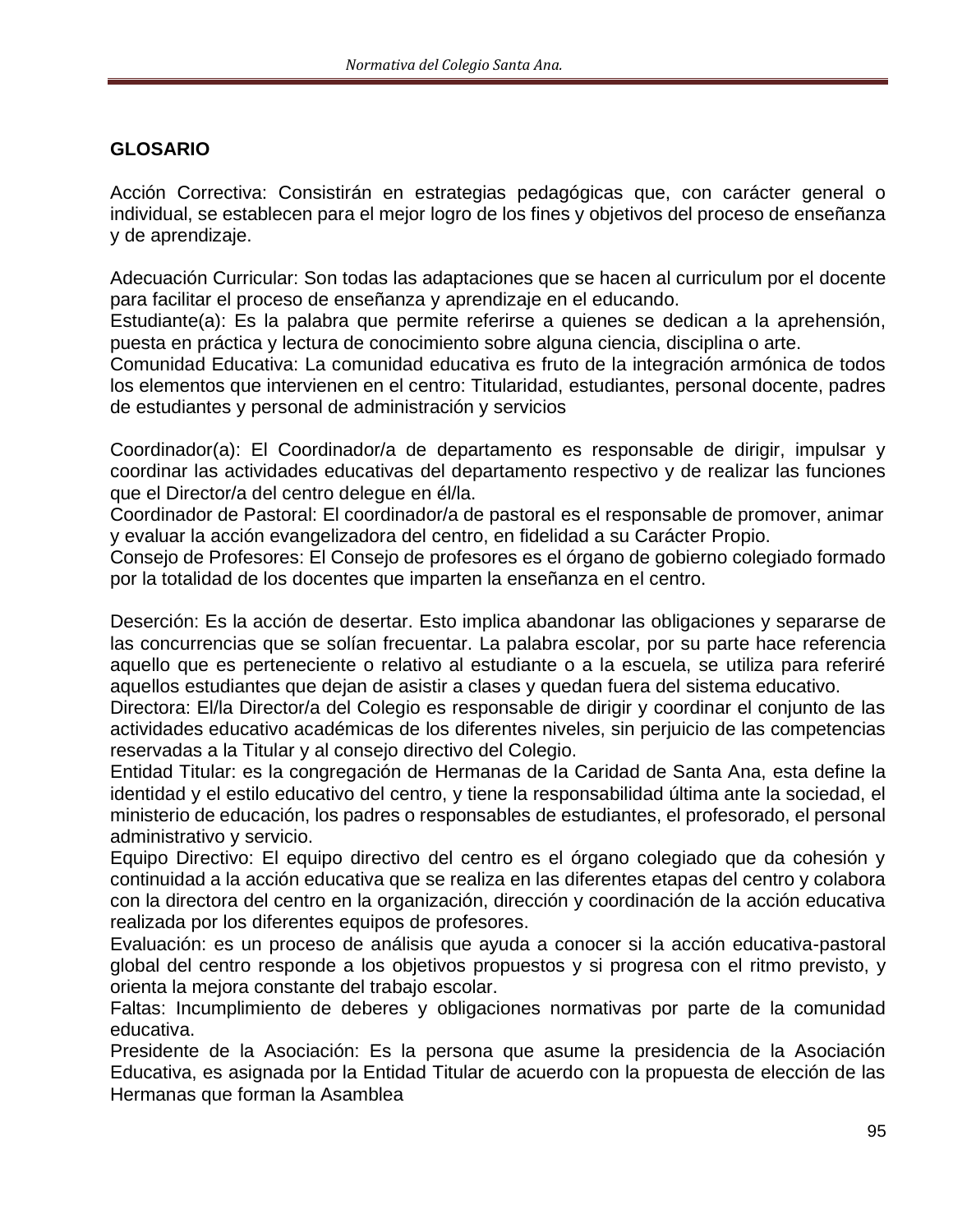**GLOSARIO**

Acción Correctiva: Consistirán en estrategias pedagógicas que, con carácter general o individual, se establecen para el mejor logro de los fines y objetivos del proceso de enseñanza y de aprendizaje.

Adecuación Curricular: Son todas las adaptaciones que se hacen al curriculum por el docente para facilitar el proceso de enseñanza y aprendizaje en el educando.

Estudiante(a): Es la palabra que permite referirse a quienes se dedican a la aprehensión, puesta en práctica y lectura de conocimiento sobre alguna ciencia, disciplina o arte.

Comunidad Educativa: La comunidad educativa es fruto de la integración armónica de todos los elementos que intervienen en el centro: Titularidad, estudiantes, personal docente, padres de estudiantes y personal de administración y servicios

Coordinador(a): El Coordinador/a de departamento es responsable de dirigir, impulsar y coordinar las actividades educativas del departamento respectivo y de realizar las funciones que el Director/a del centro delegue en él/la.

Coordinador de Pastoral: El coordinador/a de pastoral es el responsable de promover, animar y evaluar la acción evangelizadora del centro, en fidelidad a su Carácter Propio.

Consejo de Profesores: El Consejo de profesores es el órgano de gobierno colegiado formado por la totalidad de los docentes que imparten la enseñanza en el centro.

Deserción: Es la acción de desertar. Esto implica abandonar las obligaciones y separarse de las concurrencias que se solían frecuentar. La palabra escolar, por su parte hace referencia aquello que es perteneciente o relativo al estudiante o a la escuela, se utiliza para referiré aquellos estudiantes que dejan de asistir a clases y quedan fuera del sistema educativo.

Directora: El/la Director/a del Colegio es responsable de dirigir y coordinar el conjunto de las actividades educativo académicas de los diferentes niveles, sin perjuicio de las competencias reservadas a la Titular y al consejo directivo del Colegio.

Entidad Titular: es la congregación de Hermanas de la Caridad de Santa Ana, esta define la identidad y el estilo educativo del centro, y tiene la responsabilidad última ante la sociedad, el ministerio de educación, los padres o responsables de estudiantes, el profesorado, el personal administrativo y servicio.

Equipo Directivo: El equipo directivo del centro es el órgano colegiado que da cohesión y continuidad a la acción educativa que se realiza en las diferentes etapas del centro y colabora con la directora del centro en la organización, dirección y coordinación de la acción educativa realizada por los diferentes equipos de profesores.

Evaluación: es un proceso de análisis que ayuda a conocer si la acción educativa-pastoral global del centro responde a los objetivos propuestos y si progresa con el ritmo previsto, y orienta la mejora constante del trabajo escolar.

Faltas: Incumplimiento de deberes y obligaciones normativas por parte de la comunidad educativa.

Presidente de la Asociación: Es la persona que asume la presidencia de la Asociación Educativa, es asignada por la Entidad Titular de acuerdo con la propuesta de elección de las Hermanas que forman la Asamblea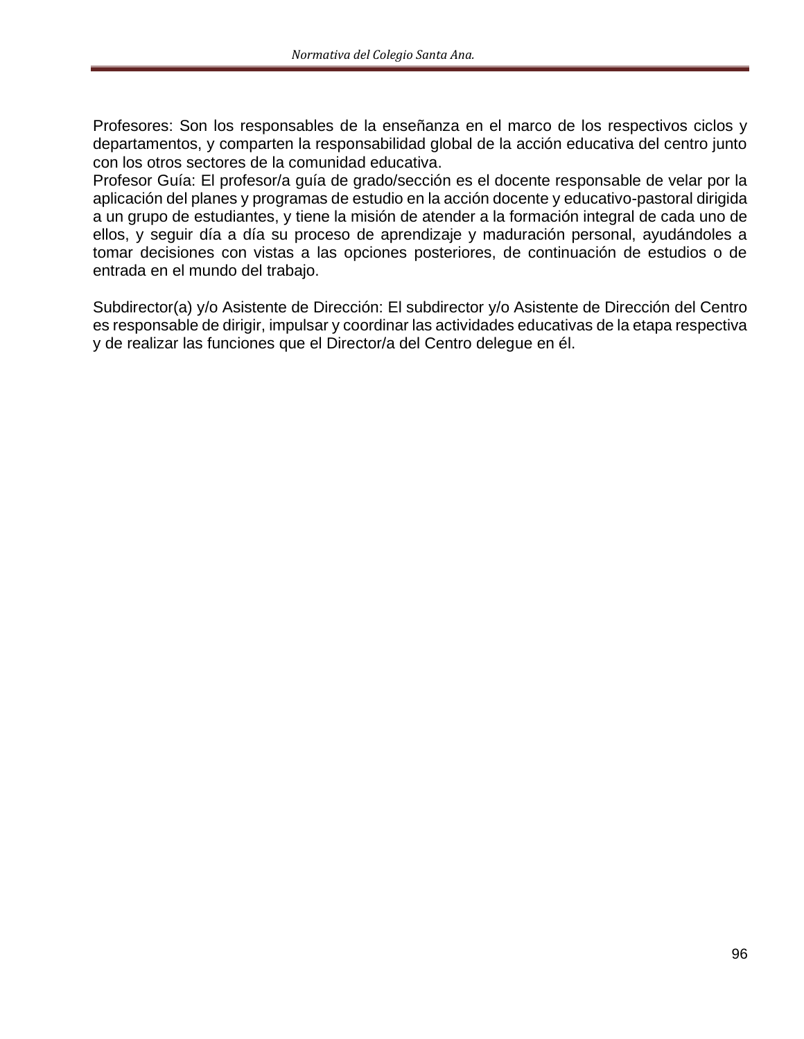Profesores: Son los responsables de la enseñanza en el marco de los respectivos ciclos y departamentos, y comparten la responsabilidad global de la acción educativa del centro junto con los otros sectores de la comunidad educativa.
Profesor Guía: El profesor/a guía de grado/sección es el docente responsable de velar por la aplicación del planes y programas de estudio en la acción docente y educativo-pastoral dirigida a un grupo de estudiantes, y tiene la misión de atender a la formación integral de cada uno de ellos, y seguir día a día su proceso de aprendizaje y maduración personal, ayudándoles a tomar decisiones con vistas a las opciones posteriores, de continuación de estudios o de entrada en el mundo del trabajo.

Subdirector(a) y/o Asistente de Dirección: El subdirector y/o Asistente de Dirección del Centro es responsable de dirigir, impulsar y coordinar las actividades educativas de la etapa respectiva y de realizar las funciones que el Director/a del Centro delegue en él.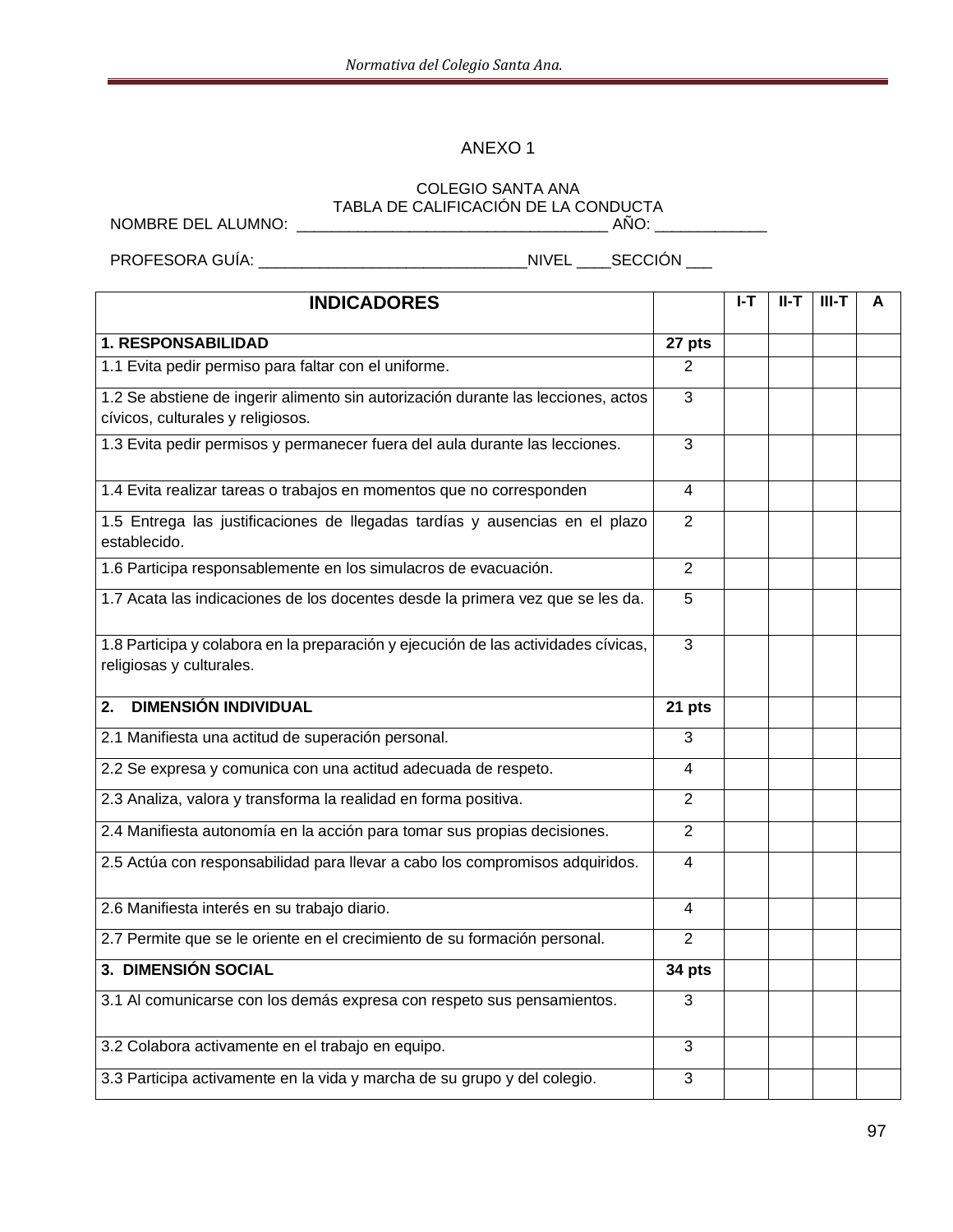ANEXO 1

COLEGIO SANTA ANA
TABLA DE CALIFICACIÓN DE LA CONDUCTA

NOMBRE DEL ALUMNO: ___________________________________ AÑO: ____________

PROFESORA GUÍA: ______________________________NIVEL ____SECCIÓN ___

| INDICADORES | | I-T | II-T | III-T | A |
|---|---|---|---|---|---|
| **1. RESPONSABILIDAD** | **27 pts** | | | | |
| 1.1 Evita pedir permiso para faltar con el uniforme. | 2 | | | | |
| 1.2 Se abstiene de ingerir alimento sin autorización durante las lecciones, actos cívicos, culturales y religiosos. | 3 | | | | |
| 1.3 Evita pedir permisos y permanecer fuera del aula durante las lecciones. | 3 | | | | |
| 1.4 Evita realizar tareas o trabajos en momentos que no corresponden | 4 | | | | |
| 1.5 Entrega las justificaciones de llegadas tardías y ausencias en el plazo establecido. | 2 | | | | |
| 1.6 Participa responsablemente en los simulacros de evacuación. | 2 | | | | |
| 1.7 Acata las indicaciones de los docentes desde la primera vez que se les da. | 5 | | | | |
| 1.8 Participa y colabora en la preparación y ejecución de las actividades cívicas, religiosas y culturales. | 3 | | | | |
| **2. DIMENSIÓN INDIVIDUAL** | **21 pts** | | | | |
| 2.1 Manifiesta una actitud de superación personal. | 3 | | | | |
| 2.2 Se expresa y comunica con una actitud adecuada de respeto. | 4 | | | | |
| 2.3 Analiza, valora y transforma la realidad en forma positiva. | 2 | | | | |
| 2.4 Manifiesta autonomía en la acción para tomar sus propias decisiones. | 2 | | | | |
| 2.5 Actúa con responsabilidad para llevar a cabo los compromisos adquiridos. | 4 | | | | |
| 2.6 Manifiesta interés en su trabajo diario. | 4 | | | | |
| 2.7 Permite que se le oriente en el crecimiento de su formación personal. | 2 | | | | |
| **3. DIMENSIÓN SOCIAL** | **34 pts** | | | | |
| 3.1 Al comunicarse con los demás expresa con respeto sus pensamientos. | 3 | | | | |
| 3.2 Colabora activamente en el trabajo en equipo. | 3 | | | | |
| 3.3 Participa activamente en la vida y marcha de su grupo y del colegio. | 3 | | | | |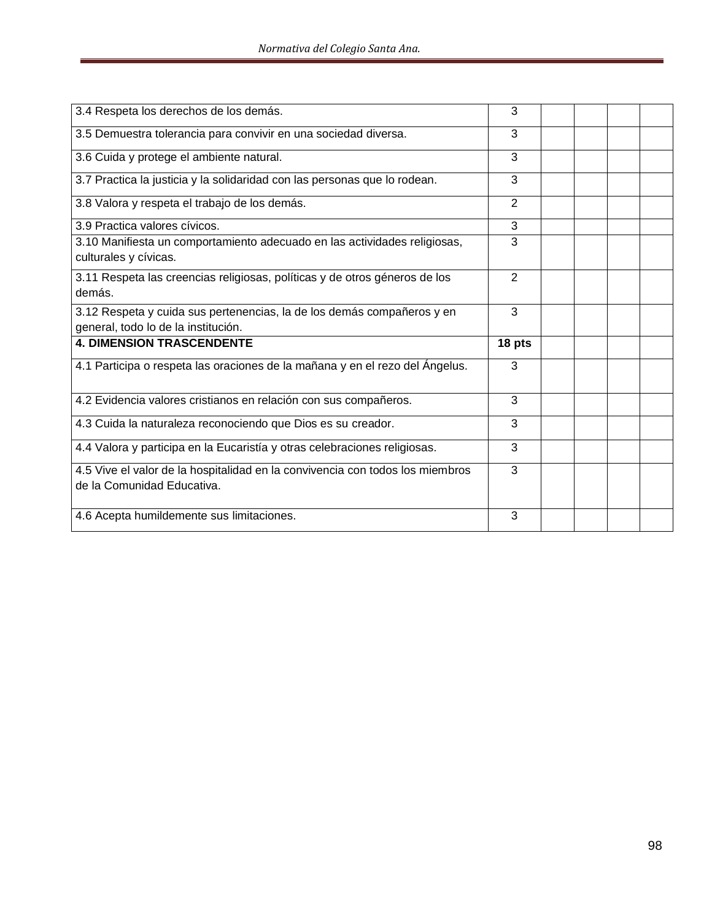| | | | | | |
|---|---|---|---|---|---|
| 3.4 Respeta los derechos de los demás. | 3 | | | | |
| 3.5 Demuestra tolerancia para convivir en una sociedad diversa. | 3 | | | | |
| 3.6 Cuida y protege el ambiente natural. | 3 | | | | |
| 3.7 Practica la justicia y la solidaridad con las personas que lo rodean. | 3 | | | | |
| 3.8 Valora y respeta el trabajo de los demás. | 2 | | | | |
| 3.9 Practica valores cívicos. | 3 | | | | |
| 3.10 Manifiesta un comportamiento adecuado en las actividades religiosas, culturales y cívicas. | 3 | | | | |
| 3.11 Respeta las creencias religiosas, políticas y de otros géneros de los demás. | 2 | | | | |
| 3.12 Respeta y cuida sus pertenencias, la de los demás compañeros y en general, todo lo de la institución. | 3 | | | | |
| **4. DIMENSION TRASCENDENTE** | **18 pts** | | | | |
| 4.1 Participa o respeta las oraciones de la mañana y en el rezo del Ángelus. | 3 | | | | |
| 4.2 Evidencia valores cristianos en relación con sus compañeros. | 3 | | | | |
| 4.3 Cuida la naturaleza reconociendo que Dios es su creador. | 3 | | | | |
| 4.4 Valora y participa en la Eucaristía y otras celebraciones religiosas. | 3 | | | | |
| 4.5 Vive el valor de la hospitalidad en la convivencia con todos los miembros de la Comunidad Educativa. | 3 | | | | |
| 4.6 Acepta humildemente sus limitaciones. | 3 | | | | |